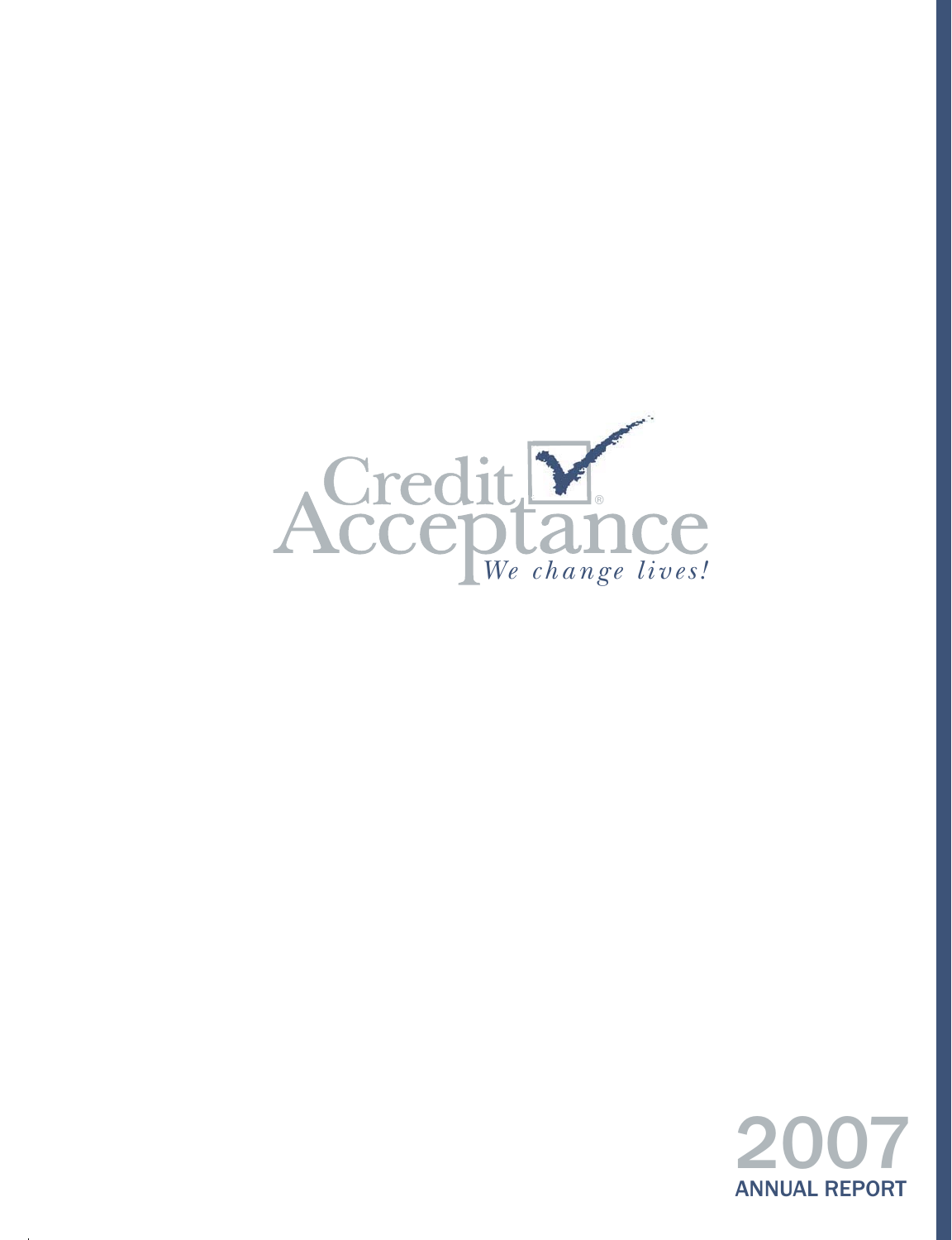Credit Acceptance®

*We change lives!*

# 2007

## ANNUAL REPORT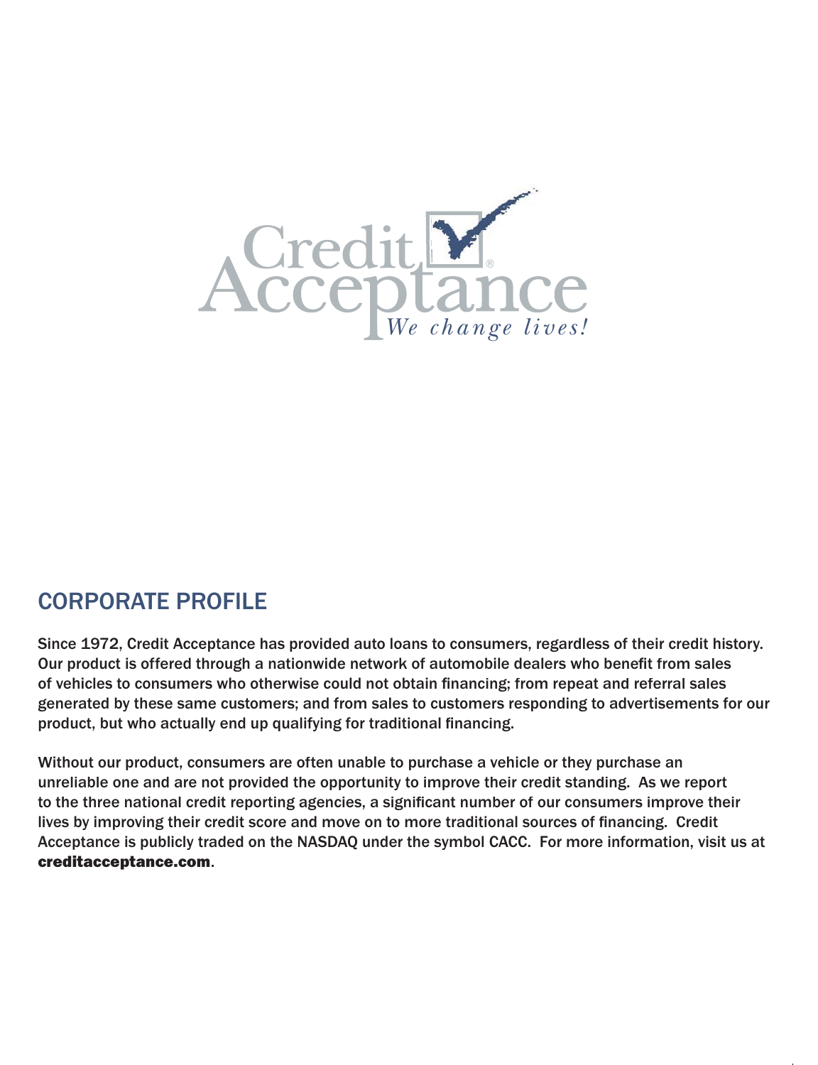## CORPORATE PROFILE

Since 1972, Credit Acceptance has provided auto loans to consumers, regardless of their credit history. Our product is offered through a nationwide network of automobile dealers who benefit from sales of vehicles to consumers who otherwise could not obtain financing; from repeat and referral sales generated by these same customers; and from sales to customers responding to advertisements for our product, but who actually end up qualifying for traditional financing.

Without our product, consumers are often unable to purchase a vehicle or they purchase an unreliable one and are not provided the opportunity to improve their credit standing. As we report to the three national credit reporting agencies, a significant number of our consumers improve their lives by improving their credit score and move on to more traditional sources of financing. Credit Acceptance is publicly traded on the NASDAQ under the symbol CACC. For more information, visit us at **creditacceptance.com**.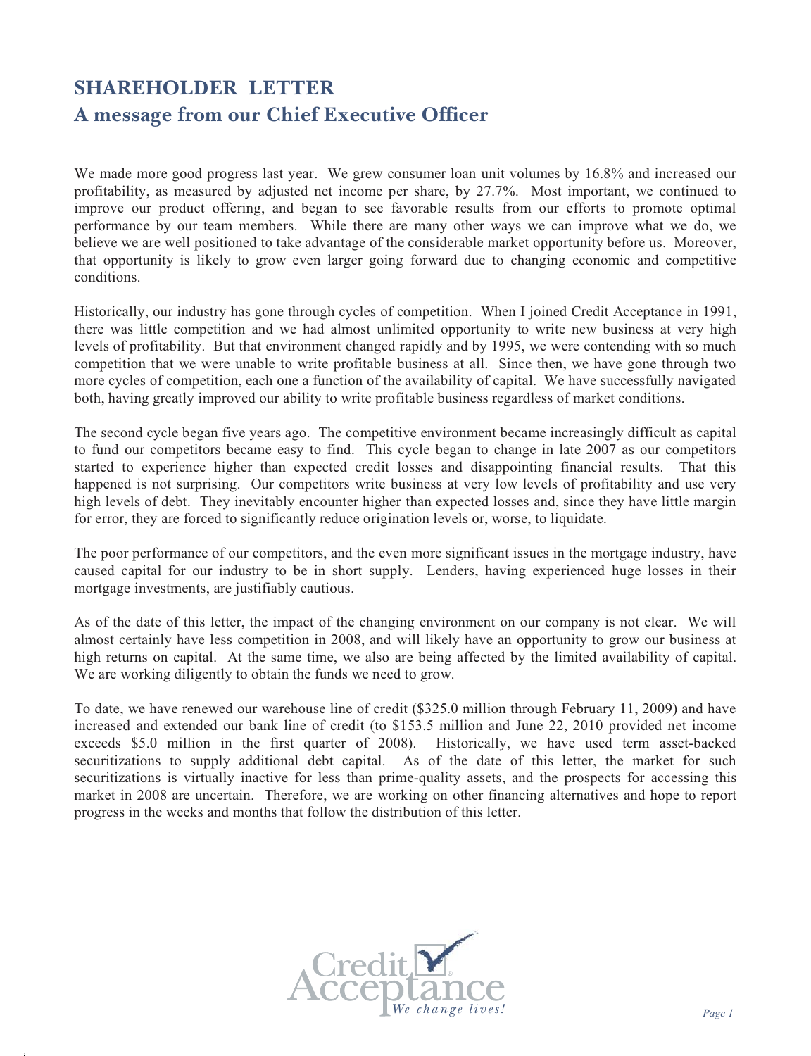# SHAREHOLDER LETTER

## A message from our Chief Executive Officer

We made more good progress last year. We grew consumer loan unit volumes by 16.8% and increased our profitability, as measured by adjusted net income per share, by 27.7%. Most important, we continued to improve our product offering, and began to see favorable results from our efforts to promote optimal performance by our team members. While there are many other ways we can improve what we do, we believe we are well positioned to take advantage of the considerable market opportunity before us. Moreover, that opportunity is likely to grow even larger going forward due to changing economic and competitive conditions.

Historically, our industry has gone through cycles of competition. When I joined Credit Acceptance in 1991, there was little competition and we had almost unlimited opportunity to write new business at very high levels of profitability. But that environment changed rapidly and by 1995, we were contending with so much competition that we were unable to write profitable business at all. Since then, we have gone through two more cycles of competition, each one a function of the availability of capital. We have successfully navigated both, having greatly improved our ability to write profitable business regardless of market conditions.

The second cycle began five years ago. The competitive environment became increasingly difficult as capital to fund our competitors became easy to find. This cycle began to change in late 2007 as our competitors started to experience higher than expected credit losses and disappointing financial results. That this happened is not surprising. Our competitors write business at very low levels of profitability and use very high levels of debt. They inevitably encounter higher than expected losses and, since they have little margin for error, they are forced to significantly reduce origination levels or, worse, to liquidate.

The poor performance of our competitors, and the even more significant issues in the mortgage industry, have caused capital for our industry to be in short supply. Lenders, having experienced huge losses in their mortgage investments, are justifiably cautious.

As of the date of this letter, the impact of the changing environment on our company is not clear. We will almost certainly have less competition in 2008, and will likely have an opportunity to grow our business at high returns on capital. At the same time, we also are being affected by the limited availability of capital. We are working diligently to obtain the funds we need to grow.

To date, we have renewed our warehouse line of credit ($325.0 million through February 11, 2009) and have increased and extended our bank line of credit (to $153.5 million and June 22, 2010 provided net income exceeds $5.0 million in the first quarter of 2008). Historically, we have used term asset-backed securitizations to supply additional debt capital. As of the date of this letter, the market for such securitizations is virtually inactive for less than prime-quality assets, and the prospects for accessing this market in 2008 are uncertain. Therefore, we are working on other financing alternatives and hope to report progress in the weeks and months that follow the distribution of this letter.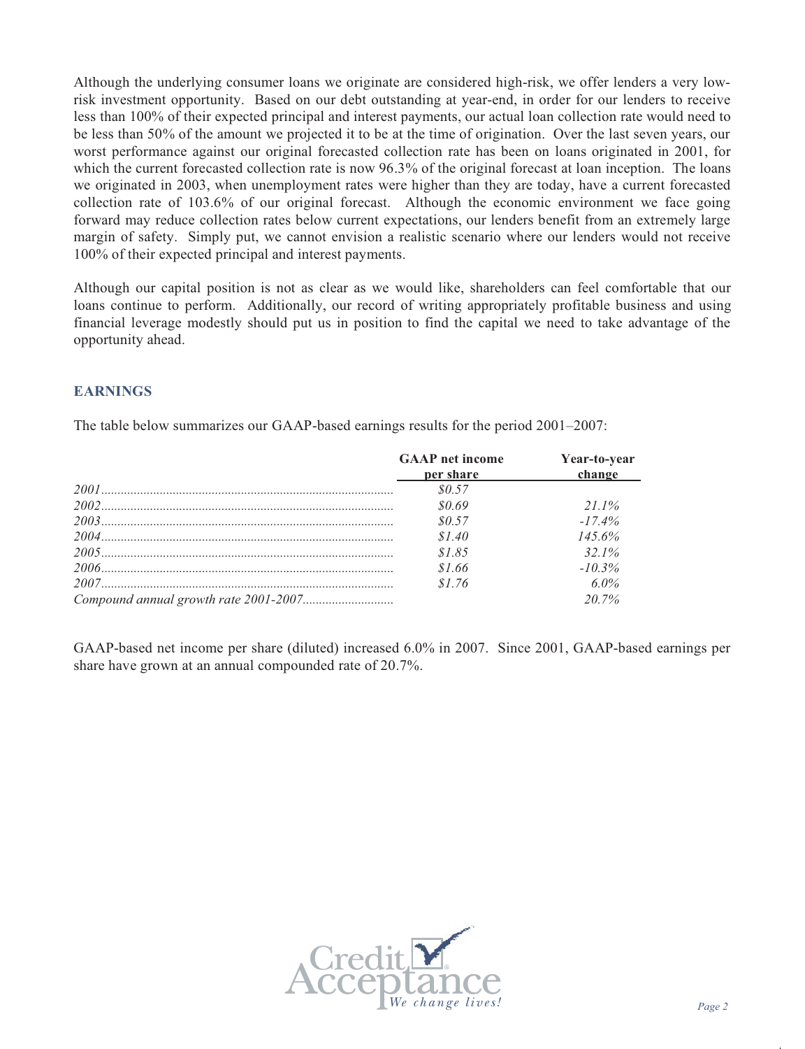Although the underlying consumer loans we originate are considered high-risk, we offer lenders a very low-risk investment opportunity. Based on our debt outstanding at year-end, in order for our lenders to receive less than 100% of their expected principal and interest payments, our actual loan collection rate would need to be less than 50% of the amount we projected it to be at the time of origination. Over the last seven years, our worst performance against our original forecasted collection rate has been on loans originated in 2001, for which the current forecasted collection rate is now 96.3% of the original forecast at loan inception. The loans we originated in 2003, when unemployment rates were higher than they are today, have a current forecasted collection rate of 103.6% of our original forecast. Although the economic environment we face going forward may reduce collection rates below current expectations, our lenders benefit from an extremely large margin of safety. Simply put, we cannot envision a realistic scenario where our lenders would not receive 100% of their expected principal and interest payments.

Although our capital position is not as clear as we would like, shareholders can feel comfortable that our loans continue to perform. Additionally, our record of writing appropriately profitable business and using financial leverage modestly should put us in position to find the capital we need to take advantage of the opportunity ahead.

## EARNINGS

The table below summarizes our GAAP-based earnings results for the period 2001–2007:

| | GAAP net income per share | Year-to-year change |
|---|---|---|
| *2001* | *$0.57* | |
| *2002* | *$0.69* | *21.1%* |
| *2003* | *$0.57* | *-17.4%* |
| *2004* | *$1.40* | *145.6%* |
| *2005* | *$1.85* | *32.1%* |
| *2006* | *$1.66* | *-10.3%* |
| *2007* | *$1.76* | *6.0%* |
| *Compound annual growth rate 2001-2007* | | *20.7%* |

GAAP-based net income per share (diluted) increased 6.0% in 2007. Since 2001, GAAP-based earnings per share have grown at an annual compounded rate of 20.7%.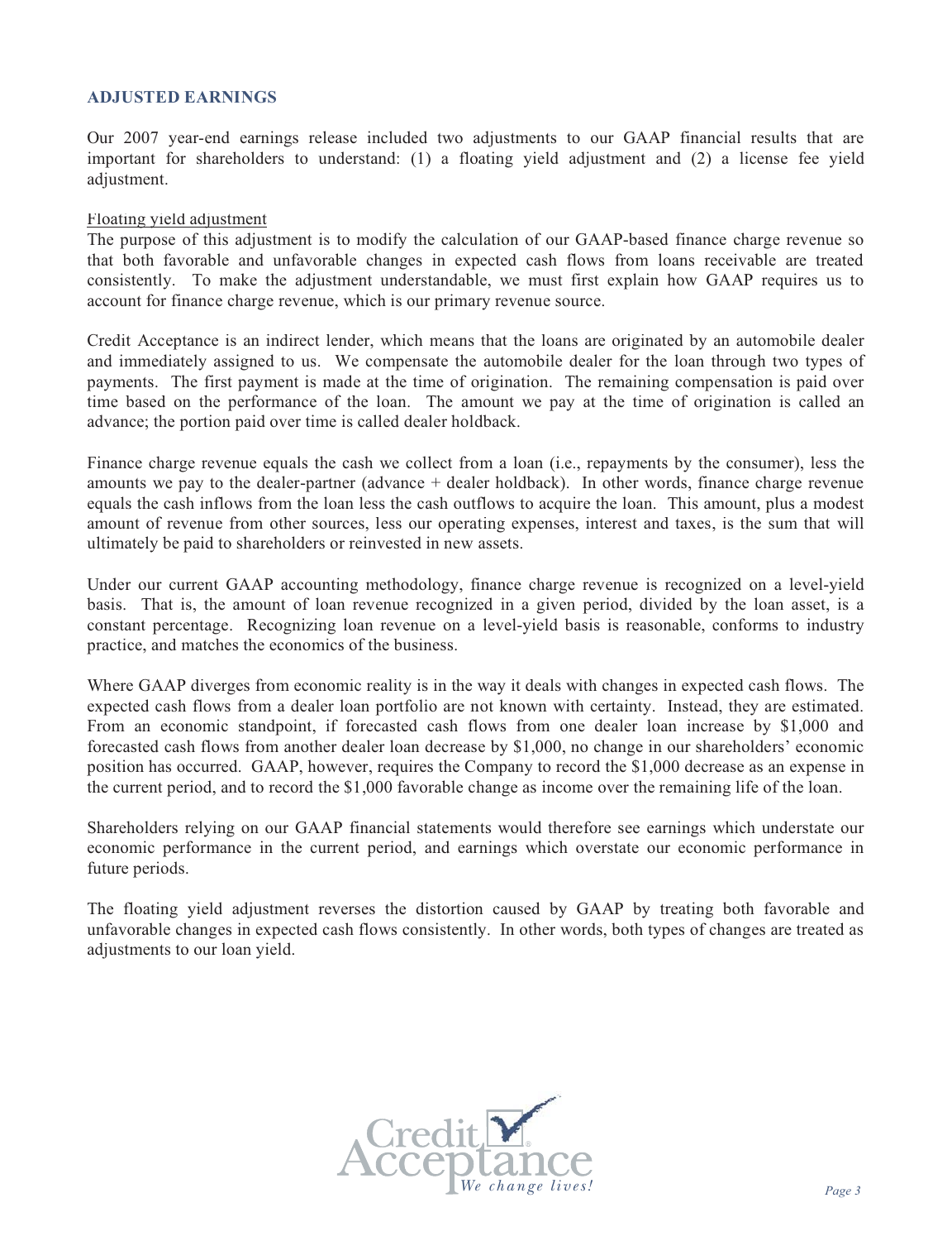## ADJUSTED EARNINGS

Our 2007 year-end earnings release included two adjustments to our GAAP financial results that are important for shareholders to understand: (1) a floating yield adjustment and (2) a license fee yield adjustment.

Floating yield adjustment

The purpose of this adjustment is to modify the calculation of our GAAP-based finance charge revenue so that both favorable and unfavorable changes in expected cash flows from loans receivable are treated consistently. To make the adjustment understandable, we must first explain how GAAP requires us to account for finance charge revenue, which is our primary revenue source.

Credit Acceptance is an indirect lender, which means that the loans are originated by an automobile dealer and immediately assigned to us. We compensate the automobile dealer for the loan through two types of payments. The first payment is made at the time of origination. The remaining compensation is paid over time based on the performance of the loan. The amount we pay at the time of origination is called an advance; the portion paid over time is called dealer holdback.

Finance charge revenue equals the cash we collect from a loan (i.e., repayments by the consumer), less the amounts we pay to the dealer-partner (advance + dealer holdback). In other words, finance charge revenue equals the cash inflows from the loan less the cash outflows to acquire the loan. This amount, plus a modest amount of revenue from other sources, less our operating expenses, interest and taxes, is the sum that will ultimately be paid to shareholders or reinvested in new assets.

Under our current GAAP accounting methodology, finance charge revenue is recognized on a level-yield basis. That is, the amount of loan revenue recognized in a given period, divided by the loan asset, is a constant percentage. Recognizing loan revenue on a level-yield basis is reasonable, conforms to industry practice, and matches the economics of the business.

Where GAAP diverges from economic reality is in the way it deals with changes in expected cash flows. The expected cash flows from a dealer loan portfolio are not known with certainty. Instead, they are estimated. From an economic standpoint, if forecasted cash flows from one dealer loan increase by $1,000 and forecasted cash flows from another dealer loan decrease by $1,000, no change in our shareholders' economic position has occurred. GAAP, however, requires the Company to record the $1,000 decrease as an expense in the current period, and to record the $1,000 favorable change as income over the remaining life of the loan.

Shareholders relying on our GAAP financial statements would therefore see earnings which understate our economic performance in the current period, and earnings which overstate our economic performance in future periods.

The floating yield adjustment reverses the distortion caused by GAAP by treating both favorable and unfavorable changes in expected cash flows consistently. In other words, both types of changes are treated as adjustments to our loan yield.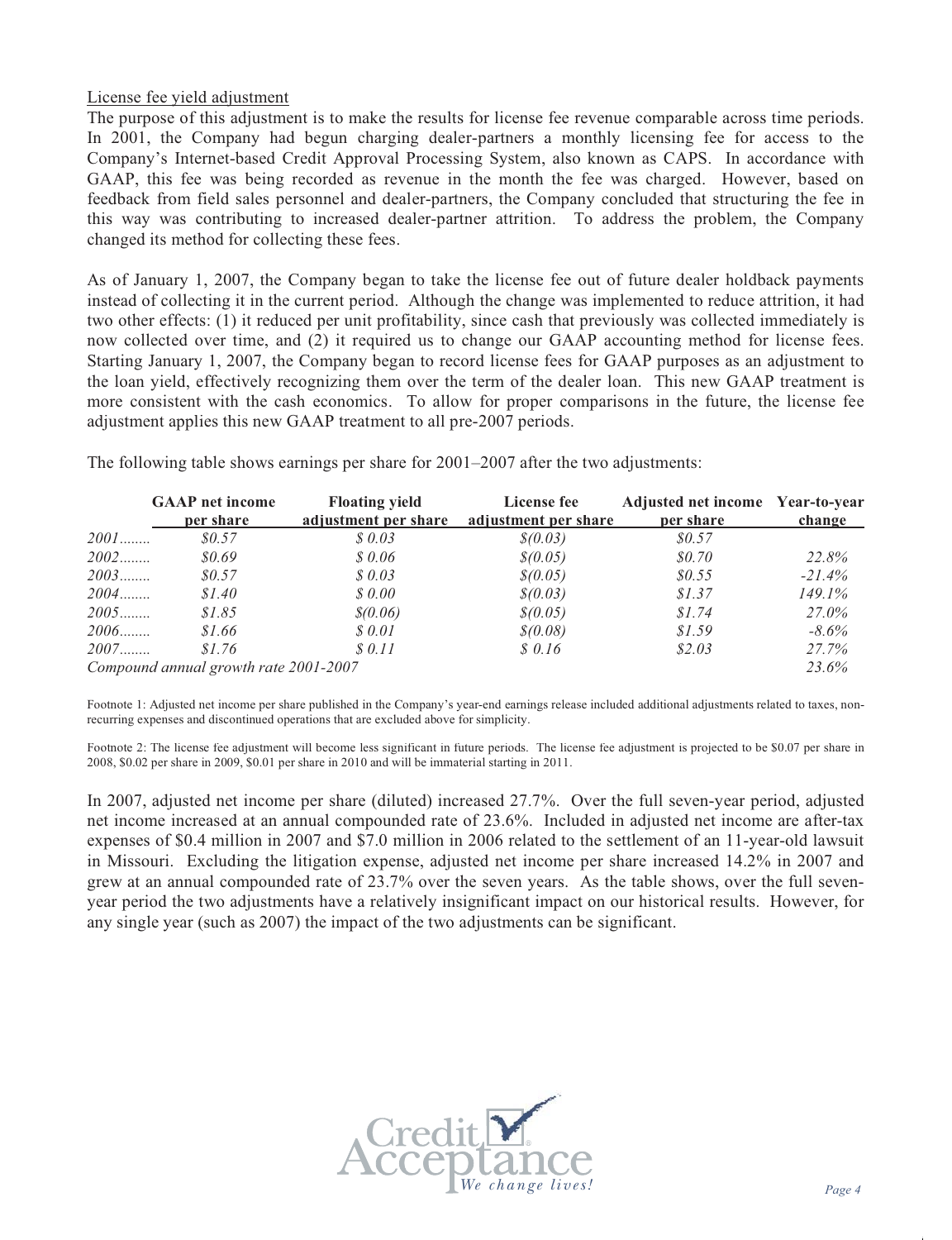License fee yield adjustment

The purpose of this adjustment is to make the results for license fee revenue comparable across time periods. In 2001, the Company had begun charging dealer-partners a monthly licensing fee for access to the Company's Internet-based Credit Approval Processing System, also known as CAPS. In accordance with GAAP, this fee was being recorded as revenue in the month the fee was charged. However, based on feedback from field sales personnel and dealer-partners, the Company concluded that structuring the fee in this way was contributing to increased dealer-partner attrition. To address the problem, the Company changed its method for collecting these fees.

As of January 1, 2007, the Company began to take the license fee out of future dealer holdback payments instead of collecting it in the current period. Although the change was implemented to reduce attrition, it had two other effects: (1) it reduced per unit profitability, since cash that previously was collected immediately is now collected over time, and (2) it required us to change our GAAP accounting method for license fees. Starting January 1, 2007, the Company began to record license fees for GAAP purposes as an adjustment to the loan yield, effectively recognizing them over the term of the dealer loan. This new GAAP treatment is more consistent with the cash economics. To allow for proper comparisons in the future, the license fee adjustment applies this new GAAP treatment to all pre-2007 periods.

The following table shows earnings per share for 2001–2007 after the two adjustments:

| | GAAP net income per share | Floating yield adjustment per share | License fee adjustment per share | Adjusted net income per share | Year-to-year change |
|---|---|---|---|---|---|
| *2001........* | *$0.57* | *$ 0.03* | *$(0.03)* | *$0.57* | |
| *2002........* | *$0.69* | *$ 0.06* | *$(0.05)* | *$0.70* | *22.8%* |
| *2003........* | *$0.57* | *$ 0.03* | *$(0.05)* | *$0.55* | *-21.4%* |
| *2004........* | *$1.40* | *$ 0.00* | *$(0.03)* | *$1.37* | *149.1%* |
| *2005........* | *$1.85* | *$(0.06)* | *$(0.05)* | *$1.74* | *27.0%* |
| *2006........* | *$1.66* | *$ 0.01* | *$(0.08)* | *$1.59* | *-8.6%* |
| *2007........* | *$1.76* | *$ 0.11* | *$ 0.16* | *$2.03* | *27.7%* |
| *Compound annual growth rate 2001-2007* | | | | | *23.6%* |

Footnote 1: Adjusted net income per share published in the Company's year-end earnings release included additional adjustments related to taxes, non-recurring expenses and discontinued operations that are excluded above for simplicity.

Footnote 2: The license fee adjustment will become less significant in future periods. The license fee adjustment is projected to be $0.07 per share in 2008, $0.02 per share in 2009, $0.01 per share in 2010 and will be immaterial starting in 2011.

In 2007, adjusted net income per share (diluted) increased 27.7%. Over the full seven-year period, adjusted net income increased at an annual compounded rate of 23.6%. Included in adjusted net income are after-tax expenses of $0.4 million in 2007 and $7.0 million in 2006 related to the settlement of an 11-year-old lawsuit in Missouri. Excluding the litigation expense, adjusted net income per share increased 14.2% in 2007 and grew at an annual compounded rate of 23.7% over the seven years. As the table shows, over the full seven-year period the two adjustments have a relatively insignificant impact on our historical results. However, for any single year (such as 2007) the impact of the two adjustments can be significant.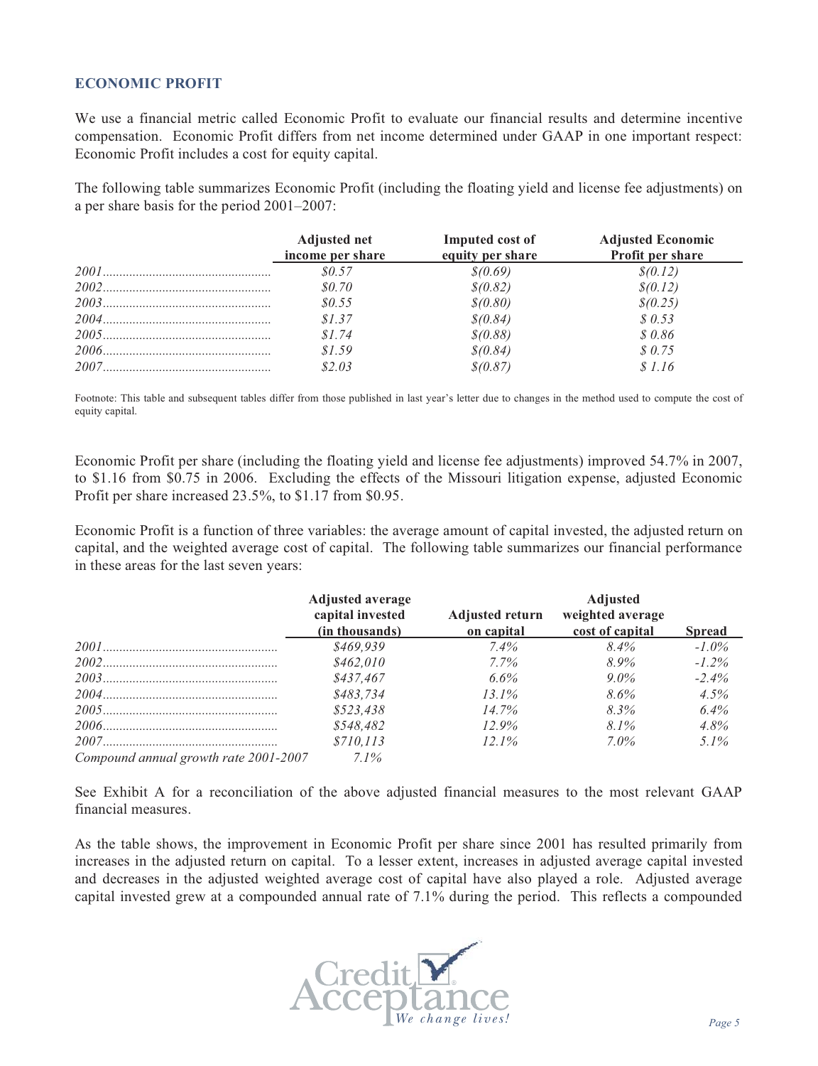## ECONOMIC PROFIT

We use a financial metric called Economic Profit to evaluate our financial results and determine incentive compensation. Economic Profit differs from net income determined under GAAP in one important respect: Economic Profit includes a cost for equity capital.

The following table summarizes Economic Profit (including the floating yield and license fee adjustments) on a per share basis for the period 2001–2007:

| | Adjusted net income per share | Imputed cost of equity per share | Adjusted Economic Profit per share |
|---|---|---|---|
| *2001* | *$0.57* | *$(0.69)* | *$(0.12)* |
| *2002* | *$0.70* | *$(0.82)* | *$(0.12)* |
| *2003* | *$0.55* | *$(0.80)* | *$(0.25)* |
| *2004* | *$1.37* | *$(0.84)* | *$ 0.53* |
| *2005* | *$1.74* | *$(0.88)* | *$ 0.86* |
| *2006* | *$1.59* | *$(0.84)* | *$ 0.75* |
| *2007* | *$2.03* | *$(0.87)* | *$ 1.16* |

Footnote: This table and subsequent tables differ from those published in last year's letter due to changes in the method used to compute the cost of equity capital.

Economic Profit per share (including the floating yield and license fee adjustments) improved 54.7% in 2007, to $1.16 from $0.75 in 2006. Excluding the effects of the Missouri litigation expense, adjusted Economic Profit per share increased 23.5%, to $1.17 from $0.95.

Economic Profit is a function of three variables: the average amount of capital invested, the adjusted return on capital, and the weighted average cost of capital. The following table summarizes our financial performance in these areas for the last seven years:

| | Adjusted average capital invested (in thousands) | Adjusted return on capital | Adjusted weighted average cost of capital | Spread |
|---|---|---|---|---|
| *2001* | *$469,939* | *7.4%* | *8.4%* | *-1.0%* |
| *2002* | *$462,010* | *7.7%* | *8.9%* | *-1.2%* |
| *2003* | *$437,467* | *6.6%* | *9.0%* | *-2.4%* |
| *2004* | *$483,734* | *13.1%* | *8.6%* | *4.5%* |
| *2005* | *$523,438* | *14.7%* | *8.3%* | *6.4%* |
| *2006* | *$548,482* | *12.9%* | *8.1%* | *4.8%* |
| *2007* | *$710,113* | *12.1%* | *7.0%* | *5.1%* |
| *Compound annual growth rate 2001-2007* | *7.1%* | | | |

See Exhibit A for a reconciliation of the above adjusted financial measures to the most relevant GAAP financial measures.

As the table shows, the improvement in Economic Profit per share since 2001 has resulted primarily from increases in the adjusted return on capital. To a lesser extent, increases in adjusted average capital invested and decreases in the adjusted weighted average cost of capital have also played a role. Adjusted average capital invested grew at a compounded annual rate of 7.1% during the period. This reflects a compounded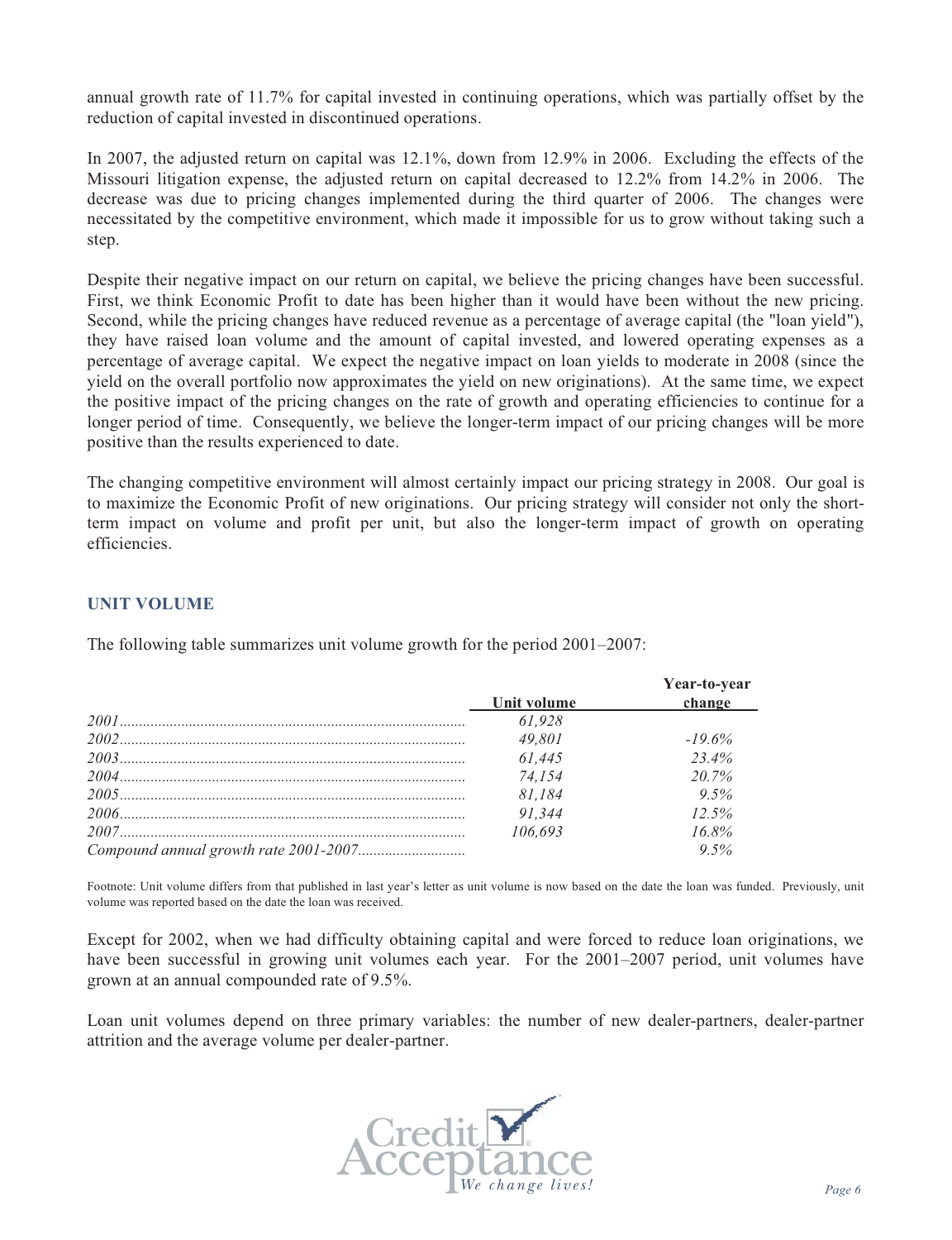annual growth rate of 11.7% for capital invested in continuing operations, which was partially offset by the reduction of capital invested in discontinued operations.

In 2007, the adjusted return on capital was 12.1%, down from 12.9% in 2006. Excluding the effects of the Missouri litigation expense, the adjusted return on capital decreased to 12.2% from 14.2% in 2006. The decrease was due to pricing changes implemented during the third quarter of 2006. The changes were necessitated by the competitive environment, which made it impossible for us to grow without taking such a step.

Despite their negative impact on our return on capital, we believe the pricing changes have been successful. First, we think Economic Profit to date has been higher than it would have been without the new pricing. Second, while the pricing changes have reduced revenue as a percentage of average capital (the "loan yield"), they have raised loan volume and the amount of capital invested, and lowered operating expenses as a percentage of average capital. We expect the negative impact on loan yields to moderate in 2008 (since the yield on the overall portfolio now approximates the yield on new originations). At the same time, we expect the positive impact of the pricing changes on the rate of growth and operating efficiencies to continue for a longer period of time. Consequently, we believe the longer-term impact of our pricing changes will be more positive than the results experienced to date.

The changing competitive environment will almost certainly impact our pricing strategy in 2008. Our goal is to maximize the Economic Profit of new originations. Our pricing strategy will consider not only the short-term impact on volume and profit per unit, but also the longer-term impact of growth on operating efficiencies.

## UNIT VOLUME

The following table summarizes unit volume growth for the period 2001–2007:

| | Unit volume | Year-to-year change |
|---|---|---|
| *2001* | *61,928* | |
| *2002* | *49,801* | *-19.6%* |
| *2003* | *61,445* | *23.4%* |
| *2004* | *74,154* | *20.7%* |
| *2005* | *81,184* | *9.5%* |
| *2006* | *91,344* | *12.5%* |
| *2007* | *106,693* | *16.8%* |
| *Compound annual growth rate 2001-2007* | | *9.5%* |

Footnote: Unit volume differs from that published in last year's letter as unit volume is now based on the date the loan was funded. Previously, unit volume was reported based on the date the loan was received.

Except for 2002, when we had difficulty obtaining capital and were forced to reduce loan originations, we have been successful in growing unit volumes each year. For the 2001–2007 period, unit volumes have grown at an annual compounded rate of 9.5%.

Loan unit volumes depend on three primary variables: the number of new dealer-partners, dealer-partner attrition and the average volume per dealer-partner.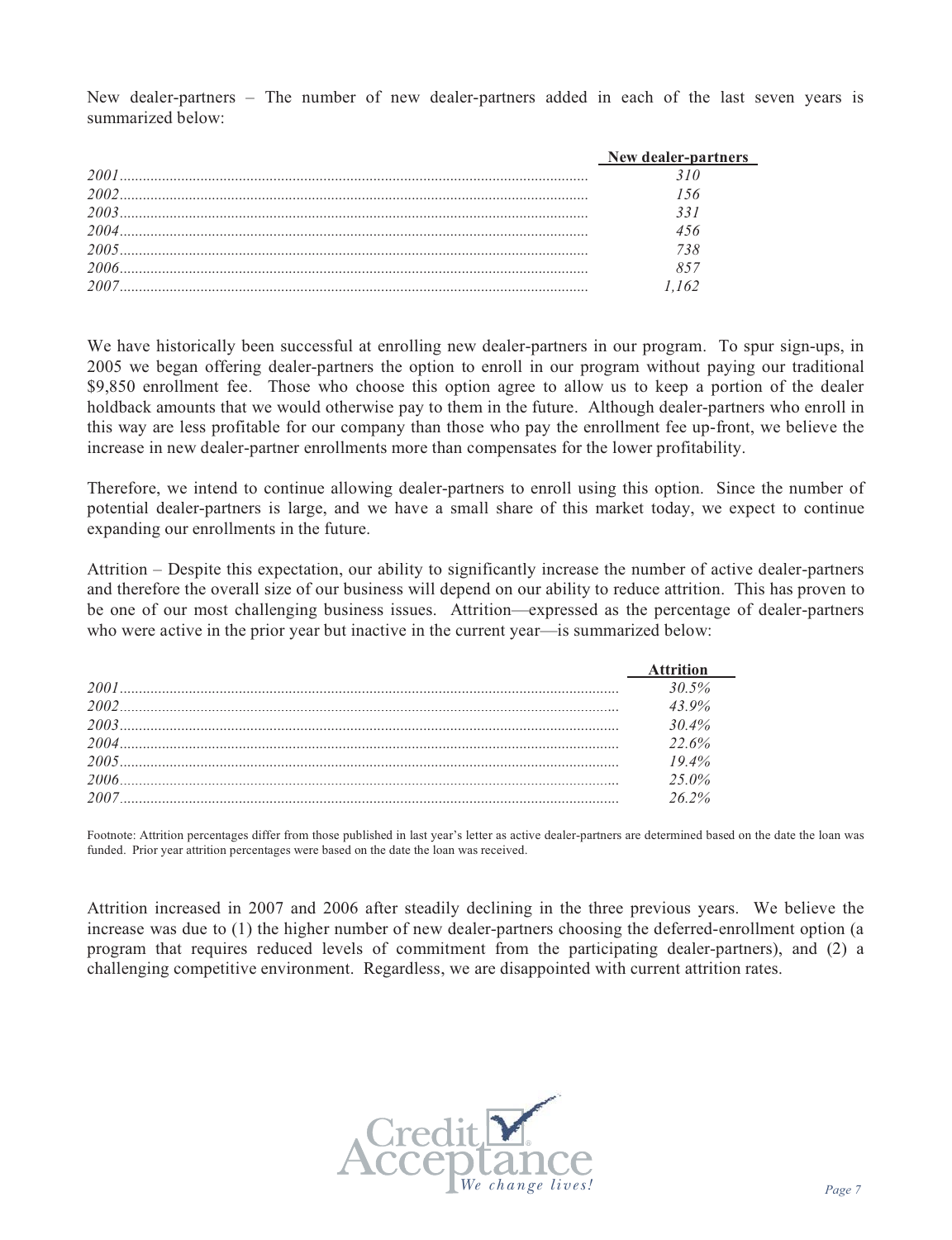New dealer-partners – The number of new dealer-partners added in each of the last seven years is summarized below:

| | New dealer-partners |
|---|---|
| *2001* | *310* |
| *2002* | *156* |
| *2003* | *331* |
| *2004* | *456* |
| *2005* | *738* |
| *2006* | *857* |
| *2007* | *1,162* |

We have historically been successful at enrolling new dealer-partners in our program. To spur sign-ups, in 2005 we began offering dealer-partners the option to enroll in our program without paying our traditional $9,850 enrollment fee. Those who choose this option agree to allow us to keep a portion of the dealer holdback amounts that we would otherwise pay to them in the future. Although dealer-partners who enroll in this way are less profitable for our company than those who pay the enrollment fee up-front, we believe the increase in new dealer-partner enrollments more than compensates for the lower profitability.

Therefore, we intend to continue allowing dealer-partners to enroll using this option. Since the number of potential dealer-partners is large, and we have a small share of this market today, we expect to continue expanding our enrollments in the future.

Attrition – Despite this expectation, our ability to significantly increase the number of active dealer-partners and therefore the overall size of our business will depend on our ability to reduce attrition. This has proven to be one of our most challenging business issues. Attrition—expressed as the percentage of dealer-partners who were active in the prior year but inactive in the current year—is summarized below:

| | Attrition |
|---|---|
| *2001* | *30.5%* |
| *2002* | *43.9%* |
| *2003* | *30.4%* |
| *2004* | *22.6%* |
| *2005* | *19.4%* |
| *2006* | *25.0%* |
| *2007* | *26.2%* |

Footnote: Attrition percentages differ from those published in last year's letter as active dealer-partners are determined based on the date the loan was funded. Prior year attrition percentages were based on the date the loan was received.

Attrition increased in 2007 and 2006 after steadily declining in the three previous years. We believe the increase was due to (1) the higher number of new dealer-partners choosing the deferred-enrollment option (a program that requires reduced levels of commitment from the participating dealer-partners), and (2) a challenging competitive environment. Regardless, we are disappointed with current attrition rates.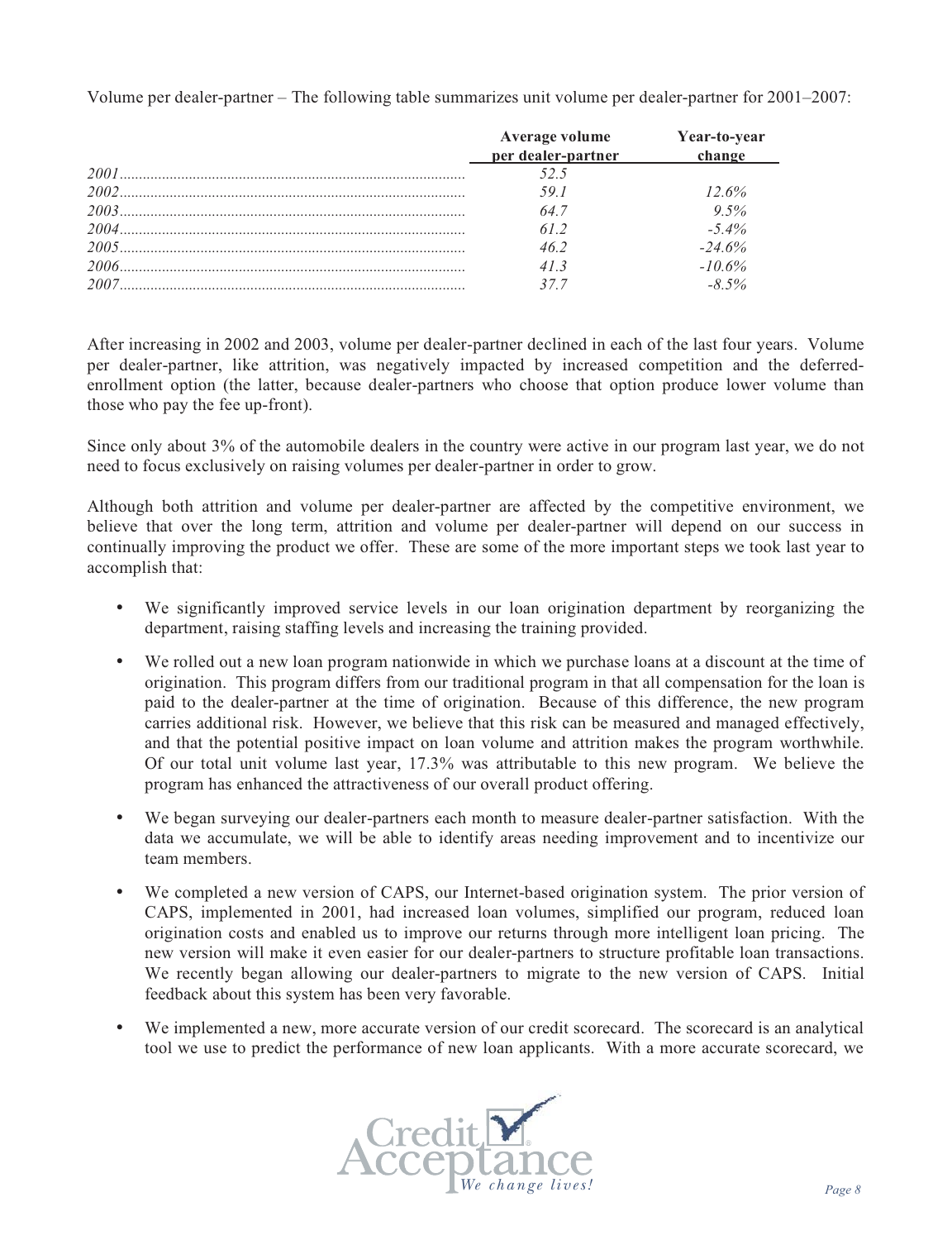Volume per dealer-partner – The following table summarizes unit volume per dealer-partner for 2001–2007:

| | Average volume per dealer-partner | Year-to-year change |
|---|---|---|
| *2001* | *52.5* | |
| *2002* | *59.1* | *12.6%* |
| *2003* | *64.7* | *9.5%* |
| *2004* | *61.2* | *-5.4%* |
| *2005* | *46.2* | *-24.6%* |
| *2006* | *41.3* | *-10.6%* |
| *2007* | *37.7* | *-8.5%* |

After increasing in 2002 and 2003, volume per dealer-partner declined in each of the last four years. Volume per dealer-partner, like attrition, was negatively impacted by increased competition and the deferred-enrollment option (the latter, because dealer-partners who choose that option produce lower volume than those who pay the fee up-front).

Since only about 3% of the automobile dealers in the country were active in our program last year, we do not need to focus exclusively on raising volumes per dealer-partner in order to grow.

Although both attrition and volume per dealer-partner are affected by the competitive environment, we believe that over the long term, attrition and volume per dealer-partner will depend on our success in continually improving the product we offer. These are some of the more important steps we took last year to accomplish that:

- We significantly improved service levels in our loan origination department by reorganizing the department, raising staffing levels and increasing the training provided.
- We rolled out a new loan program nationwide in which we purchase loans at a discount at the time of origination. This program differs from our traditional program in that all compensation for the loan is paid to the dealer-partner at the time of origination. Because of this difference, the new program carries additional risk. However, we believe that this risk can be measured and managed effectively, and that the potential positive impact on loan volume and attrition makes the program worthwhile. Of our total unit volume last year, 17.3% was attributable to this new program. We believe the program has enhanced the attractiveness of our overall product offering.
- We began surveying our dealer-partners each month to measure dealer-partner satisfaction. With the data we accumulate, we will be able to identify areas needing improvement and to incentivize our team members.
- We completed a new version of CAPS, our Internet-based origination system. The prior version of CAPS, implemented in 2001, had increased loan volumes, simplified our program, reduced loan origination costs and enabled us to improve our returns through more intelligent loan pricing. The new version will make it even easier for our dealer-partners to structure profitable loan transactions. We recently began allowing our dealer-partners to migrate to the new version of CAPS. Initial feedback about this system has been very favorable.
- We implemented a new, more accurate version of our credit scorecard. The scorecard is an analytical tool we use to predict the performance of new loan applicants. With a more accurate scorecard, we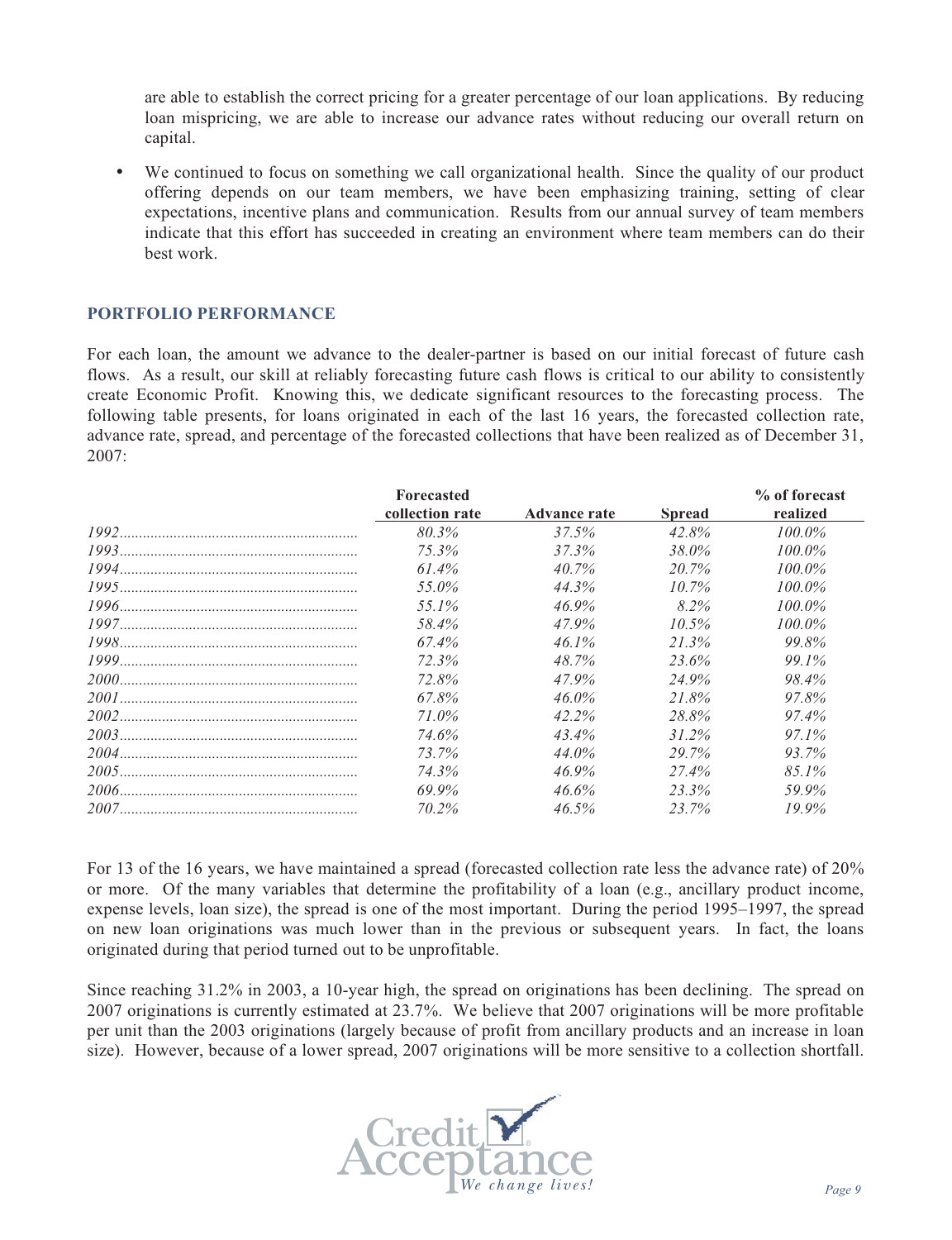are able to establish the correct pricing for a greater percentage of our loan applications. By reducing loan mispricing, we are able to increase our advance rates without reducing our overall return on capital.

- We continued to focus on something we call organizational health. Since the quality of our product offering depends on our team members, we have been emphasizing training, setting of clear expectations, incentive plans and communication. Results from our annual survey of team members indicate that this effort has succeeded in creating an environment where team members can do their best work.

## PORTFOLIO PERFORMANCE

For each loan, the amount we advance to the dealer-partner is based on our initial forecast of future cash flows. As a result, our skill at reliably forecasting future cash flows is critical to our ability to consistently create Economic Profit. Knowing this, we dedicate significant resources to the forecasting process. The following table presents, for loans originated in each of the last 16 years, the forecasted collection rate, advance rate, spread, and percentage of the forecasted collections that have been realized as of December 31, 2007:

| | Forecasted collection rate | Advance rate | Spread | % of forecast realized |
|---|---|---|---|---|
| *1992* | *80.3%* | *37.5%* | *42.8%* | *100.0%* |
| *1993* | *75.3%* | *37.3%* | *38.0%* | *100.0%* |
| *1994* | *61.4%* | *40.7%* | *20.7%* | *100.0%* |
| *1995* | *55.0%* | *44.3%* | *10.7%* | *100.0%* |
| *1996* | *55.1%* | *46.9%* | *8.2%* | *100.0%* |
| *1997* | *58.4%* | *47.9%* | *10.5%* | *100.0%* |
| *1998* | *67.4%* | *46.1%* | *21.3%* | *99.8%* |
| *1999* | *72.3%* | *48.7%* | *23.6%* | *99.1%* |
| *2000* | *72.8%* | *47.9%* | *24.9%* | *98.4%* |
| *2001* | *67.8%* | *46.0%* | *21.8%* | *97.8%* |
| *2002* | *71.0%* | *42.2%* | *28.8%* | *97.4%* |
| *2003* | *74.6%* | *43.4%* | *31.2%* | *97.1%* |
| *2004* | *73.7%* | *44.0%* | *29.7%* | *93.7%* |
| *2005* | *74.3%* | *46.9%* | *27.4%* | *85.1%* |
| *2006* | *69.9%* | *46.6%* | *23.3%* | *59.9%* |
| *2007* | *70.2%* | *46.5%* | *23.7%* | *19.9%* |

For 13 of the 16 years, we have maintained a spread (forecasted collection rate less the advance rate) of 20% or more. Of the many variables that determine the profitability of a loan (e.g., ancillary product income, expense levels, loan size), the spread is one of the most important. During the period 1995–1997, the spread on new loan originations was much lower than in the previous or subsequent years. In fact, the loans originated during that period turned out to be unprofitable.

Since reaching 31.2% in 2003, a 10-year high, the spread on originations has been declining. The spread on 2007 originations is currently estimated at 23.7%. We believe that 2007 originations will be more profitable per unit than the 2003 originations (largely because of profit from ancillary products and an increase in loan size). However, because of a lower spread, 2007 originations will be more sensitive to a collection shortfall.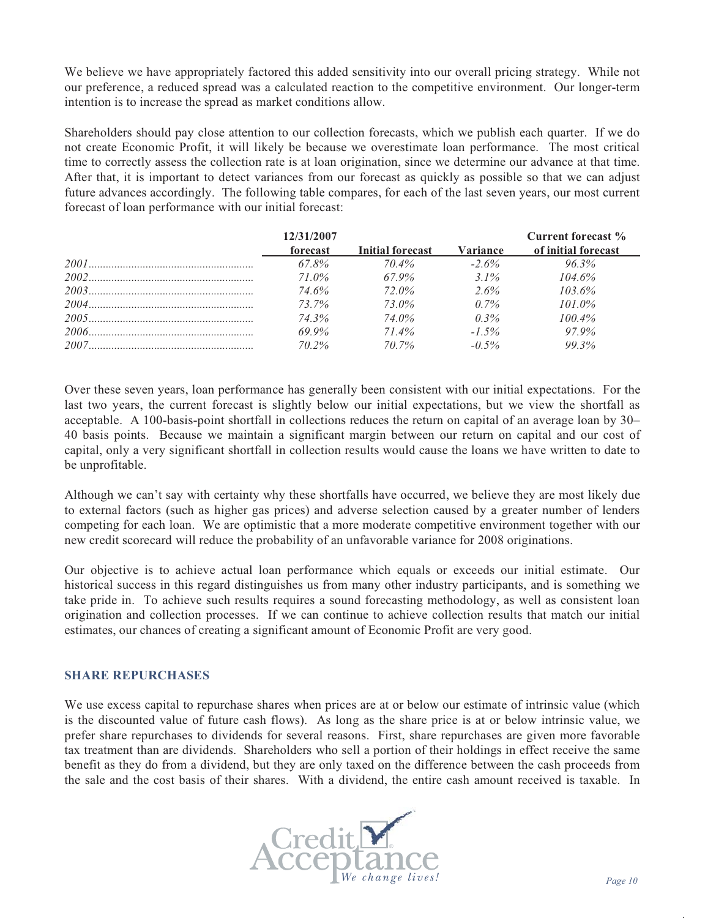We believe we have appropriately factored this added sensitivity into our overall pricing strategy. While not our preference, a reduced spread was a calculated reaction to the competitive environment. Our longer-term intention is to increase the spread as market conditions allow.

Shareholders should pay close attention to our collection forecasts, which we publish each quarter. If we do not create Economic Profit, it will likely be because we overestimate loan performance. The most critical time to correctly assess the collection rate is at loan origination, since we determine our advance at that time. After that, it is important to detect variances from our forecast as quickly as possible so that we can adjust future advances accordingly. The following table compares, for each of the last seven years, our most current forecast of loan performance with our initial forecast:

| | 12/31/2007 forecast | Initial forecast | Variance | Current forecast % of initial forecast |
|---|---|---|---|---|
| *2001* | *67.8%* | *70.4%* | *-2.6%* | *96.3%* |
| *2002* | *71.0%* | *67.9%* | *3.1%* | *104.6%* |
| *2003* | *74.6%* | *72.0%* | *2.6%* | *103.6%* |
| *2004* | *73.7%* | *73.0%* | *0.7%* | *101.0%* |
| *2005* | *74.3%* | *74.0%* | *0.3%* | *100.4%* |
| *2006* | *69.9%* | *71.4%* | *-1.5%* | *97.9%* |
| *2007* | *70.2%* | *70.7%* | *-0.5%* | *99.3%* |

Over these seven years, loan performance has generally been consistent with our initial expectations. For the last two years, the current forecast is slightly below our initial expectations, but we view the shortfall as acceptable. A 100-basis-point shortfall in collections reduces the return on capital of an average loan by 30–40 basis points. Because we maintain a significant margin between our return on capital and our cost of capital, only a very significant shortfall in collection results would cause the loans we have written to date to be unprofitable.

Although we can't say with certainty why these shortfalls have occurred, we believe they are most likely due to external factors (such as higher gas prices) and adverse selection caused by a greater number of lenders competing for each loan. We are optimistic that a more moderate competitive environment together with our new credit scorecard will reduce the probability of an unfavorable variance for 2008 originations.

Our objective is to achieve actual loan performance which equals or exceeds our initial estimate. Our historical success in this regard distinguishes us from many other industry participants, and is something we take pride in. To achieve such results requires a sound forecasting methodology, as well as consistent loan origination and collection processes. If we can continue to achieve collection results that match our initial estimates, our chances of creating a significant amount of Economic Profit are very good.

## SHARE REPURCHASES

We use excess capital to repurchase shares when prices are at or below our estimate of intrinsic value (which is the discounted value of future cash flows). As long as the share price is at or below intrinsic value, we prefer share repurchases to dividends for several reasons. First, share repurchases are given more favorable tax treatment than are dividends. Shareholders who sell a portion of their holdings in effect receive the same benefit as they do from a dividend, but they are only taxed on the difference between the cash proceeds from the sale and the cost basis of their shares. With a dividend, the entire cash amount received is taxable. In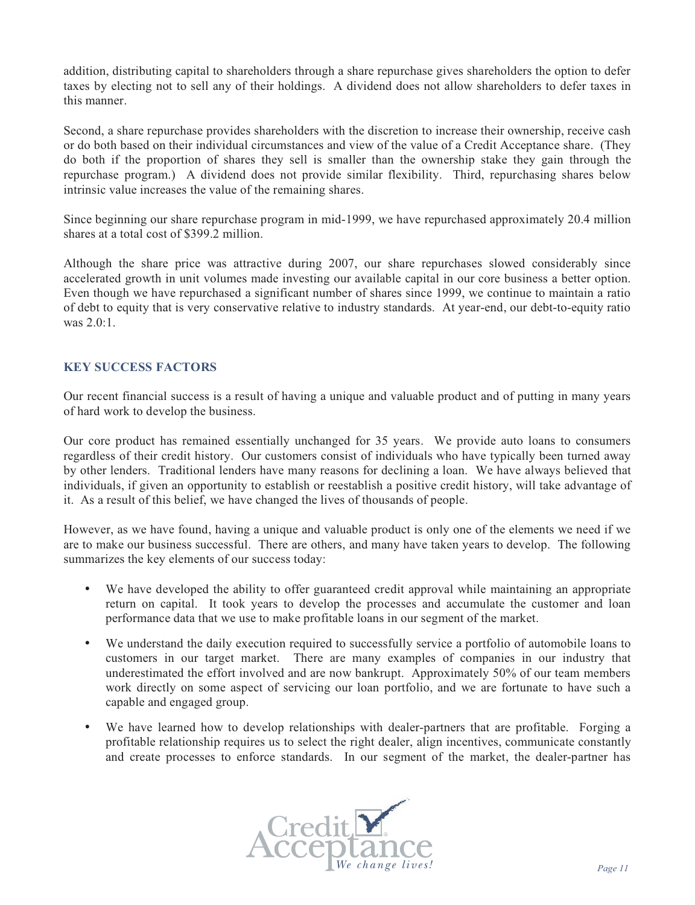addition, distributing capital to shareholders through a share repurchase gives shareholders the option to defer taxes by electing not to sell any of their holdings. A dividend does not allow shareholders to defer taxes in this manner.

Second, a share repurchase provides shareholders with the discretion to increase their ownership, receive cash or do both based on their individual circumstances and view of the value of a Credit Acceptance share. (They do both if the proportion of shares they sell is smaller than the ownership stake they gain through the repurchase program.) A dividend does not provide similar flexibility. Third, repurchasing shares below intrinsic value increases the value of the remaining shares.

Since beginning our share repurchase program in mid-1999, we have repurchased approximately 20.4 million shares at a total cost of $399.2 million.

Although the share price was attractive during 2007, our share repurchases slowed considerably since accelerated growth in unit volumes made investing our available capital in our core business a better option. Even though we have repurchased a significant number of shares since 1999, we continue to maintain a ratio of debt to equity that is very conservative relative to industry standards. At year-end, our debt-to-equity ratio was 2.0:1.

## KEY SUCCESS FACTORS

Our recent financial success is a result of having a unique and valuable product and of putting in many years of hard work to develop the business.

Our core product has remained essentially unchanged for 35 years. We provide auto loans to consumers regardless of their credit history. Our customers consist of individuals who have typically been turned away by other lenders. Traditional lenders have many reasons for declining a loan. We have always believed that individuals, if given an opportunity to establish or reestablish a positive credit history, will take advantage of it. As a result of this belief, we have changed the lives of thousands of people.

However, as we have found, having a unique and valuable product is only one of the elements we need if we are to make our business successful. There are others, and many have taken years to develop. The following summarizes the key elements of our success today:

- We have developed the ability to offer guaranteed credit approval while maintaining an appropriate return on capital. It took years to develop the processes and accumulate the customer and loan performance data that we use to make profitable loans in our segment of the market.
- We understand the daily execution required to successfully service a portfolio of automobile loans to customers in our target market. There are many examples of companies in our industry that underestimated the effort involved and are now bankrupt. Approximately 50% of our team members work directly on some aspect of servicing our loan portfolio, and we are fortunate to have such a capable and engaged group.
- We have learned how to develop relationships with dealer-partners that are profitable. Forging a profitable relationship requires us to select the right dealer, align incentives, communicate constantly and create processes to enforce standards. In our segment of the market, the dealer-partner has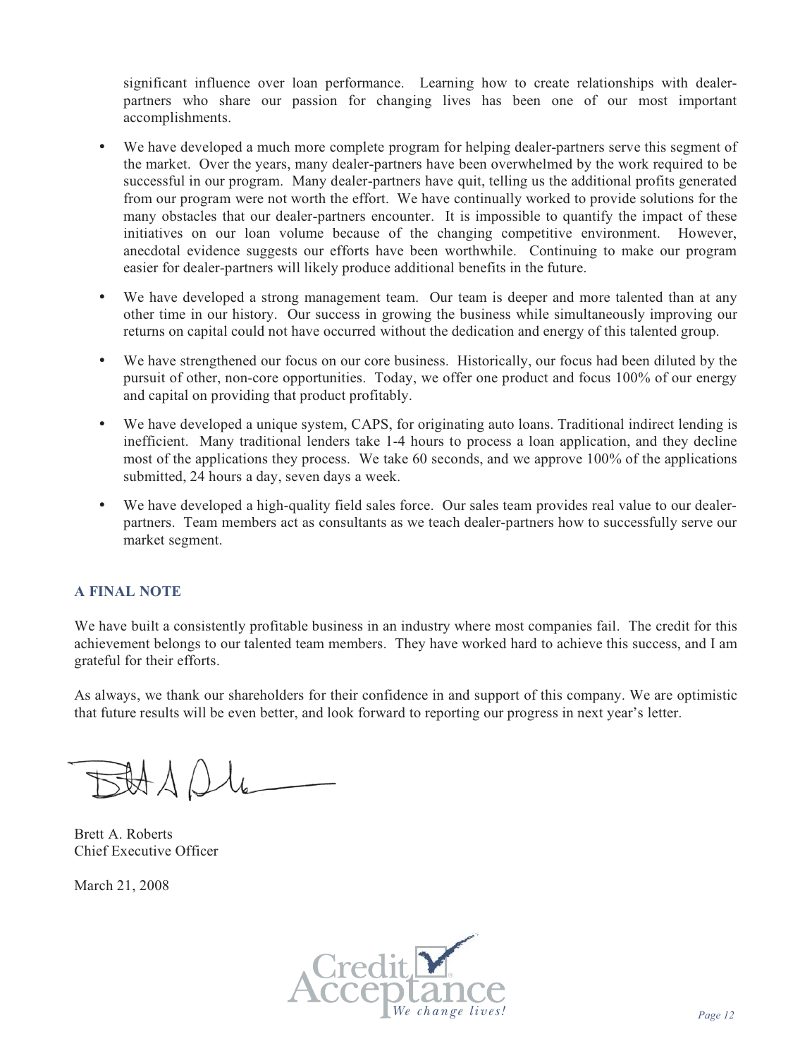significant influence over loan performance. Learning how to create relationships with dealer-partners who share our passion for changing lives has been one of our most important accomplishments.

- We have developed a much more complete program for helping dealer-partners serve this segment of the market. Over the years, many dealer-partners have been overwhelmed by the work required to be successful in our program. Many dealer-partners have quit, telling us the additional profits generated from our program were not worth the effort. We have continually worked to provide solutions for the many obstacles that our dealer-partners encounter. It is impossible to quantify the impact of these initiatives on our loan volume because of the changing competitive environment. However, anecdotal evidence suggests our efforts have been worthwhile. Continuing to make our program easier for dealer-partners will likely produce additional benefits in the future.

- We have developed a strong management team. Our team is deeper and more talented than at any other time in our history. Our success in growing the business while simultaneously improving our returns on capital could not have occurred without the dedication and energy of this talented group.

- We have strengthened our focus on our core business. Historically, our focus had been diluted by the pursuit of other, non-core opportunities. Today, we offer one product and focus 100% of our energy and capital on providing that product profitably.

- We have developed a unique system, CAPS, for originating auto loans. Traditional indirect lending is inefficient. Many traditional lenders take 1-4 hours to process a loan application, and they decline most of the applications they process. We take 60 seconds, and we approve 100% of the applications submitted, 24 hours a day, seven days a week.

- We have developed a high-quality field sales force. Our sales team provides real value to our dealer-partners. Team members act as consultants as we teach dealer-partners how to successfully serve our market segment.

## A FINAL NOTE

We have built a consistently profitable business in an industry where most companies fail. The credit for this achievement belongs to our talented team members. They have worked hard to achieve this success, and I am grateful for their efforts.

As always, we thank our shareholders for their confidence in and support of this company. We are optimistic that future results will be even better, and look forward to reporting our progress in next year's letter.

Brett A. Roberts
Chief Executive Officer

March 21, 2008

Credit Acceptance
*We change lives!*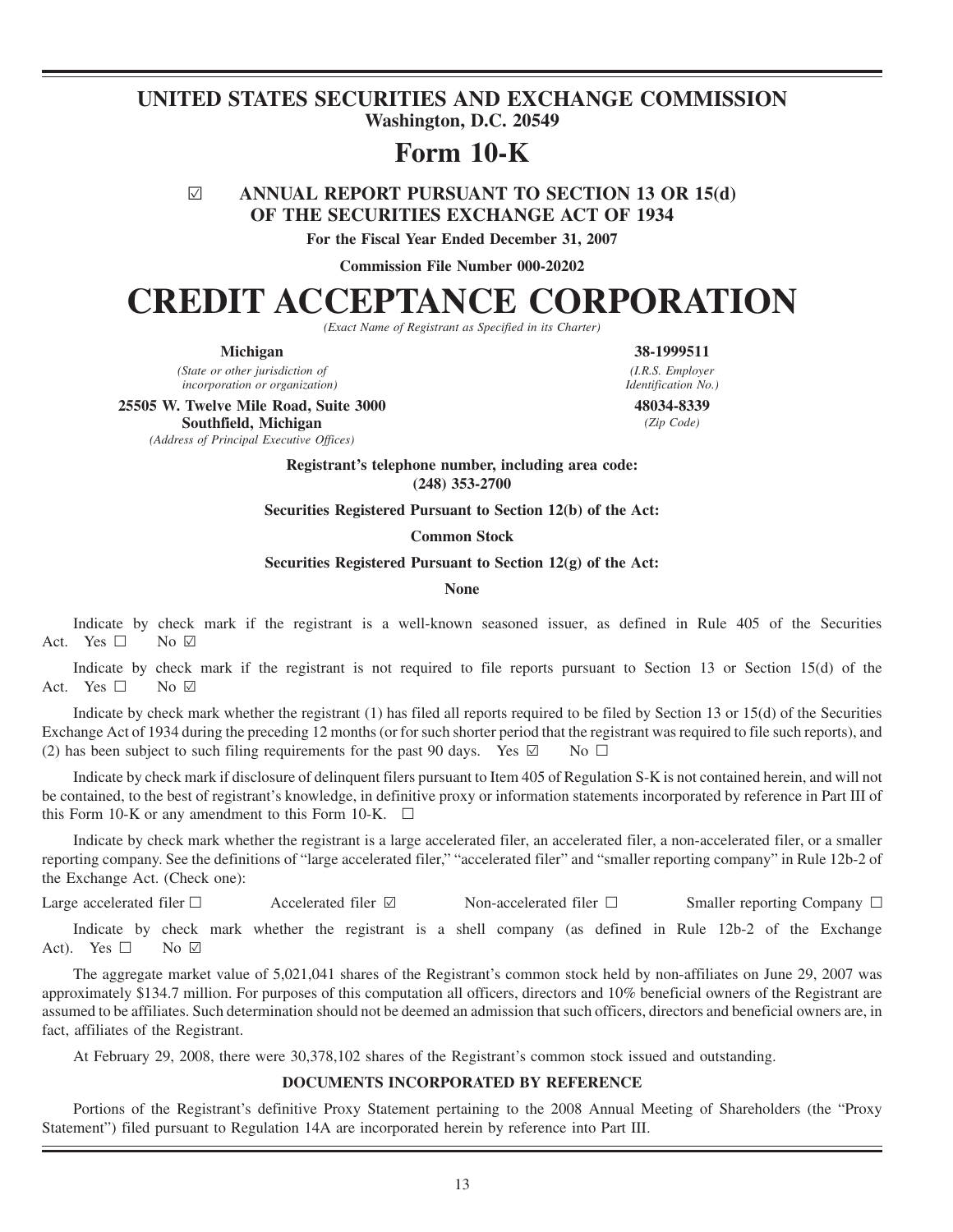# UNITED STATES SECURITIES AND EXCHANGE COMMISSION

**Washington, D.C. 20549**

# Form 10-K

☑ **ANNUAL REPORT PURSUANT TO SECTION 13 OR 15(d) OF THE SECURITIES EXCHANGE ACT OF 1934**

**For the Fiscal Year Ended December 31, 2007**

**Commission File Number 000-20202**

# CREDIT ACCEPTANCE CORPORATION

*(Exact Name of Registrant as Specified in its Charter)*

| | |
|---|---|
| **Michigan** | **38-1999511** |
| *(State or other jurisdiction of incorporation or organization)* | *(I.R.S. Employer Identification No.)* |
| **25505 W. Twelve Mile Road, Suite 3000 Southfield, Michigan** | **48034-8339** |
| *(Address of Principal Executive Offices)* | *(Zip Code)* |

**Registrant's telephone number, including area code: (248) 353-2700**

**Securities Registered Pursuant to Section 12(b) of the Act:**

**Common Stock**

**Securities Registered Pursuant to Section 12(g) of the Act:**

**None**

Indicate by check mark if the registrant is a well-known seasoned issuer, as defined in Rule 405 of the Securities Act. Yes ☐ No ☑

Indicate by check mark if the registrant is not required to file reports pursuant to Section 13 or Section 15(d) of the Act. Yes ☐ No ☑

Indicate by check mark whether the registrant (1) has filed all reports required to be filed by Section 13 or 15(d) of the Securities Exchange Act of 1934 during the preceding 12 months (or for such shorter period that the registrant was required to file such reports), and (2) has been subject to such filing requirements for the past 90 days. Yes ☑ No ☐

Indicate by check mark if disclosure of delinquent filers pursuant to Item 405 of Regulation S-K is not contained herein, and will not be contained, to the best of registrant's knowledge, in definitive proxy or information statements incorporated by reference in Part III of this Form 10-K or any amendment to this Form 10-K. ☐

Indicate by check mark whether the registrant is a large accelerated filer, an accelerated filer, a non-accelerated filer, or a smaller reporting company. See the definitions of "large accelerated filer," "accelerated filer" and "smaller reporting company" in Rule 12b-2 of the Exchange Act. (Check one):

Large accelerated filer ☐ Accelerated filer ☑ Non-accelerated filer ☐ Smaller reporting Company ☐

Indicate by check mark whether the registrant is a shell company (as defined in Rule 12b-2 of the Exchange Act). Yes ☐ No ☑

The aggregate market value of 5,021,041 shares of the Registrant's common stock held by non-affiliates on June 29, 2007 was approximately $134.7 million. For purposes of this computation all officers, directors and 10% beneficial owners of the Registrant are assumed to be affiliates. Such determination should not be deemed an admission that such officers, directors and beneficial owners are, in fact, affiliates of the Registrant.

At February 29, 2008, there were 30,378,102 shares of the Registrant's common stock issued and outstanding.

**DOCUMENTS INCORPORATED BY REFERENCE**

Portions of the Registrant's definitive Proxy Statement pertaining to the 2008 Annual Meeting of Shareholders (the "Proxy Statement") filed pursuant to Regulation 14A are incorporated herein by reference into Part III.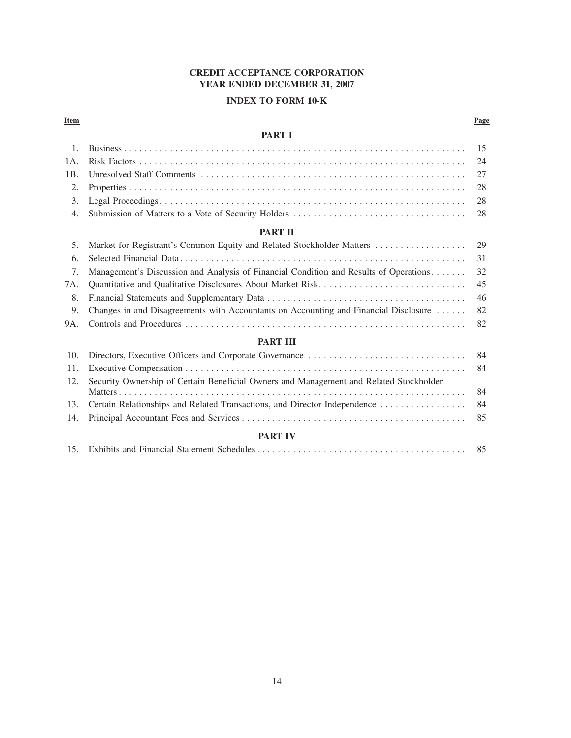**CREDIT ACCEPTANCE CORPORATION**
**YEAR ENDED DECEMBER 31, 2007**

**INDEX TO FORM 10-K**

| Item | | Page |
|---|---|---|
| | **PART I** | |
| 1. | Business | 15 |
| 1A. | Risk Factors | 24 |
| 1B. | Unresolved Staff Comments | 27 |
| 2. | Properties | 28 |
| 3. | Legal Proceedings | 28 |
| 4. | Submission of Matters to a Vote of Security Holders | 28 |
| | **PART II** | |
| 5. | Market for Registrant's Common Equity and Related Stockholder Matters | 29 |
| 6. | Selected Financial Data | 31 |
| 7. | Management's Discussion and Analysis of Financial Condition and Results of Operations | 32 |
| 7A. | Quantitative and Qualitative Disclosures About Market Risk | 45 |
| 8. | Financial Statements and Supplementary Data | 46 |
| 9. | Changes in and Disagreements with Accountants on Accounting and Financial Disclosure | 82 |
| 9A. | Controls and Procedures | 82 |
| | **PART III** | |
| 10. | Directors, Executive Officers and Corporate Governance | 84 |
| 11. | Executive Compensation | 84 |
| 12. | Security Ownership of Certain Beneficial Owners and Management and Related Stockholder Matters | 84 |
| 13. | Certain Relationships and Related Transactions, and Director Independence | 84 |
| 14. | Principal Accountant Fees and Services | 85 |
| | **PART IV** | |
| 15. | Exhibits and Financial Statement Schedules | 85 |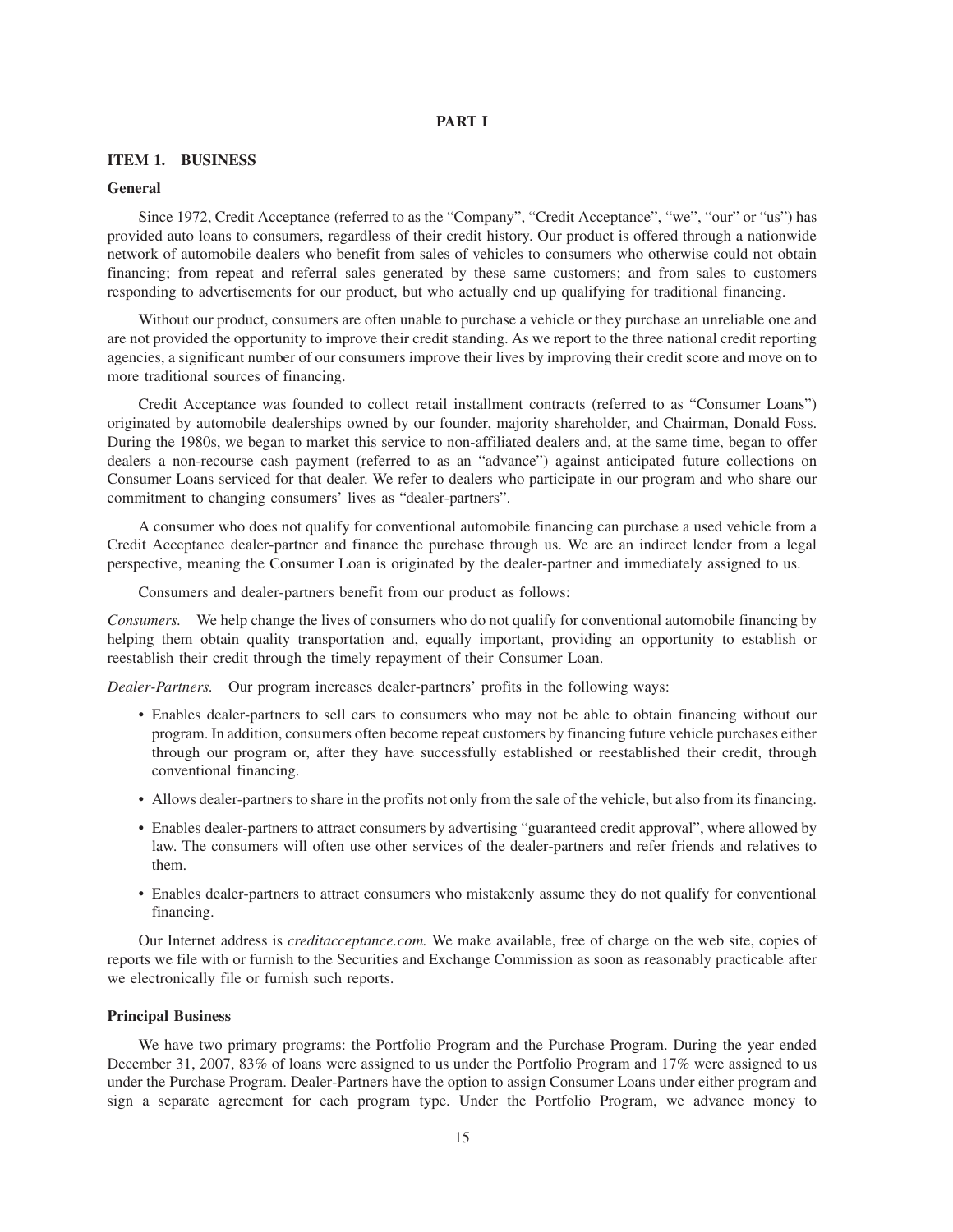# PART I

## ITEM 1. BUSINESS

### General

Since 1972, Credit Acceptance (referred to as the "Company", "Credit Acceptance", "we", "our" or "us") has provided auto loans to consumers, regardless of their credit history. Our product is offered through a nationwide network of automobile dealers who benefit from sales of vehicles to consumers who otherwise could not obtain financing; from repeat and referral sales generated by these same customers; and from sales to customers responding to advertisements for our product, but who actually end up qualifying for traditional financing.

Without our product, consumers are often unable to purchase a vehicle or they purchase an unreliable one and are not provided the opportunity to improve their credit standing. As we report to the three national credit reporting agencies, a significant number of our consumers improve their lives by improving their credit score and move on to more traditional sources of financing.

Credit Acceptance was founded to collect retail installment contracts (referred to as "Consumer Loans") originated by automobile dealerships owned by our founder, majority shareholder, and Chairman, Donald Foss. During the 1980s, we began to market this service to non-affiliated dealers and, at the same time, began to offer dealers a non-recourse cash payment (referred to as an "advance") against anticipated future collections on Consumer Loans serviced for that dealer. We refer to dealers who participate in our program and who share our commitment to changing consumers' lives as "dealer-partners".

A consumer who does not qualify for conventional automobile financing can purchase a used vehicle from a Credit Acceptance dealer-partner and finance the purchase through us. We are an indirect lender from a legal perspective, meaning the Consumer Loan is originated by the dealer-partner and immediately assigned to us.

Consumers and dealer-partners benefit from our product as follows:

*Consumers.* We help change the lives of consumers who do not qualify for conventional automobile financing by helping them obtain quality transportation and, equally important, providing an opportunity to establish or reestablish their credit through the timely repayment of their Consumer Loan.

*Dealer-Partners.* Our program increases dealer-partners' profits in the following ways:

- Enables dealer-partners to sell cars to consumers who may not be able to obtain financing without our program. In addition, consumers often become repeat customers by financing future vehicle purchases either through our program or, after they have successfully established or reestablished their credit, through conventional financing.
- Allows dealer-partners to share in the profits not only from the sale of the vehicle, but also from its financing.
- Enables dealer-partners to attract consumers by advertising "guaranteed credit approval", where allowed by law. The consumers will often use other services of the dealer-partners and refer friends and relatives to them.
- Enables dealer-partners to attract consumers who mistakenly assume they do not qualify for conventional financing.

Our Internet address is *creditacceptance.com.* We make available, free of charge on the web site, copies of reports we file with or furnish to the Securities and Exchange Commission as soon as reasonably practicable after we electronically file or furnish such reports.

### Principal Business

We have two primary programs: the Portfolio Program and the Purchase Program. During the year ended December 31, 2007, 83% of loans were assigned to us under the Portfolio Program and 17% were assigned to us under the Purchase Program. Dealer-Partners have the option to assign Consumer Loans under either program and sign a separate agreement for each program type. Under the Portfolio Program, we advance money to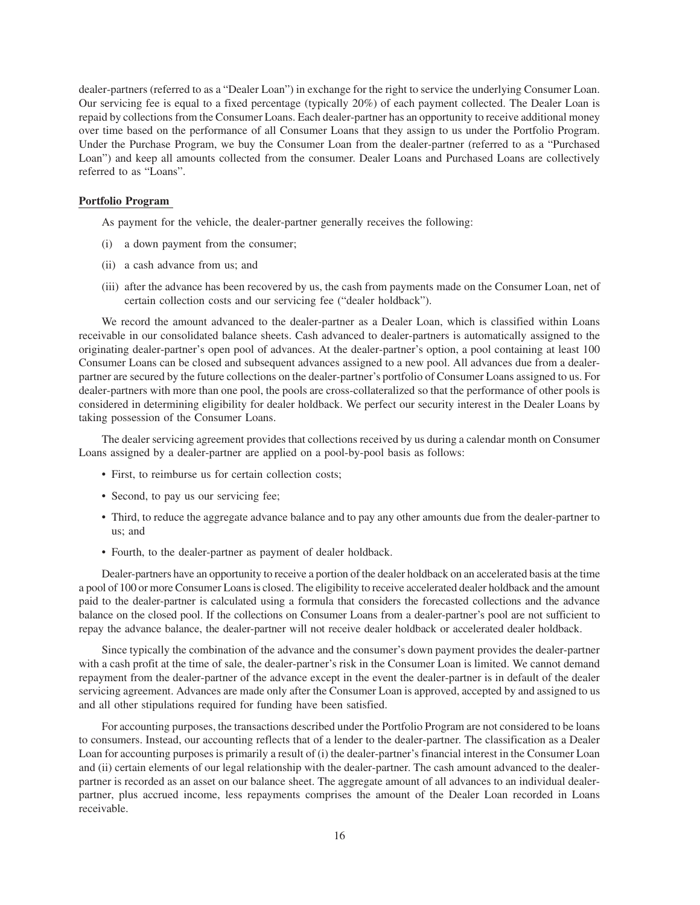dealer-partners (referred to as a "Dealer Loan") in exchange for the right to service the underlying Consumer Loan. Our servicing fee is equal to a fixed percentage (typically 20%) of each payment collected. The Dealer Loan is repaid by collections from the Consumer Loans. Each dealer-partner has an opportunity to receive additional money over time based on the performance of all Consumer Loans that they assign to us under the Portfolio Program. Under the Purchase Program, we buy the Consumer Loan from the dealer-partner (referred to as a "Purchased Loan") and keep all amounts collected from the consumer. Dealer Loans and Purchased Loans are collectively referred to as "Loans".

**Portfolio Program**

As payment for the vehicle, the dealer-partner generally receives the following:

(i) a down payment from the consumer;

(ii) a cash advance from us; and

(iii) after the advance has been recovered by us, the cash from payments made on the Consumer Loan, net of certain collection costs and our servicing fee ("dealer holdback").

We record the amount advanced to the dealer-partner as a Dealer Loan, which is classified within Loans receivable in our consolidated balance sheets. Cash advanced to dealer-partners is automatically assigned to the originating dealer-partner's open pool of advances. At the dealer-partner's option, a pool containing at least 100 Consumer Loans can be closed and subsequent advances assigned to a new pool. All advances due from a dealer-partner are secured by the future collections on the dealer-partner's portfolio of Consumer Loans assigned to us. For dealer-partners with more than one pool, the pools are cross-collateralized so that the performance of other pools is considered in determining eligibility for dealer holdback. We perfect our security interest in the Dealer Loans by taking possession of the Consumer Loans.

The dealer servicing agreement provides that collections received by us during a calendar month on Consumer Loans assigned by a dealer-partner are applied on a pool-by-pool basis as follows:

- First, to reimburse us for certain collection costs;
- Second, to pay us our servicing fee;
- Third, to reduce the aggregate advance balance and to pay any other amounts due from the dealer-partner to us; and
- Fourth, to the dealer-partner as payment of dealer holdback.

Dealer-partners have an opportunity to receive a portion of the dealer holdback on an accelerated basis at the time a pool of 100 or more Consumer Loans is closed. The eligibility to receive accelerated dealer holdback and the amount paid to the dealer-partner is calculated using a formula that considers the forecasted collections and the advance balance on the closed pool. If the collections on Consumer Loans from a dealer-partner's pool are not sufficient to repay the advance balance, the dealer-partner will not receive dealer holdback or accelerated dealer holdback.

Since typically the combination of the advance and the consumer's down payment provides the dealer-partner with a cash profit at the time of sale, the dealer-partner's risk in the Consumer Loan is limited. We cannot demand repayment from the dealer-partner of the advance except in the event the dealer-partner is in default of the dealer servicing agreement. Advances are made only after the Consumer Loan is approved, accepted by and assigned to us and all other stipulations required for funding have been satisfied.

For accounting purposes, the transactions described under the Portfolio Program are not considered to be loans to consumers. Instead, our accounting reflects that of a lender to the dealer-partner. The classification as a Dealer Loan for accounting purposes is primarily a result of (i) the dealer-partner's financial interest in the Consumer Loan and (ii) certain elements of our legal relationship with the dealer-partner. The cash amount advanced to the dealer-partner is recorded as an asset on our balance sheet. The aggregate amount of all advances to an individual dealer-partner, plus accrued income, less repayments comprises the amount of the Dealer Loan recorded in Loans receivable.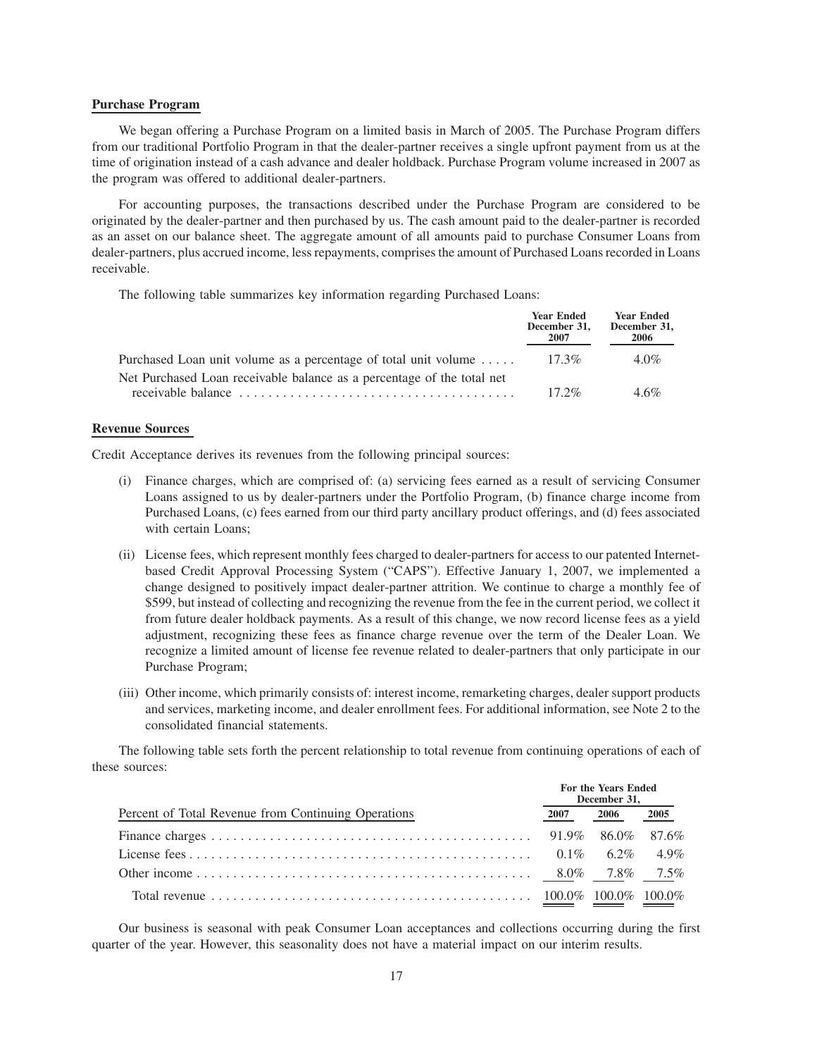**Purchase Program**

We began offering a Purchase Program on a limited basis in March of 2005. The Purchase Program differs from our traditional Portfolio Program in that the dealer-partner receives a single upfront payment from us at the time of origination instead of a cash advance and dealer holdback. Purchase Program volume increased in 2007 as the program was offered to additional dealer-partners.

For accounting purposes, the transactions described under the Purchase Program are considered to be originated by the dealer-partner and then purchased by us. The cash amount paid to the dealer-partner is recorded as an asset on our balance sheet. The aggregate amount of all amounts paid to purchase Consumer Loans from dealer-partners, plus accrued income, less repayments, comprises the amount of Purchased Loans recorded in Loans receivable.

The following table summarizes key information regarding Purchased Loans:

| | Year Ended December 31, 2007 | Year Ended December 31, 2006 |
|---|---|---|
| Purchased Loan unit volume as a percentage of total unit volume | 17.3% | 4.0% |
| Net Purchased Loan receivable balance as a percentage of the total net receivable balance | 17.2% | 4.6% |

**Revenue Sources**

Credit Acceptance derives its revenues from the following principal sources:

(i) Finance charges, which are comprised of: (a) servicing fees earned as a result of servicing Consumer Loans assigned to us by dealer-partners under the Portfolio Program, (b) finance charge income from Purchased Loans, (c) fees earned from our third party ancillary product offerings, and (d) fees associated with certain Loans;

(ii) License fees, which represent monthly fees charged to dealer-partners for access to our patented Internet-based Credit Approval Processing System ("CAPS"). Effective January 1, 2007, we implemented a change designed to positively impact dealer-partner attrition. We continue to charge a monthly fee of $599, but instead of collecting and recognizing the revenue from the fee in the current period, we collect it from future dealer holdback payments. As a result of this change, we now record license fees as a yield adjustment, recognizing these fees as finance charge revenue over the term of the Dealer Loan. We recognize a limited amount of license fee revenue related to dealer-partners that only participate in our Purchase Program;

(iii) Other income, which primarily consists of: interest income, remarketing charges, dealer support products and services, marketing income, and dealer enrollment fees. For additional information, see Note 2 to the consolidated financial statements.

The following table sets forth the percent relationship to total revenue from continuing operations of each of these sources:

| | For the Years Ended December 31, | | |
|---|---|---|---|
| Percent of Total Revenue from Continuing Operations | 2007 | 2006 | 2005 |
| Finance charges | 91.9% | 86.0% | 87.6% |
| License fees | 0.1% | 6.2% | 4.9% |
| Other income | 8.0% | 7.8% | 7.5% |
| Total revenue | 100.0% | 100.0% | 100.0% |

Our business is seasonal with peak Consumer Loan acceptances and collections occurring during the first quarter of the year. However, this seasonality does not have a material impact on our interim results.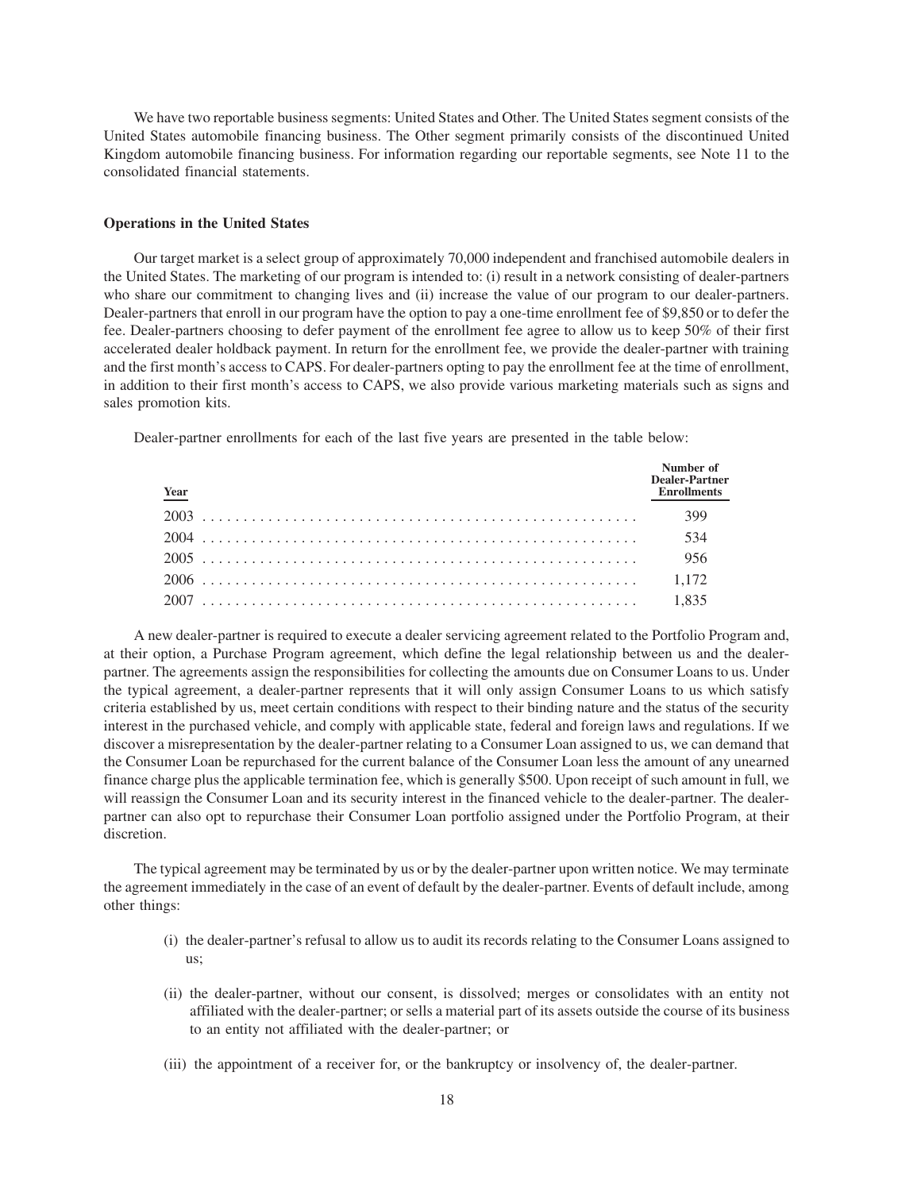We have two reportable business segments: United States and Other. The United States segment consists of the United States automobile financing business. The Other segment primarily consists of the discontinued United Kingdom automobile financing business. For information regarding our reportable segments, see Note 11 to the consolidated financial statements.

**Operations in the United States**

Our target market is a select group of approximately 70,000 independent and franchised automobile dealers in the United States. The marketing of our program is intended to: (i) result in a network consisting of dealer-partners who share our commitment to changing lives and (ii) increase the value of our program to our dealer-partners. Dealer-partners that enroll in our program have the option to pay a one-time enrollment fee of $9,850 or to defer the fee. Dealer-partners choosing to defer payment of the enrollment fee agree to allow us to keep 50% of their first accelerated dealer holdback payment. In return for the enrollment fee, we provide the dealer-partner with training and the first month's access to CAPS. For dealer-partners opting to pay the enrollment fee at the time of enrollment, in addition to their first month's access to CAPS, we also provide various marketing materials such as signs and sales promotion kits.

Dealer-partner enrollments for each of the last five years are presented in the table below:

| Year | Number of Dealer-Partner Enrollments |
|---|---|
| 2003 | 399 |
| 2004 | 534 |
| 2005 | 956 |
| 2006 | 1,172 |
| 2007 | 1,835 |

A new dealer-partner is required to execute a dealer servicing agreement related to the Portfolio Program and, at their option, a Purchase Program agreement, which define the legal relationship between us and the dealer-partner. The agreements assign the responsibilities for collecting the amounts due on Consumer Loans to us. Under the typical agreement, a dealer-partner represents that it will only assign Consumer Loans to us which satisfy criteria established by us, meet certain conditions with respect to their binding nature and the status of the security interest in the purchased vehicle, and comply with applicable state, federal and foreign laws and regulations. If we discover a misrepresentation by the dealer-partner relating to a Consumer Loan assigned to us, we can demand that the Consumer Loan be repurchased for the current balance of the Consumer Loan less the amount of any unearned finance charge plus the applicable termination fee, which is generally $500. Upon receipt of such amount in full, we will reassign the Consumer Loan and its security interest in the financed vehicle to the dealer-partner. The dealer-partner can also opt to repurchase their Consumer Loan portfolio assigned under the Portfolio Program, at their discretion.

The typical agreement may be terminated by us or by the dealer-partner upon written notice. We may terminate the agreement immediately in the case of an event of default by the dealer-partner. Events of default include, among other things:

(i) the dealer-partner's refusal to allow us to audit its records relating to the Consumer Loans assigned to us;

(ii) the dealer-partner, without our consent, is dissolved; merges or consolidates with an entity not affiliated with the dealer-partner; or sells a material part of its assets outside the course of its business to an entity not affiliated with the dealer-partner; or

(iii) the appointment of a receiver for, or the bankruptcy or insolvency of, the dealer-partner.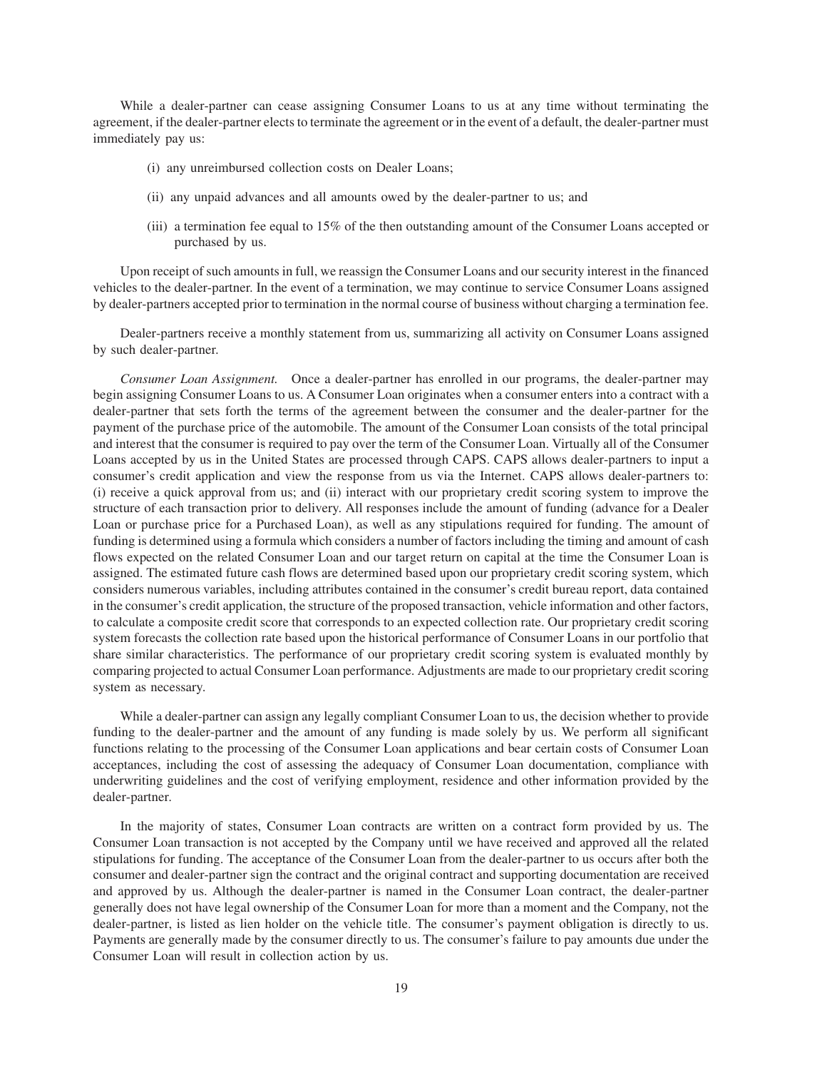While a dealer-partner can cease assigning Consumer Loans to us at any time without terminating the agreement, if the dealer-partner elects to terminate the agreement or in the event of a default, the dealer-partner must immediately pay us:

(i) any unreimbursed collection costs on Dealer Loans;

(ii) any unpaid advances and all amounts owed by the dealer-partner to us; and

(iii) a termination fee equal to 15% of the then outstanding amount of the Consumer Loans accepted or purchased by us.

Upon receipt of such amounts in full, we reassign the Consumer Loans and our security interest in the financed vehicles to the dealer-partner. In the event of a termination, we may continue to service Consumer Loans assigned by dealer-partners accepted prior to termination in the normal course of business without charging a termination fee.

Dealer-partners receive a monthly statement from us, summarizing all activity on Consumer Loans assigned by such dealer-partner.

*Consumer Loan Assignment.* Once a dealer-partner has enrolled in our programs, the dealer-partner may begin assigning Consumer Loans to us. A Consumer Loan originates when a consumer enters into a contract with a dealer-partner that sets forth the terms of the agreement between the consumer and the dealer-partner for the payment of the purchase price of the automobile. The amount of the Consumer Loan consists of the total principal and interest that the consumer is required to pay over the term of the Consumer Loan. Virtually all of the Consumer Loans accepted by us in the United States are processed through CAPS. CAPS allows dealer-partners to input a consumer's credit application and view the response from us via the Internet. CAPS allows dealer-partners to: (i) receive a quick approval from us; and (ii) interact with our proprietary credit scoring system to improve the structure of each transaction prior to delivery. All responses include the amount of funding (advance for a Dealer Loan or purchase price for a Purchased Loan), as well as any stipulations required for funding. The amount of funding is determined using a formula which considers a number of factors including the timing and amount of cash flows expected on the related Consumer Loan and our target return on capital at the time the Consumer Loan is assigned. The estimated future cash flows are determined based upon our proprietary credit scoring system, which considers numerous variables, including attributes contained in the consumer's credit bureau report, data contained in the consumer's credit application, the structure of the proposed transaction, vehicle information and other factors, to calculate a composite credit score that corresponds to an expected collection rate. Our proprietary credit scoring system forecasts the collection rate based upon the historical performance of Consumer Loans in our portfolio that share similar characteristics. The performance of our proprietary credit scoring system is evaluated monthly by comparing projected to actual Consumer Loan performance. Adjustments are made to our proprietary credit scoring system as necessary.

While a dealer-partner can assign any legally compliant Consumer Loan to us, the decision whether to provide funding to the dealer-partner and the amount of any funding is made solely by us. We perform all significant functions relating to the processing of the Consumer Loan applications and bear certain costs of Consumer Loan acceptances, including the cost of assessing the adequacy of Consumer Loan documentation, compliance with underwriting guidelines and the cost of verifying employment, residence and other information provided by the dealer-partner.

In the majority of states, Consumer Loan contracts are written on a contract form provided by us. The Consumer Loan transaction is not accepted by the Company until we have received and approved all the related stipulations for funding. The acceptance of the Consumer Loan from the dealer-partner to us occurs after both the consumer and dealer-partner sign the contract and the original contract and supporting documentation are received and approved by us. Although the dealer-partner is named in the Consumer Loan contract, the dealer-partner generally does not have legal ownership of the Consumer Loan for more than a moment and the Company, not the dealer-partner, is listed as lien holder on the vehicle title. The consumer's payment obligation is directly to us. Payments are generally made by the consumer directly to us. The consumer's failure to pay amounts due under the Consumer Loan will result in collection action by us.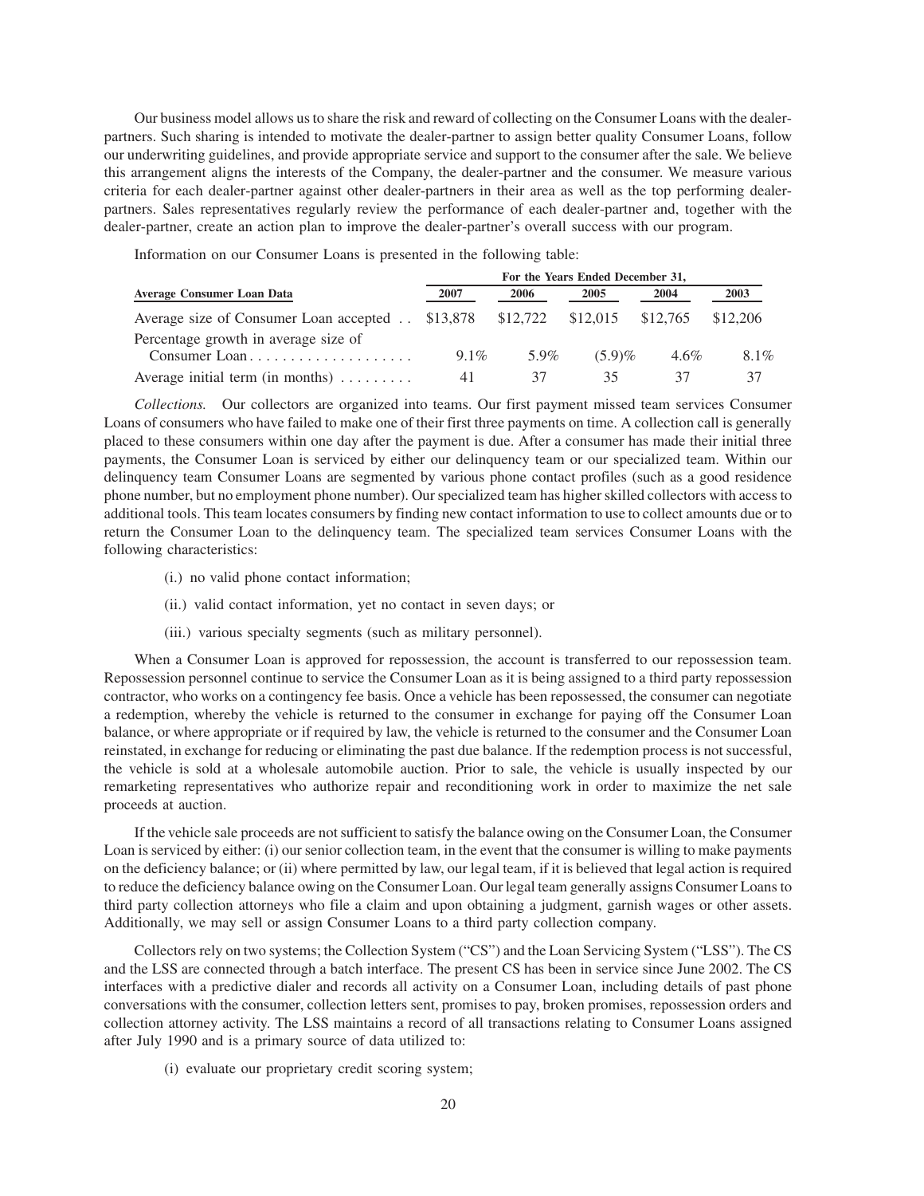Our business model allows us to share the risk and reward of collecting on the Consumer Loans with the dealer-partners. Such sharing is intended to motivate the dealer-partner to assign better quality Consumer Loans, follow our underwriting guidelines, and provide appropriate service and support to the consumer after the sale. We believe this arrangement aligns the interests of the Company, the dealer-partner and the consumer. We measure various criteria for each dealer-partner against other dealer-partners in their area as well as the top performing dealer-partners. Sales representatives regularly review the performance of each dealer-partner and, together with the dealer-partner, create an action plan to improve the dealer-partner's overall success with our program.

Information on our Consumer Loans is presented in the following table:

| | For the Years Ended December 31, | | | | |
|---|---|---|---|---|---|
| **Average Consumer Loan Data** | **2007** | **2006** | **2005** | **2004** | **2003** |
| Average size of Consumer Loan accepted | $13,878 | $12,722 | $12,015 | $12,765 | $12,206 |
| Percentage growth in average size of Consumer Loan | 9.1% | 5.9% | (5.9)% | 4.6% | 8.1% |
| Average initial term (in months) | 41 | 37 | 35 | 37 | 37 |

*Collections.* Our collectors are organized into teams. Our first payment missed team services Consumer Loans of consumers who have failed to make one of their first three payments on time. A collection call is generally placed to these consumers within one day after the payment is due. After a consumer has made their initial three payments, the Consumer Loan is serviced by either our delinquency team or our specialized team. Within our delinquency team Consumer Loans are segmented by various phone contact profiles (such as a good residence phone number, but no employment phone number). Our specialized team has higher skilled collectors with access to additional tools. This team locates consumers by finding new contact information to use to collect amounts due or to return the Consumer Loan to the delinquency team. The specialized team services Consumer Loans with the following characteristics:

(i.) no valid phone contact information;

(ii.) valid contact information, yet no contact in seven days; or

(iii.) various specialty segments (such as military personnel).

When a Consumer Loan is approved for repossession, the account is transferred to our repossession team. Repossession personnel continue to service the Consumer Loan as it is being assigned to a third party repossession contractor, who works on a contingency fee basis. Once a vehicle has been repossessed, the consumer can negotiate a redemption, whereby the vehicle is returned to the consumer in exchange for paying off the Consumer Loan balance, or where appropriate or if required by law, the vehicle is returned to the consumer and the Consumer Loan reinstated, in exchange for reducing or eliminating the past due balance. If the redemption process is not successful, the vehicle is sold at a wholesale automobile auction. Prior to sale, the vehicle is usually inspected by our remarketing representatives who authorize repair and reconditioning work in order to maximize the net sale proceeds at auction.

If the vehicle sale proceeds are not sufficient to satisfy the balance owing on the Consumer Loan, the Consumer Loan is serviced by either: (i) our senior collection team, in the event that the consumer is willing to make payments on the deficiency balance; or (ii) where permitted by law, our legal team, if it is believed that legal action is required to reduce the deficiency balance owing on the Consumer Loan. Our legal team generally assigns Consumer Loans to third party collection attorneys who file a claim and upon obtaining a judgment, garnish wages or other assets. Additionally, we may sell or assign Consumer Loans to a third party collection company.

Collectors rely on two systems; the Collection System ("CS") and the Loan Servicing System ("LSS"). The CS and the LSS are connected through a batch interface. The present CS has been in service since June 2002. The CS interfaces with a predictive dialer and records all activity on a Consumer Loan, including details of past phone conversations with the consumer, collection letters sent, promises to pay, broken promises, repossession orders and collection attorney activity. The LSS maintains a record of all transactions relating to Consumer Loans assigned after July 1990 and is a primary source of data utilized to:

(i) evaluate our proprietary credit scoring system;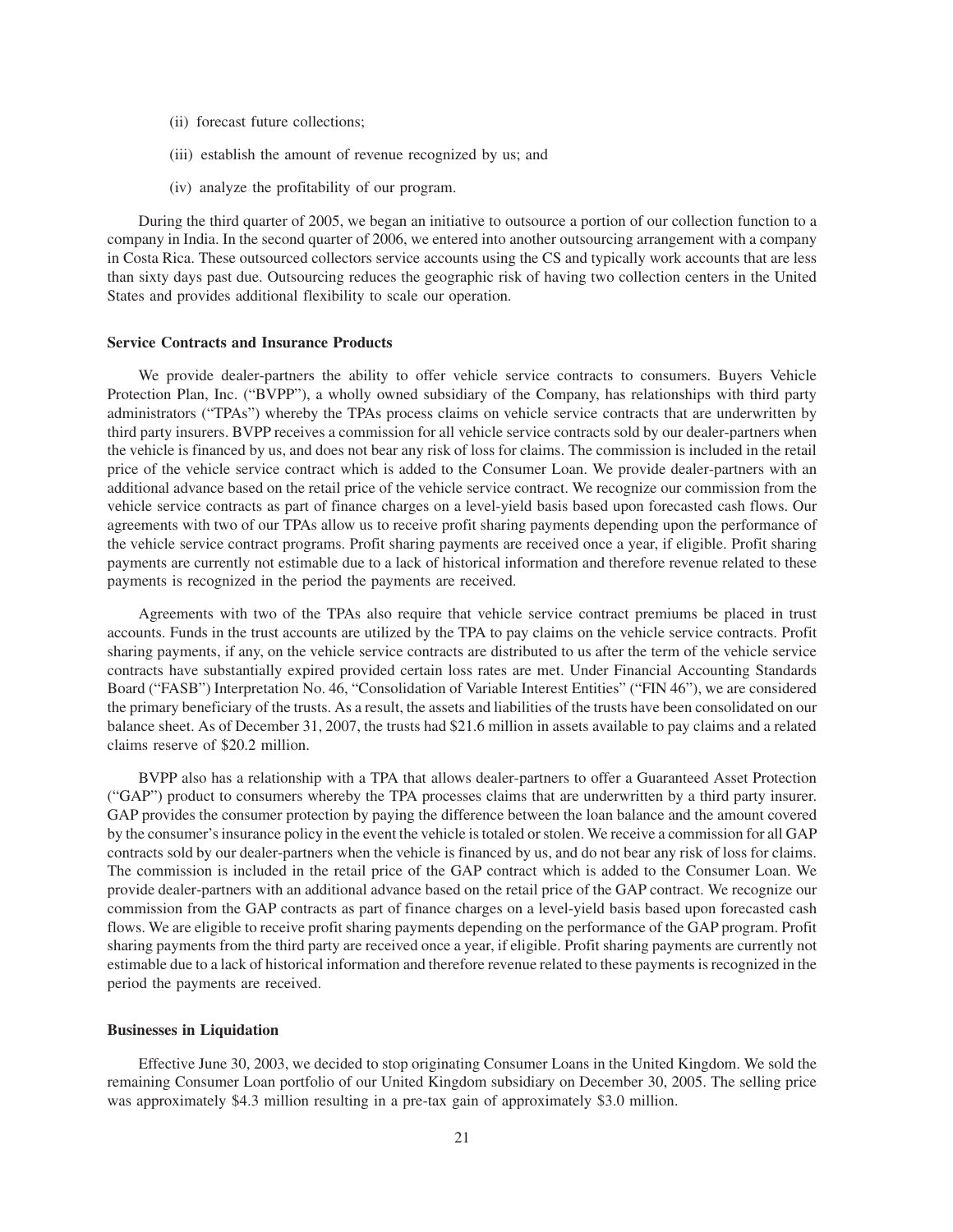(ii) forecast future collections;

(iii) establish the amount of revenue recognized by us; and

(iv) analyze the profitability of our program.

During the third quarter of 2005, we began an initiative to outsource a portion of our collection function to a company in India. In the second quarter of 2006, we entered into another outsourcing arrangement with a company in Costa Rica. These outsourced collectors service accounts using the CS and typically work accounts that are less than sixty days past due. Outsourcing reduces the geographic risk of having two collection centers in the United States and provides additional flexibility to scale our operation.

**Service Contracts and Insurance Products**

We provide dealer-partners the ability to offer vehicle service contracts to consumers. Buyers Vehicle Protection Plan, Inc. ("BVPP"), a wholly owned subsidiary of the Company, has relationships with third party administrators ("TPAs") whereby the TPAs process claims on vehicle service contracts that are underwritten by third party insurers. BVPP receives a commission for all vehicle service contracts sold by our dealer-partners when the vehicle is financed by us, and does not bear any risk of loss for claims. The commission is included in the retail price of the vehicle service contract which is added to the Consumer Loan. We provide dealer-partners with an additional advance based on the retail price of the vehicle service contract. We recognize our commission from the vehicle service contracts as part of finance charges on a level-yield basis based upon forecasted cash flows. Our agreements with two of our TPAs allow us to receive profit sharing payments depending upon the performance of the vehicle service contract programs. Profit sharing payments are received once a year, if eligible. Profit sharing payments are currently not estimable due to a lack of historical information and therefore revenue related to these payments is recognized in the period the payments are received.

Agreements with two of the TPAs also require that vehicle service contract premiums be placed in trust accounts. Funds in the trust accounts are utilized by the TPA to pay claims on the vehicle service contracts. Profit sharing payments, if any, on the vehicle service contracts are distributed to us after the term of the vehicle service contracts have substantially expired provided certain loss rates are met. Under Financial Accounting Standards Board ("FASB") Interpretation No. 46, "Consolidation of Variable Interest Entities" ("FIN 46"), we are considered the primary beneficiary of the trusts. As a result, the assets and liabilities of the trusts have been consolidated on our balance sheet. As of December 31, 2007, the trusts had $21.6 million in assets available to pay claims and a related claims reserve of $20.2 million.

BVPP also has a relationship with a TPA that allows dealer-partners to offer a Guaranteed Asset Protection ("GAP") product to consumers whereby the TPA processes claims that are underwritten by a third party insurer. GAP provides the consumer protection by paying the difference between the loan balance and the amount covered by the consumer's insurance policy in the event the vehicle is totaled or stolen. We receive a commission for all GAP contracts sold by our dealer-partners when the vehicle is financed by us, and do not bear any risk of loss for claims. The commission is included in the retail price of the GAP contract which is added to the Consumer Loan. We provide dealer-partners with an additional advance based on the retail price of the GAP contract. We recognize our commission from the GAP contracts as part of finance charges on a level-yield basis based upon forecasted cash flows. We are eligible to receive profit sharing payments depending on the performance of the GAP program. Profit sharing payments from the third party are received once a year, if eligible. Profit sharing payments are currently not estimable due to a lack of historical information and therefore revenue related to these payments is recognized in the period the payments are received.

**Businesses in Liquidation**

Effective June 30, 2003, we decided to stop originating Consumer Loans in the United Kingdom. We sold the remaining Consumer Loan portfolio of our United Kingdom subsidiary on December 30, 2005. The selling price was approximately $4.3 million resulting in a pre-tax gain of approximately $3.0 million.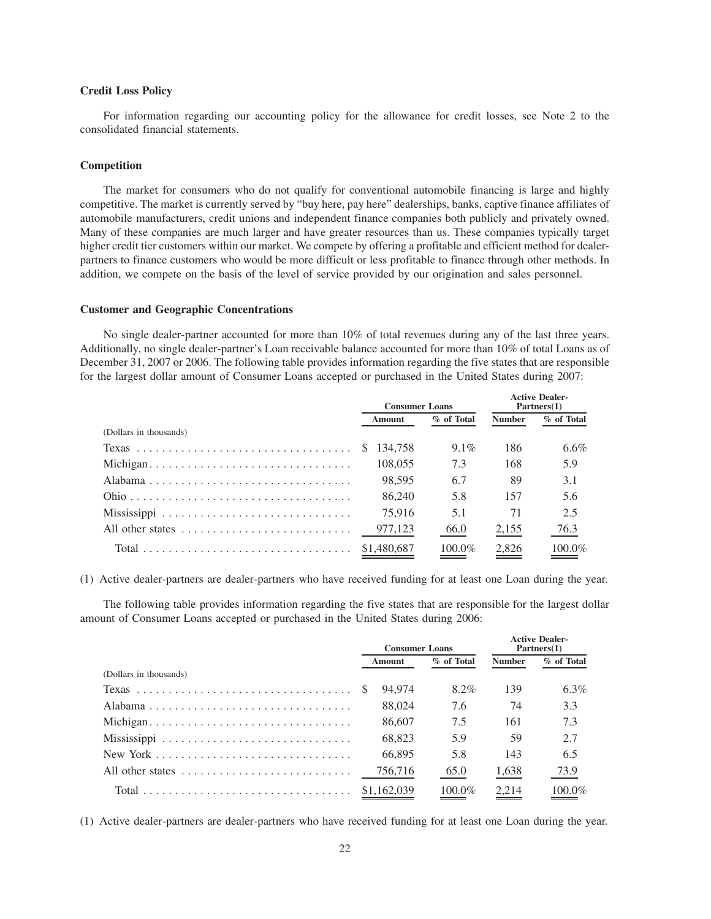### Credit Loss Policy

For information regarding our accounting policy for the allowance for credit losses, see Note 2 to the consolidated financial statements.

### Competition

The market for consumers who do not qualify for conventional automobile financing is large and highly competitive. The market is currently served by "buy here, pay here" dealerships, banks, captive finance affiliates of automobile manufacturers, credit unions and independent finance companies both publicly and privately owned. Many of these companies are much larger and have greater resources than us. These companies typically target higher credit tier customers within our market. We compete by offering a profitable and efficient method for dealer-partners to finance customers who would be more difficult or less profitable to finance through other methods. In addition, we compete on the basis of the level of service provided by our origination and sales personnel.

### Customer and Geographic Concentrations

No single dealer-partner accounted for more than 10% of total revenues during any of the last three years. Additionally, no single dealer-partner's Loan receivable balance accounted for more than 10% of total Loans as of December 31, 2007 or 2006. The following table provides information regarding the five states that are responsible for the largest dollar amount of Consumer Loans accepted or purchased in the United States during 2007:

| | Consumer Loans | | Active Dealer-Partners(1) | |
|---|---|---|---|---|
| | Amount | % of Total | Number | % of Total |
| (Dollars in thousands) | | | | |
| Texas | $ 134,758 | 9.1% | 186 | 6.6% |
| Michigan | 108,055 | 7.3 | 168 | 5.9 |
| Alabama | 98,595 | 6.7 | 89 | 3.1 |
| Ohio | 86,240 | 5.8 | 157 | 5.6 |
| Mississippi | 75,916 | 5.1 | 71 | 2.5 |
| All other states | 977,123 | 66.0 | 2,155 | 76.3 |
| Total | $1,480,687 | 100.0% | 2,826 | 100.0% |

(1) Active dealer-partners are dealer-partners who have received funding for at least one Loan during the year.

The following table provides information regarding the five states that are responsible for the largest dollar amount of Consumer Loans accepted or purchased in the United States during 2006:

| | Consumer Loans | | Active Dealer-Partners(1) | |
|---|---|---|---|---|
| | Amount | % of Total | Number | % of Total |
| (Dollars in thousands) | | | | |
| Texas | $ 94,974 | 8.2% | 139 | 6.3% |
| Alabama | 88,024 | 7.6 | 74 | 3.3 |
| Michigan | 86,607 | 7.5 | 161 | 7.3 |
| Mississippi | 68,823 | 5.9 | 59 | 2.7 |
| New York | 66,895 | 5.8 | 143 | 6.5 |
| All other states | 756,716 | 65.0 | 1,638 | 73.9 |
| Total | $1,162,039 | 100.0% | 2,214 | 100.0% |

(1) Active dealer-partners are dealer-partners who have received funding for at least one Loan during the year.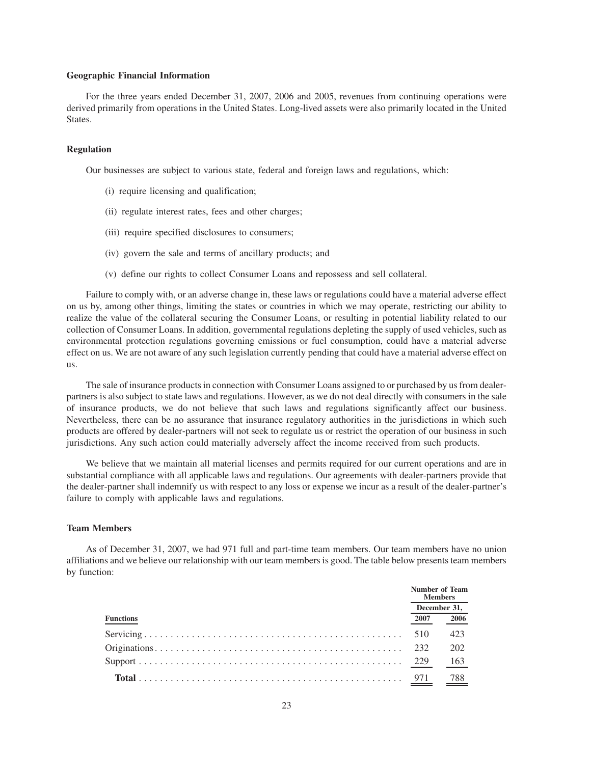### Geographic Financial Information

For the three years ended December 31, 2007, 2006 and 2005, revenues from continuing operations were derived primarily from operations in the United States. Long-lived assets were also primarily located in the United States.

### Regulation

Our businesses are subject to various state, federal and foreign laws and regulations, which:

(i) require licensing and qualification;

(ii) regulate interest rates, fees and other charges;

(iii) require specified disclosures to consumers;

(iv) govern the sale and terms of ancillary products; and

(v) define our rights to collect Consumer Loans and repossess and sell collateral.

Failure to comply with, or an adverse change in, these laws or regulations could have a material adverse effect on us by, among other things, limiting the states or countries in which we may operate, restricting our ability to realize the value of the collateral securing the Consumer Loans, or resulting in potential liability related to our collection of Consumer Loans. In addition, governmental regulations depleting the supply of used vehicles, such as environmental protection regulations governing emissions or fuel consumption, could have a material adverse effect on us. We are not aware of any such legislation currently pending that could have a material adverse effect on us.

The sale of insurance products in connection with Consumer Loans assigned to or purchased by us from dealer-partners is also subject to state laws and regulations. However, as we do not deal directly with consumers in the sale of insurance products, we do not believe that such laws and regulations significantly affect our business. Nevertheless, there can be no assurance that insurance regulatory authorities in the jurisdictions in which such products are offered by dealer-partners will not seek to regulate us or restrict the operation of our business in such jurisdictions. Any such action could materially adversely affect the income received from such products.

We believe that we maintain all material licenses and permits required for our current operations and are in substantial compliance with all applicable laws and regulations. Our agreements with dealer-partners provide that the dealer-partner shall indemnify us with respect to any loss or expense we incur as a result of the dealer-partner's failure to comply with applicable laws and regulations.

### Team Members

As of December 31, 2007, we had 971 full and part-time team members. Our team members have no union affiliations and we believe our relationship with our team members is good. The table below presents team members by function:

| Functions | Number of Team Members December 31, 2007 | Number of Team Members December 31, 2006 |
|---|---|---|
| Servicing | 510 | 423 |
| Originations | 232 | 202 |
| Support | 229 | 163 |
| **Total** | 971 | 788 |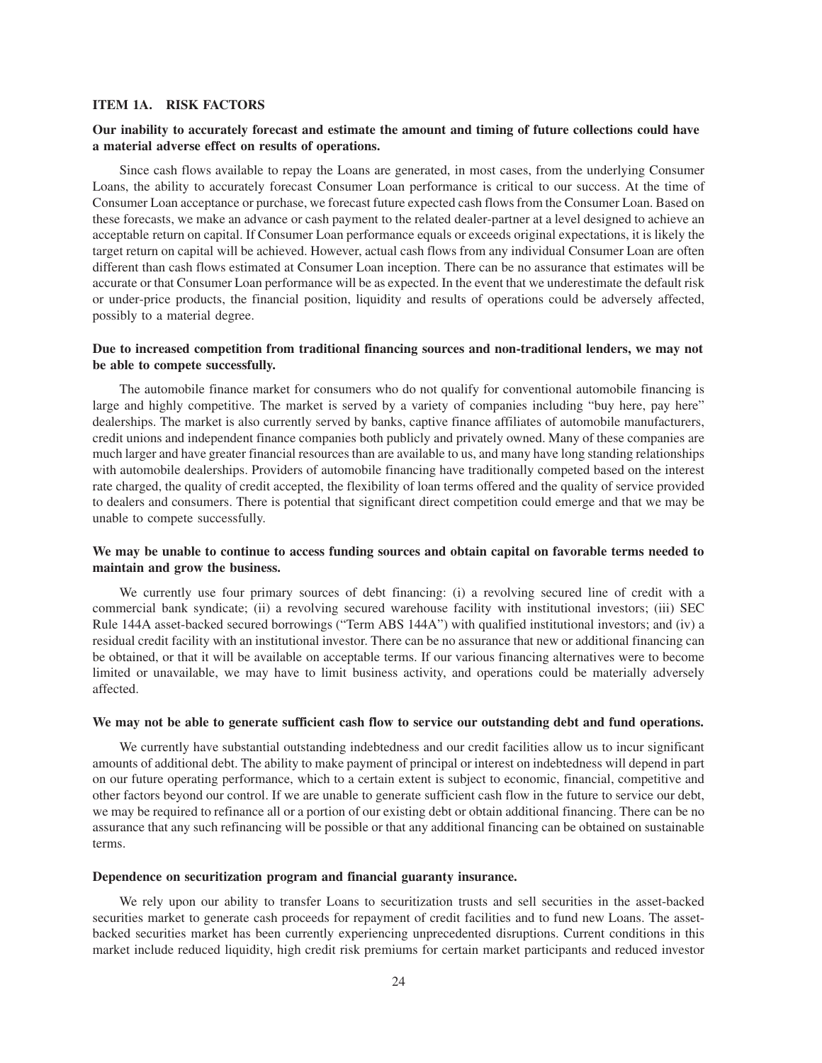## ITEM 1A. RISK FACTORS

**Our inability to accurately forecast and estimate the amount and timing of future collections could have a material adverse effect on results of operations.**

Since cash flows available to repay the Loans are generated, in most cases, from the underlying Consumer Loans, the ability to accurately forecast Consumer Loan performance is critical to our success. At the time of Consumer Loan acceptance or purchase, we forecast future expected cash flows from the Consumer Loan. Based on these forecasts, we make an advance or cash payment to the related dealer-partner at a level designed to achieve an acceptable return on capital. If Consumer Loan performance equals or exceeds original expectations, it is likely the target return on capital will be achieved. However, actual cash flows from any individual Consumer Loan are often different than cash flows estimated at Consumer Loan inception. There can be no assurance that estimates will be accurate or that Consumer Loan performance will be as expected. In the event that we underestimate the default risk or under-price products, the financial position, liquidity and results of operations could be adversely affected, possibly to a material degree.

**Due to increased competition from traditional financing sources and non-traditional lenders, we may not be able to compete successfully.**

The automobile finance market for consumers who do not qualify for conventional automobile financing is large and highly competitive. The market is served by a variety of companies including "buy here, pay here" dealerships. The market is also currently served by banks, captive finance affiliates of automobile manufacturers, credit unions and independent finance companies both publicly and privately owned. Many of these companies are much larger and have greater financial resources than are available to us, and many have long standing relationships with automobile dealerships. Providers of automobile financing have traditionally competed based on the interest rate charged, the quality of credit accepted, the flexibility of loan terms offered and the quality of service provided to dealers and consumers. There is potential that significant direct competition could emerge and that we may be unable to compete successfully.

**We may be unable to continue to access funding sources and obtain capital on favorable terms needed to maintain and grow the business.**

We currently use four primary sources of debt financing: (i) a revolving secured line of credit with a commercial bank syndicate; (ii) a revolving secured warehouse facility with institutional investors; (iii) SEC Rule 144A asset-backed secured borrowings ("Term ABS 144A") with qualified institutional investors; and (iv) a residual credit facility with an institutional investor. There can be no assurance that new or additional financing can be obtained, or that it will be available on acceptable terms. If our various financing alternatives were to become limited or unavailable, we may have to limit business activity, and operations could be materially adversely affected.

**We may not be able to generate sufficient cash flow to service our outstanding debt and fund operations.**

We currently have substantial outstanding indebtedness and our credit facilities allow us to incur significant amounts of additional debt. The ability to make payment of principal or interest on indebtedness will depend in part on our future operating performance, which to a certain extent is subject to economic, financial, competitive and other factors beyond our control. If we are unable to generate sufficient cash flow in the future to service our debt, we may be required to refinance all or a portion of our existing debt or obtain additional financing. There can be no assurance that any such refinancing will be possible or that any additional financing can be obtained on sustainable terms.

**Dependence on securitization program and financial guaranty insurance.**

We rely upon our ability to transfer Loans to securitization trusts and sell securities in the asset-backed securities market to generate cash proceeds for repayment of credit facilities and to fund new Loans. The asset-backed securities market has been currently experiencing unprecedented disruptions. Current conditions in this market include reduced liquidity, high credit risk premiums for certain market participants and reduced investor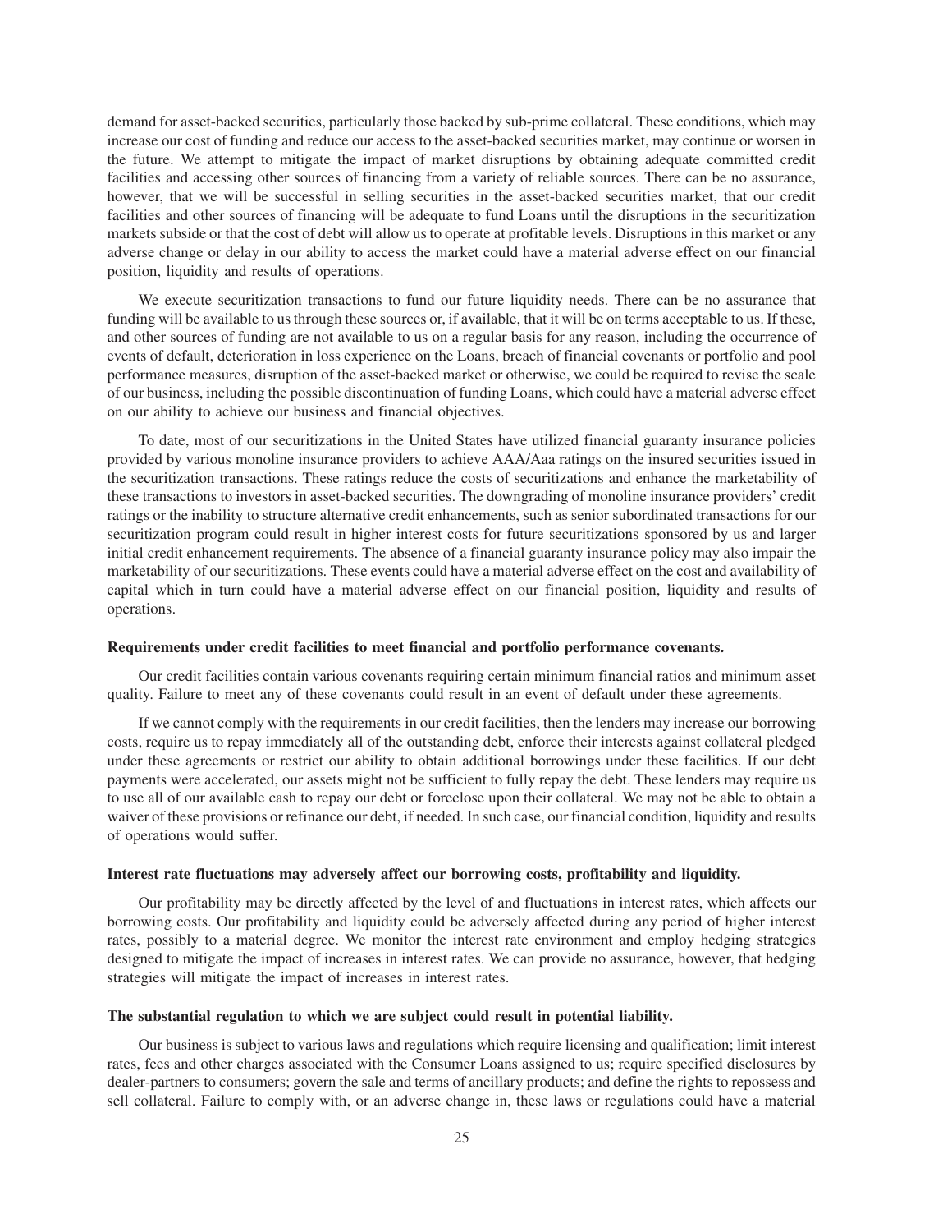demand for asset-backed securities, particularly those backed by sub-prime collateral. These conditions, which may increase our cost of funding and reduce our access to the asset-backed securities market, may continue or worsen in the future. We attempt to mitigate the impact of market disruptions by obtaining adequate committed credit facilities and accessing other sources of financing from a variety of reliable sources. There can be no assurance, however, that we will be successful in selling securities in the asset-backed securities market, that our credit facilities and other sources of financing will be adequate to fund Loans until the disruptions in the securitization markets subside or that the cost of debt will allow us to operate at profitable levels. Disruptions in this market or any adverse change or delay in our ability to access the market could have a material adverse effect on our financial position, liquidity and results of operations.

We execute securitization transactions to fund our future liquidity needs. There can be no assurance that funding will be available to us through these sources or, if available, that it will be on terms acceptable to us. If these, and other sources of funding are not available to us on a regular basis for any reason, including the occurrence of events of default, deterioration in loss experience on the Loans, breach of financial covenants or portfolio and pool performance measures, disruption of the asset-backed market or otherwise, we could be required to revise the scale of our business, including the possible discontinuation of funding Loans, which could have a material adverse effect on our ability to achieve our business and financial objectives.

To date, most of our securitizations in the United States have utilized financial guaranty insurance policies provided by various monoline insurance providers to achieve AAA/Aaa ratings on the insured securities issued in the securitization transactions. These ratings reduce the costs of securitizations and enhance the marketability of these transactions to investors in asset-backed securities. The downgrading of monoline insurance providers' credit ratings or the inability to structure alternative credit enhancements, such as senior subordinated transactions for our securitization program could result in higher interest costs for future securitizations sponsored by us and larger initial credit enhancement requirements. The absence of a financial guaranty insurance policy may also impair the marketability of our securitizations. These events could have a material adverse effect on the cost and availability of capital which in turn could have a material adverse effect on our financial position, liquidity and results of operations.

**Requirements under credit facilities to meet financial and portfolio performance covenants.**

Our credit facilities contain various covenants requiring certain minimum financial ratios and minimum asset quality. Failure to meet any of these covenants could result in an event of default under these agreements.

If we cannot comply with the requirements in our credit facilities, then the lenders may increase our borrowing costs, require us to repay immediately all of the outstanding debt, enforce their interests against collateral pledged under these agreements or restrict our ability to obtain additional borrowings under these facilities. If our debt payments were accelerated, our assets might not be sufficient to fully repay the debt. These lenders may require us to use all of our available cash to repay our debt or foreclose upon their collateral. We may not be able to obtain a waiver of these provisions or refinance our debt, if needed. In such case, our financial condition, liquidity and results of operations would suffer.

**Interest rate fluctuations may adversely affect our borrowing costs, profitability and liquidity.**

Our profitability may be directly affected by the level of and fluctuations in interest rates, which affects our borrowing costs. Our profitability and liquidity could be adversely affected during any period of higher interest rates, possibly to a material degree. We monitor the interest rate environment and employ hedging strategies designed to mitigate the impact of increases in interest rates. We can provide no assurance, however, that hedging strategies will mitigate the impact of increases in interest rates.

**The substantial regulation to which we are subject could result in potential liability.**

Our business is subject to various laws and regulations which require licensing and qualification; limit interest rates, fees and other charges associated with the Consumer Loans assigned to us; require specified disclosures by dealer-partners to consumers; govern the sale and terms of ancillary products; and define the rights to repossess and sell collateral. Failure to comply with, or an adverse change in, these laws or regulations could have a material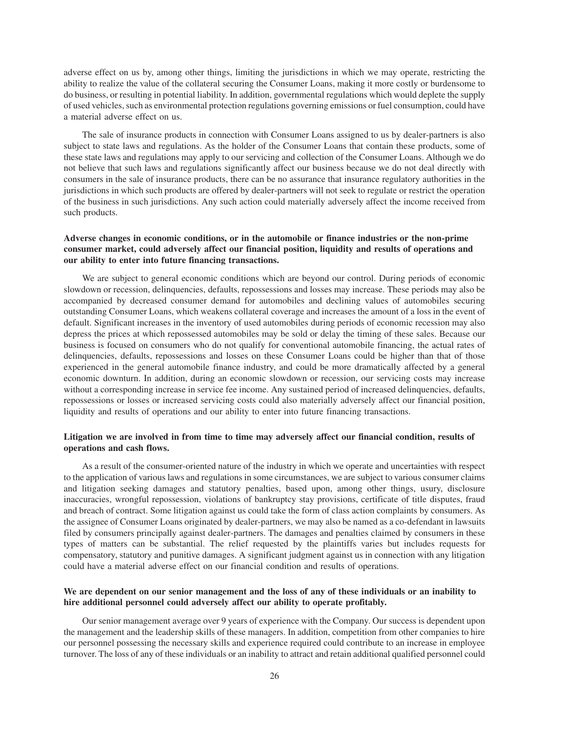adverse effect on us by, among other things, limiting the jurisdictions in which we may operate, restricting the ability to realize the value of the collateral securing the Consumer Loans, making it more costly or burdensome to do business, or resulting in potential liability. In addition, governmental regulations which would deplete the supply of used vehicles, such as environmental protection regulations governing emissions or fuel consumption, could have a material adverse effect on us.

The sale of insurance products in connection with Consumer Loans assigned to us by dealer-partners is also subject to state laws and regulations. As the holder of the Consumer Loans that contain these products, some of these state laws and regulations may apply to our servicing and collection of the Consumer Loans. Although we do not believe that such laws and regulations significantly affect our business because we do not deal directly with consumers in the sale of insurance products, there can be no assurance that insurance regulatory authorities in the jurisdictions in which such products are offered by dealer-partners will not seek to regulate or restrict the operation of the business in such jurisdictions. Any such action could materially adversely affect the income received from such products.

**Adverse changes in economic conditions, or in the automobile or finance industries or the non-prime consumer market, could adversely affect our financial position, liquidity and results of operations and our ability to enter into future financing transactions.**

We are subject to general economic conditions which are beyond our control. During periods of economic slowdown or recession, delinquencies, defaults, repossessions and losses may increase. These periods may also be accompanied by decreased consumer demand for automobiles and declining values of automobiles securing outstanding Consumer Loans, which weakens collateral coverage and increases the amount of a loss in the event of default. Significant increases in the inventory of used automobiles during periods of economic recession may also depress the prices at which repossessed automobiles may be sold or delay the timing of these sales. Because our business is focused on consumers who do not qualify for conventional automobile financing, the actual rates of delinquencies, defaults, repossessions and losses on these Consumer Loans could be higher than that of those experienced in the general automobile finance industry, and could be more dramatically affected by a general economic downturn. In addition, during an economic slowdown or recession, our servicing costs may increase without a corresponding increase in service fee income. Any sustained period of increased delinquencies, defaults, repossessions or losses or increased servicing costs could also materially adversely affect our financial position, liquidity and results of operations and our ability to enter into future financing transactions.

**Litigation we are involved in from time to time may adversely affect our financial condition, results of operations and cash flows.**

As a result of the consumer-oriented nature of the industry in which we operate and uncertainties with respect to the application of various laws and regulations in some circumstances, we are subject to various consumer claims and litigation seeking damages and statutory penalties, based upon, among other things, usury, disclosure inaccuracies, wrongful repossession, violations of bankruptcy stay provisions, certificate of title disputes, fraud and breach of contract. Some litigation against us could take the form of class action complaints by consumers. As the assignee of Consumer Loans originated by dealer-partners, we may also be named as a co-defendant in lawsuits filed by consumers principally against dealer-partners. The damages and penalties claimed by consumers in these types of matters can be substantial. The relief requested by the plaintiffs varies but includes requests for compensatory, statutory and punitive damages. A significant judgment against us in connection with any litigation could have a material adverse effect on our financial condition and results of operations.

**We are dependent on our senior management and the loss of any of these individuals or an inability to hire additional personnel could adversely affect our ability to operate profitably.**

Our senior management average over 9 years of experience with the Company. Our success is dependent upon the management and the leadership skills of these managers. In addition, competition from other companies to hire our personnel possessing the necessary skills and experience required could contribute to an increase in employee turnover. The loss of any of these individuals or an inability to attract and retain additional qualified personnel could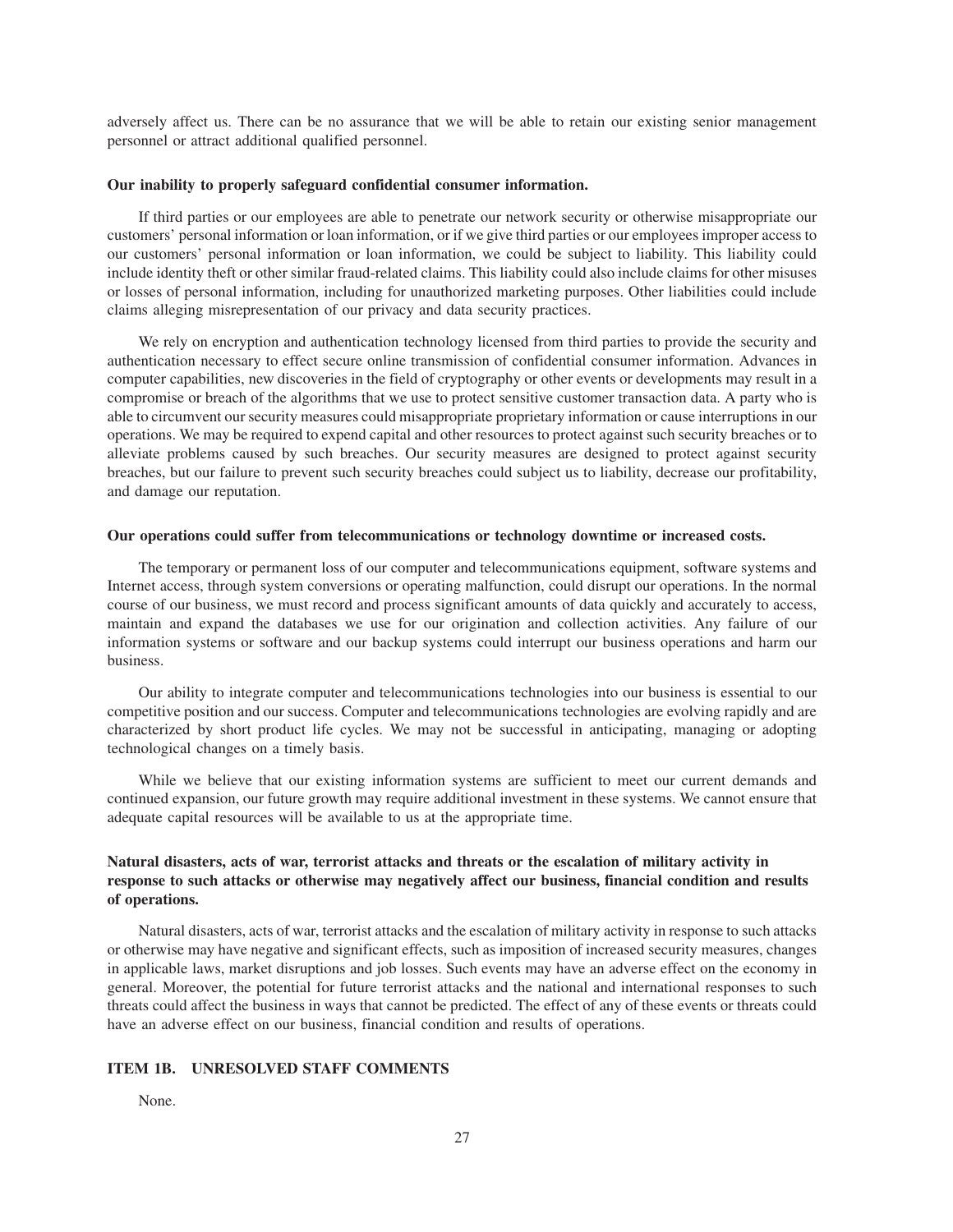adversely affect us. There can be no assurance that we will be able to retain our existing senior management personnel or attract additional qualified personnel.

**Our inability to properly safeguard confidential consumer information.**

If third parties or our employees are able to penetrate our network security or otherwise misappropriate our customers' personal information or loan information, or if we give third parties or our employees improper access to our customers' personal information or loan information, we could be subject to liability. This liability could include identity theft or other similar fraud-related claims. This liability could also include claims for other misuses or losses of personal information, including for unauthorized marketing purposes. Other liabilities could include claims alleging misrepresentation of our privacy and data security practices.

We rely on encryption and authentication technology licensed from third parties to provide the security and authentication necessary to effect secure online transmission of confidential consumer information. Advances in computer capabilities, new discoveries in the field of cryptography or other events or developments may result in a compromise or breach of the algorithms that we use to protect sensitive customer transaction data. A party who is able to circumvent our security measures could misappropriate proprietary information or cause interruptions in our operations. We may be required to expend capital and other resources to protect against such security breaches or to alleviate problems caused by such breaches. Our security measures are designed to protect against security breaches, but our failure to prevent such security breaches could subject us to liability, decrease our profitability, and damage our reputation.

**Our operations could suffer from telecommunications or technology downtime or increased costs.**

The temporary or permanent loss of our computer and telecommunications equipment, software systems and Internet access, through system conversions or operating malfunction, could disrupt our operations. In the normal course of our business, we must record and process significant amounts of data quickly and accurately to access, maintain and expand the databases we use for our origination and collection activities. Any failure of our information systems or software and our backup systems could interrupt our business operations and harm our business.

Our ability to integrate computer and telecommunications technologies into our business is essential to our competitive position and our success. Computer and telecommunications technologies are evolving rapidly and are characterized by short product life cycles. We may not be successful in anticipating, managing or adopting technological changes on a timely basis.

While we believe that our existing information systems are sufficient to meet our current demands and continued expansion, our future growth may require additional investment in these systems. We cannot ensure that adequate capital resources will be available to us at the appropriate time.

**Natural disasters, acts of war, terrorist attacks and threats or the escalation of military activity in response to such attacks or otherwise may negatively affect our business, financial condition and results of operations.**

Natural disasters, acts of war, terrorist attacks and the escalation of military activity in response to such attacks or otherwise may have negative and significant effects, such as imposition of increased security measures, changes in applicable laws, market disruptions and job losses. Such events may have an adverse effect on the economy in general. Moreover, the potential for future terrorist attacks and the national and international responses to such threats could affect the business in ways that cannot be predicted. The effect of any of these events or threats could have an adverse effect on our business, financial condition and results of operations.

## ITEM 1B. UNRESOLVED STAFF COMMENTS

None.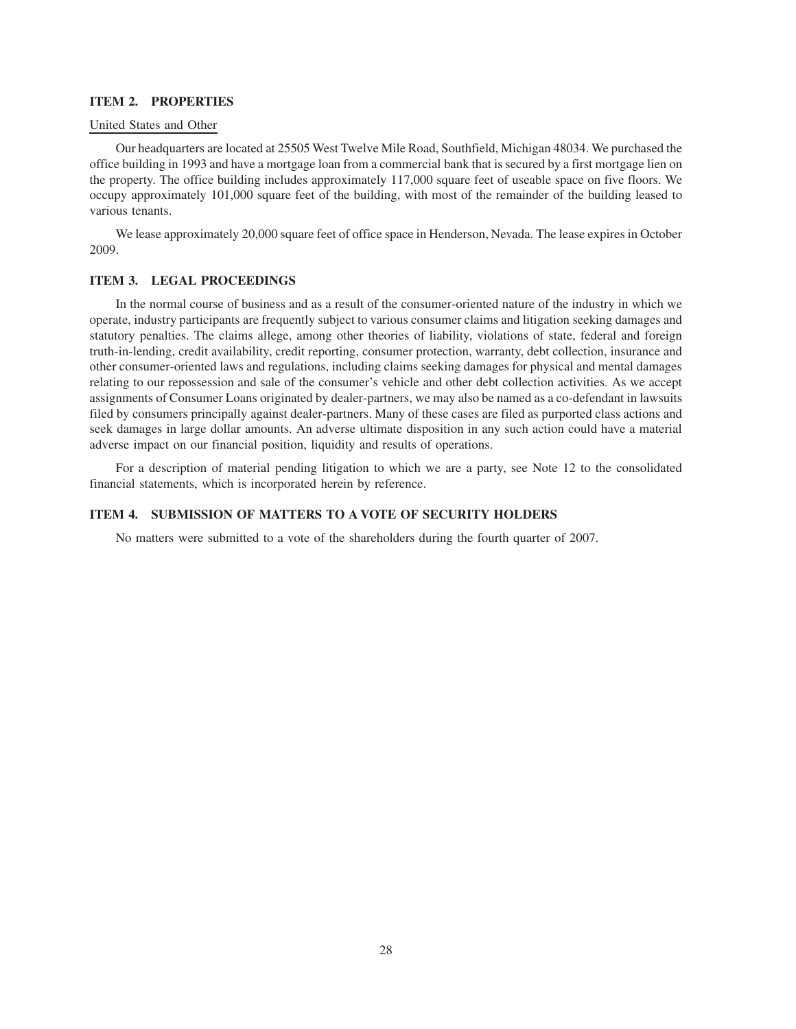## ITEM 2. PROPERTIES

United States and Other

Our headquarters are located at 25505 West Twelve Mile Road, Southfield, Michigan 48034. We purchased the office building in 1993 and have a mortgage loan from a commercial bank that is secured by a first mortgage lien on the property. The office building includes approximately 117,000 square feet of useable space on five floors. We occupy approximately 101,000 square feet of the building, with most of the remainder of the building leased to various tenants.

We lease approximately 20,000 square feet of office space in Henderson, Nevada. The lease expires in October 2009.

## ITEM 3. LEGAL PROCEEDINGS

In the normal course of business and as a result of the consumer-oriented nature of the industry in which we operate, industry participants are frequently subject to various consumer claims and litigation seeking damages and statutory penalties. The claims allege, among other theories of liability, violations of state, federal and foreign truth-in-lending, credit availability, credit reporting, consumer protection, warranty, debt collection, insurance and other consumer-oriented laws and regulations, including claims seeking damages for physical and mental damages relating to our repossession and sale of the consumer's vehicle and other debt collection activities. As we accept assignments of Consumer Loans originated by dealer-partners, we may also be named as a co-defendant in lawsuits filed by consumers principally against dealer-partners. Many of these cases are filed as purported class actions and seek damages in large dollar amounts. An adverse ultimate disposition in any such action could have a material adverse impact on our financial position, liquidity and results of operations.

For a description of material pending litigation to which we are a party, see Note 12 to the consolidated financial statements, which is incorporated herein by reference.

## ITEM 4. SUBMISSION OF MATTERS TO A VOTE OF SECURITY HOLDERS

No matters were submitted to a vote of the shareholders during the fourth quarter of 2007.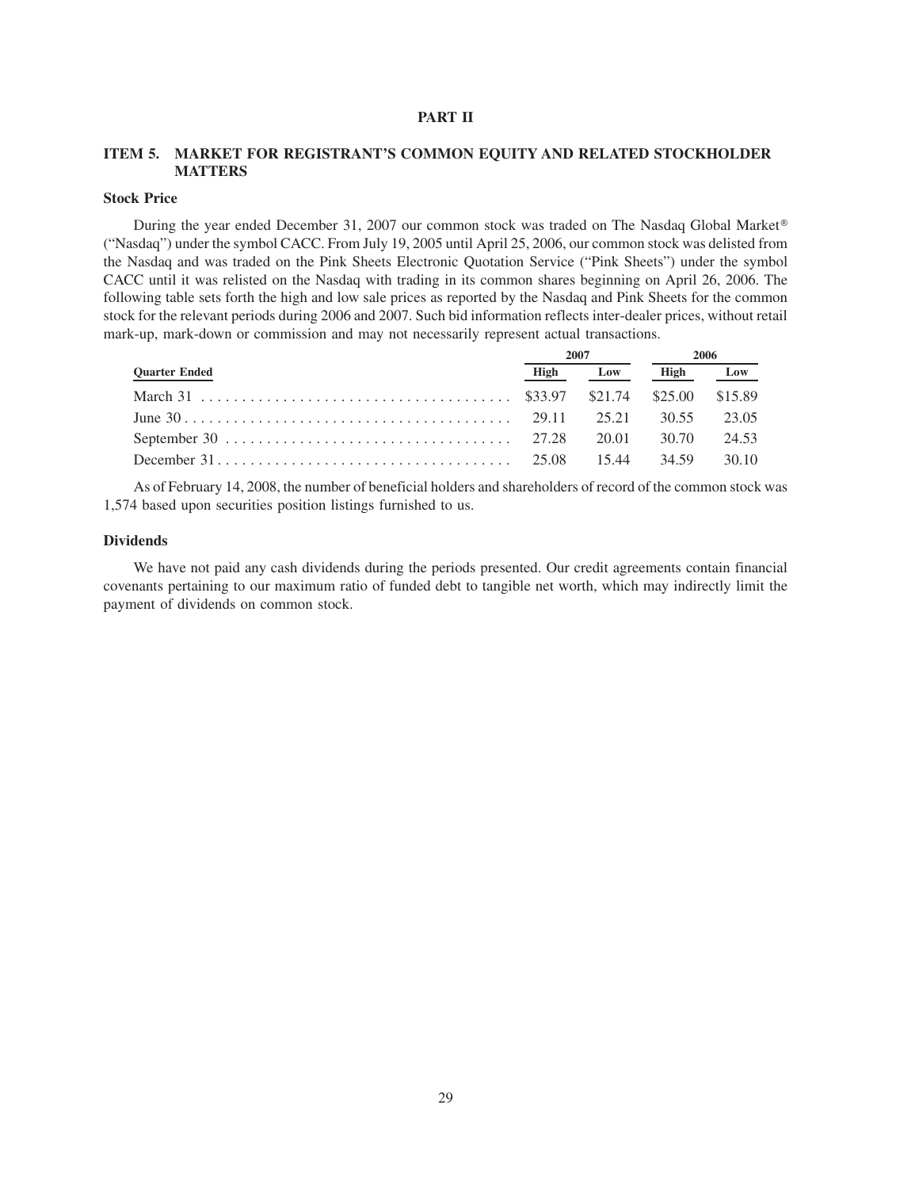# PART II

## ITEM 5. MARKET FOR REGISTRANT'S COMMON EQUITY AND RELATED STOCKHOLDER MATTERS

### Stock Price

During the year ended December 31, 2007 our common stock was traded on The Nasdaq Global Market® ("Nasdaq") under the symbol CACC. From July 19, 2005 until April 25, 2006, our common stock was delisted from the Nasdaq and was traded on the Pink Sheets Electronic Quotation Service ("Pink Sheets") under the symbol CACC until it was relisted on the Nasdaq with trading in its common shares beginning on April 26, 2006. The following table sets forth the high and low sale prices as reported by the Nasdaq and Pink Sheets for the common stock for the relevant periods during 2006 and 2007. Such bid information reflects inter-dealer prices, without retail mark-up, mark-down or commission and may not necessarily represent actual transactions.

| | 2007 | | 2006 | |
|---|---|---|---|---|
| **Quarter Ended** | **High** | **Low** | **High** | **Low** |
| March 31 | $33.97 | $21.74 | $25.00 | $15.89 |
| June 30 | 29.11 | 25.21 | 30.55 | 23.05 |
| September 30 | 27.28 | 20.01 | 30.70 | 24.53 |
| December 31 | 25.08 | 15.44 | 34.59 | 30.10 |

As of February 14, 2008, the number of beneficial holders and shareholders of record of the common stock was 1,574 based upon securities position listings furnished to us.

### Dividends

We have not paid any cash dividends during the periods presented. Our credit agreements contain financial covenants pertaining to our maximum ratio of funded debt to tangible net worth, which may indirectly limit the payment of dividends on common stock.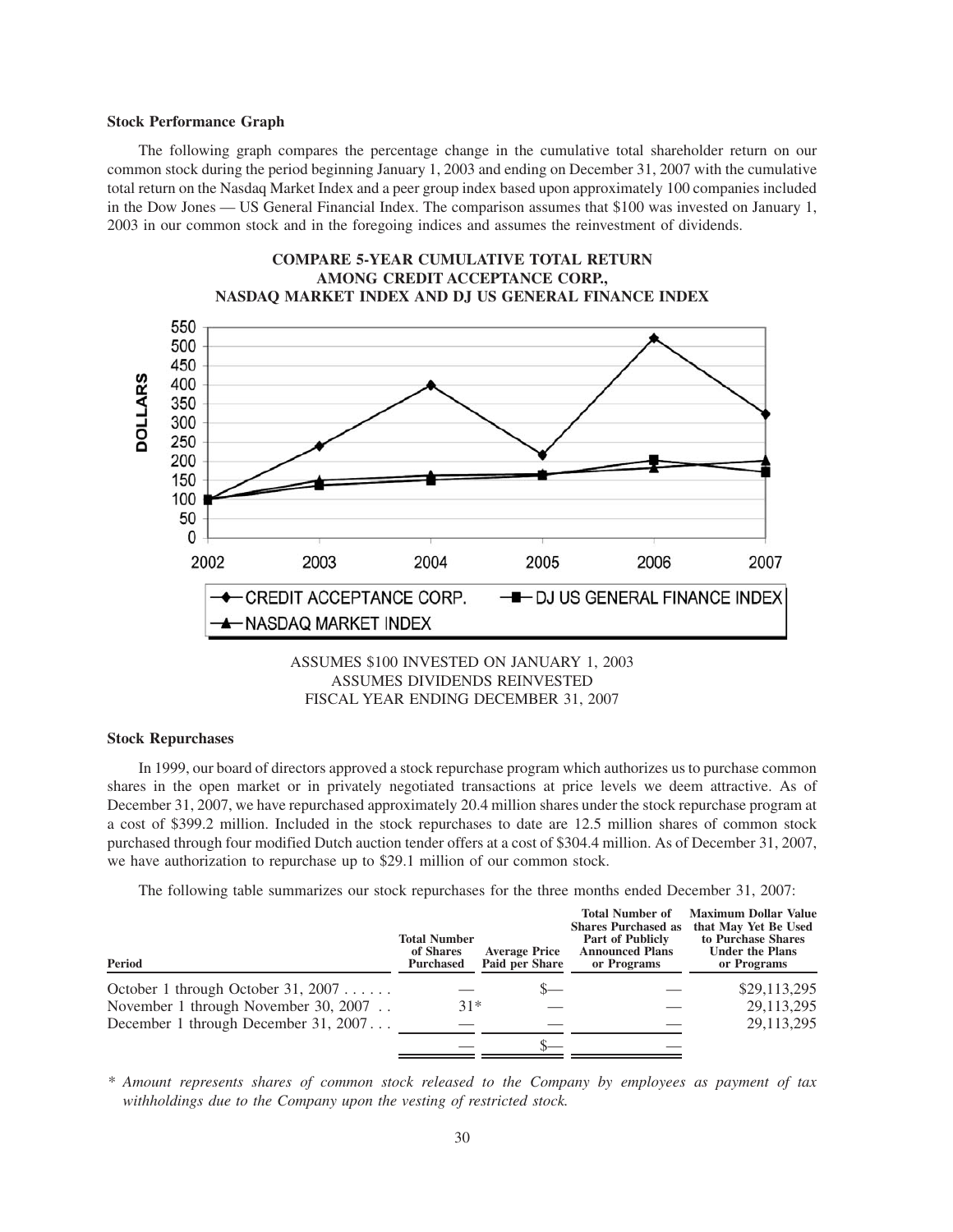### Stock Performance Graph

The following graph compares the percentage change in the cumulative total shareholder return on our common stock during the period beginning January 1, 2003 and ending on December 31, 2007 with the cumulative total return on the Nasdaq Market Index and a peer group index based upon approximately 100 companies included in the Dow Jones — US General Financial Index. The comparison assumes that $100 was invested on January 1, 2003 in our common stock and in the foregoing indices and assumes the reinvestment of dividends.

**COMPARE 5-YEAR CUMULATIVE TOTAL RETURN AMONG CREDIT ACCEPTANCE CORP., NASDAQ MARKET INDEX AND DJ US GENERAL FINANCE INDEX**

ASSUMES $100 INVESTED ON JANUARY 1, 2003
ASSUMES DIVIDENDS REINVESTED
FISCAL YEAR ENDING DECEMBER 31, 2007

### Stock Repurchases

In 1999, our board of directors approved a stock repurchase program which authorizes us to purchase common shares in the open market or in privately negotiated transactions at price levels we deem attractive. As of December 31, 2007, we have repurchased approximately 20.4 million shares under the stock repurchase program at a cost of $399.2 million. Included in the stock repurchases to date are 12.5 million shares of common stock purchased through four modified Dutch auction tender offers at a cost of $304.4 million. As of December 31, 2007, we have authorization to repurchase up to $29.1 million of our common stock.

The following table summarizes our stock repurchases for the three months ended December 31, 2007:

| Period | Total Number of Shares Purchased | Average Price Paid per Share | Total Number of Shares Purchased as Part of Publicly Announced Plans or Programs | Maximum Dollar Value that May Yet Be Used to Purchase Shares Under the Plans or Programs |
|---|---|---|---|---|
| October 1 through October 31, 2007 | — | $— | — | $29,113,295 |
| November 1 through November 30, 2007 | 31* | — | — | 29,113,295 |
| December 1 through December 31, 2007 | — | — | — | 29,113,295 |
| | — | $— | — | |

\* *Amount represents shares of common stock released to the Company by employees as payment of tax withholdings due to the Company upon the vesting of restricted stock.*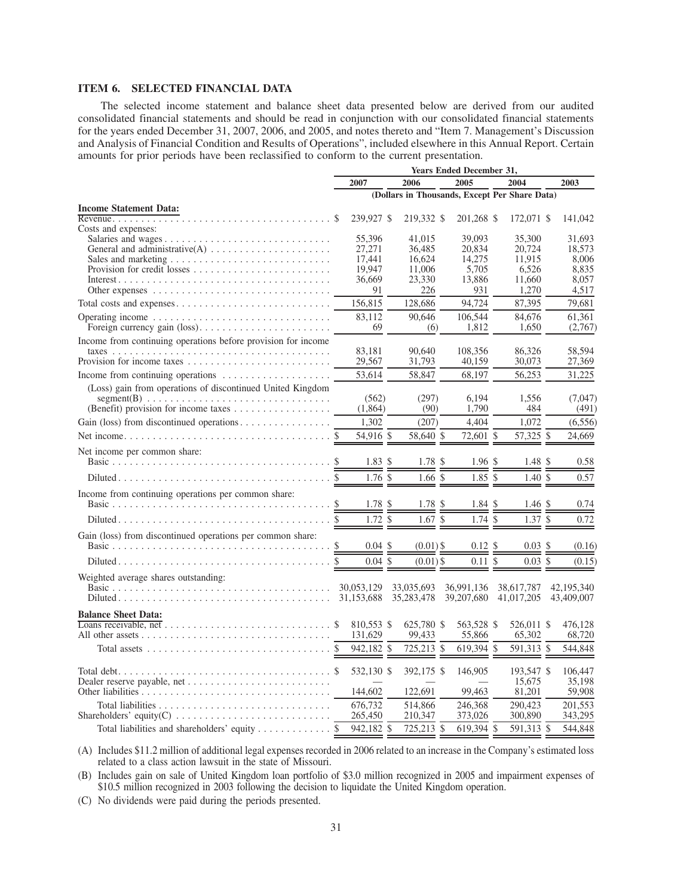## ITEM 6. SELECTED FINANCIAL DATA

The selected income statement and balance sheet data presented below are derived from our audited consolidated financial statements and should be read in conjunction with our consolidated financial statements for the years ended December 31, 2007, 2006, and 2005, and notes thereto and "Item 7. Management's Discussion and Analysis of Financial Condition and Results of Operations", included elsewhere in this Annual Report. Certain amounts for prior periods have been reclassified to conform to the current presentation.

| | Years Ended December 31, | | | | |
|---|---|---|---|---|---|
| | 2007 | 2006 | 2005 | 2004 | 2003 |
| | (Dollars in Thousands, Except Per Share Data) | | | | |
| **Income Statement Data:** | | | | | |
| Revenue | $ 239,927 | $ 219,332 | $ 201,268 | $ 172,071 | $ 141,042 |
| Costs and expenses: | | | | | |
| Salaries and wages | 55,396 | 41,015 | 39,093 | 35,300 | 31,693 |
| General and administrative(A) | 27,271 | 36,485 | 20,834 | 20,724 | 18,573 |
| Sales and marketing | 17,441 | 16,624 | 14,275 | 11,915 | 8,006 |
| Provision for credit losses | 19,947 | 11,006 | 5,705 | 6,526 | 8,835 |
| Interest | 36,669 | 23,330 | 13,886 | 11,660 | 8,057 |
| Other expenses | 91 | 226 | 931 | 1,270 | 4,517 |
| Total costs and expenses | 156,815 | 128,686 | 94,724 | 87,395 | 79,681 |
| Operating income | 83,112 | 90,646 | 106,544 | 84,676 | 61,361 |
| Foreign currency gain (loss) | 69 | (6) | 1,812 | 1,650 | (2,767) |
| Income from continuing operations before provision for income taxes | 83,181 | 90,640 | 108,356 | 86,326 | 58,594 |
| Provision for income taxes | 29,567 | 31,793 | 40,159 | 30,073 | 27,369 |
| Income from continuing operations | 53,614 | 58,847 | 68,197 | 56,253 | 31,225 |
| (Loss) gain from operations of discontinued United Kingdom segment(B) | (562) | (297) | 6,194 | 1,556 | (7,047) |
| (Benefit) provision for income taxes | (1,864) | (90) | 1,790 | 484 | (491) |
| Gain (loss) from discontinued operations | 1,302 | (207) | 4,404 | 1,072 | (6,556) |
| Net income | $ 54,916 | $ 58,640 | $ 72,601 | $ 57,325 | $ 24,669 |
| Net income per common share: | | | | | |
| Basic | $ 1.83 | $ 1.78 | $ 1.96 | $ 1.48 | $ 0.58 |
| Diluted | $ 1.76 | $ 1.66 | $ 1.85 | $ 1.40 | $ 0.57 |
| Income from continuing operations per common share: | | | | | |
| Basic | $ 1.78 | $ 1.78 | $ 1.84 | $ 1.46 | $ 0.74 |
| Diluted | $ 1.72 | $ 1.67 | $ 1.74 | $ 1.37 | $ 0.72 |
| Gain (loss) from discontinued operations per common share: | | | | | |
| Basic | $ 0.04 | $ (0.01) | $ 0.12 | $ 0.03 | $ (0.16) |
| Diluted | $ 0.04 | $ (0.01) | $ 0.11 | $ 0.03 | $ (0.15) |
| Weighted average shares outstanding: | | | | | |
| Basic | 30,053,129 | 33,035,693 | 36,991,136 | 38,617,787 | 42,195,340 |
| Diluted | 31,153,688 | 35,283,478 | 39,207,680 | 41,017,205 | 43,409,007 |
| **Balance Sheet Data:** | | | | | |
| Loans receivable, net | $ 810,553 | $ 625,780 | $ 563,528 | $ 526,011 | $ 476,128 |
| All other assets | 131,629 | 99,433 | 55,866 | 65,302 | 68,720 |
| Total assets | $ 942,182 | $ 725,213 | $ 619,394 | $ 591,313 | $ 544,848 |
| Total debt | $ 532,130 | $ 392,175 | $ 146,905 | $ 193,547 | $ 106,447 |
| Dealer reserve payable, net | — | — | — | 15,675 | 35,198 |
| Other liabilities | 144,602 | 122,691 | 99,463 | 81,201 | 59,908 |
| Total liabilities | 676,732 | 514,866 | 246,368 | 290,423 | 201,553 |
| Shareholders' equity(C) | 265,450 | 210,347 | 373,026 | 300,890 | 343,295 |
| Total liabilities and shareholders' equity | $ 942,182 | $ 725,213 | $ 619,394 | $ 591,313 | $ 544,848 |

(A) Includes $11.2 million of additional legal expenses recorded in 2006 related to an increase in the Company's estimated loss related to a class action lawsuit in the state of Missouri.

(B) Includes gain on sale of United Kingdom loan portfolio of $3.0 million recognized in 2005 and impairment expenses of $10.5 million recognized in 2003 following the decision to liquidate the United Kingdom operation.

(C) No dividends were paid during the periods presented.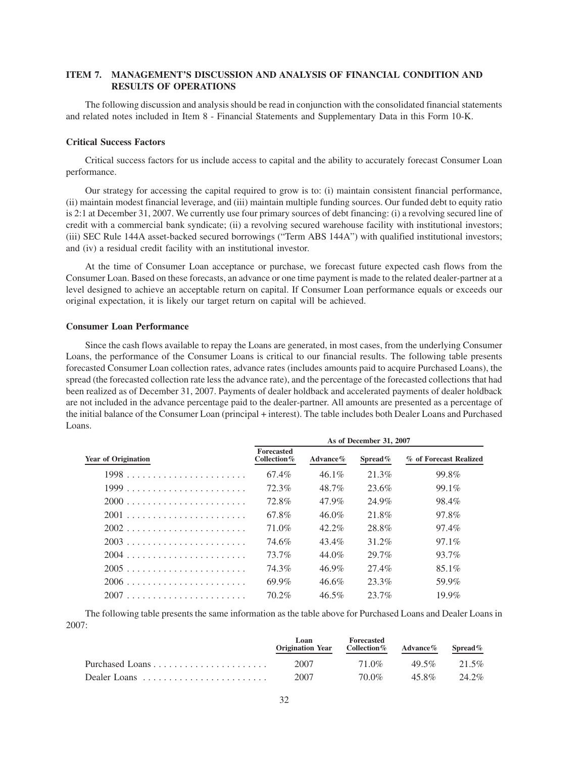## ITEM 7. MANAGEMENT'S DISCUSSION AND ANALYSIS OF FINANCIAL CONDITION AND RESULTS OF OPERATIONS

The following discussion and analysis should be read in conjunction with the consolidated financial statements and related notes included in Item 8 - Financial Statements and Supplementary Data in this Form 10-K.

### Critical Success Factors

Critical success factors for us include access to capital and the ability to accurately forecast Consumer Loan performance.

Our strategy for accessing the capital required to grow is to: (i) maintain consistent financial performance, (ii) maintain modest financial leverage, and (iii) maintain multiple funding sources. Our funded debt to equity ratio is 2:1 at December 31, 2007. We currently use four primary sources of debt financing: (i) a revolving secured line of credit with a commercial bank syndicate; (ii) a revolving secured warehouse facility with institutional investors; (iii) SEC Rule 144A asset-backed secured borrowings ("Term ABS 144A") with qualified institutional investors; and (iv) a residual credit facility with an institutional investor.

At the time of Consumer Loan acceptance or purchase, we forecast future expected cash flows from the Consumer Loan. Based on these forecasts, an advance or one time payment is made to the related dealer-partner at a level designed to achieve an acceptable return on capital. If Consumer Loan performance equals or exceeds our original expectation, it is likely our target return on capital will be achieved.

### Consumer Loan Performance

Since the cash flows available to repay the Loans are generated, in most cases, from the underlying Consumer Loans, the performance of the Consumer Loans is critical to our financial results. The following table presents forecasted Consumer Loan collection rates, advance rates (includes amounts paid to acquire Purchased Loans), the spread (the forecasted collection rate less the advance rate), and the percentage of the forecasted collections that had been realized as of December 31, 2007. Payments of dealer holdback and accelerated payments of dealer holdback are not included in the advance percentage paid to the dealer-partner. All amounts are presented as a percentage of the initial balance of the Consumer Loan (principal + interest). The table includes both Dealer Loans and Purchased Loans.

| | As of December 31, 2007 | | | |
|---|---|---|---|---|
| **Year of Origination** | **Forecasted Collection%** | **Advance%** | **Spread%** | **% of Forecast Realized** |
| 1998 | 67.4% | 46.1% | 21.3% | 99.8% |
| 1999 | 72.3% | 48.7% | 23.6% | 99.1% |
| 2000 | 72.8% | 47.9% | 24.9% | 98.4% |
| 2001 | 67.8% | 46.0% | 21.8% | 97.8% |
| 2002 | 71.0% | 42.2% | 28.8% | 97.4% |
| 2003 | 74.6% | 43.4% | 31.2% | 97.1% |
| 2004 | 73.7% | 44.0% | 29.7% | 93.7% |
| 2005 | 74.3% | 46.9% | 27.4% | 85.1% |
| 2006 | 69.9% | 46.6% | 23.3% | 59.9% |
| 2007 | 70.2% | 46.5% | 23.7% | 19.9% |

The following table presents the same information as the table above for Purchased Loans and Dealer Loans in 2007:

| | **Loan Origination Year** | **Forecasted Collection%** | **Advance%** | **Spread%** |
|---|---|---|---|---|
| Purchased Loans | 2007 | 71.0% | 49.5% | 21.5% |
| Dealer Loans | 2007 | 70.0% | 45.8% | 24.2% |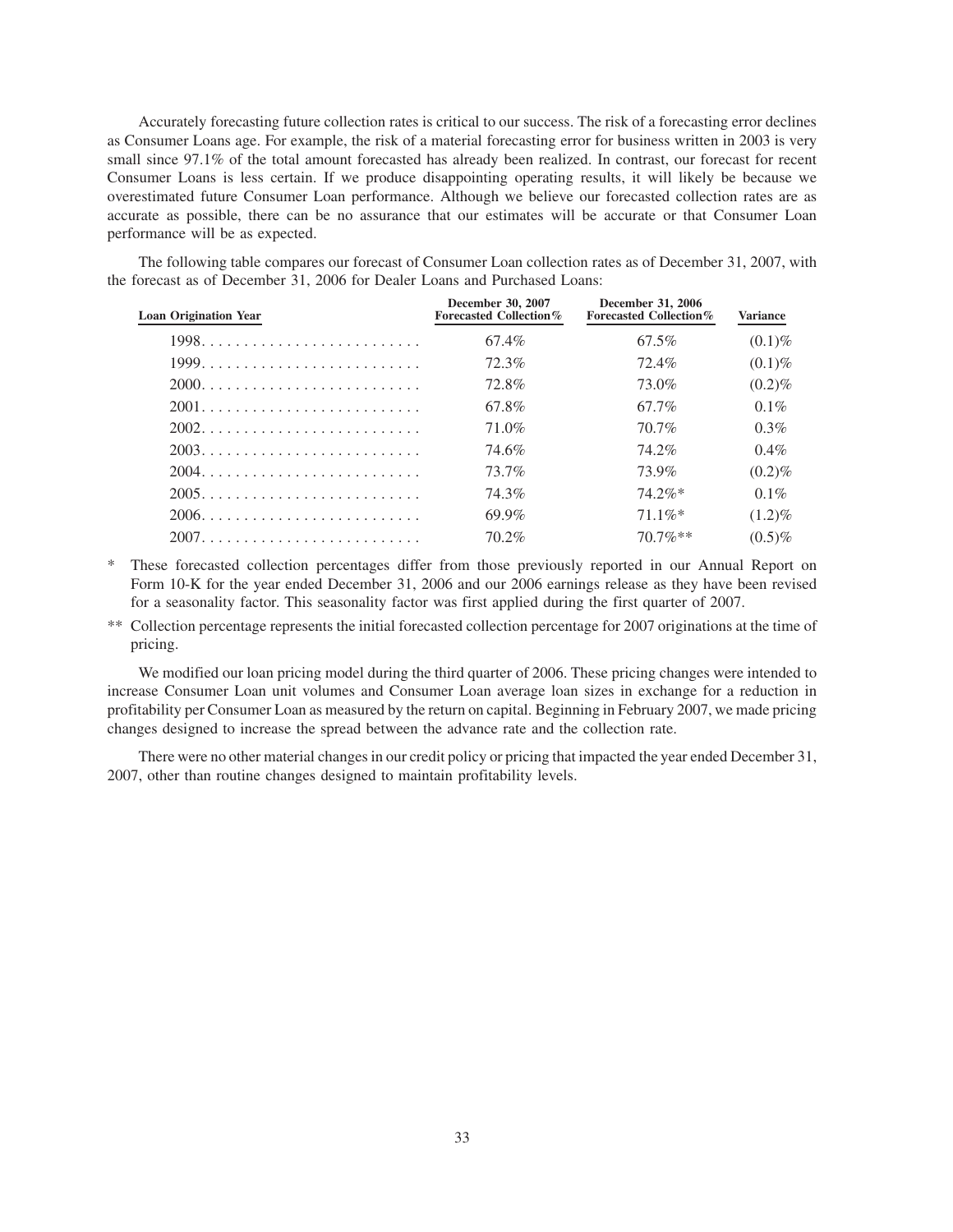Accurately forecasting future collection rates is critical to our success. The risk of a forecasting error declines as Consumer Loans age. For example, the risk of a material forecasting error for business written in 2003 is very small since 97.1% of the total amount forecasted has already been realized. In contrast, our forecast for recent Consumer Loans is less certain. If we produce disappointing operating results, it will likely be because we overestimated future Consumer Loan performance. Although we believe our forecasted collection rates are as accurate as possible, there can be no assurance that our estimates will be accurate or that Consumer Loan performance will be as expected.

The following table compares our forecast of Consumer Loan collection rates as of December 31, 2007, with the forecast as of December 31, 2006 for Dealer Loans and Purchased Loans:

| Loan Origination Year | December 30, 2007 Forecasted Collection% | December 31, 2006 Forecasted Collection% | Variance |
|---|---|---|---|
| 1998 | 67.4% | 67.5% | (0.1)% |
| 1999 | 72.3% | 72.4% | (0.1)% |
| 2000 | 72.8% | 73.0% | (0.2)% |
| 2001 | 67.8% | 67.7% | 0.1% |
| 2002 | 71.0% | 70.7% | 0.3% |
| 2003 | 74.6% | 74.2% | 0.4% |
| 2004 | 73.7% | 73.9% | (0.2)% |
| 2005 | 74.3% | 74.2%* | 0.1% |
| 2006 | 69.9% | 71.1%* | (1.2)% |
| 2007 | 70.2% | 70.7%** | (0.5)% |

\* These forecasted collection percentages differ from those previously reported in our Annual Report on Form 10-K for the year ended December 31, 2006 and our 2006 earnings release as they have been revised for a seasonality factor. This seasonality factor was first applied during the first quarter of 2007.

** Collection percentage represents the initial forecasted collection percentage for 2007 originations at the time of pricing.

We modified our loan pricing model during the third quarter of 2006. These pricing changes were intended to increase Consumer Loan unit volumes and Consumer Loan average loan sizes in exchange for a reduction in profitability per Consumer Loan as measured by the return on capital. Beginning in February 2007, we made pricing changes designed to increase the spread between the advance rate and the collection rate.

There were no other material changes in our credit policy or pricing that impacted the year ended December 31, 2007, other than routine changes designed to maintain profitability levels.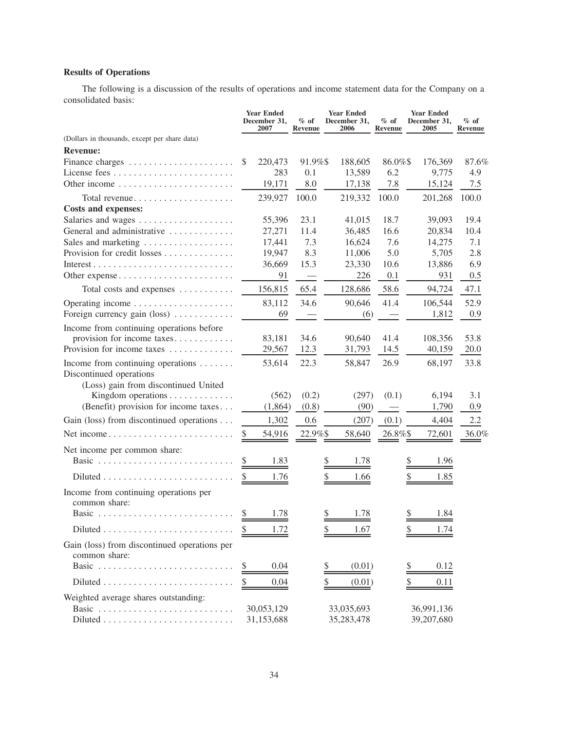**Results of Operations**

The following is a discussion of the results of operations and income statement data for the Company on a consolidated basis:

| | Year Ended December 31, 2007 | % of Revenue | Year Ended December 31, 2006 | % of Revenue | Year Ended December 31, 2005 | % of Revenue |
|---|---|---|---|---|---|---|
| (Dollars in thousands, except per share data) | | | | | | |
| **Revenue:** | | | | | | |
| Finance charges | $ 220,473 | 91.9% | $ 188,605 | 86.0% | $ 176,369 | 87.6% |
| License fees | 283 | 0.1 | 13,589 | 6.2 | 9,775 | 4.9 |
| Other income | 19,171 | 8.0 | 17,138 | 7.8 | 15,124 | 7.5 |
| Total revenue | 239,927 | 100.0 | 219,332 | 100.0 | 201,268 | 100.0 |
| **Costs and expenses:** | | | | | | |
| Salaries and wages | 55,396 | 23.1 | 41,015 | 18.7 | 39,093 | 19.4 |
| General and administrative | 27,271 | 11.4 | 36,485 | 16.6 | 20,834 | 10.4 |
| Sales and marketing | 17,441 | 7.3 | 16,624 | 7.6 | 14,275 | 7.1 |
| Provision for credit losses | 19,947 | 8.3 | 11,006 | 5.0 | 5,705 | 2.8 |
| Interest | 36,669 | 15.3 | 23,330 | 10.6 | 13,886 | 6.9 |
| Other expense | 91 | — | 226 | 0.1 | 931 | 0.5 |
| Total costs and expenses | 156,815 | 65.4 | 128,686 | 58.6 | 94,724 | 47.1 |
| Operating income | 83,112 | 34.6 | 90,646 | 41.4 | 106,544 | 52.9 |
| Foreign currency gain (loss) | 69 | — | (6) | — | 1,812 | 0.9 |
| Income from continuing operations before provision for income taxes | 83,181 | 34.6 | 90,640 | 41.4 | 108,356 | 53.8 |
| Provision for income taxes | 29,567 | 12.3 | 31,793 | 14.5 | 40,159 | 20.0 |
| Income from continuing operations | 53,614 | 22.3 | 58,847 | 26.9 | 68,197 | 33.8 |
| Discontinued operations | | | | | | |
| (Loss) gain from discontinued United Kingdom operations | (562) | (0.2) | (297) | (0.1) | 6,194 | 3.1 |
| (Benefit) provision for income taxes | (1,864) | (0.8) | (90) | — | 1,790 | 0.9 |
| Gain (loss) from discontinued operations | 1,302 | 0.6 | (207) | (0.1) | 4,404 | 2.2 |
| Net income | $ 54,916 | 22.9% | $ 58,640 | 26.8% | $ 72,601 | 36.0% |
| Net income per common share: | | | | | | |
| Basic | $ 1.83 | | $ 1.78 | | $ 1.96 | |
| Diluted | $ 1.76 | | $ 1.66 | | $ 1.85 | |
| Income from continuing operations per common share: | | | | | | |
| Basic | $ 1.78 | | $ 1.78 | | $ 1.84 | |
| Diluted | $ 1.72 | | $ 1.67 | | $ 1.74 | |
| Gain (loss) from discontinued operations per common share: | | | | | | |
| Basic | $ 0.04 | | $ (0.01) | | $ 0.12 | |
| Diluted | $ 0.04 | | $ (0.01) | | $ 0.11 | |
| Weighted average shares outstanding: | | | | | | |
| Basic | 30,053,129 | | 33,035,693 | | 36,991,136 | |
| Diluted | 31,153,688 | | 35,283,478 | | 39,207,680 | |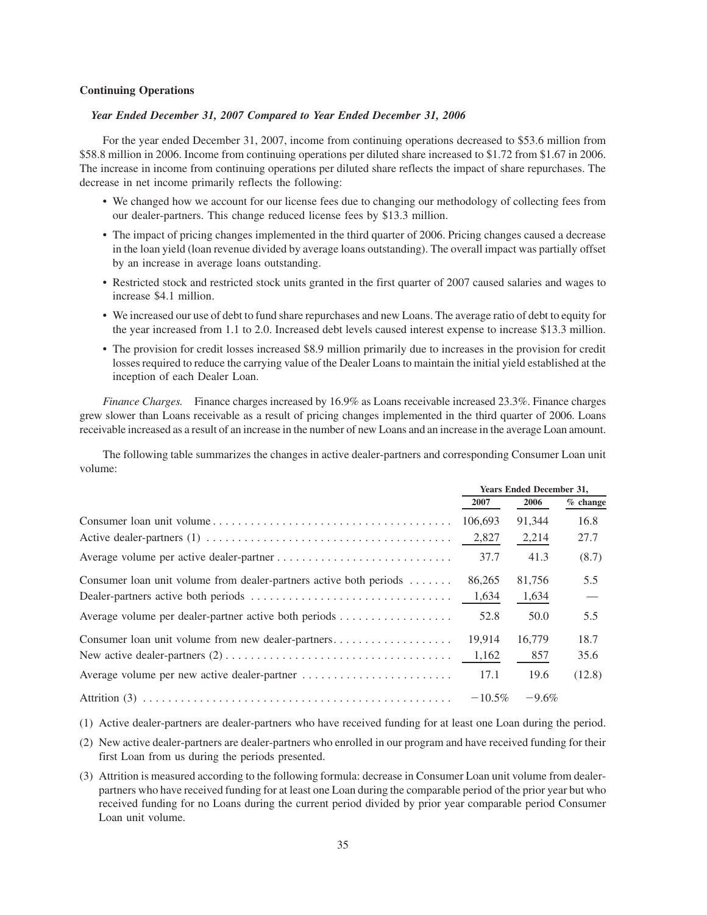### Continuing Operations

#### *Year Ended December 31, 2007 Compared to Year Ended December 31, 2006*

For the year ended December 31, 2007, income from continuing operations decreased to $53.6 million from $58.8 million in 2006. Income from continuing operations per diluted share increased to $1.72 from $1.67 in 2006. The increase in income from continuing operations per diluted share reflects the impact of share repurchases. The decrease in net income primarily reflects the following:

- We changed how we account for our license fees due to changing our methodology of collecting fees from our dealer-partners. This change reduced license fees by $13.3 million.
- The impact of pricing changes implemented in the third quarter of 2006. Pricing changes caused a decrease in the loan yield (loan revenue divided by average loans outstanding). The overall impact was partially offset by an increase in average loans outstanding.
- Restricted stock and restricted stock units granted in the first quarter of 2007 caused salaries and wages to increase $4.1 million.
- We increased our use of debt to fund share repurchases and new Loans. The average ratio of debt to equity for the year increased from 1.1 to 2.0. Increased debt levels caused interest expense to increase $13.3 million.
- The provision for credit losses increased $8.9 million primarily due to increases in the provision for credit losses required to reduce the carrying value of the Dealer Loans to maintain the initial yield established at the inception of each Dealer Loan.

*Finance Charges.* Finance charges increased by 16.9% as Loans receivable increased 23.3%. Finance charges grew slower than Loans receivable as a result of pricing changes implemented in the third quarter of 2006. Loans receivable increased as a result of an increase in the number of new Loans and an increase in the average Loan amount.

The following table summarizes the changes in active dealer-partners and corresponding Consumer Loan unit volume:

| | Years Ended December 31, | | |
|---|---|---|---|
| | 2007 | 2006 | % change |
| Consumer loan unit volume | 106,693 | 91,344 | 16.8 |
| Active dealer-partners (1) | 2,827 | 2,214 | 27.7 |
| Average volume per active dealer-partner | 37.7 | 41.3 | (8.7) |
| Consumer loan unit volume from dealer-partners active both periods | 86,265 | 81,756 | 5.5 |
| Dealer-partners active both periods | 1,634 | 1,634 | — |
| Average volume per dealer-partner active both periods | 52.8 | 50.0 | 5.5 |
| Consumer loan unit volume from new dealer-partners | 19,914 | 16,779 | 18.7 |
| New active dealer-partners (2) | 1,162 | 857 | 35.6 |
| Average volume per new active dealer-partner | 17.1 | 19.6 | (12.8) |
| Attrition (3) | −10.5% | −9.6% | |

(1) Active dealer-partners are dealer-partners who have received funding for at least one Loan during the period.

(2) New active dealer-partners are dealer-partners who enrolled in our program and have received funding for their first Loan from us during the periods presented.

(3) Attrition is measured according to the following formula: decrease in Consumer Loan unit volume from dealer-partners who have received funding for at least one Loan during the comparable period of the prior year but who received funding for no Loans during the current period divided by prior year comparable period Consumer Loan unit volume.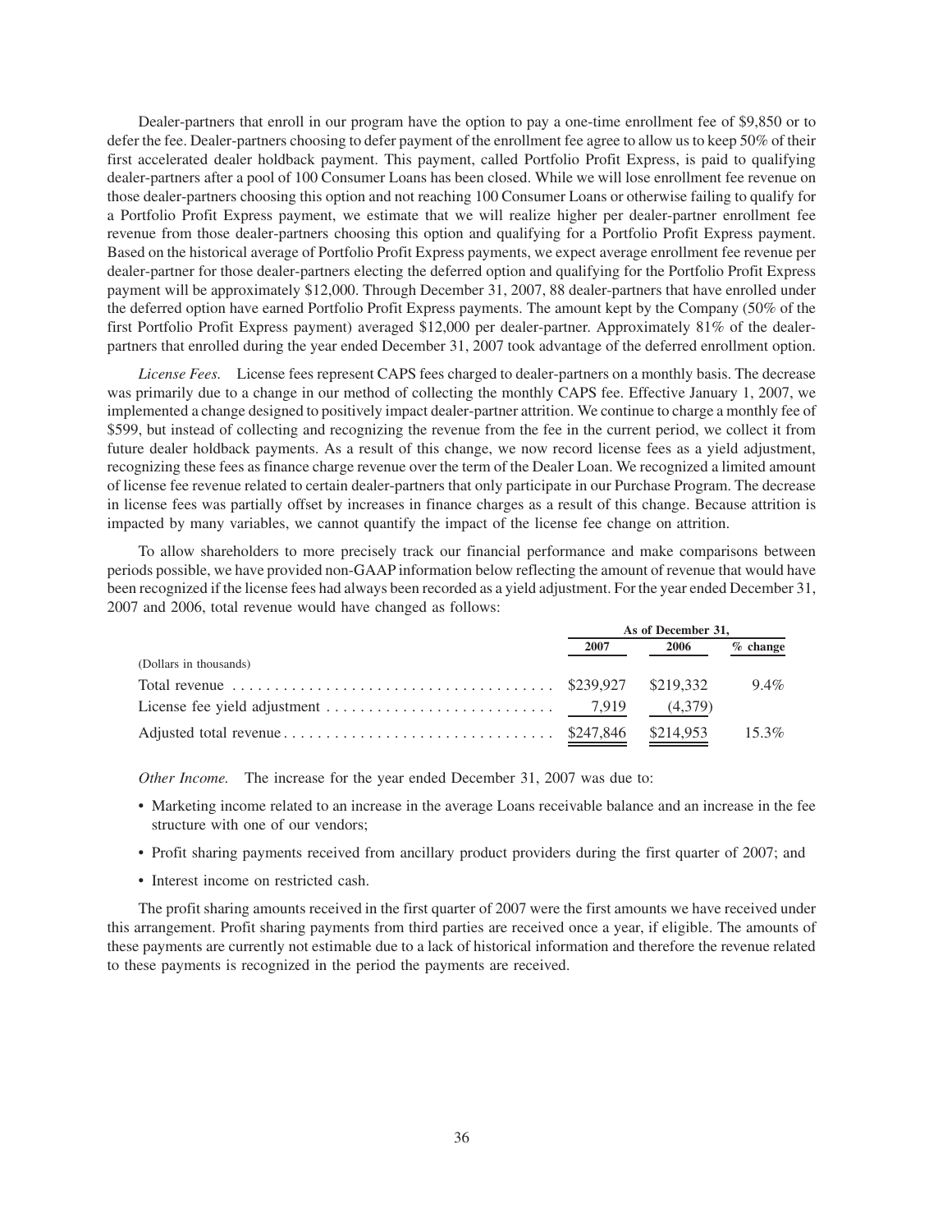Dealer-partners that enroll in our program have the option to pay a one-time enrollment fee of $9,850 or to defer the fee. Dealer-partners choosing to defer payment of the enrollment fee agree to allow us to keep 50% of their first accelerated dealer holdback payment. This payment, called Portfolio Profit Express, is paid to qualifying dealer-partners after a pool of 100 Consumer Loans has been closed. While we will lose enrollment fee revenue on those dealer-partners choosing this option and not reaching 100 Consumer Loans or otherwise failing to qualify for a Portfolio Profit Express payment, we estimate that we will realize higher per dealer-partner enrollment fee revenue from those dealer-partners choosing this option and qualifying for a Portfolio Profit Express payment. Based on the historical average of Portfolio Profit Express payments, we expect average enrollment fee revenue per dealer-partner for those dealer-partners electing the deferred option and qualifying for the Portfolio Profit Express payment will be approximately $12,000. Through December 31, 2007, 88 dealer-partners that have enrolled under the deferred option have earned Portfolio Profit Express payments. The amount kept by the Company (50% of the first Portfolio Profit Express payment) averaged $12,000 per dealer-partner. Approximately 81% of the dealer-partners that enrolled during the year ended December 31, 2007 took advantage of the deferred enrollment option.

*License Fees.* License fees represent CAPS fees charged to dealer-partners on a monthly basis. The decrease was primarily due to a change in our method of collecting the monthly CAPS fee. Effective January 1, 2007, we implemented a change designed to positively impact dealer-partner attrition. We continue to charge a monthly fee of $599, but instead of collecting and recognizing the revenue from the fee in the current period, we collect it from future dealer holdback payments. As a result of this change, we now record license fees as a yield adjustment, recognizing these fees as finance charge revenue over the term of the Dealer Loan. We recognized a limited amount of license fee revenue related to certain dealer-partners that only participate in our Purchase Program. The decrease in license fees was partially offset by increases in finance charges as a result of this change. Because attrition is impacted by many variables, we cannot quantify the impact of the license fee change on attrition.

To allow shareholders to more precisely track our financial performance and make comparisons between periods possible, we have provided non-GAAP information below reflecting the amount of revenue that would have been recognized if the license fees had always been recorded as a yield adjustment. For the year ended December 31, 2007 and 2006, total revenue would have changed as follows:

| | As of December 31, | | |
|---|---|---|---|
| | 2007 | 2006 | % change |
| (Dollars in thousands) | | | |
| Total revenue | $239,927 | $219,332 | 9.4% |
| License fee yield adjustment | 7,919 | (4,379) | |
| Adjusted total revenue | $247,846 | $214,953 | 15.3% |

*Other Income.* The increase for the year ended December 31, 2007 was due to:

- Marketing income related to an increase in the average Loans receivable balance and an increase in the fee structure with one of our vendors;
- Profit sharing payments received from ancillary product providers during the first quarter of 2007; and
- Interest income on restricted cash.

The profit sharing amounts received in the first quarter of 2007 were the first amounts we have received under this arrangement. Profit sharing payments from third parties are received once a year, if eligible. The amounts of these payments are currently not estimable due to a lack of historical information and therefore the revenue related to these payments is recognized in the period the payments are received.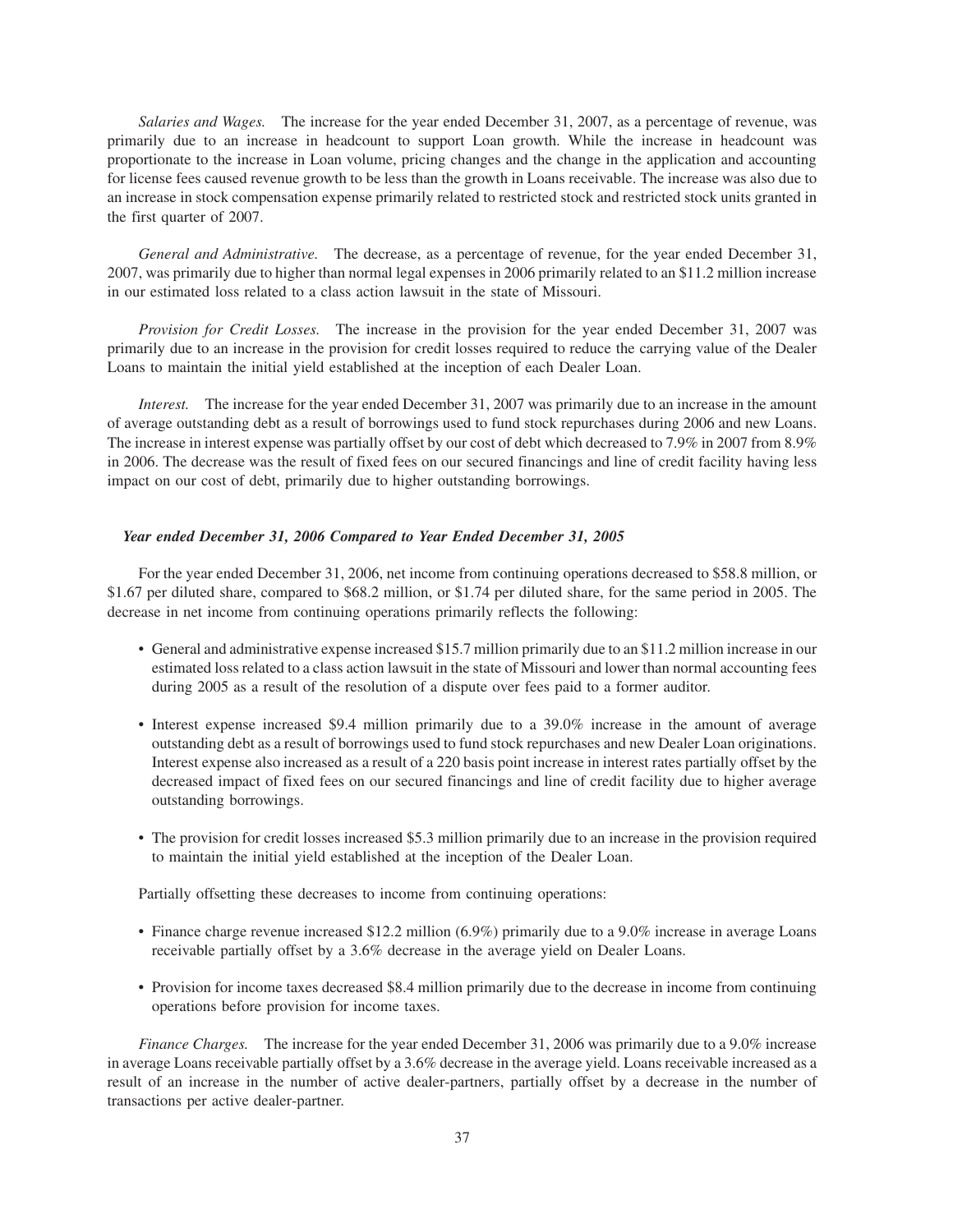*Salaries and Wages.* The increase for the year ended December 31, 2007, as a percentage of revenue, was primarily due to an increase in headcount to support Loan growth. While the increase in headcount was proportionate to the increase in Loan volume, pricing changes and the change in the application and accounting for license fees caused revenue growth to be less than the growth in Loans receivable. The increase was also due to an increase in stock compensation expense primarily related to restricted stock and restricted stock units granted in the first quarter of 2007.

*General and Administrative.* The decrease, as a percentage of revenue, for the year ended December 31, 2007, was primarily due to higher than normal legal expenses in 2006 primarily related to an $11.2 million increase in our estimated loss related to a class action lawsuit in the state of Missouri.

*Provision for Credit Losses.* The increase in the provision for the year ended December 31, 2007 was primarily due to an increase in the provision for credit losses required to reduce the carrying value of the Dealer Loans to maintain the initial yield established at the inception of each Dealer Loan.

*Interest.* The increase for the year ended December 31, 2007 was primarily due to an increase in the amount of average outstanding debt as a result of borrowings used to fund stock repurchases during 2006 and new Loans. The increase in interest expense was partially offset by our cost of debt which decreased to 7.9% in 2007 from 8.9% in 2006. The decrease was the result of fixed fees on our secured financings and line of credit facility having less impact on our cost of debt, primarily due to higher outstanding borrowings.

***Year ended December 31, 2006 Compared to Year Ended December 31, 2005***

For the year ended December 31, 2006, net income from continuing operations decreased to $58.8 million, or $1.67 per diluted share, compared to $68.2 million, or $1.74 per diluted share, for the same period in 2005. The decrease in net income from continuing operations primarily reflects the following:

- General and administrative expense increased $15.7 million primarily due to an $11.2 million increase in our estimated loss related to a class action lawsuit in the state of Missouri and lower than normal accounting fees during 2005 as a result of the resolution of a dispute over fees paid to a former auditor.
- Interest expense increased $9.4 million primarily due to a 39.0% increase in the amount of average outstanding debt as a result of borrowings used to fund stock repurchases and new Dealer Loan originations. Interest expense also increased as a result of a 220 basis point increase in interest rates partially offset by the decreased impact of fixed fees on our secured financings and line of credit facility due to higher average outstanding borrowings.
- The provision for credit losses increased $5.3 million primarily due to an increase in the provision required to maintain the initial yield established at the inception of the Dealer Loan.

Partially offsetting these decreases to income from continuing operations:

- Finance charge revenue increased $12.2 million (6.9%) primarily due to a 9.0% increase in average Loans receivable partially offset by a 3.6% decrease in the average yield on Dealer Loans.
- Provision for income taxes decreased $8.4 million primarily due to the decrease in income from continuing operations before provision for income taxes.

*Finance Charges.* The increase for the year ended December 31, 2006 was primarily due to a 9.0% increase in average Loans receivable partially offset by a 3.6% decrease in the average yield. Loans receivable increased as a result of an increase in the number of active dealer-partners, partially offset by a decrease in the number of transactions per active dealer-partner.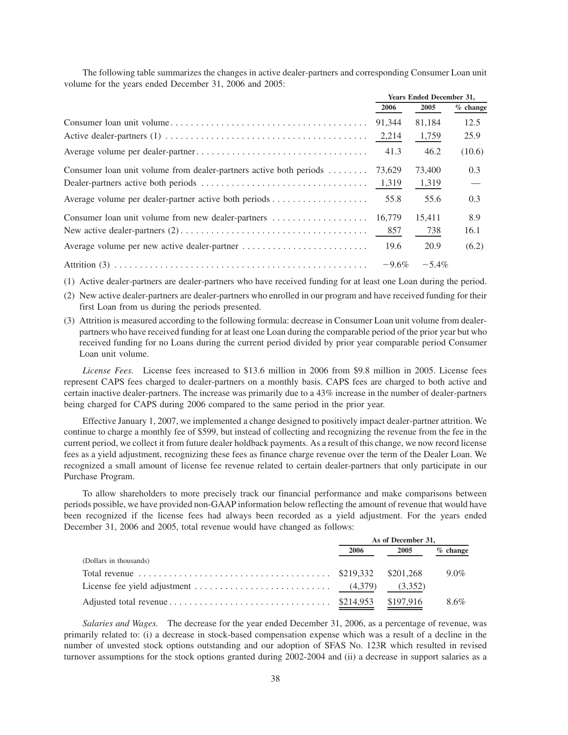The following table summarizes the changes in active dealer-partners and corresponding Consumer Loan unit volume for the years ended December 31, 2006 and 2005:

| | Years Ended December 31, | | |
|---|---|---|---|
| | 2006 | 2005 | % change |
| Consumer loan unit volume | 91,344 | 81,184 | 12.5 |
| Active dealer-partners (1) | 2,214 | 1,759 | 25.9 |
| Average volume per dealer-partner | 41.3 | 46.2 | (10.6) |
| Consumer loan unit volume from dealer-partners active both periods | 73,629 | 73,400 | 0.3 |
| Dealer-partners active both periods | 1,319 | 1,319 | — |
| Average volume per dealer-partner active both periods | 55.8 | 55.6 | 0.3 |
| Consumer loan unit volume from new dealer-partners | 16,779 | 15,411 | 8.9 |
| New active dealer-partners (2) | 857 | 738 | 16.1 |
| Average volume per new active dealer-partner | 19.6 | 20.9 | (6.2) |
| Attrition (3) | −9.6% | −5.4% | |

(1) Active dealer-partners are dealer-partners who have received funding for at least one Loan during the period.

(2) New active dealer-partners are dealer-partners who enrolled in our program and have received funding for their first Loan from us during the periods presented.

(3) Attrition is measured according to the following formula: decrease in Consumer Loan unit volume from dealer-partners who have received funding for at least one Loan during the comparable period of the prior year but who received funding for no Loans during the current period divided by prior year comparable period Consumer Loan unit volume.

*License Fees.* License fees increased to $13.6 million in 2006 from $9.8 million in 2005. License fees represent CAPS fees charged to dealer-partners on a monthly basis. CAPS fees are charged to both active and certain inactive dealer-partners. The increase was primarily due to a 43% increase in the number of dealer-partners being charged for CAPS during 2006 compared to the same period in the prior year.

Effective January 1, 2007, we implemented a change designed to positively impact dealer-partner attrition. We continue to charge a monthly fee of $599, but instead of collecting and recognizing the revenue from the fee in the current period, we collect it from future dealer holdback payments. As a result of this change, we now record license fees as a yield adjustment, recognizing these fees as finance charge revenue over the term of the Dealer Loan. We recognized a small amount of license fee revenue related to certain dealer-partners that only participate in our Purchase Program.

To allow shareholders to more precisely track our financial performance and make comparisons between periods possible, we have provided non-GAAP information below reflecting the amount of revenue that would have been recognized if the license fees had always been recorded as a yield adjustment. For the years ended December 31, 2006 and 2005, total revenue would have changed as follows:

| | As of December 31, | | |
|---|---|---|---|
| | 2006 | 2005 | % change |
| (Dollars in thousands) | | | |
| Total revenue | $219,332 | $201,268 | 9.0% |
| License fee yield adjustment | (4,379) | (3,352) | |
| Adjusted total revenue | $214,953 | $197,916 | 8.6% |

*Salaries and Wages.* The decrease for the year ended December 31, 2006, as a percentage of revenue, was primarily related to: (i) a decrease in stock-based compensation expense which was a result of a decline in the number of unvested stock options outstanding and our adoption of SFAS No. 123R which resulted in revised turnover assumptions for the stock options granted during 2002-2004 and (ii) a decrease in support salaries as a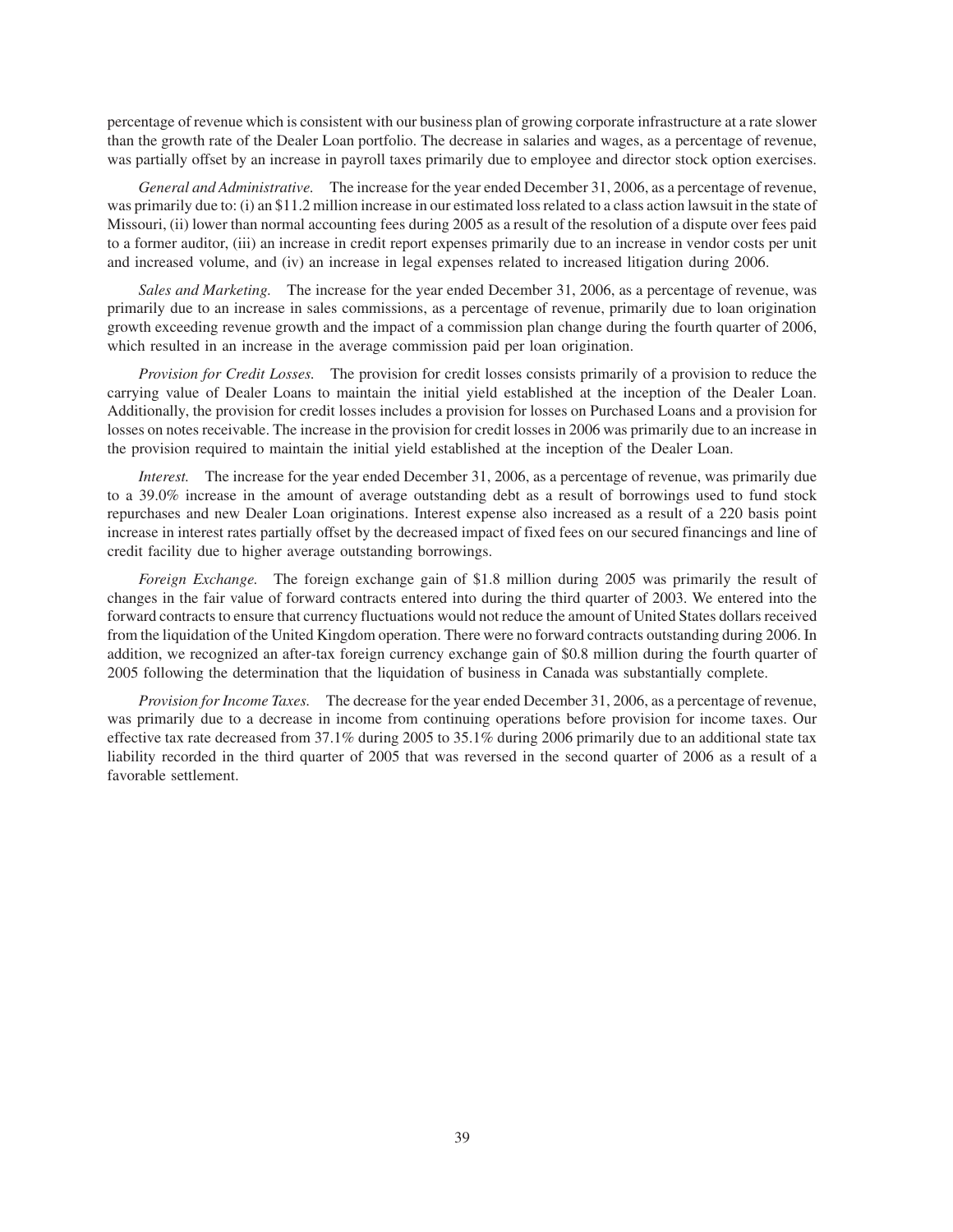percentage of revenue which is consistent with our business plan of growing corporate infrastructure at a rate slower than the growth rate of the Dealer Loan portfolio. The decrease in salaries and wages, as a percentage of revenue, was partially offset by an increase in payroll taxes primarily due to employee and director stock option exercises.

*General and Administrative.* The increase for the year ended December 31, 2006, as a percentage of revenue, was primarily due to: (i) an $11.2 million increase in our estimated loss related to a class action lawsuit in the state of Missouri, (ii) lower than normal accounting fees during 2005 as a result of the resolution of a dispute over fees paid to a former auditor, (iii) an increase in credit report expenses primarily due to an increase in vendor costs per unit and increased volume, and (iv) an increase in legal expenses related to increased litigation during 2006.

*Sales and Marketing.* The increase for the year ended December 31, 2006, as a percentage of revenue, was primarily due to an increase in sales commissions, as a percentage of revenue, primarily due to loan origination growth exceeding revenue growth and the impact of a commission plan change during the fourth quarter of 2006, which resulted in an increase in the average commission paid per loan origination.

*Provision for Credit Losses.* The provision for credit losses consists primarily of a provision to reduce the carrying value of Dealer Loans to maintain the initial yield established at the inception of the Dealer Loan. Additionally, the provision for credit losses includes a provision for losses on Purchased Loans and a provision for losses on notes receivable. The increase in the provision for credit losses in 2006 was primarily due to an increase in the provision required to maintain the initial yield established at the inception of the Dealer Loan.

*Interest.* The increase for the year ended December 31, 2006, as a percentage of revenue, was primarily due to a 39.0% increase in the amount of average outstanding debt as a result of borrowings used to fund stock repurchases and new Dealer Loan originations. Interest expense also increased as a result of a 220 basis point increase in interest rates partially offset by the decreased impact of fixed fees on our secured financings and line of credit facility due to higher average outstanding borrowings.

*Foreign Exchange.* The foreign exchange gain of $1.8 million during 2005 was primarily the result of changes in the fair value of forward contracts entered into during the third quarter of 2003. We entered into the forward contracts to ensure that currency fluctuations would not reduce the amount of United States dollars received from the liquidation of the United Kingdom operation. There were no forward contracts outstanding during 2006. In addition, we recognized an after-tax foreign currency exchange gain of $0.8 million during the fourth quarter of 2005 following the determination that the liquidation of business in Canada was substantially complete.

*Provision for Income Taxes.* The decrease for the year ended December 31, 2006, as a percentage of revenue, was primarily due to a decrease in income from continuing operations before provision for income taxes. Our effective tax rate decreased from 37.1% during 2005 to 35.1% during 2006 primarily due to an additional state tax liability recorded in the third quarter of 2005 that was reversed in the second quarter of 2006 as a result of a favorable settlement.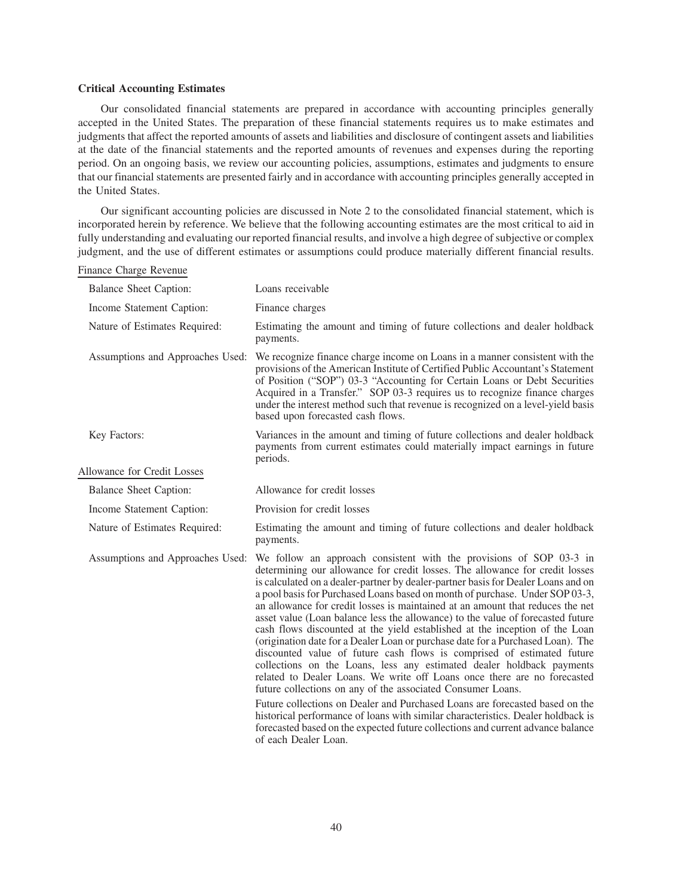### Critical Accounting Estimates

Our consolidated financial statements are prepared in accordance with accounting principles generally accepted in the United States. The preparation of these financial statements requires us to make estimates and judgments that affect the reported amounts of assets and liabilities and disclosure of contingent assets and liabilities at the date of the financial statements and the reported amounts of revenues and expenses during the reporting period. On an ongoing basis, we review our accounting policies, assumptions, estimates and judgments to ensure that our financial statements are presented fairly and in accordance with accounting principles generally accepted in the United States.

Our significant accounting policies are discussed in Note 2 to the consolidated financial statement, which is incorporated herein by reference. We believe that the following accounting estimates are the most critical to aid in fully understanding and evaluating our reported financial results, and involve a high degree of subjective or complex judgment, and the use of different estimates or assumptions could produce materially different financial results.

Finance Charge Revenue

| | |
|---|---|
| Balance Sheet Caption: | Loans receivable |
| Income Statement Caption: | Finance charges |
| Nature of Estimates Required: | Estimating the amount and timing of future collections and dealer holdback payments. |
| Assumptions and Approaches Used: | We recognize finance charge income on Loans in a manner consistent with the provisions of the American Institute of Certified Public Accountant's Statement of Position ("SOP") 03-3 "Accounting for Certain Loans or Debt Securities Acquired in a Transfer." SOP 03-3 requires us to recognize finance charges under the interest method such that revenue is recognized on a level-yield basis based upon forecasted cash flows. |
| Key Factors: | Variances in the amount and timing of future collections and dealer holdback payments from current estimates could materially impact earnings in future periods. |

Allowance for Credit Losses

| | |
|---|---|
| Balance Sheet Caption: | Allowance for credit losses |
| Income Statement Caption: | Provision for credit losses |
| Nature of Estimates Required: | Estimating the amount and timing of future collections and dealer holdback payments. |
| Assumptions and Approaches Used: | We follow an approach consistent with the provisions of SOP 03-3 in determining our allowance for credit losses. The allowance for credit losses is calculated on a dealer-partner by dealer-partner basis for Dealer Loans and on a pool basis for Purchased Loans based on month of purchase. Under SOP 03-3, an allowance for credit losses is maintained at an amount that reduces the net asset value (Loan balance less the allowance) to the value of forecasted future cash flows discounted at the yield established at the inception of the Loan (origination date for a Dealer Loan or purchase date for a Purchased Loan). The discounted value of future cash flows is comprised of estimated future collections on the Loans, less any estimated dealer holdback payments related to Dealer Loans. We write off Loans once there are no forecasted future collections on any of the associated Consumer Loans.<br><br>Future collections on Dealer and Purchased Loans are forecasted based on the historical performance of loans with similar characteristics. Dealer holdback is forecasted based on the expected future collections and current advance balance of each Dealer Loan. |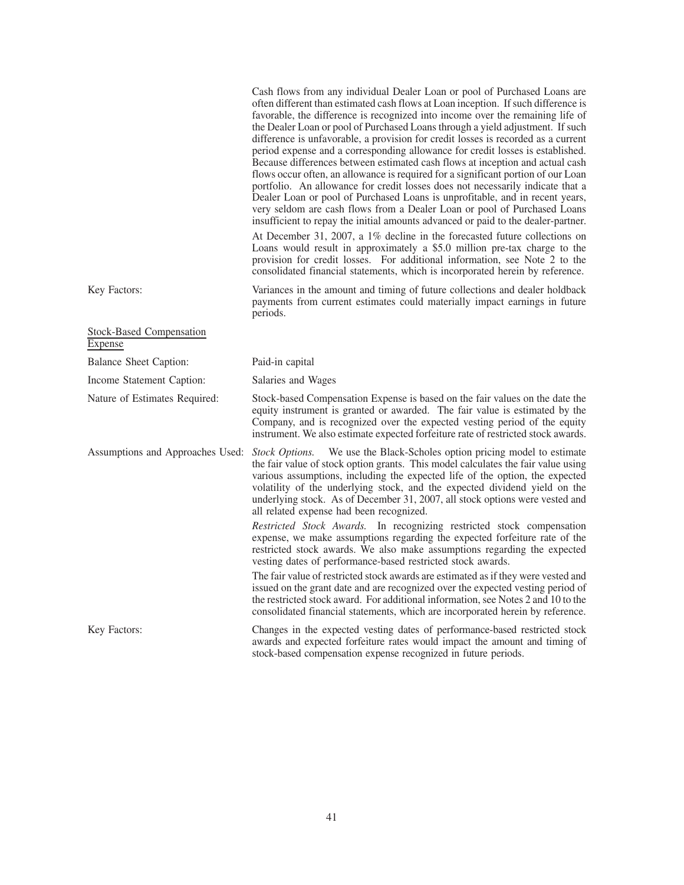Cash flows from any individual Dealer Loan or pool of Purchased Loans are often different than estimated cash flows at Loan inception. If such difference is favorable, the difference is recognized into income over the remaining life of the Dealer Loan or pool of Purchased Loans through a yield adjustment. If such difference is unfavorable, a provision for credit losses is recorded as a current period expense and a corresponding allowance for credit losses is established. Because differences between estimated cash flows at inception and actual cash flows occur often, an allowance is required for a significant portion of our Loan portfolio. An allowance for credit losses does not necessarily indicate that a Dealer Loan or pool of Purchased Loans is unprofitable, and in recent years, very seldom are cash flows from a Dealer Loan or pool of Purchased Loans insufficient to repay the initial amounts advanced or paid to the dealer-partner.

At December 31, 2007, a 1% decline in the forecasted future collections on Loans would result in approximately a $5.0 million pre-tax charge to the provision for credit losses. For additional information, see Note 2 to the consolidated financial statements, which is incorporated herein by reference.

| | |
|---|---|
| Key Factors: | Variances in the amount and timing of future collections and dealer holdback payments from current estimates could materially impact earnings in future periods. |

<u>Stock-Based Compensation Expense</u>

| | |
|---|---|
| Balance Sheet Caption: | Paid-in capital |
| Income Statement Caption: | Salaries and Wages |
| Nature of Estimates Required: | Stock-based Compensation Expense is based on the fair values on the date the equity instrument is granted or awarded. The fair value is estimated by the Company, and is recognized over the expected vesting period of the equity instrument. We also estimate expected forfeiture rate of restricted stock awards. |
| Assumptions and Approaches Used: | *Stock Options.* We use the Black-Scholes option pricing model to estimate the fair value of stock option grants. This model calculates the fair value using various assumptions, including the expected life of the option, the expected volatility of the underlying stock, and the expected dividend yield on the underlying stock. As of December 31, 2007, all stock options were vested and all related expense had been recognized.<br><br>*Restricted Stock Awards.* In recognizing restricted stock compensation expense, we make assumptions regarding the expected forfeiture rate of the restricted stock awards. We also make assumptions regarding the expected vesting dates of performance-based restricted stock awards.<br><br>The fair value of restricted stock awards are estimated as if they were vested and issued on the grant date and are recognized over the expected vesting period of the restricted stock award. For additional information, see Notes 2 and 10 to the consolidated financial statements, which are incorporated herein by reference. |
| Key Factors: | Changes in the expected vesting dates of performance-based restricted stock awards and expected forfeiture rates would impact the amount and timing of stock-based compensation expense recognized in future periods. |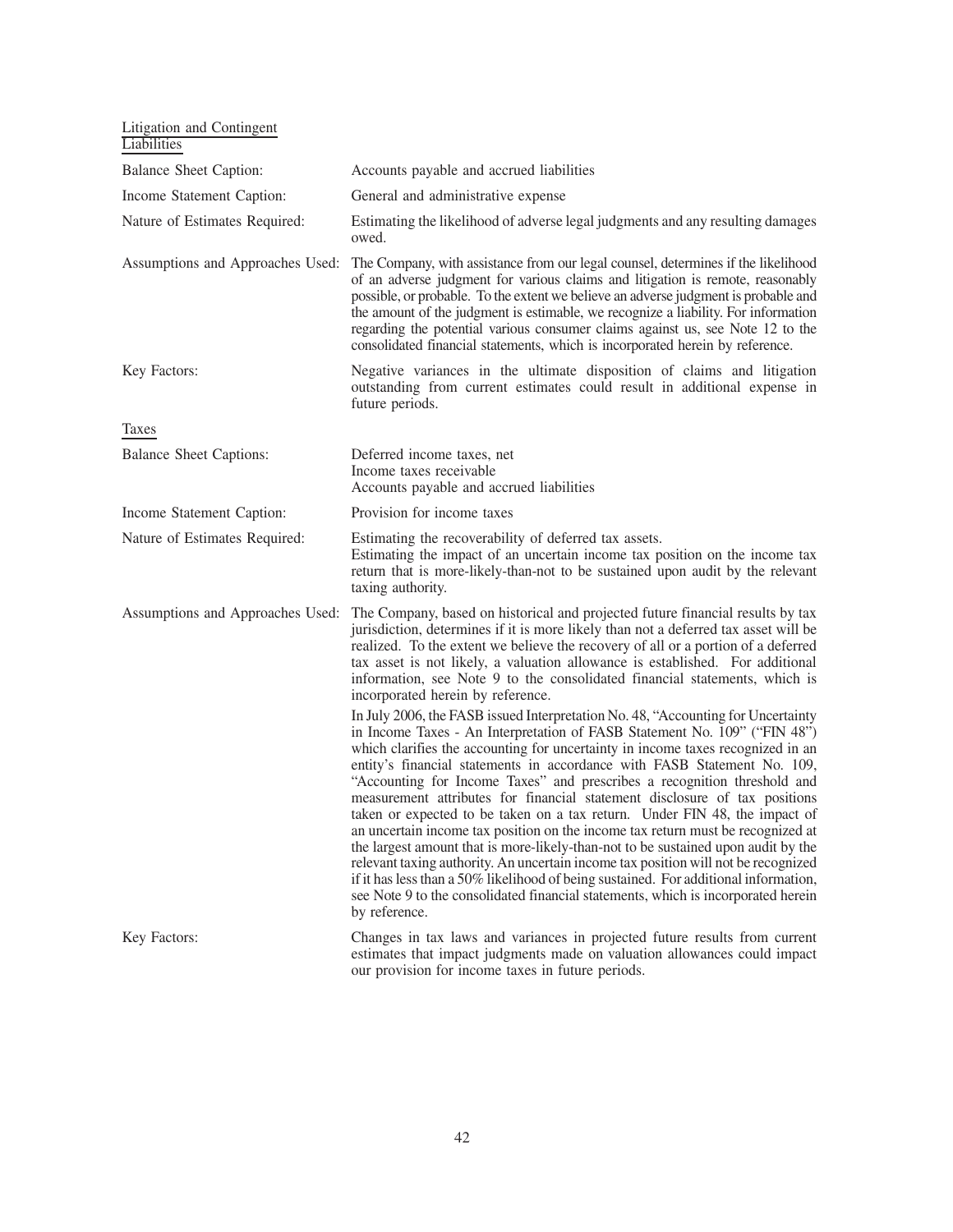Litigation and Contingent Liabilities

| | |
|---|---|
| Balance Sheet Caption: | Accounts payable and accrued liabilities |
| Income Statement Caption: | General and administrative expense |
| Nature of Estimates Required: | Estimating the likelihood of adverse legal judgments and any resulting damages owed. |
| Assumptions and Approaches Used: | The Company, with assistance from our legal counsel, determines if the likelihood of an adverse judgment for various claims and litigation is remote, reasonably possible, or probable. To the extent we believe an adverse judgment is probable and the amount of the judgment is estimable, we recognize a liability. For information regarding the potential various consumer claims against us, see Note 12 to the consolidated financial statements, which is incorporated herein by reference. |
| Key Factors: | Negative variances in the ultimate disposition of claims and litigation outstanding from current estimates could result in additional expense in future periods. |

Taxes

| | |
|---|---|
| Balance Sheet Captions: | Deferred income taxes, net<br>Income taxes receivable<br>Accounts payable and accrued liabilities |
| Income Statement Caption: | Provision for income taxes |
| Nature of Estimates Required: | Estimating the recoverability of deferred tax assets.<br>Estimating the impact of an uncertain income tax position on the income tax return that is more-likely-than-not to be sustained upon audit by the relevant taxing authority. |
| Assumptions and Approaches Used: | The Company, based on historical and projected future financial results by tax jurisdiction, determines if it is more likely than not a deferred tax asset will be realized. To the extent we believe the recovery of all or a portion of a deferred tax asset is not likely, a valuation allowance is established. For additional information, see Note 9 to the consolidated financial statements, which is incorporated herein by reference.<br>In July 2006, the FASB issued Interpretation No. 48, "Accounting for Uncertainty in Income Taxes - An Interpretation of FASB Statement No. 109" ("FIN 48") which clarifies the accounting for uncertainty in income taxes recognized in an entity's financial statements in accordance with FASB Statement No. 109, "Accounting for Income Taxes" and prescribes a recognition threshold and measurement attributes for financial statement disclosure of tax positions taken or expected to be taken on a tax return. Under FIN 48, the impact of an uncertain income tax position on the income tax return must be recognized at the largest amount that is more-likely-than-not to be sustained upon audit by the relevant taxing authority. An uncertain income tax position will not be recognized if it has less than a 50% likelihood of being sustained. For additional information, see Note 9 to the consolidated financial statements, which is incorporated herein by reference. |
| Key Factors: | Changes in tax laws and variances in projected future results from current estimates that impact judgments made on valuation allowances could impact our provision for income taxes in future periods. |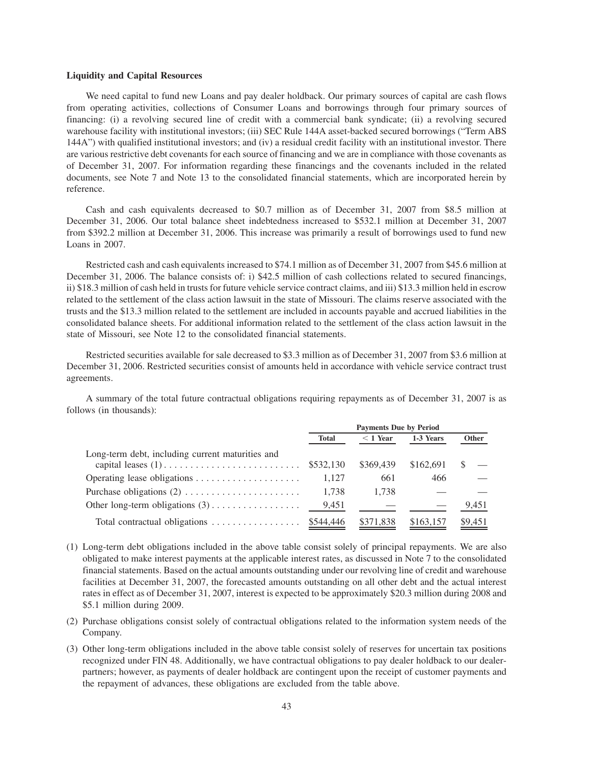**Liquidity and Capital Resources**

We need capital to fund new Loans and pay dealer holdback. Our primary sources of capital are cash flows from operating activities, collections of Consumer Loans and borrowings through four primary sources of financing: (i) a revolving secured line of credit with a commercial bank syndicate; (ii) a revolving secured warehouse facility with institutional investors; (iii) SEC Rule 144A asset-backed secured borrowings ("Term ABS 144A") with qualified institutional investors; and (iv) a residual credit facility with an institutional investor. There are various restrictive debt covenants for each source of financing and we are in compliance with those covenants as of December 31, 2007. For information regarding these financings and the covenants included in the related documents, see Note 7 and Note 13 to the consolidated financial statements, which are incorporated herein by reference.

Cash and cash equivalents decreased to $0.7 million as of December 31, 2007 from $8.5 million at December 31, 2006. Our total balance sheet indebtedness increased to $532.1 million at December 31, 2007 from $392.2 million at December 31, 2006. This increase was primarily a result of borrowings used to fund new Loans in 2007.

Restricted cash and cash equivalents increased to $74.1 million as of December 31, 2007 from $45.6 million at December 31, 2006. The balance consists of: i) $42.5 million of cash collections related to secured financings, ii) $18.3 million of cash held in trusts for future vehicle service contract claims, and iii) $13.3 million held in escrow related to the settlement of the class action lawsuit in the state of Missouri. The claims reserve associated with the trusts and the $13.3 million related to the settlement are included in accounts payable and accrued liabilities in the consolidated balance sheets. For additional information related to the settlement of the class action lawsuit in the state of Missouri, see Note 12 to the consolidated financial statements.

Restricted securities available for sale decreased to $3.3 million as of December 31, 2007 from $3.6 million at December 31, 2006. Restricted securities consist of amounts held in accordance with vehicle service contract trust agreements.

A summary of the total future contractual obligations requiring repayments as of December 31, 2007 is as follows (in thousands):

| | Payments Due by Period | | | |
|---|---|---|---|---|
| | Total | < 1 Year | 1-3 Years | Other |
| Long-term debt, including current maturities and capital leases (1) | $532,130 | $369,439 | $162,691 | $ — |
| Operating lease obligations | 1,127 | 661 | 466 | — |
| Purchase obligations (2) | 1,738 | 1,738 | — | — |
| Other long-term obligations (3) | 9,451 | — | — | 9,451 |
| Total contractual obligations | $544,446 | $371,838 | $163,157 | $9,451 |

(1) Long-term debt obligations included in the above table consist solely of principal repayments. We are also obligated to make interest payments at the applicable interest rates, as discussed in Note 7 to the consolidated financial statements. Based on the actual amounts outstanding under our revolving line of credit and warehouse facilities at December 31, 2007, the forecasted amounts outstanding on all other debt and the actual interest rates in effect as of December 31, 2007, interest is expected to be approximately $20.3 million during 2008 and $5.1 million during 2009.

(2) Purchase obligations consist solely of contractual obligations related to the information system needs of the Company.

(3) Other long-term obligations included in the above table consist solely of reserves for uncertain tax positions recognized under FIN 48. Additionally, we have contractual obligations to pay dealer holdback to our dealer-partners; however, as payments of dealer holdback are contingent upon the receipt of customer payments and the repayment of advances, these obligations are excluded from the table above.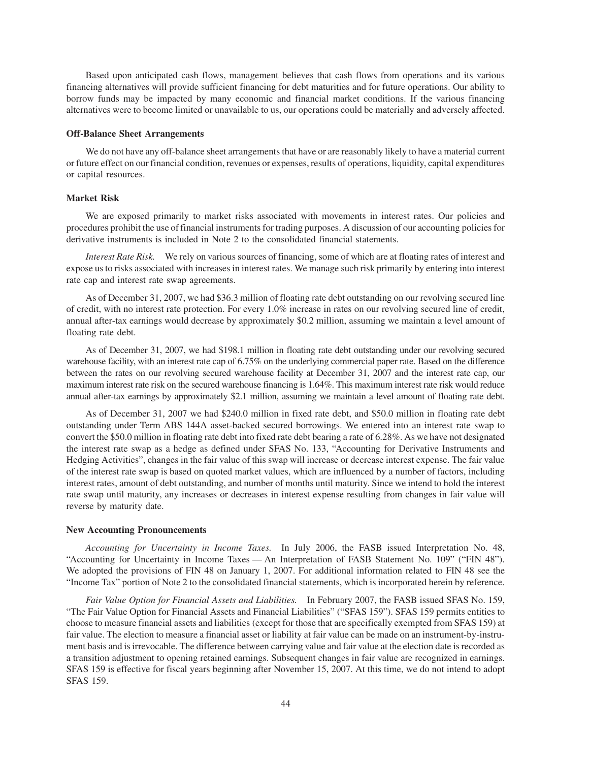Based upon anticipated cash flows, management believes that cash flows from operations and its various financing alternatives will provide sufficient financing for debt maturities and for future operations. Our ability to borrow funds may be impacted by many economic and financial market conditions. If the various financing alternatives were to become limited or unavailable to us, our operations could be materially and adversely affected.

### Off-Balance Sheet Arrangements

We do not have any off-balance sheet arrangements that have or are reasonably likely to have a material current or future effect on our financial condition, revenues or expenses, results of operations, liquidity, capital expenditures or capital resources.

### Market Risk

We are exposed primarily to market risks associated with movements in interest rates. Our policies and procedures prohibit the use of financial instruments for trading purposes. A discussion of our accounting policies for derivative instruments is included in Note 2 to the consolidated financial statements.

*Interest Rate Risk.* We rely on various sources of financing, some of which are at floating rates of interest and expose us to risks associated with increases in interest rates. We manage such risk primarily by entering into interest rate cap and interest rate swap agreements.

As of December 31, 2007, we had \$36.3 million of floating rate debt outstanding on our revolving secured line of credit, with no interest rate protection. For every 1.0% increase in rates on our revolving secured line of credit, annual after-tax earnings would decrease by approximately \$0.2 million, assuming we maintain a level amount of floating rate debt.

As of December 31, 2007, we had \$198.1 million in floating rate debt outstanding under our revolving secured warehouse facility, with an interest rate cap of 6.75% on the underlying commercial paper rate. Based on the difference between the rates on our revolving secured warehouse facility at December 31, 2007 and the interest rate cap, our maximum interest rate risk on the secured warehouse financing is 1.64%. This maximum interest rate risk would reduce annual after-tax earnings by approximately \$2.1 million, assuming we maintain a level amount of floating rate debt.

As of December 31, 2007 we had \$240.0 million in fixed rate debt, and \$50.0 million in floating rate debt outstanding under Term ABS 144A asset-backed secured borrowings. We entered into an interest rate swap to convert the \$50.0 million in floating rate debt into fixed rate debt bearing a rate of 6.28%. As we have not designated the interest rate swap as a hedge as defined under SFAS No. 133, "Accounting for Derivative Instruments and Hedging Activities", changes in the fair value of this swap will increase or decrease interest expense. The fair value of the interest rate swap is based on quoted market values, which are influenced by a number of factors, including interest rates, amount of debt outstanding, and number of months until maturity. Since we intend to hold the interest rate swap until maturity, any increases or decreases in interest expense resulting from changes in fair value will reverse by maturity date.

### New Accounting Pronouncements

*Accounting for Uncertainty in Income Taxes.* In July 2006, the FASB issued Interpretation No. 48, "Accounting for Uncertainty in Income Taxes — An Interpretation of FASB Statement No. 109" ("FIN 48"). We adopted the provisions of FIN 48 on January 1, 2007. For additional information related to FIN 48 see the "Income Tax" portion of Note 2 to the consolidated financial statements, which is incorporated herein by reference.

*Fair Value Option for Financial Assets and Liabilities.* In February 2007, the FASB issued SFAS No. 159, "The Fair Value Option for Financial Assets and Financial Liabilities" ("SFAS 159"). SFAS 159 permits entities to choose to measure financial assets and liabilities (except for those that are specifically exempted from SFAS 159) at fair value. The election to measure a financial asset or liability at fair value can be made on an instrument-by-instrument basis and is irrevocable. The difference between carrying value and fair value at the election date is recorded as a transition adjustment to opening retained earnings. Subsequent changes in fair value are recognized in earnings. SFAS 159 is effective for fiscal years beginning after November 15, 2007. At this time, we do not intend to adopt SFAS 159.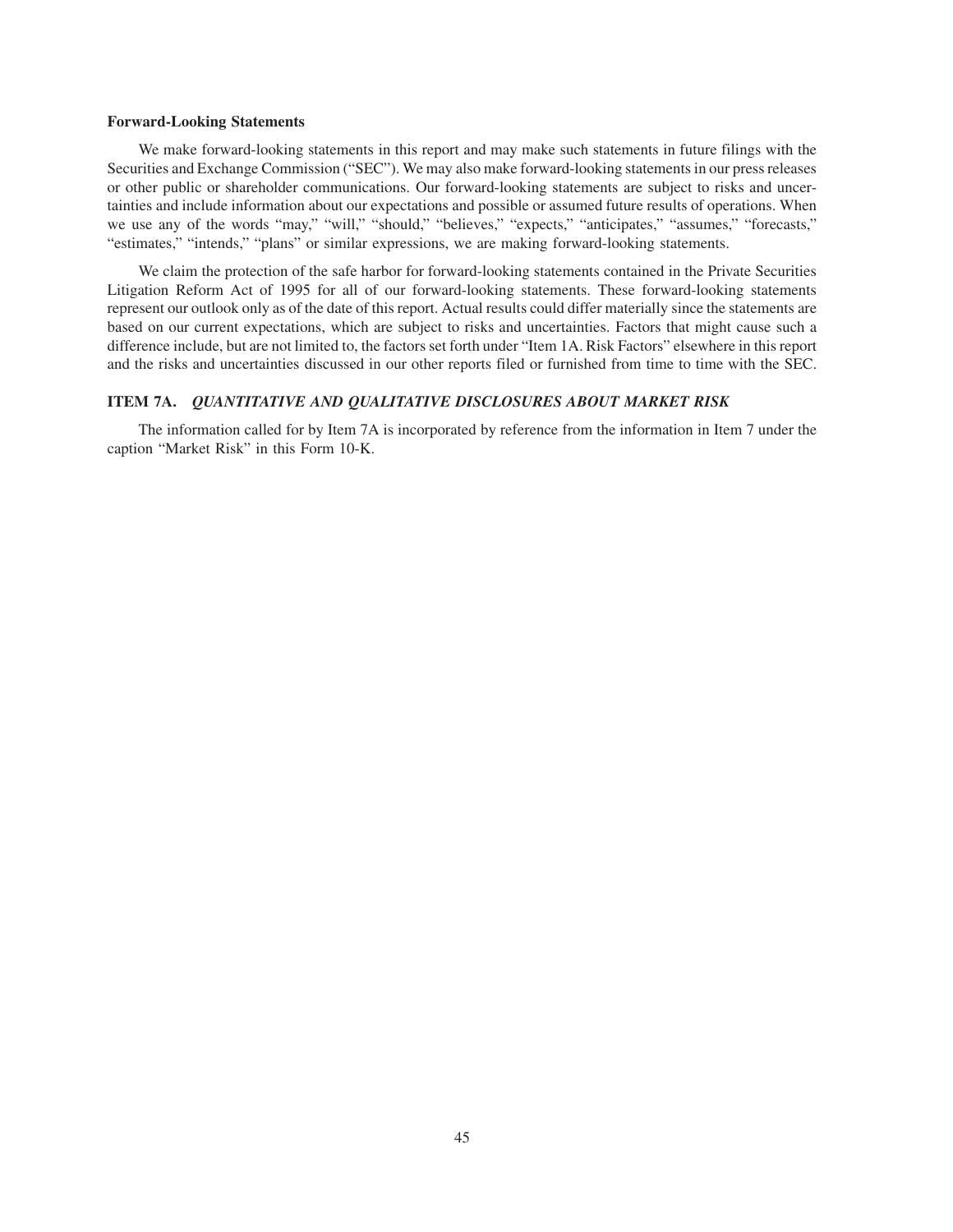### Forward-Looking Statements

We make forward-looking statements in this report and may make such statements in future filings with the Securities and Exchange Commission ("SEC"). We may also make forward-looking statements in our press releases or other public or shareholder communications. Our forward-looking statements are subject to risks and uncertainties and include information about our expectations and possible or assumed future results of operations. When we use any of the words "may," "will," "should," "believes," "expects," "anticipates," "assumes," "forecasts," "estimates," "intends," "plans" or similar expressions, we are making forward-looking statements.

We claim the protection of the safe harbor for forward-looking statements contained in the Private Securities Litigation Reform Act of 1995 for all of our forward-looking statements. These forward-looking statements represent our outlook only as of the date of this report. Actual results could differ materially since the statements are based on our current expectations, which are subject to risks and uncertainties. Factors that might cause such a difference include, but are not limited to, the factors set forth under "Item 1A. Risk Factors" elsewhere in this report and the risks and uncertainties discussed in our other reports filed or furnished from time to time with the SEC.

## ITEM 7A. *QUANTITATIVE AND QUALITATIVE DISCLOSURES ABOUT MARKET RISK*

The information called for by Item 7A is incorporated by reference from the information in Item 7 under the caption "Market Risk" in this Form 10-K.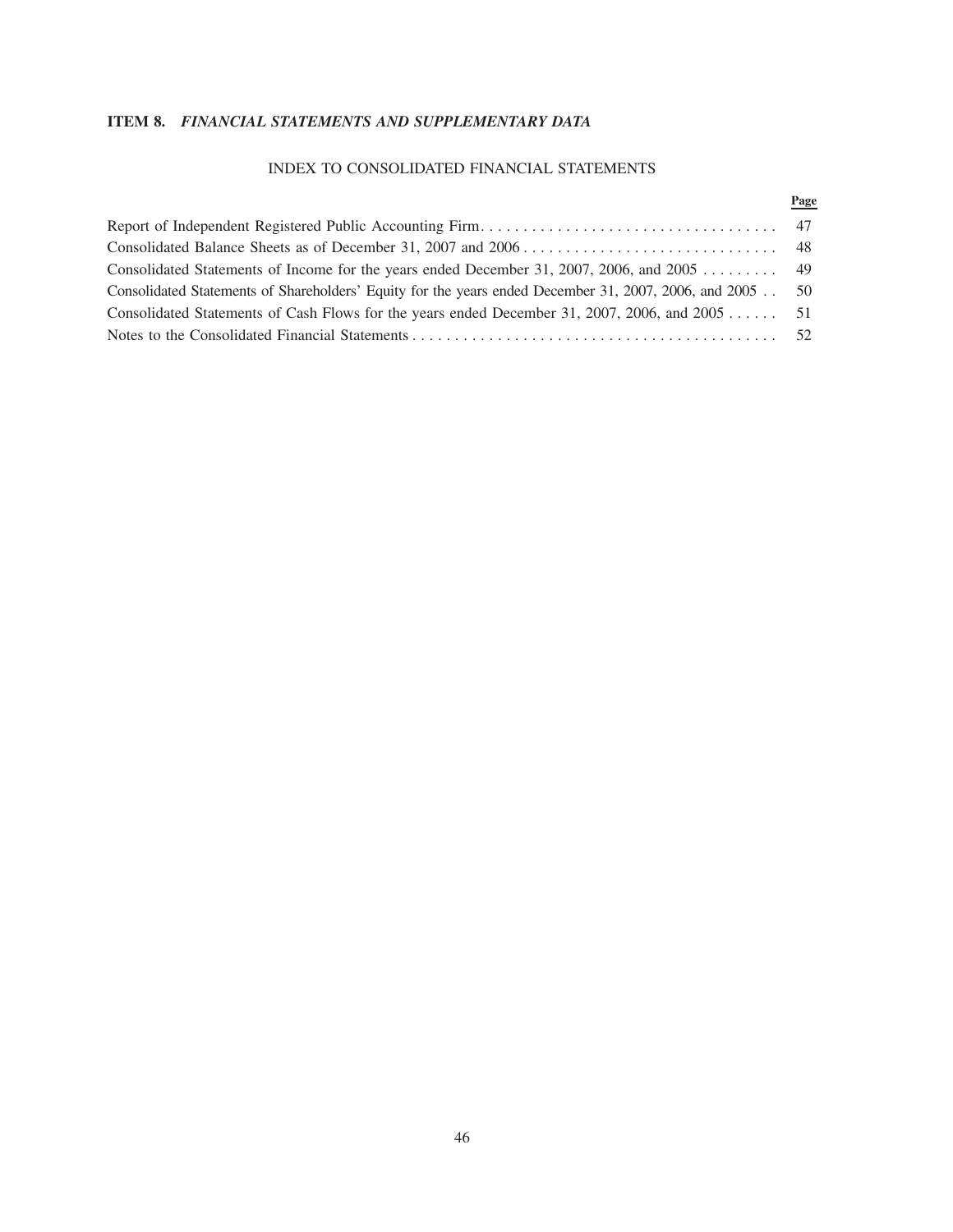## ITEM 8. *FINANCIAL STATEMENTS AND SUPPLEMENTARY DATA*

### INDEX TO CONSOLIDATED FINANCIAL STATEMENTS

| | Page |
|---|---|
| Report of Independent Registered Public Accounting Firm | 47 |
| Consolidated Balance Sheets as of December 31, 2007 and 2006 | 48 |
| Consolidated Statements of Income for the years ended December 31, 2007, 2006, and 2005 | 49 |
| Consolidated Statements of Shareholders' Equity for the years ended December 31, 2007, 2006, and 2005 | 50 |
| Consolidated Statements of Cash Flows for the years ended December 31, 2007, 2006, and 2005 | 51 |
| Notes to the Consolidated Financial Statements | 52 |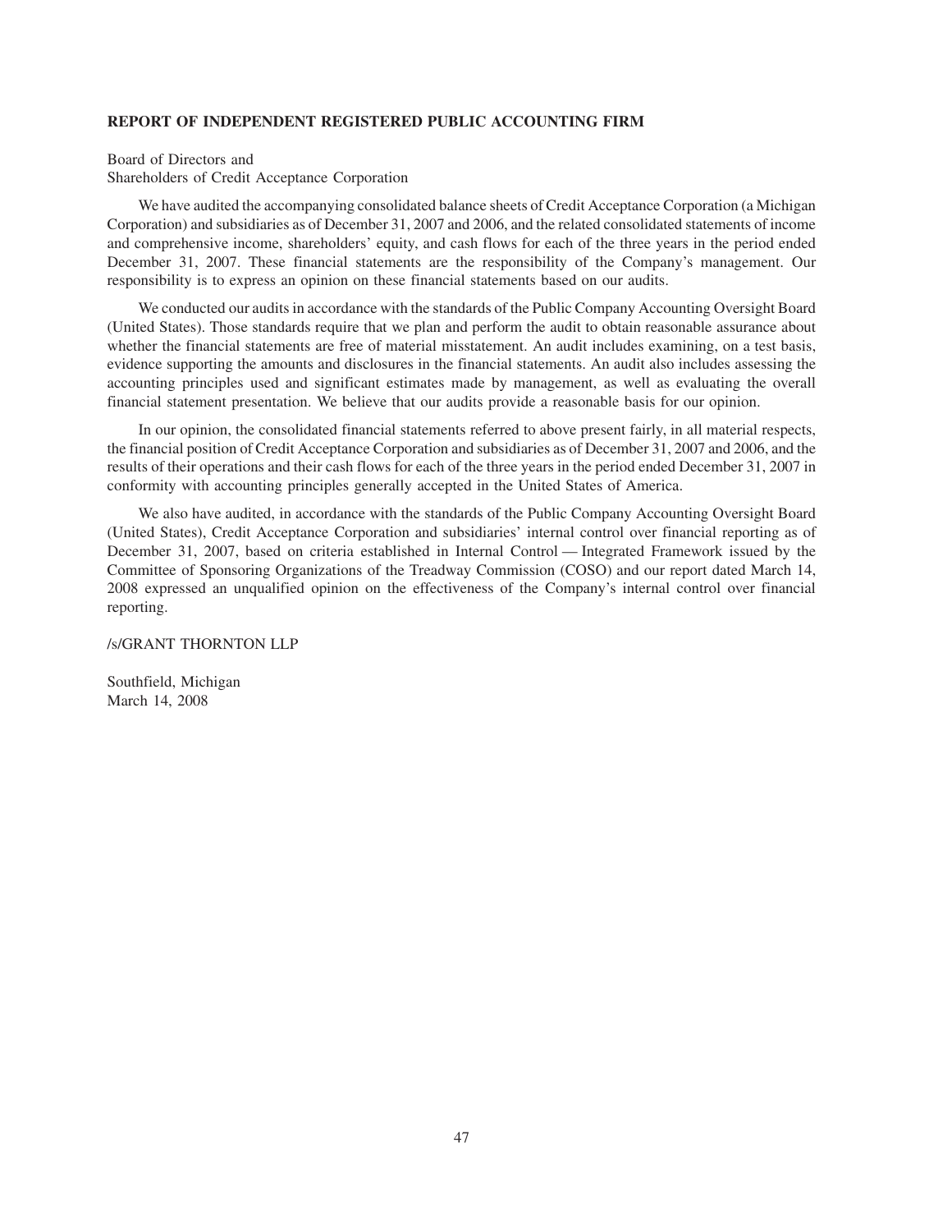## REPORT OF INDEPENDENT REGISTERED PUBLIC ACCOUNTING FIRM

Board of Directors and
Shareholders of Credit Acceptance Corporation

We have audited the accompanying consolidated balance sheets of Credit Acceptance Corporation (a Michigan Corporation) and subsidiaries as of December 31, 2007 and 2006, and the related consolidated statements of income and comprehensive income, shareholders' equity, and cash flows for each of the three years in the period ended December 31, 2007. These financial statements are the responsibility of the Company's management. Our responsibility is to express an opinion on these financial statements based on our audits.

We conducted our audits in accordance with the standards of the Public Company Accounting Oversight Board (United States). Those standards require that we plan and perform the audit to obtain reasonable assurance about whether the financial statements are free of material misstatement. An audit includes examining, on a test basis, evidence supporting the amounts and disclosures in the financial statements. An audit also includes assessing the accounting principles used and significant estimates made by management, as well as evaluating the overall financial statement presentation. We believe that our audits provide a reasonable basis for our opinion.

In our opinion, the consolidated financial statements referred to above present fairly, in all material respects, the financial position of Credit Acceptance Corporation and subsidiaries as of December 31, 2007 and 2006, and the results of their operations and their cash flows for each of the three years in the period ended December 31, 2007 in conformity with accounting principles generally accepted in the United States of America.

We also have audited, in accordance with the standards of the Public Company Accounting Oversight Board (United States), Credit Acceptance Corporation and subsidiaries' internal control over financial reporting as of December 31, 2007, based on criteria established in Internal Control — Integrated Framework issued by the Committee of Sponsoring Organizations of the Treadway Commission (COSO) and our report dated March 14, 2008 expressed an unqualified opinion on the effectiveness of the Company's internal control over financial reporting.

/s/GRANT THORNTON LLP

Southfield, Michigan
March 14, 2008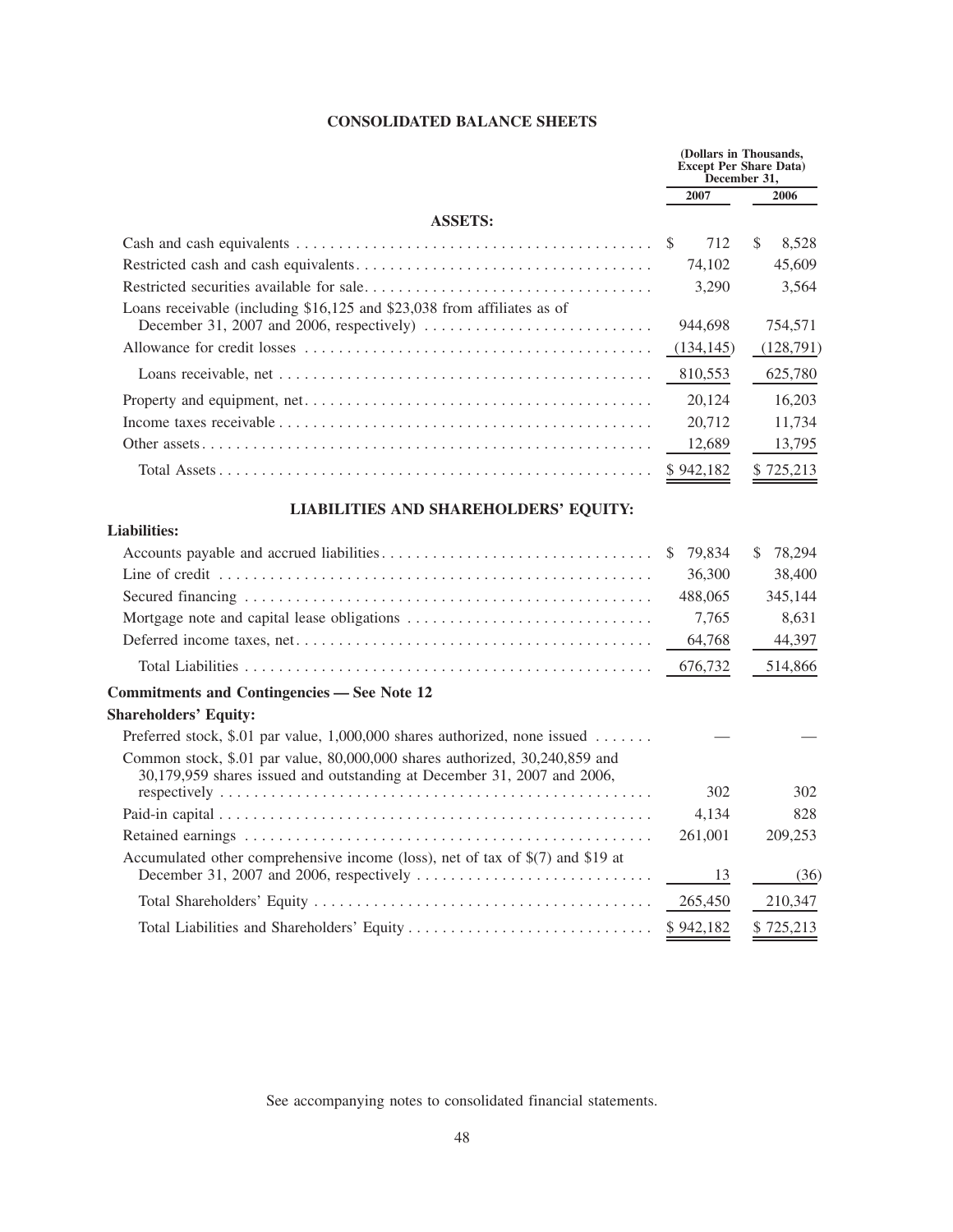# CONSOLIDATED BALANCE SHEETS

| | (Dollars in Thousands, Except Per Share Data) December 31, | |
|---|---|---|
| | 2007 | 2006 |
| **ASSETS:** | | |
| Cash and cash equivalents | $ 712 | $ 8,528 |
| Restricted cash and cash equivalents | 74,102 | 45,609 |
| Restricted securities available for sale | 3,290 | 3,564 |
| Loans receivable (including $16,125 and $23,038 from affiliates as of December 31, 2007 and 2006, respectively) | 944,698 | 754,571 |
| Allowance for credit losses | (134,145) | (128,791) |
| Loans receivable, net | 810,553 | 625,780 |
| Property and equipment, net | 20,124 | 16,203 |
| Income taxes receivable | 20,712 | 11,734 |
| Other assets | 12,689 | 13,795 |
| Total Assets | $ 942,182 | $ 725,213 |
| **LIABILITIES AND SHAREHOLDERS' EQUITY:** | | |
| **Liabilities:** | | |
| Accounts payable and accrued liabilities | $ 79,834 | $ 78,294 |
| Line of credit | 36,300 | 38,400 |
| Secured financing | 488,065 | 345,144 |
| Mortgage note and capital lease obligations | 7,765 | 8,631 |
| Deferred income taxes, net | 64,768 | 44,397 |
| Total Liabilities | 676,732 | 514,866 |
| **Commitments and Contingencies — See Note 12** | | |
| **Shareholders' Equity:** | | |
| Preferred stock, $.01 par value, 1,000,000 shares authorized, none issued | — | — |
| Common stock, $.01 par value, 80,000,000 shares authorized, 30,240,859 and 30,179,959 shares issued and outstanding at December 31, 2007 and 2006, respectively | 302 | 302 |
| Paid-in capital | 4,134 | 828 |
| Retained earnings | 261,001 | 209,253 |
| Accumulated other comprehensive income (loss), net of tax of $(7) and $19 at December 31, 2007 and 2006, respectively | 13 | (36) |
| Total Shareholders' Equity | 265,450 | 210,347 |
| Total Liabilities and Shareholders' Equity | $ 942,182 | $ 725,213 |

See accompanying notes to consolidated financial statements.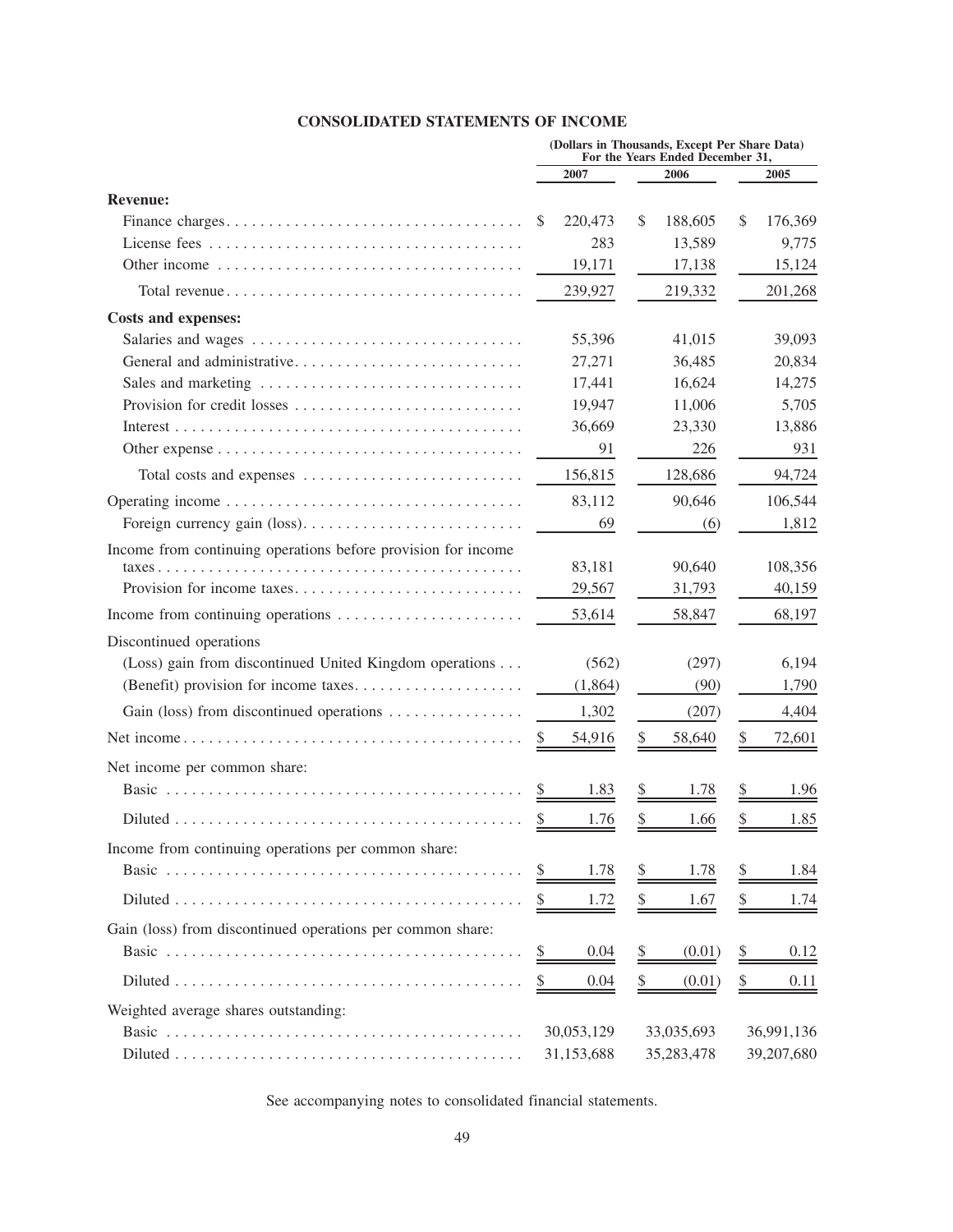## CONSOLIDATED STATEMENTS OF INCOME

| | (Dollars in Thousands, Except Per Share Data) For the Years Ended December 31, | | |
|---|---|---|---|
| | 2007 | 2006 | 2005 |
| **Revenue:** | | | |
| Finance charges | $ 220,473 | $ 188,605 | $ 176,369 |
| License fees | 283 | 13,589 | 9,775 |
| Other income | 19,171 | 17,138 | 15,124 |
| Total revenue | 239,927 | 219,332 | 201,268 |
| **Costs and expenses:** | | | |
| Salaries and wages | 55,396 | 41,015 | 39,093 |
| General and administrative | 27,271 | 36,485 | 20,834 |
| Sales and marketing | 17,441 | 16,624 | 14,275 |
| Provision for credit losses | 19,947 | 11,006 | 5,705 |
| Interest | 36,669 | 23,330 | 13,886 |
| Other expense | 91 | 226 | 931 |
| Total costs and expenses | 156,815 | 128,686 | 94,724 |
| Operating income | 83,112 | 90,646 | 106,544 |
| Foreign currency gain (loss) | 69 | (6) | 1,812 |
| Income from continuing operations before provision for income taxes | 83,181 | 90,640 | 108,356 |
| Provision for income taxes | 29,567 | 31,793 | 40,159 |
| Income from continuing operations | 53,614 | 58,847 | 68,197 |
| Discontinued operations | | | |
| (Loss) gain from discontinued United Kingdom operations | (562) | (297) | 6,194 |
| (Benefit) provision for income taxes | (1,864) | (90) | 1,790 |
| Gain (loss) from discontinued operations | 1,302 | (207) | 4,404 |
| Net income | $ 54,916 | $ 58,640 | $ 72,601 |
| Net income per common share: | | | |
| Basic | $ 1.83 | $ 1.78 | $ 1.96 |
| Diluted | $ 1.76 | $ 1.66 | $ 1.85 |
| Income from continuing operations per common share: | | | |
| Basic | $ 1.78 | $ 1.78 | $ 1.84 |
| Diluted | $ 1.72 | $ 1.67 | $ 1.74 |
| Gain (loss) from discontinued operations per common share: | | | |
| Basic | $ 0.04 | $ (0.01) | $ 0.12 |
| Diluted | $ 0.04 | $ (0.01) | $ 0.11 |
| Weighted average shares outstanding: | | | |
| Basic | 30,053,129 | 33,035,693 | 36,991,136 |
| Diluted | 31,153,688 | 35,283,478 | 39,207,680 |

See accompanying notes to consolidated financial statements.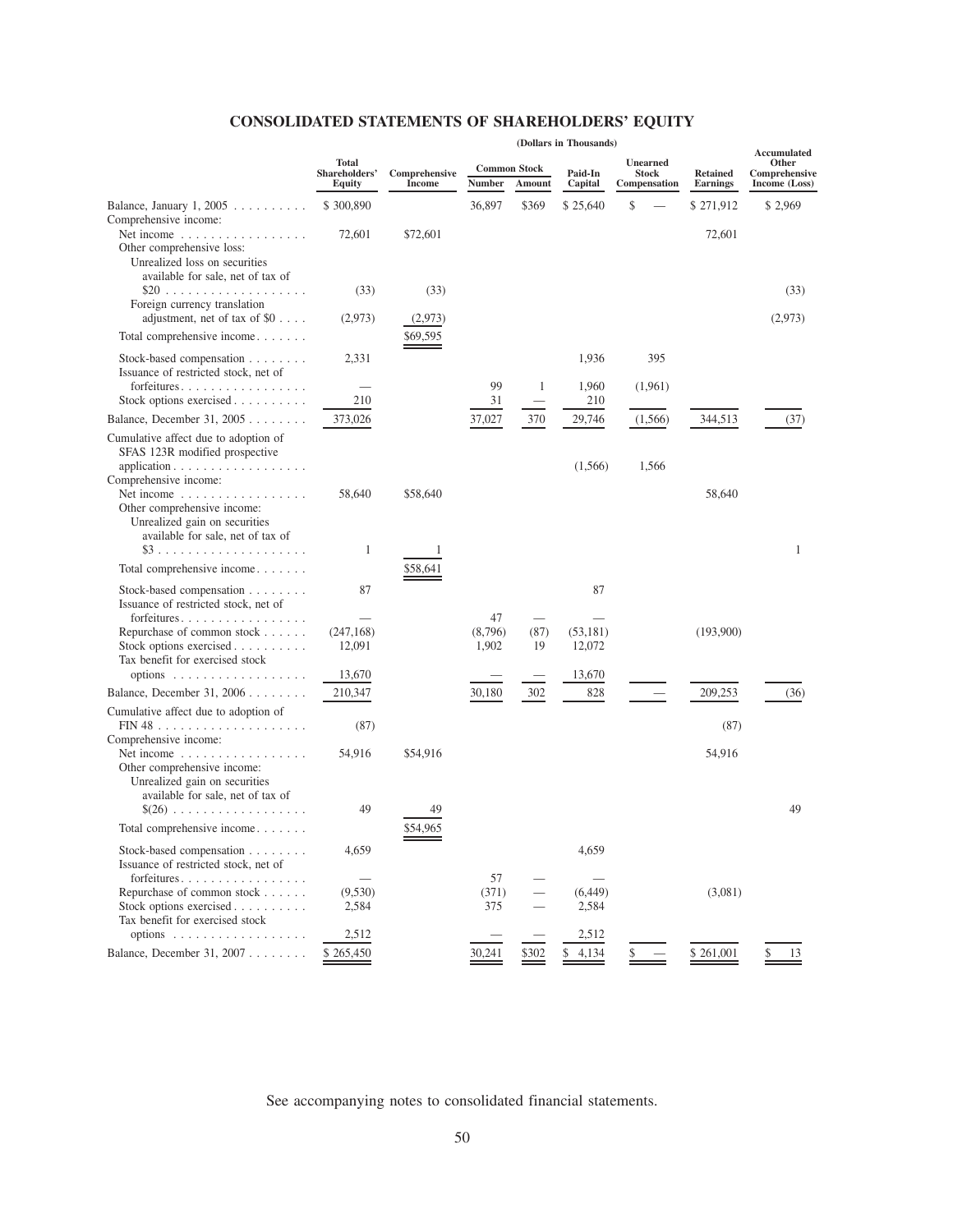# CONSOLIDATED STATEMENTS OF SHAREHOLDERS' EQUITY

(Dollars in Thousands)

| | Total Shareholders' Equity | Comprehensive Income | Common Stock Number | Common Stock Amount | Paid-In Capital | Unearned Stock Compensation | Retained Earnings | Accumulated Other Comprehensive Income (Loss) |
|---|---|---|---|---|---|---|---|---|
| Balance, January 1, 2005 | $ 300,890 | | 36,897 | $369 | $ 25,640 | $ — | $ 271,912 | $ 2,969 |
| Comprehensive income: | | | | | | | | |
| Net income | 72,601 | $72,601 | | | | | 72,601 | |
| Other comprehensive loss: | | | | | | | | |
| Unrealized loss on securities available for sale, net of tax of $20 | (33) | (33) | | | | | | (33) |
| Foreign currency translation adjustment, net of tax of $0 | (2,973) | (2,973) | | | | | | (2,973) |
| Total comprehensive income | | $69,595 | | | | | | |
| Stock-based compensation | 2,331 | | | | 1,936 | 395 | | |
| Issuance of restricted stock, net of forfeitures | — | | 99 | 1 | 1,960 | (1,961) | | |
| Stock options exercised | 210 | | 31 | — | 210 | | | |
| Balance, December 31, 2005 | 373,026 | | 37,027 | 370 | 29,746 | (1,566) | 344,513 | (37) |
| Cumulative affect due to adoption of SFAS 123R modified prospective application | | | | | (1,566) | 1,566 | | |
| Comprehensive income: | | | | | | | | |
| Net income | 58,640 | $58,640 | | | | | 58,640 | |
| Other comprehensive income: | | | | | | | | |
| Unrealized gain on securities available for sale, net of tax of $3 | 1 | 1 | | | | | | 1 |
| Total comprehensive income | | $58,641 | | | | | | |
| Stock-based compensation | 87 | | | | 87 | | | |
| Issuance of restricted stock, net of forfeitures | — | | 47 | — | — | | | |
| Repurchase of common stock | (247,168) | | (8,796) | (87) | (53,181) | | (193,900) | |
| Stock options exercised | 12,091 | | 1,902 | 19 | 12,072 | | | |
| Tax benefit for exercised stock options | 13,670 | | — | — | 13,670 | | | |
| Balance, December 31, 2006 | 210,347 | | 30,180 | 302 | 828 | — | 209,253 | (36) |
| Cumulative affect due to adoption of FIN 48 | (87) | | | | | | (87) | |
| Comprehensive income: | | | | | | | | |
| Net income | 54,916 | $54,916 | | | | | 54,916 | |
| Other comprehensive income: | | | | | | | | |
| Unrealized gain on securities available for sale, net of tax of $(26) | 49 | 49 | | | | | | 49 |
| Total comprehensive income | | $54,965 | | | | | | |
| Stock-based compensation | 4,659 | | | | 4,659 | | | |
| Issuance of restricted stock, net of forfeitures | — | | 57 | — | — | | | |
| Repurchase of common stock | (9,530) | | (371) | — | (6,449) | | (3,081) | |
| Stock options exercised | 2,584 | | 375 | — | 2,584 | | | |
| Tax benefit for exercised stock options | 2,512 | | — | — | 2,512 | | | |
| Balance, December 31, 2007 | $ 265,450 | | 30,241 | $302 | $ 4,134 | $ — | $ 261,001 | $ 13 |

See accompanying notes to consolidated financial statements.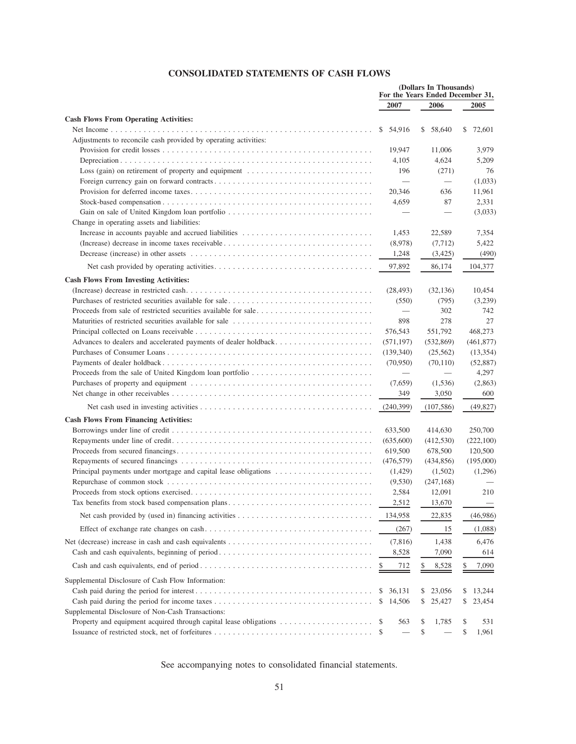## CONSOLIDATED STATEMENTS OF CASH FLOWS

| | (Dollars In Thousands) For the Years Ended December 31, | | |
|---|---|---|---|
| | 2007 | 2006 | 2005 |
| **Cash Flows From Operating Activities:** | | | |
| Net Income | $ 54,916 | $ 58,640 | $ 72,601 |
| Adjustments to reconcile cash provided by operating activities: | | | |
| Provision for credit losses | 19,947 | 11,006 | 3,979 |
| Depreciation | 4,105 | 4,624 | 5,209 |
| Loss (gain) on retirement of property and equipment | 196 | (271) | 76 |
| Foreign currency gain on forward contracts | — | — | (1,033) |
| Provision for deferred income taxes | 20,346 | 636 | 11,961 |
| Stock-based compensation | 4,659 | 87 | 2,331 |
| Gain on sale of United Kingdom loan portfolio | — | — | (3,033) |
| Change in operating assets and liabilities: | | | |
| Increase in accounts payable and accrued liabilities | 1,453 | 22,589 | 7,354 |
| (Increase) decrease in income taxes receivable | (8,978) | (7,712) | 5,422 |
| Decrease (increase) in other assets | 1,248 | (3,425) | (490) |
| Net cash provided by operating activities | 97,892 | 86,174 | 104,377 |
| **Cash Flows From Investing Activities:** | | | |
| (Increase) decrease in restricted cash | (28,493) | (32,136) | 10,454 |
| Purchases of restricted securities available for sale | (550) | (795) | (3,239) |
| Proceeds from sale of restricted securities available for sale | — | 302 | 742 |
| Maturities of restricted securities available for sale | 898 | 278 | 27 |
| Principal collected on Loans receivable | 576,543 | 551,792 | 468,273 |
| Advances to dealers and accelerated payments of dealer holdback | (571,197) | (532,869) | (461,877) |
| Purchases of Consumer Loans | (139,340) | (25,562) | (13,354) |
| Payments of dealer holdback | (70,950) | (70,110) | (52,887) |
| Proceeds from the sale of United Kingdom loan portfolio | — | — | 4,297 |
| Purchases of property and equipment | (7,659) | (1,536) | (2,863) |
| Net change in other receivables | 349 | 3,050 | 600 |
| Net cash used in investing activities | (240,399) | (107,586) | (49,827) |
| **Cash Flows From Financing Activities:** | | | |
| Borrowings under line of credit | 633,500 | 414,630 | 250,700 |
| Repayments under line of credit | (635,600) | (412,530) | (222,100) |
| Proceeds from secured financings | 619,500 | 678,500 | 120,500 |
| Repayments of secured financings | (476,579) | (434,856) | (195,000) |
| Principal payments under mortgage and capital lease obligations | (1,429) | (1,502) | (1,296) |
| Repurchase of common stock | (9,530) | (247,168) | — |
| Proceeds from stock options exercised | 2,584 | 12,091 | 210 |
| Tax benefits from stock based compensation plans | 2,512 | 13,670 | — |
| Net cash provided by (used in) financing activities | 134,958 | 22,835 | (46,986) |
| Effect of exchange rate changes on cash | (267) | 15 | (1,088) |
| Net (decrease) increase in cash and cash equivalents | (7,816) | 1,438 | 6,476 |
| Cash and cash equivalents, beginning of period | 8,528 | 7,090 | 614 |
| Cash and cash equivalents, end of period | $ 712 | $ 8,528 | $ 7,090 |
| Supplemental Disclosure of Cash Flow Information: | | | |
| Cash paid during the period for interest | $ 36,131 | $ 23,056 | $ 13,244 |
| Cash paid during the period for income taxes | $ 14,506 | $ 25,427 | $ 23,454 |
| Supplemental Disclosure of Non-Cash Transactions: | | | |
| Property and equipment acquired through capital lease obligations | $ 563 | $ 1,785 | $ 531 |
| Issuance of restricted stock, net of forfeitures | $ — | $ — | $ 1,961 |

See accompanying notes to consolidated financial statements.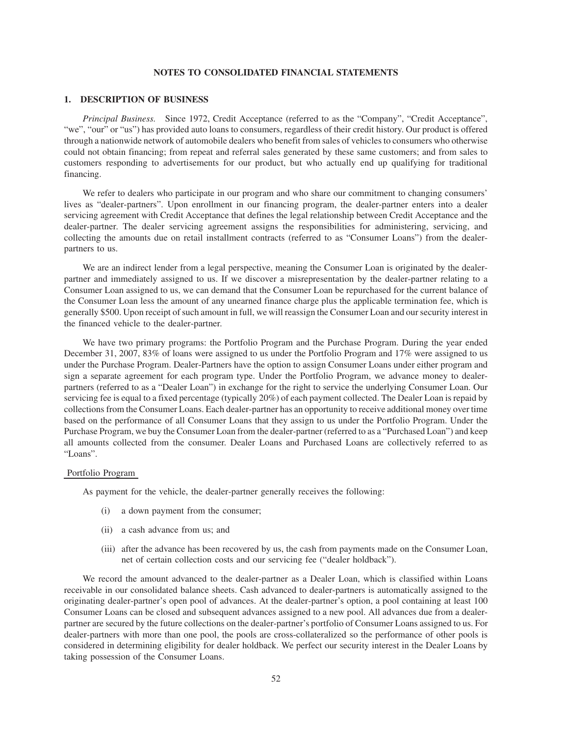# NOTES TO CONSOLIDATED FINANCIAL STATEMENTS

## 1. DESCRIPTION OF BUSINESS

*Principal Business.* Since 1972, Credit Acceptance (referred to as the "Company", "Credit Acceptance", "we", "our" or "us") has provided auto loans to consumers, regardless of their credit history. Our product is offered through a nationwide network of automobile dealers who benefit from sales of vehicles to consumers who otherwise could not obtain financing; from repeat and referral sales generated by these same customers; and from sales to customers responding to advertisements for our product, but who actually end up qualifying for traditional financing.

We refer to dealers who participate in our program and who share our commitment to changing consumers' lives as "dealer-partners". Upon enrollment in our financing program, the dealer-partner enters into a dealer servicing agreement with Credit Acceptance that defines the legal relationship between Credit Acceptance and the dealer-partner. The dealer servicing agreement assigns the responsibilities for administering, servicing, and collecting the amounts due on retail installment contracts (referred to as "Consumer Loans") from the dealer-partners to us.

We are an indirect lender from a legal perspective, meaning the Consumer Loan is originated by the dealer-partner and immediately assigned to us. If we discover a misrepresentation by the dealer-partner relating to a Consumer Loan assigned to us, we can demand that the Consumer Loan be repurchased for the current balance of the Consumer Loan less the amount of any unearned finance charge plus the applicable termination fee, which is generally $500. Upon receipt of such amount in full, we will reassign the Consumer Loan and our security interest in the financed vehicle to the dealer-partner.

We have two primary programs: the Portfolio Program and the Purchase Program. During the year ended December 31, 2007, 83% of loans were assigned to us under the Portfolio Program and 17% were assigned to us under the Purchase Program. Dealer-Partners have the option to assign Consumer Loans under either program and sign a separate agreement for each program type. Under the Portfolio Program, we advance money to dealer-partners (referred to as a "Dealer Loan") in exchange for the right to service the underlying Consumer Loan. Our servicing fee is equal to a fixed percentage (typically 20%) of each payment collected. The Dealer Loan is repaid by collections from the Consumer Loans. Each dealer-partner has an opportunity to receive additional money over time based on the performance of all Consumer Loans that they assign to us under the Portfolio Program. Under the Purchase Program, we buy the Consumer Loan from the dealer-partner (referred to as a "Purchased Loan") and keep all amounts collected from the consumer. Dealer Loans and Purchased Loans are collectively referred to as "Loans".

### Portfolio Program

As payment for the vehicle, the dealer-partner generally receives the following:

(i) a down payment from the consumer;

(ii) a cash advance from us; and

(iii) after the advance has been recovered by us, the cash from payments made on the Consumer Loan, net of certain collection costs and our servicing fee ("dealer holdback").

We record the amount advanced to the dealer-partner as a Dealer Loan, which is classified within Loans receivable in our consolidated balance sheets. Cash advanced to dealer-partners is automatically assigned to the originating dealer-partner's open pool of advances. At the dealer-partner's option, a pool containing at least 100 Consumer Loans can be closed and subsequent advances assigned to a new pool. All advances due from a dealer-partner are secured by the future collections on the dealer-partner's portfolio of Consumer Loans assigned to us. For dealer-partners with more than one pool, the pools are cross-collateralized so the performance of other pools is considered in determining eligibility for dealer holdback. We perfect our security interest in the Dealer Loans by taking possession of the Consumer Loans.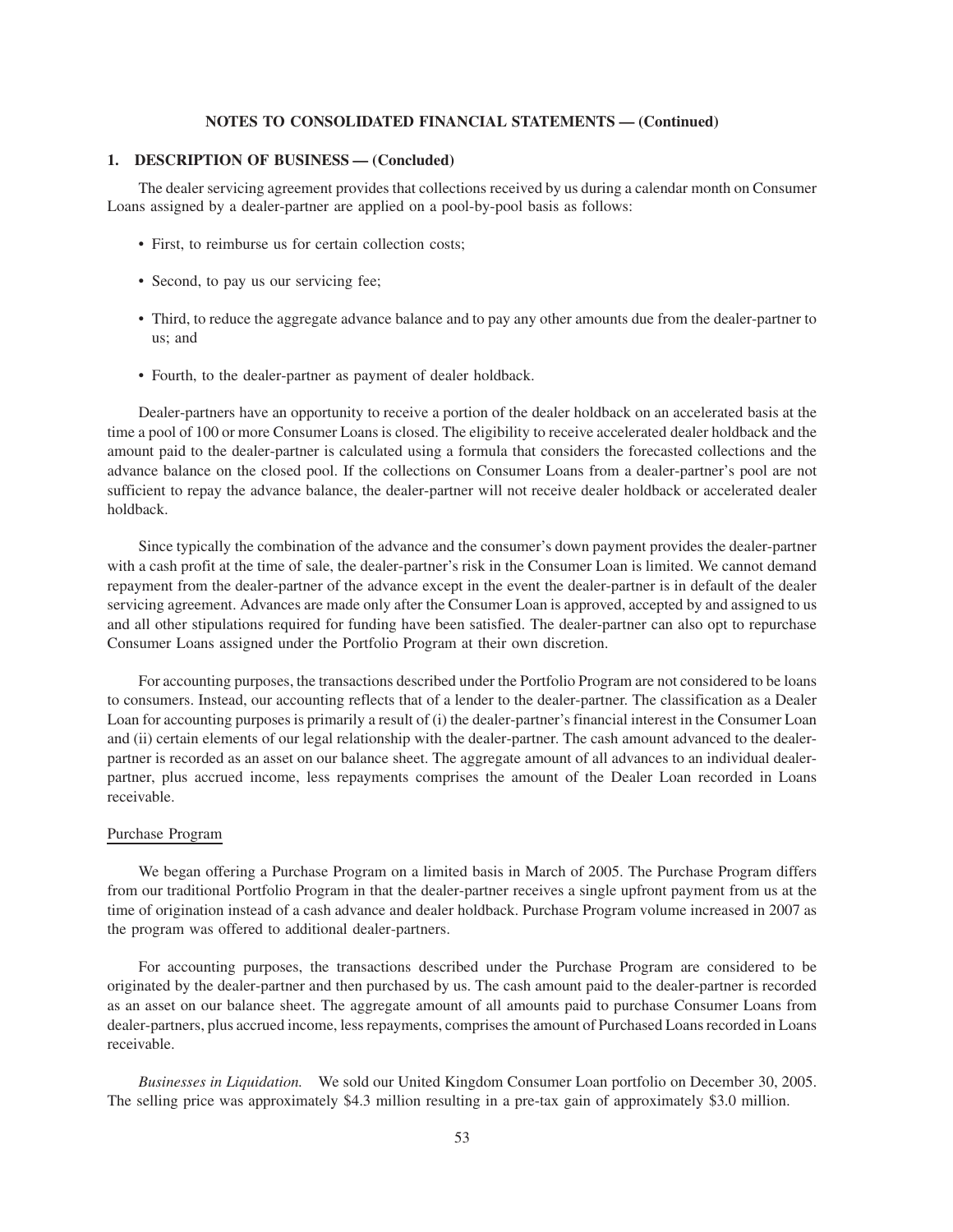## NOTES TO CONSOLIDATED FINANCIAL STATEMENTS — (Continued)

### 1. DESCRIPTION OF BUSINESS — (Concluded)

The dealer servicing agreement provides that collections received by us during a calendar month on Consumer Loans assigned by a dealer-partner are applied on a pool-by-pool basis as follows:

- First, to reimburse us for certain collection costs;
- Second, to pay us our servicing fee;
- Third, to reduce the aggregate advance balance and to pay any other amounts due from the dealer-partner to us; and
- Fourth, to the dealer-partner as payment of dealer holdback.

Dealer-partners have an opportunity to receive a portion of the dealer holdback on an accelerated basis at the time a pool of 100 or more Consumer Loans is closed. The eligibility to receive accelerated dealer holdback and the amount paid to the dealer-partner is calculated using a formula that considers the forecasted collections and the advance balance on the closed pool. If the collections on Consumer Loans from a dealer-partner's pool are not sufficient to repay the advance balance, the dealer-partner will not receive dealer holdback or accelerated dealer holdback.

Since typically the combination of the advance and the consumer's down payment provides the dealer-partner with a cash profit at the time of sale, the dealer-partner's risk in the Consumer Loan is limited. We cannot demand repayment from the dealer-partner of the advance except in the event the dealer-partner is in default of the dealer servicing agreement. Advances are made only after the Consumer Loan is approved, accepted by and assigned to us and all other stipulations required for funding have been satisfied. The dealer-partner can also opt to repurchase Consumer Loans assigned under the Portfolio Program at their own discretion.

For accounting purposes, the transactions described under the Portfolio Program are not considered to be loans to consumers. Instead, our accounting reflects that of a lender to the dealer-partner. The classification as a Dealer Loan for accounting purposes is primarily a result of (i) the dealer-partner's financial interest in the Consumer Loan and (ii) certain elements of our legal relationship with the dealer-partner. The cash amount advanced to the dealer-partner is recorded as an asset on our balance sheet. The aggregate amount of all advances to an individual dealer-partner, plus accrued income, less repayments comprises the amount of the Dealer Loan recorded in Loans receivable.

Purchase Program

We began offering a Purchase Program on a limited basis in March of 2005. The Purchase Program differs from our traditional Portfolio Program in that the dealer-partner receives a single upfront payment from us at the time of origination instead of a cash advance and dealer holdback. Purchase Program volume increased in 2007 as the program was offered to additional dealer-partners.

For accounting purposes, the transactions described under the Purchase Program are considered to be originated by the dealer-partner and then purchased by us. The cash amount paid to the dealer-partner is recorded as an asset on our balance sheet. The aggregate amount of all amounts paid to purchase Consumer Loans from dealer-partners, plus accrued income, less repayments, comprises the amount of Purchased Loans recorded in Loans receivable.

*Businesses in Liquidation.* We sold our United Kingdom Consumer Loan portfolio on December 30, 2005. The selling price was approximately $4.3 million resulting in a pre-tax gain of approximately $3.0 million.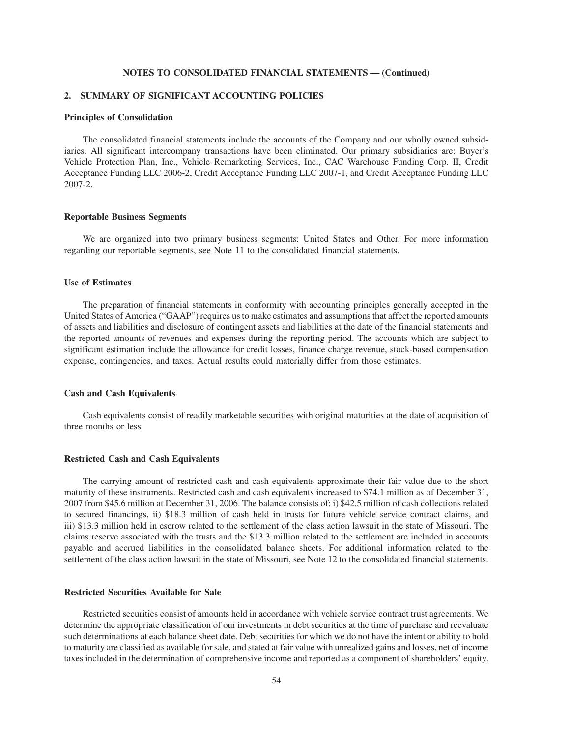**NOTES TO CONSOLIDATED FINANCIAL STATEMENTS — (Continued)**

## 2. SUMMARY OF SIGNIFICANT ACCOUNTING POLICIES

### Principles of Consolidation

The consolidated financial statements include the accounts of the Company and our wholly owned subsidiaries. All significant intercompany transactions have been eliminated. Our primary subsidiaries are: Buyer's Vehicle Protection Plan, Inc., Vehicle Remarketing Services, Inc., CAC Warehouse Funding Corp. II, Credit Acceptance Funding LLC 2006-2, Credit Acceptance Funding LLC 2007-1, and Credit Acceptance Funding LLC 2007-2.

### Reportable Business Segments

We are organized into two primary business segments: United States and Other. For more information regarding our reportable segments, see Note 11 to the consolidated financial statements.

### Use of Estimates

The preparation of financial statements in conformity with accounting principles generally accepted in the United States of America ("GAAP") requires us to make estimates and assumptions that affect the reported amounts of assets and liabilities and disclosure of contingent assets and liabilities at the date of the financial statements and the reported amounts of revenues and expenses during the reporting period. The accounts which are subject to significant estimation include the allowance for credit losses, finance charge revenue, stock-based compensation expense, contingencies, and taxes. Actual results could materially differ from those estimates.

### Cash and Cash Equivalents

Cash equivalents consist of readily marketable securities with original maturities at the date of acquisition of three months or less.

### Restricted Cash and Cash Equivalents

The carrying amount of restricted cash and cash equivalents approximate their fair value due to the short maturity of these instruments. Restricted cash and cash equivalents increased to $74.1 million as of December 31, 2007 from $45.6 million at December 31, 2006. The balance consists of: i) $42.5 million of cash collections related to secured financings, ii) $18.3 million of cash held in trusts for future vehicle service contract claims, and iii) $13.3 million held in escrow related to the settlement of the class action lawsuit in the state of Missouri. The claims reserve associated with the trusts and the $13.3 million related to the settlement are included in accounts payable and accrued liabilities in the consolidated balance sheets. For additional information related to the settlement of the class action lawsuit in the state of Missouri, see Note 12 to the consolidated financial statements.

### Restricted Securities Available for Sale

Restricted securities consist of amounts held in accordance with vehicle service contract trust agreements. We determine the appropriate classification of our investments in debt securities at the time of purchase and reevaluate such determinations at each balance sheet date. Debt securities for which we do not have the intent or ability to hold to maturity are classified as available for sale, and stated at fair value with unrealized gains and losses, net of income taxes included in the determination of comprehensive income and reported as a component of shareholders' equity.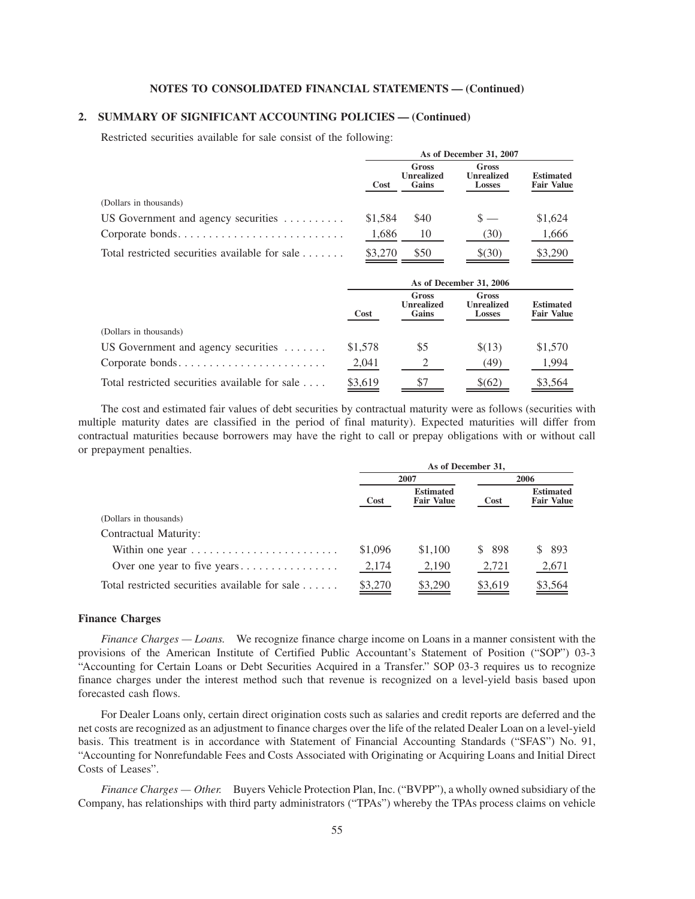**NOTES TO CONSOLIDATED FINANCIAL STATEMENTS — (Continued)**

## 2. SUMMARY OF SIGNIFICANT ACCOUNTING POLICIES — (Continued)

Restricted securities available for sale consist of the following:

| | As of December 31, 2007 | | | |
|---|---|---|---|---|
| | Cost | Gross Unrealized Gains | Gross Unrealized Losses | Estimated Fair Value |
| (Dollars in thousands) | | | | |
| US Government and agency securities | $1,584 | $40 | $ — | $1,624 |
| Corporate bonds | 1,686 | 10 | (30) | 1,666 |
| Total restricted securities available for sale | $3,270 | $50 | $(30) | $3,290 |

| | As of December 31, 2006 | | | |
|---|---|---|---|---|
| | Cost | Gross Unrealized Gains | Gross Unrealized Losses | Estimated Fair Value |
| (Dollars in thousands) | | | | |
| US Government and agency securities | $1,578 | $5 | $(13) | $1,570 |
| Corporate bonds | 2,041 | 2 | (49) | 1,994 |
| Total restricted securities available for sale | $3,619 | $7 | $(62) | $3,564 |

The cost and estimated fair values of debt securities by contractual maturity were as follows (securities with multiple maturity dates are classified in the period of final maturity). Expected maturities will differ from contractual maturities because borrowers may have the right to call or prepay obligations with or without call or prepayment penalties.

| | As of December 31, | | | |
|---|---|---|---|---|
| | 2007 | | 2006 | |
| | Cost | Estimated Fair Value | Cost | Estimated Fair Value |
| (Dollars in thousands) | | | | |
| Contractual Maturity: | | | | |
| Within one year | $1,096 | $1,100 | $ 898 | $ 893 |
| Over one year to five years | 2,174 | 2,190 | 2,721 | 2,671 |
| Total restricted securities available for sale | $3,270 | $3,290 | $3,619 | $3,564 |

### Finance Charges

*Finance Charges — Loans.* We recognize finance charge income on Loans in a manner consistent with the provisions of the American Institute of Certified Public Accountant's Statement of Position ("SOP") 03-3 "Accounting for Certain Loans or Debt Securities Acquired in a Transfer." SOP 03-3 requires us to recognize finance charges under the interest method such that revenue is recognized on a level-yield basis based upon forecasted cash flows.

For Dealer Loans only, certain direct origination costs such as salaries and credit reports are deferred and the net costs are recognized as an adjustment to finance charges over the life of the related Dealer Loan on a level-yield basis. This treatment is in accordance with Statement of Financial Accounting Standards ("SFAS") No. 91, "Accounting for Nonrefundable Fees and Costs Associated with Originating or Acquiring Loans and Initial Direct Costs of Leases".

*Finance Charges — Other.* Buyers Vehicle Protection Plan, Inc. ("BVPP"), a wholly owned subsidiary of the Company, has relationships with third party administrators ("TPAs") whereby the TPAs process claims on vehicle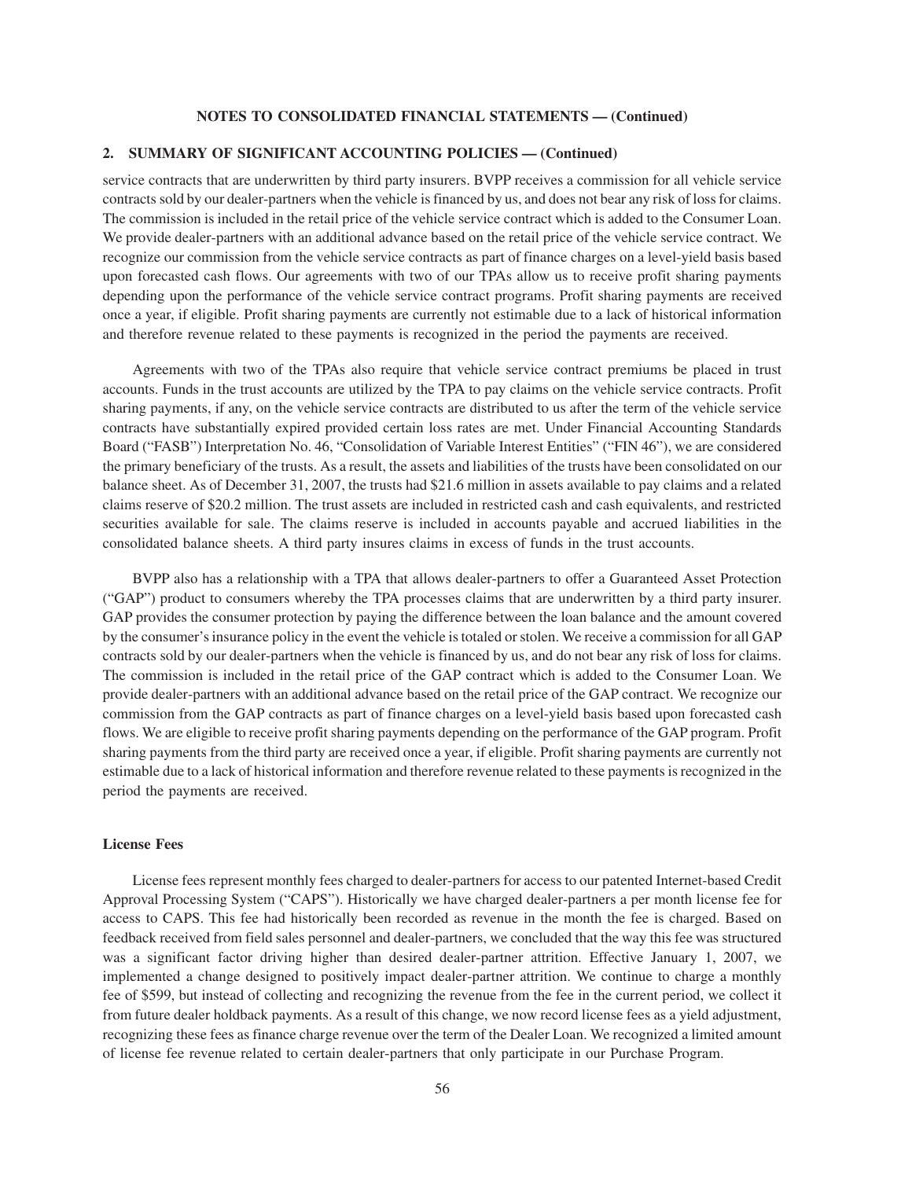**NOTES TO CONSOLIDATED FINANCIAL STATEMENTS — (Continued)**

## 2. SUMMARY OF SIGNIFICANT ACCOUNTING POLICIES — (Continued)

service contracts that are underwritten by third party insurers. BVPP receives a commission for all vehicle service contracts sold by our dealer-partners when the vehicle is financed by us, and does not bear any risk of loss for claims. The commission is included in the retail price of the vehicle service contract which is added to the Consumer Loan. We provide dealer-partners with an additional advance based on the retail price of the vehicle service contract. We recognize our commission from the vehicle service contracts as part of finance charges on a level-yield basis based upon forecasted cash flows. Our agreements with two of our TPAs allow us to receive profit sharing payments depending upon the performance of the vehicle service contract programs. Profit sharing payments are received once a year, if eligible. Profit sharing payments are currently not estimable due to a lack of historical information and therefore revenue related to these payments is recognized in the period the payments are received.

Agreements with two of the TPAs also require that vehicle service contract premiums be placed in trust accounts. Funds in the trust accounts are utilized by the TPA to pay claims on the vehicle service contracts. Profit sharing payments, if any, on the vehicle service contracts are distributed to us after the term of the vehicle service contracts have substantially expired provided certain loss rates are met. Under Financial Accounting Standards Board ("FASB") Interpretation No. 46, "Consolidation of Variable Interest Entities" ("FIN 46"), we are considered the primary beneficiary of the trusts. As a result, the assets and liabilities of the trusts have been consolidated on our balance sheet. As of December 31, 2007, the trusts had $21.6 million in assets available to pay claims and a related claims reserve of $20.2 million. The trust assets are included in restricted cash and cash equivalents, and restricted securities available for sale. The claims reserve is included in accounts payable and accrued liabilities in the consolidated balance sheets. A third party insures claims in excess of funds in the trust accounts.

BVPP also has a relationship with a TPA that allows dealer-partners to offer a Guaranteed Asset Protection ("GAP") product to consumers whereby the TPA processes claims that are underwritten by a third party insurer. GAP provides the consumer protection by paying the difference between the loan balance and the amount covered by the consumer's insurance policy in the event the vehicle is totaled or stolen. We receive a commission for all GAP contracts sold by our dealer-partners when the vehicle is financed by us, and do not bear any risk of loss for claims. The commission is included in the retail price of the GAP contract which is added to the Consumer Loan. We provide dealer-partners with an additional advance based on the retail price of the GAP contract. We recognize our commission from the GAP contracts as part of finance charges on a level-yield basis based upon forecasted cash flows. We are eligible to receive profit sharing payments depending on the performance of the GAP program. Profit sharing payments from the third party are received once a year, if eligible. Profit sharing payments are currently not estimable due to a lack of historical information and therefore revenue related to these payments is recognized in the period the payments are received.

### License Fees

License fees represent monthly fees charged to dealer-partners for access to our patented Internet-based Credit Approval Processing System ("CAPS"). Historically we have charged dealer-partners a per month license fee for access to CAPS. This fee had historically been recorded as revenue in the month the fee is charged. Based on feedback received from field sales personnel and dealer-partners, we concluded that the way this fee was structured was a significant factor driving higher than desired dealer-partner attrition. Effective January 1, 2007, we implemented a change designed to positively impact dealer-partner attrition. We continue to charge a monthly fee of $599, but instead of collecting and recognizing the revenue from the fee in the current period, we collect it from future dealer holdback payments. As a result of this change, we now record license fees as a yield adjustment, recognizing these fees as finance charge revenue over the term of the Dealer Loan. We recognized a limited amount of license fee revenue related to certain dealer-partners that only participate in our Purchase Program.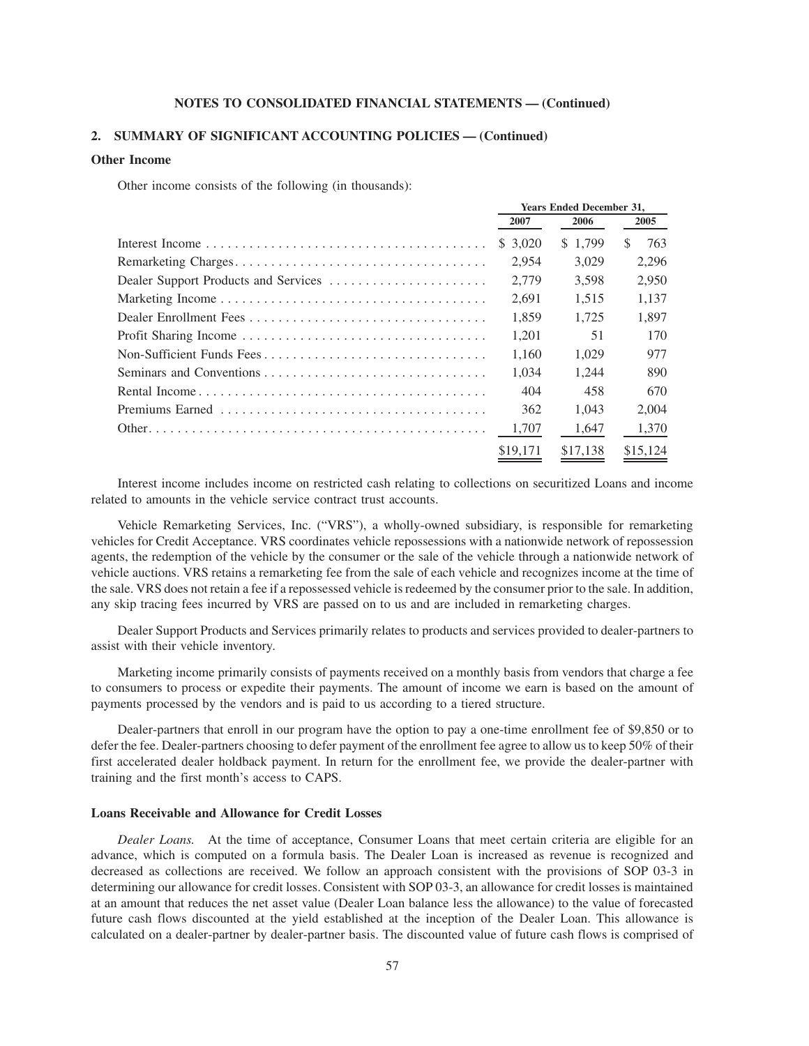## NOTES TO CONSOLIDATED FINANCIAL STATEMENTS — (Continued)

### 2. SUMMARY OF SIGNIFICANT ACCOUNTING POLICIES — (Continued)

**Other Income**

Other income consists of the following (in thousands):

| | Years Ended December 31, | | |
|---|---|---|---|
| | 2007 | 2006 | 2005 |
| Interest Income | $ 3,020 | $ 1,799 | $ 763 |
| Remarketing Charges | 2,954 | 3,029 | 2,296 |
| Dealer Support Products and Services | 2,779 | 3,598 | 2,950 |
| Marketing Income | 2,691 | 1,515 | 1,137 |
| Dealer Enrollment Fees | 1,859 | 1,725 | 1,897 |
| Profit Sharing Income | 1,201 | 51 | 170 |
| Non-Sufficient Funds Fees | 1,160 | 1,029 | 977 |
| Seminars and Conventions | 1,034 | 1,244 | 890 |
| Rental Income | 404 | 458 | 670 |
| Premiums Earned | 362 | 1,043 | 2,004 |
| Other | 1,707 | 1,647 | 1,370 |
| | $19,171 | $17,138 | $15,124 |

Interest income includes income on restricted cash relating to collections on securitized Loans and income related to amounts in the vehicle service contract trust accounts.

Vehicle Remarketing Services, Inc. ("VRS"), a wholly-owned subsidiary, is responsible for remarketing vehicles for Credit Acceptance. VRS coordinates vehicle repossessions with a nationwide network of repossession agents, the redemption of the vehicle by the consumer or the sale of the vehicle through a nationwide network of vehicle auctions. VRS retains a remarketing fee from the sale of each vehicle and recognizes income at the time of the sale. VRS does not retain a fee if a repossessed vehicle is redeemed by the consumer prior to the sale. In addition, any skip tracing fees incurred by VRS are passed on to us and are included in remarketing charges.

Dealer Support Products and Services primarily relates to products and services provided to dealer-partners to assist with their vehicle inventory.

Marketing income primarily consists of payments received on a monthly basis from vendors that charge a fee to consumers to process or expedite their payments. The amount of income we earn is based on the amount of payments processed by the vendors and is paid to us according to a tiered structure.

Dealer-partners that enroll in our program have the option to pay a one-time enrollment fee of $9,850 or to defer the fee. Dealer-partners choosing to defer payment of the enrollment fee agree to allow us to keep 50% of their first accelerated dealer holdback payment. In return for the enrollment fee, we provide the dealer-partner with training and the first month's access to CAPS.

**Loans Receivable and Allowance for Credit Losses**

*Dealer Loans.* At the time of acceptance, Consumer Loans that meet certain criteria are eligible for an advance, which is computed on a formula basis. The Dealer Loan is increased as revenue is recognized and decreased as collections are received. We follow an approach consistent with the provisions of SOP 03-3 in determining our allowance for credit losses. Consistent with SOP 03-3, an allowance for credit losses is maintained at an amount that reduces the net asset value (Dealer Loan balance less the allowance) to the value of forecasted future cash flows discounted at the yield established at the inception of the Dealer Loan. This allowance is calculated on a dealer-partner by dealer-partner basis. The discounted value of future cash flows is comprised of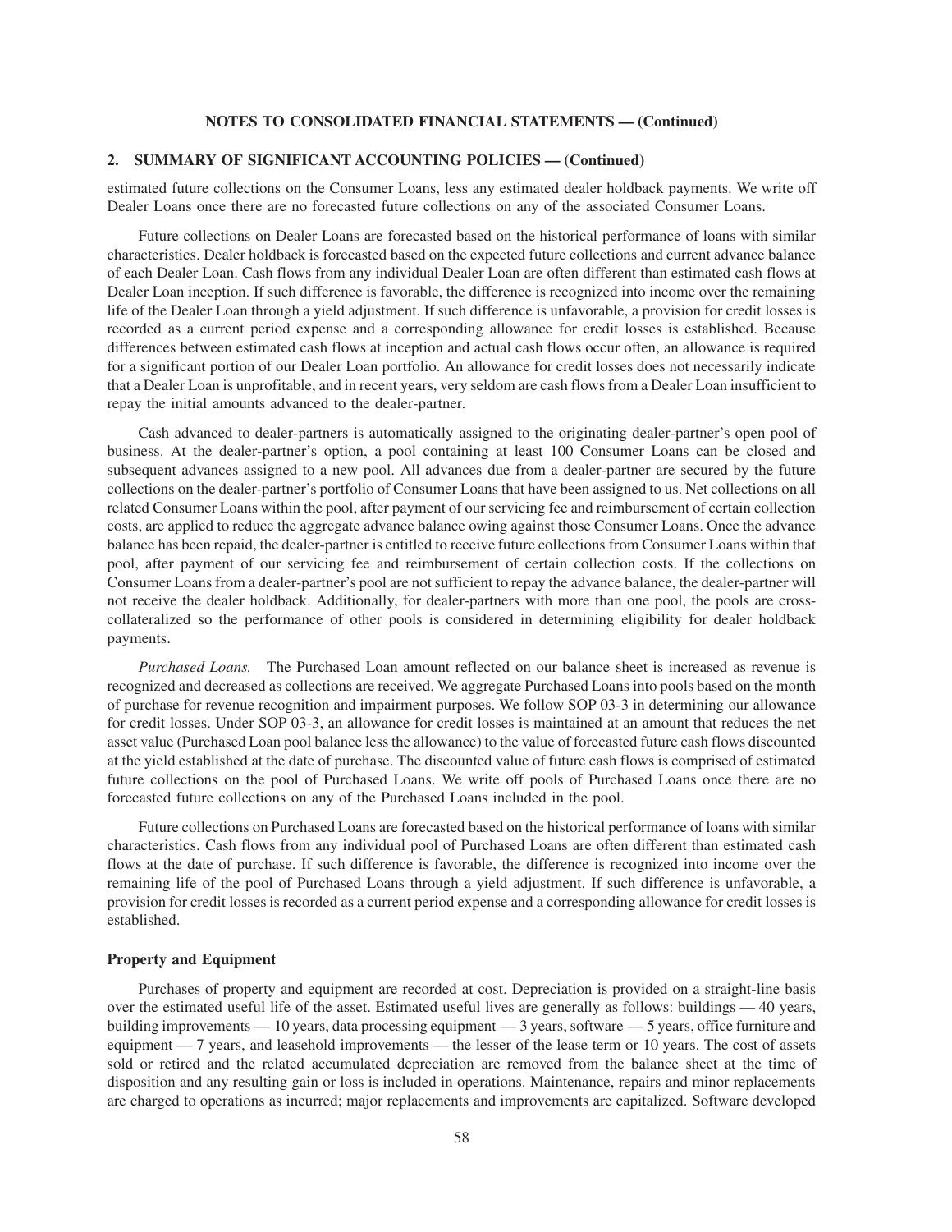## 2. SUMMARY OF SIGNIFICANT ACCOUNTING POLICIES — (Continued)

estimated future collections on the Consumer Loans, less any estimated dealer holdback payments. We write off Dealer Loans once there are no forecasted future collections on any of the associated Consumer Loans.

Future collections on Dealer Loans are forecasted based on the historical performance of loans with similar characteristics. Dealer holdback is forecasted based on the expected future collections and current advance balance of each Dealer Loan. Cash flows from any individual Dealer Loan are often different than estimated cash flows at Dealer Loan inception. If such difference is favorable, the difference is recognized into income over the remaining life of the Dealer Loan through a yield adjustment. If such difference is unfavorable, a provision for credit losses is recorded as a current period expense and a corresponding allowance for credit losses is established. Because differences between estimated cash flows at inception and actual cash flows occur often, an allowance is required for a significant portion of our Dealer Loan portfolio. An allowance for credit losses does not necessarily indicate that a Dealer Loan is unprofitable, and in recent years, very seldom are cash flows from a Dealer Loan insufficient to repay the initial amounts advanced to the dealer-partner.

Cash advanced to dealer-partners is automatically assigned to the originating dealer-partner's open pool of business. At the dealer-partner's option, a pool containing at least 100 Consumer Loans can be closed and subsequent advances assigned to a new pool. All advances due from a dealer-partner are secured by the future collections on the dealer-partner's portfolio of Consumer Loans that have been assigned to us. Net collections on all related Consumer Loans within the pool, after payment of our servicing fee and reimbursement of certain collection costs, are applied to reduce the aggregate advance balance owing against those Consumer Loans. Once the advance balance has been repaid, the dealer-partner is entitled to receive future collections from Consumer Loans within that pool, after payment of our servicing fee and reimbursement of certain collection costs. If the collections on Consumer Loans from a dealer-partner's pool are not sufficient to repay the advance balance, the dealer-partner will not receive the dealer holdback. Additionally, for dealer-partners with more than one pool, the pools are cross-collateralized so the performance of other pools is considered in determining eligibility for dealer holdback payments.

*Purchased Loans.* The Purchased Loan amount reflected on our balance sheet is increased as revenue is recognized and decreased as collections are received. We aggregate Purchased Loans into pools based on the month of purchase for revenue recognition and impairment purposes. We follow SOP 03-3 in determining our allowance for credit losses. Under SOP 03-3, an allowance for credit losses is maintained at an amount that reduces the net asset value (Purchased Loan pool balance less the allowance) to the value of forecasted future cash flows discounted at the yield established at the date of purchase. The discounted value of future cash flows is comprised of estimated future collections on the pool of Purchased Loans. We write off pools of Purchased Loans once there are no forecasted future collections on any of the Purchased Loans included in the pool.

Future collections on Purchased Loans are forecasted based on the historical performance of loans with similar characteristics. Cash flows from any individual pool of Purchased Loans are often different than estimated cash flows at the date of purchase. If such difference is favorable, the difference is recognized into income over the remaining life of the pool of Purchased Loans through a yield adjustment. If such difference is unfavorable, a provision for credit losses is recorded as a current period expense and a corresponding allowance for credit losses is established.

### Property and Equipment

Purchases of property and equipment are recorded at cost. Depreciation is provided on a straight-line basis over the estimated useful life of the asset. Estimated useful lives are generally as follows: buildings — 40 years, building improvements — 10 years, data processing equipment — 3 years, software — 5 years, office furniture and equipment — 7 years, and leasehold improvements — the lesser of the lease term or 10 years. The cost of assets sold or retired and the related accumulated depreciation are removed from the balance sheet at the time of disposition and any resulting gain or loss is included in operations. Maintenance, repairs and minor replacements are charged to operations as incurred; major replacements and improvements are capitalized. Software developed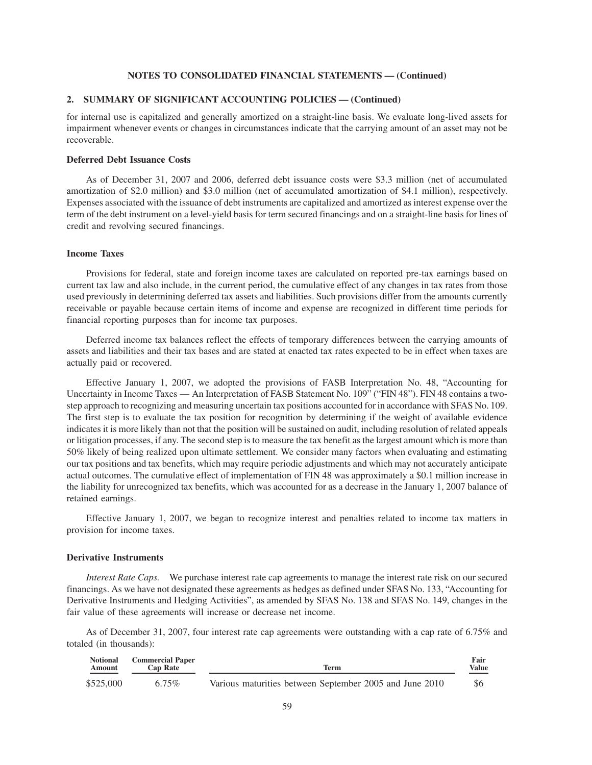**NOTES TO CONSOLIDATED FINANCIAL STATEMENTS — (Continued)**

## 2. SUMMARY OF SIGNIFICANT ACCOUNTING POLICIES — (Continued)

for internal use is capitalized and generally amortized on a straight-line basis. We evaluate long-lived assets for impairment whenever events or changes in circumstances indicate that the carrying amount of an asset may not be recoverable.

### Deferred Debt Issuance Costs

As of December 31, 2007 and 2006, deferred debt issuance costs were $3.3 million (net of accumulated amortization of $2.0 million) and $3.0 million (net of accumulated amortization of $4.1 million), respectively. Expenses associated with the issuance of debt instruments are capitalized and amortized as interest expense over the term of the debt instrument on a level-yield basis for term secured financings and on a straight-line basis for lines of credit and revolving secured financings.

### Income Taxes

Provisions for federal, state and foreign income taxes are calculated on reported pre-tax earnings based on current tax law and also include, in the current period, the cumulative effect of any changes in tax rates from those used previously in determining deferred tax assets and liabilities. Such provisions differ from the amounts currently receivable or payable because certain items of income and expense are recognized in different time periods for financial reporting purposes than for income tax purposes.

Deferred income tax balances reflect the effects of temporary differences between the carrying amounts of assets and liabilities and their tax bases and are stated at enacted tax rates expected to be in effect when taxes are actually paid or recovered.

Effective January 1, 2007, we adopted the provisions of FASB Interpretation No. 48, "Accounting for Uncertainty in Income Taxes — An Interpretation of FASB Statement No. 109" ("FIN 48"). FIN 48 contains a two-step approach to recognizing and measuring uncertain tax positions accounted for in accordance with SFAS No. 109. The first step is to evaluate the tax position for recognition by determining if the weight of available evidence indicates it is more likely than not that the position will be sustained on audit, including resolution of related appeals or litigation processes, if any. The second step is to measure the tax benefit as the largest amount which is more than 50% likely of being realized upon ultimate settlement. We consider many factors when evaluating and estimating our tax positions and tax benefits, which may require periodic adjustments and which may not accurately anticipate actual outcomes. The cumulative effect of implementation of FIN 48 was approximately a $0.1 million increase in the liability for unrecognized tax benefits, which was accounted for as a decrease in the January 1, 2007 balance of retained earnings.

Effective January 1, 2007, we began to recognize interest and penalties related to income tax matters in provision for income taxes.

### Derivative Instruments

*Interest Rate Caps.* We purchase interest rate cap agreements to manage the interest rate risk on our secured financings. As we have not designated these agreements as hedges as defined under SFAS No. 133, "Accounting for Derivative Instruments and Hedging Activities", as amended by SFAS No. 138 and SFAS No. 149, changes in the fair value of these agreements will increase or decrease net income.

As of December 31, 2007, four interest rate cap agreements were outstanding with a cap rate of 6.75% and totaled (in thousands):

| Notional Amount | Commercial Paper Cap Rate | Term | Fair Value |
|---|---|---|---|
| $525,000 | 6.75% | Various maturities between September 2005 and June 2010 | $6 |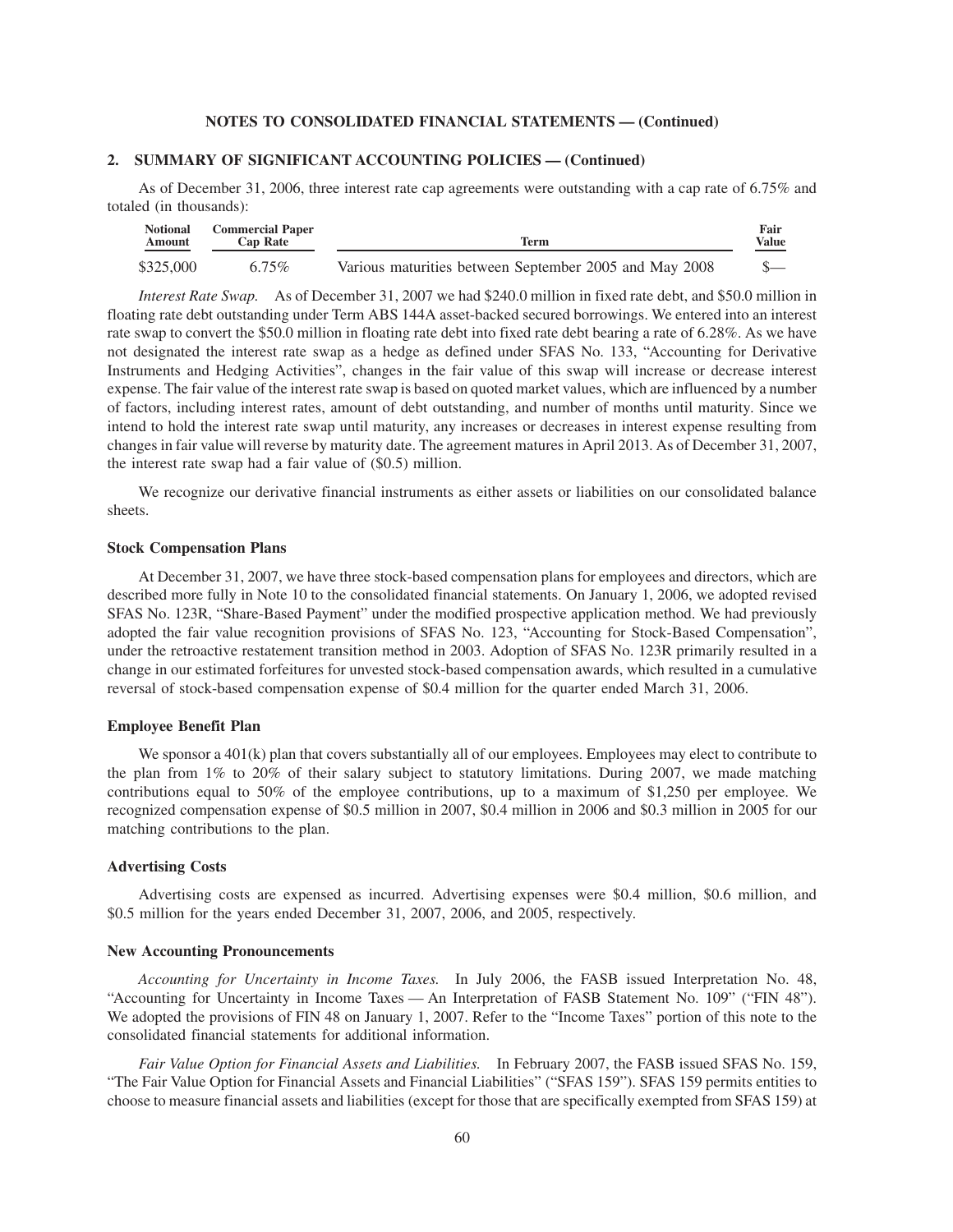**NOTES TO CONSOLIDATED FINANCIAL STATEMENTS — (Continued)**

## 2. SUMMARY OF SIGNIFICANT ACCOUNTING POLICIES — (Continued)

As of December 31, 2006, three interest rate cap agreements were outstanding with a cap rate of 6.75% and totaled (in thousands):

| Notional Amount | Commercial Paper Cap Rate | Term | Fair Value |
|---|---|---|---|
| $325,000 | 6.75% | Various maturities between September 2005 and May 2008 | $— |

*Interest Rate Swap.* As of December 31, 2007 we had $240.0 million in fixed rate debt, and $50.0 million in floating rate debt outstanding under Term ABS 144A asset-backed secured borrowings. We entered into an interest rate swap to convert the $50.0 million in floating rate debt into fixed rate debt bearing a rate of 6.28%. As we have not designated the interest rate swap as a hedge as defined under SFAS No. 133, "Accounting for Derivative Instruments and Hedging Activities", changes in the fair value of this swap will increase or decrease interest expense. The fair value of the interest rate swap is based on quoted market values, which are influenced by a number of factors, including interest rates, amount of debt outstanding, and number of months until maturity. Since we intend to hold the interest rate swap until maturity, any increases or decreases in interest expense resulting from changes in fair value will reverse by maturity date. The agreement matures in April 2013. As of December 31, 2007, the interest rate swap had a fair value of ($0.5) million.

We recognize our derivative financial instruments as either assets or liabilities on our consolidated balance sheets.

### Stock Compensation Plans

At December 31, 2007, we have three stock-based compensation plans for employees and directors, which are described more fully in Note 10 to the consolidated financial statements. On January 1, 2006, we adopted revised SFAS No. 123R, "Share-Based Payment" under the modified prospective application method. We had previously adopted the fair value recognition provisions of SFAS No. 123, "Accounting for Stock-Based Compensation", under the retroactive restatement transition method in 2003. Adoption of SFAS No. 123R primarily resulted in a change in our estimated forfeitures for unvested stock-based compensation awards, which resulted in a cumulative reversal of stock-based compensation expense of $0.4 million for the quarter ended March 31, 2006.

### Employee Benefit Plan

We sponsor a 401(k) plan that covers substantially all of our employees. Employees may elect to contribute to the plan from 1% to 20% of their salary subject to statutory limitations. During 2007, we made matching contributions equal to 50% of the employee contributions, up to a maximum of $1,250 per employee. We recognized compensation expense of $0.5 million in 2007, $0.4 million in 2006 and $0.3 million in 2005 for our matching contributions to the plan.

### Advertising Costs

Advertising costs are expensed as incurred. Advertising expenses were $0.4 million, $0.6 million, and $0.5 million for the years ended December 31, 2007, 2006, and 2005, respectively.

### New Accounting Pronouncements

*Accounting for Uncertainty in Income Taxes.* In July 2006, the FASB issued Interpretation No. 48, "Accounting for Uncertainty in Income Taxes — An Interpretation of FASB Statement No. 109" ("FIN 48"). We adopted the provisions of FIN 48 on January 1, 2007. Refer to the "Income Taxes" portion of this note to the consolidated financial statements for additional information.

*Fair Value Option for Financial Assets and Liabilities.* In February 2007, the FASB issued SFAS No. 159, "The Fair Value Option for Financial Assets and Financial Liabilities" ("SFAS 159"). SFAS 159 permits entities to choose to measure financial assets and liabilities (except for those that are specifically exempted from SFAS 159) at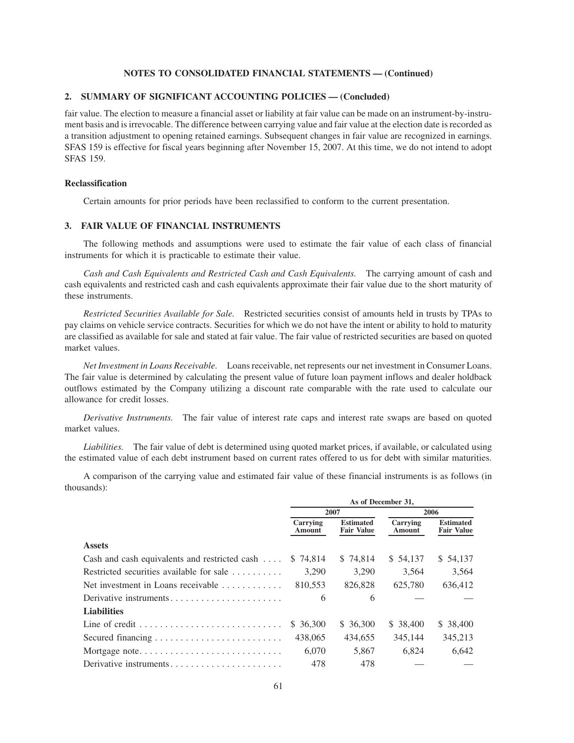**NOTES TO CONSOLIDATED FINANCIAL STATEMENTS — (Continued)**

## 2. SUMMARY OF SIGNIFICANT ACCOUNTING POLICIES — (Concluded)

fair value. The election to measure a financial asset or liability at fair value can be made on an instrument-by-instrument basis and is irrevocable. The difference between carrying value and fair value at the election date is recorded as a transition adjustment to opening retained earnings. Subsequent changes in fair value are recognized in earnings. SFAS 159 is effective for fiscal years beginning after November 15, 2007. At this time, we do not intend to adopt SFAS 159.

### Reclassification

Certain amounts for prior periods have been reclassified to conform to the current presentation.

## 3. FAIR VALUE OF FINANCIAL INSTRUMENTS

The following methods and assumptions were used to estimate the fair value of each class of financial instruments for which it is practicable to estimate their value.

*Cash and Cash Equivalents and Restricted Cash and Cash Equivalents.* The carrying amount of cash and cash equivalents and restricted cash and cash equivalents approximate their fair value due to the short maturity of these instruments.

*Restricted Securities Available for Sale.* Restricted securities consist of amounts held in trusts by TPAs to pay claims on vehicle service contracts. Securities for which we do not have the intent or ability to hold to maturity are classified as available for sale and stated at fair value. The fair value of restricted securities are based on quoted market values.

*Net Investment in Loans Receivable.* Loans receivable, net represents our net investment in Consumer Loans. The fair value is determined by calculating the present value of future loan payment inflows and dealer holdback outflows estimated by the Company utilizing a discount rate comparable with the rate used to calculate our allowance for credit losses.

*Derivative Instruments.* The fair value of interest rate caps and interest rate swaps are based on quoted market values.

*Liabilities.* The fair value of debt is determined using quoted market prices, if available, or calculated using the estimated value of each debt instrument based on current rates offered to us for debt with similar maturities.

A comparison of the carrying value and estimated fair value of these financial instruments is as follows (in thousands):

| | As of December 31, | | | |
|---|---|---|---|---|
| | 2007 | | 2006 | |
| | Carrying Amount | Estimated Fair Value | Carrying Amount | Estimated Fair Value |
| **Assets** | | | | |
| Cash and cash equivalents and restricted cash | $ 74,814 | $ 74,814 | $ 54,137 | $ 54,137 |
| Restricted securities available for sale | 3,290 | 3,290 | 3,564 | 3,564 |
| Net investment in Loans receivable | 810,553 | 826,828 | 625,780 | 636,412 |
| Derivative instruments | 6 | 6 | — | — |
| **Liabilities** | | | | |
| Line of credit | $ 36,300 | $ 36,300 | $ 38,400 | $ 38,400 |
| Secured financing | 438,065 | 434,655 | 345,144 | 345,213 |
| Mortgage note | 6,070 | 5,867 | 6,824 | 6,642 |
| Derivative instruments | 478 | 478 | — | — |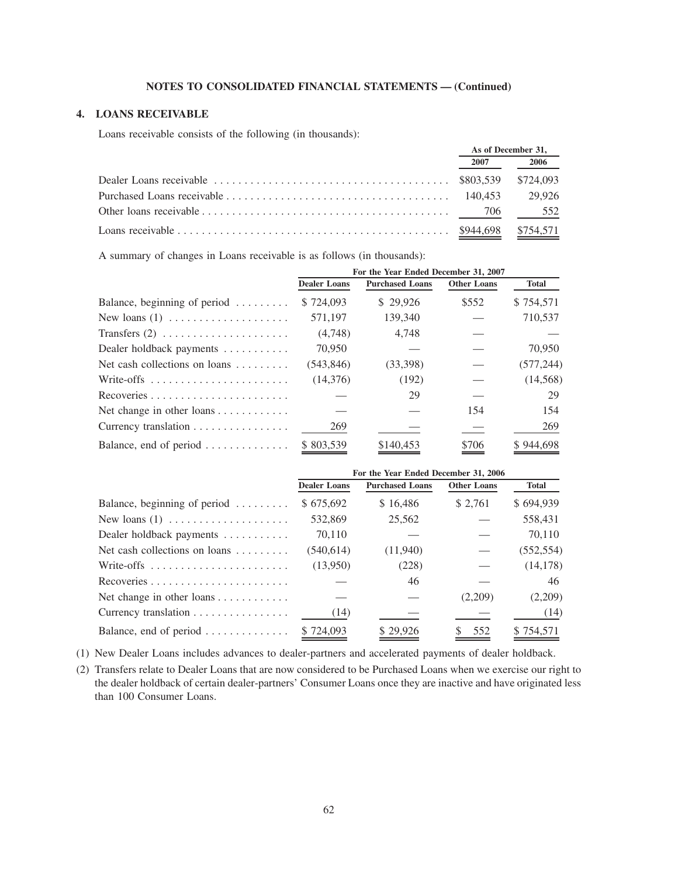NOTES TO CONSOLIDATED FINANCIAL STATEMENTS — (Continued)

## 4. LOANS RECEIVABLE

Loans receivable consists of the following (in thousands):

| | As of December 31, | |
|---|---|---|
| | 2007 | 2006 |
| Dealer Loans receivable | $803,539 | $724,093 |
| Purchased Loans receivable | 140,453 | 29,926 |
| Other loans receivable | 706 | 552 |
| Loans receivable | $944,698 | $754,571 |

A summary of changes in Loans receivable is as follows (in thousands):

| | For the Year Ended December 31, 2007 | | | |
|---|---|---|---|---|
| | Dealer Loans | Purchased Loans | Other Loans | Total |
| Balance, beginning of period | $ 724,093 | $ 29,926 | $552 | $ 754,571 |
| New loans (1) | 571,197 | 139,340 | — | 710,537 |
| Transfers (2) | (4,748) | 4,748 | — | — |
| Dealer holdback payments | 70,950 | — | — | 70,950 |
| Net cash collections on loans | (543,846) | (33,398) | — | (577,244) |
| Write-offs | (14,376) | (192) | — | (14,568) |
| Recoveries | — | 29 | — | 29 |
| Net change in other loans | — | — | 154 | 154 |
| Currency translation | 269 | — | — | 269 |
| Balance, end of period | $ 803,539 | $140,453 | $706 | $ 944,698 |

| | For the Year Ended December 31, 2006 | | | |
|---|---|---|---|---|
| | Dealer Loans | Purchased Loans | Other Loans | Total |
| Balance, beginning of period | $ 675,692 | $ 16,486 | $ 2,761 | $ 694,939 |
| New loans (1) | 532,869 | 25,562 | — | 558,431 |
| Dealer holdback payments | 70,110 | — | — | 70,110 |
| Net cash collections on loans | (540,614) | (11,940) | — | (552,554) |
| Write-offs | (13,950) | (228) | — | (14,178) |
| Recoveries | — | 46 | — | 46 |
| Net change in other loans | — | — | (2,209) | (2,209) |
| Currency translation | (14) | — | — | (14) |
| Balance, end of period | $ 724,093 | $ 29,926 | $ 552 | $ 754,571 |

(1) New Dealer Loans includes advances to dealer-partners and accelerated payments of dealer holdback.

(2) Transfers relate to Dealer Loans that are now considered to be Purchased Loans when we exercise our right to the dealer holdback of certain dealer-partners' Consumer Loans once they are inactive and have originated less than 100 Consumer Loans.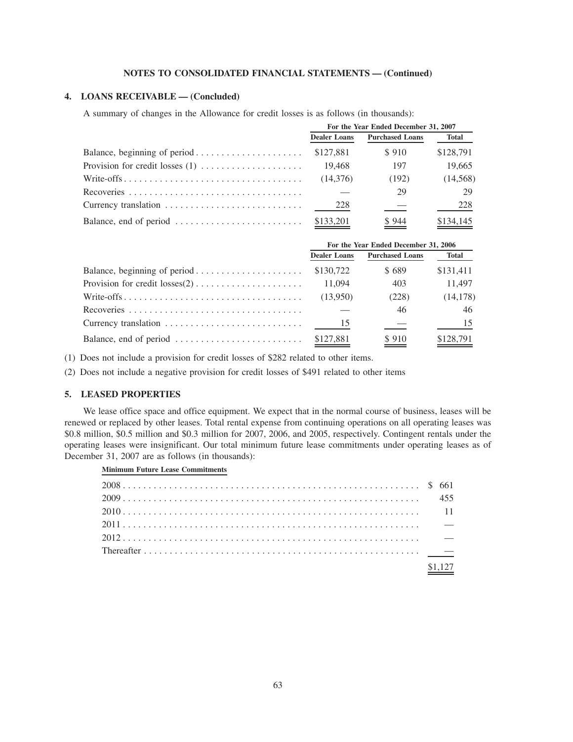NOTES TO CONSOLIDATED FINANCIAL STATEMENTS — (Continued)

## 4. LOANS RECEIVABLE — (Concluded)

A summary of changes in the Allowance for credit losses is as follows (in thousands):

| | For the Year Ended December 31, 2007 | | |
|---|---|---|---|
| | Dealer Loans | Purchased Loans | Total |
| Balance, beginning of period | $127,881 | $ 910 | $128,791 |
| Provision for credit losses (1) | 19,468 | 197 | 19,665 |
| Write-offs | (14,376) | (192) | (14,568) |
| Recoveries | — | 29 | 29 |
| Currency translation | 228 | — | 228 |
| Balance, end of period | $133,201 | $ 944 | $134,145 |

| | For the Year Ended December 31, 2006 | | |
|---|---|---|---|
| | Dealer Loans | Purchased Loans | Total |
| Balance, beginning of period | $130,722 | $ 689 | $131,411 |
| Provision for credit losses(2) | 11,094 | 403 | 11,497 |
| Write-offs | (13,950) | (228) | (14,178) |
| Recoveries | — | 46 | 46 |
| Currency translation | 15 | — | 15 |
| Balance, end of period | $127,881 | $ 910 | $128,791 |

(1) Does not include a provision for credit losses of $282 related to other items.

(2) Does not include a negative provision for credit losses of $491 related to other items

## 5. LEASED PROPERTIES

We lease office space and office equipment. We expect that in the normal course of business, leases will be renewed or replaced by other leases. Total rental expense from continuing operations on all operating leases was $0.8 million, $0.5 million and $0.3 million for 2007, 2006, and 2005, respectively. Contingent rentals under the operating leases were insignificant. Our total minimum future lease commitments under operating leases as of December 31, 2007 are as follows (in thousands):

| Minimum Future Lease Commitments | |
|---|---|
| 2008 | $ 661 |
| 2009 | 455 |
| 2010 | 11 |
| 2011 | — |
| 2012 | — |
| Thereafter | — |
| | $1,127 |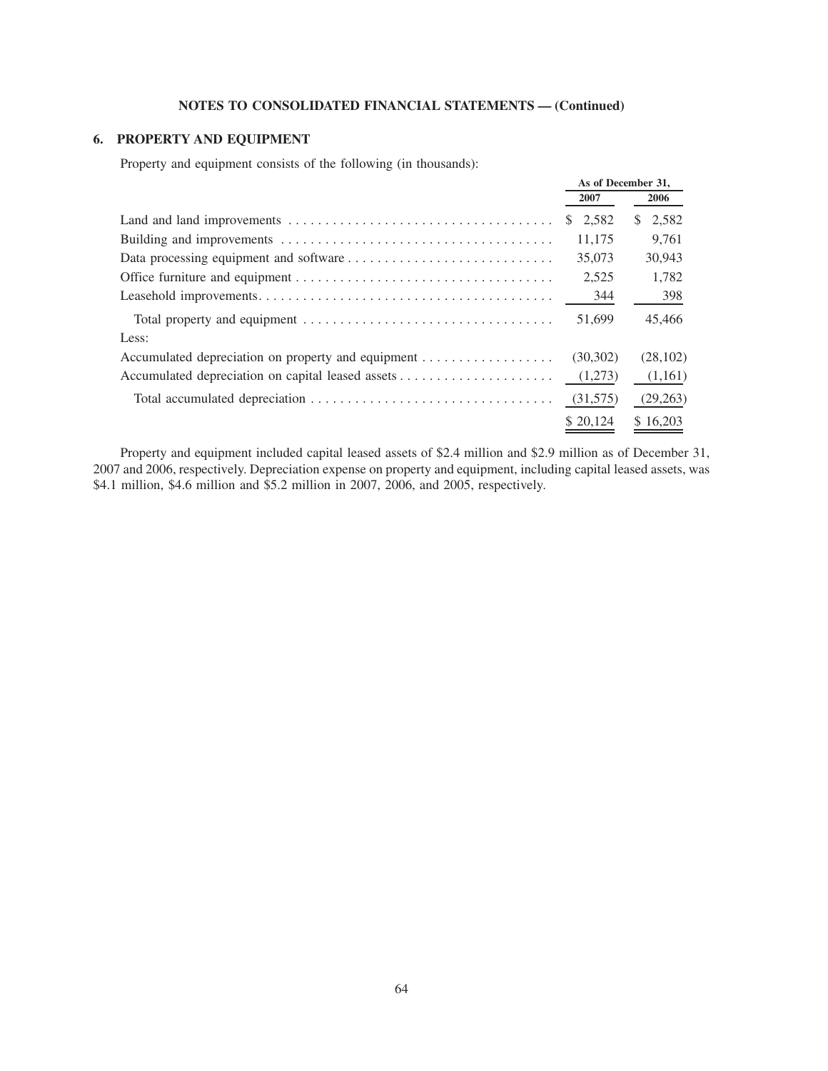**NOTES TO CONSOLIDATED FINANCIAL STATEMENTS — (Continued)**

## 6. PROPERTY AND EQUIPMENT

Property and equipment consists of the following (in thousands):

| | As of December 31, | |
|---|---|---|
| | 2007 | 2006 |
| Land and land improvements | $ 2,582 | $ 2,582 |
| Building and improvements | 11,175 | 9,761 |
| Data processing equipment and software | 35,073 | 30,943 |
| Office furniture and equipment | 2,525 | 1,782 |
| Leasehold improvements | 344 | 398 |
| Total property and equipment | 51,699 | 45,466 |
| Less: | | |
| Accumulated depreciation on property and equipment | (30,302) | (28,102) |
| Accumulated depreciation on capital leased assets | (1,273) | (1,161) |
| Total accumulated depreciation | (31,575) | (29,263) |
| | $ 20,124 | $ 16,203 |

Property and equipment included capital leased assets of $2.4 million and $2.9 million as of December 31, 2007 and 2006, respectively. Depreciation expense on property and equipment, including capital leased assets, was $4.1 million, $4.6 million and $5.2 million in 2007, 2006, and 2005, respectively.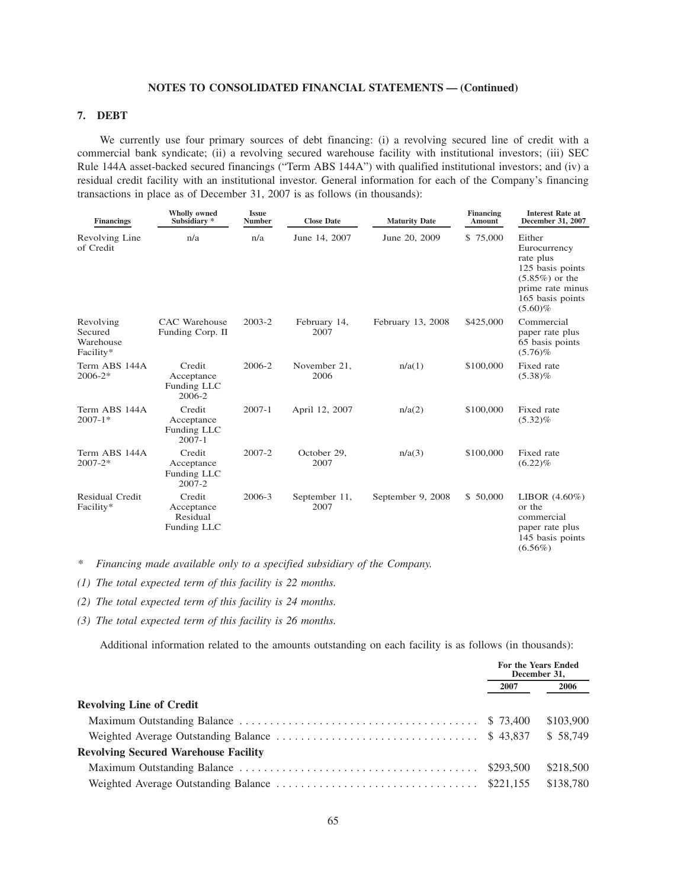**NOTES TO CONSOLIDATED FINANCIAL STATEMENTS — (Continued)**

## 7. DEBT

We currently use four primary sources of debt financing: (i) a revolving secured line of credit with a commercial bank syndicate; (ii) a revolving secured warehouse facility with institutional investors; (iii) SEC Rule 144A asset-backed secured financings ("Term ABS 144A") with qualified institutional investors; and (iv) a residual credit facility with an institutional investor. General information for each of the Company's financing transactions in place as of December 31, 2007 is as follows (in thousands):

| Financings | Wholly owned Subsidiary * | Issue Number | Close Date | Maturity Date | Financing Amount | Interest Rate at December 31, 2007 |
|---|---|---|---|---|---|---|
| Revolving Line of Credit | n/a | n/a | June 14, 2007 | June 20, 2009 | $ 75,000 | Either Eurocurrency rate plus 125 basis points (5.85%) or the prime rate minus 165 basis points (5.60)% |
| Revolving Secured Warehouse Facility* | CAC Warehouse Funding Corp. II | 2003-2 | February 14, 2007 | February 13, 2008 | $425,000 | Commercial paper rate plus 65 basis points (5.76)% |
| Term ABS 144A 2006-2* | Credit Acceptance Funding LLC 2006-2 | 2006-2 | November 21, 2006 | n/a(1) | $100,000 | Fixed rate (5.38)% |
| Term ABS 144A 2007-1* | Credit Acceptance Funding LLC 2007-1 | 2007-1 | April 12, 2007 | n/a(2) | $100,000 | Fixed rate (5.32)% |
| Term ABS 144A 2007-2* | Credit Acceptance Funding LLC 2007-2 | 2007-2 | October 29, 2007 | n/a(3) | $100,000 | Fixed rate (6.22)% |
| Residual Credit Facility* | Credit Acceptance Residual Funding LLC | 2006-3 | September 11, 2007 | September 9, 2008 | $ 50,000 | LIBOR (4.60%) or the commercial paper rate plus 145 basis points (6.56%) |

\* *Financing made available only to a specified subsidiary of the Company.*

*(1) The total expected term of this facility is 22 months.*

*(2) The total expected term of this facility is 24 months.*

*(3) The total expected term of this facility is 26 months.*

Additional information related to the amounts outstanding on each facility is as follows (in thousands):

| | For the Years Ended December 31, | |
|---|---|---|
| | 2007 | 2006 |
| **Revolving Line of Credit** | | |
| Maximum Outstanding Balance | $ 73,400 | $103,900 |
| Weighted Average Outstanding Balance | $ 43,837 | $ 58,749 |
| **Revolving Secured Warehouse Facility** | | |
| Maximum Outstanding Balance | $293,500 | $218,500 |
| Weighted Average Outstanding Balance | $221,155 | $138,780 |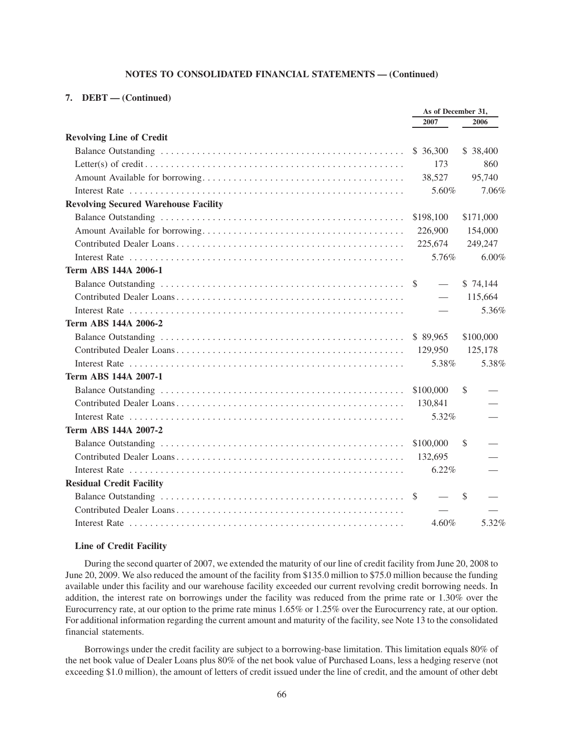**NOTES TO CONSOLIDATED FINANCIAL STATEMENTS — (Continued)**

**7. DEBT — (Continued)**

| | As of December 31, 2007 | As of December 31, 2006 |
|---|---|---|
| **Revolving Line of Credit** | | |
| Balance Outstanding | $ 36,300 | $ 38,400 |
| Letter(s) of credit | 173 | 860 |
| Amount Available for borrowing | 38,527 | 95,740 |
| Interest Rate | 5.60% | 7.06% |
| **Revolving Secured Warehouse Facility** | | |
| Balance Outstanding | $198,100 | $171,000 |
| Amount Available for borrowing | 226,900 | 154,000 |
| Contributed Dealer Loans | 225,674 | 249,247 |
| Interest Rate | 5.76% | 6.00% |
| **Term ABS 144A 2006-1** | | |
| Balance Outstanding | $ — | $ 74,144 |
| Contributed Dealer Loans | — | 115,664 |
| Interest Rate | — | 5.36% |
| **Term ABS 144A 2006-2** | | |
| Balance Outstanding | $ 89,965 | $100,000 |
| Contributed Dealer Loans | 129,950 | 125,178 |
| Interest Rate | 5.38% | 5.38% |
| **Term ABS 144A 2007-1** | | |
| Balance Outstanding | $100,000 | $ — |
| Contributed Dealer Loans | 130,841 | — |
| Interest Rate | 5.32% | — |
| **Term ABS 144A 2007-2** | | |
| Balance Outstanding | $100,000 | $ — |
| Contributed Dealer Loans | 132,695 | — |
| Interest Rate | 6.22% | — |
| **Residual Credit Facility** | | |
| Balance Outstanding | $ — | $ — |
| Contributed Dealer Loans | — | — |
| Interest Rate | 4.60% | 5.32% |

**Line of Credit Facility**

During the second quarter of 2007, we extended the maturity of our line of credit facility from June 20, 2008 to June 20, 2009. We also reduced the amount of the facility from $135.0 million to $75.0 million because the funding available under this facility and our warehouse facility exceeded our current revolving credit borrowing needs. In addition, the interest rate on borrowings under the facility was reduced from the prime rate or 1.30% over the Eurocurrency rate, at our option to the prime rate minus 1.65% or 1.25% over the Eurocurrency rate, at our option. For additional information regarding the current amount and maturity of the facility, see Note 13 to the consolidated financial statements.

Borrowings under the credit facility are subject to a borrowing-base limitation. This limitation equals 80% of the net book value of Dealer Loans plus 80% of the net book value of Purchased Loans, less a hedging reserve (not exceeding $1.0 million), the amount of letters of credit issued under the line of credit, and the amount of other debt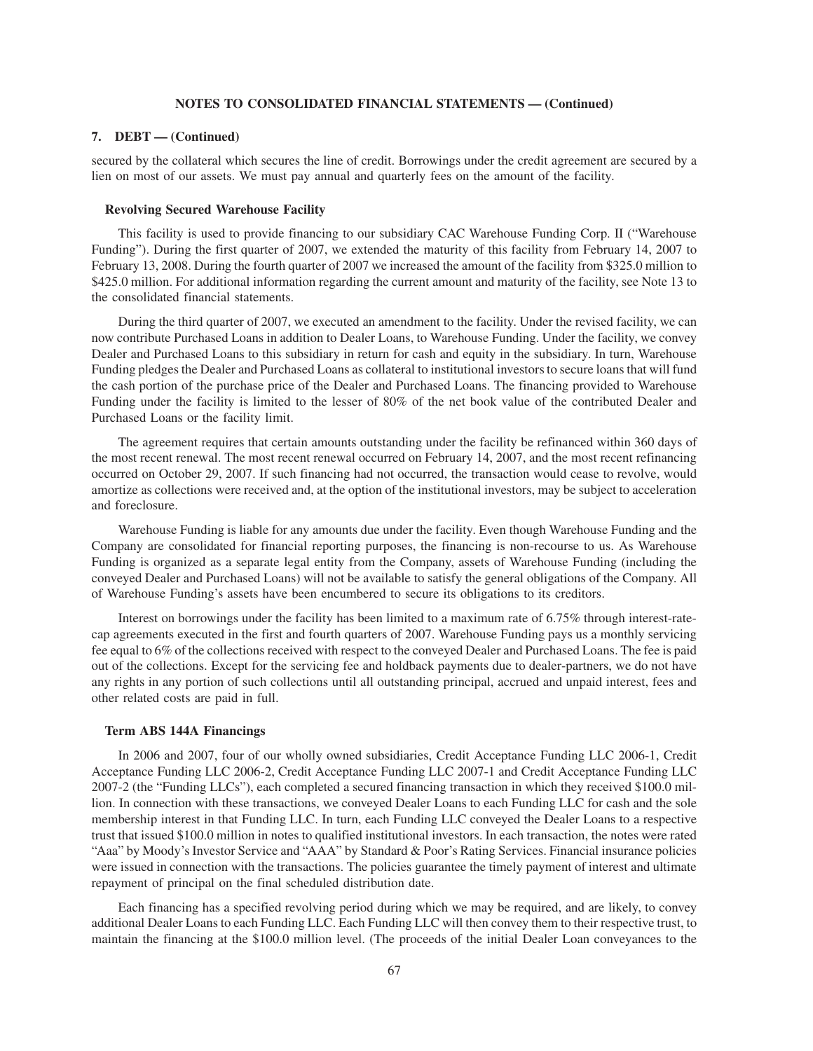**NOTES TO CONSOLIDATED FINANCIAL STATEMENTS — (Continued)**

**7. DEBT — (Continued)**

secured by the collateral which secures the line of credit. Borrowings under the credit agreement are secured by a lien on most of our assets. We must pay annual and quarterly fees on the amount of the facility.

### Revolving Secured Warehouse Facility

This facility is used to provide financing to our subsidiary CAC Warehouse Funding Corp. II ("Warehouse Funding"). During the first quarter of 2007, we extended the maturity of this facility from February 14, 2007 to February 13, 2008. During the fourth quarter of 2007 we increased the amount of the facility from $325.0 million to $425.0 million. For additional information regarding the current amount and maturity of the facility, see Note 13 to the consolidated financial statements.

During the third quarter of 2007, we executed an amendment to the facility. Under the revised facility, we can now contribute Purchased Loans in addition to Dealer Loans, to Warehouse Funding. Under the facility, we convey Dealer and Purchased Loans to this subsidiary in return for cash and equity in the subsidiary. In turn, Warehouse Funding pledges the Dealer and Purchased Loans as collateral to institutional investors to secure loans that will fund the cash portion of the purchase price of the Dealer and Purchased Loans. The financing provided to Warehouse Funding under the facility is limited to the lesser of 80% of the net book value of the contributed Dealer and Purchased Loans or the facility limit.

The agreement requires that certain amounts outstanding under the facility be refinanced within 360 days of the most recent renewal. The most recent renewal occurred on February 14, 2007, and the most recent refinancing occurred on October 29, 2007. If such financing had not occurred, the transaction would cease to revolve, would amortize as collections were received and, at the option of the institutional investors, may be subject to acceleration and foreclosure.

Warehouse Funding is liable for any amounts due under the facility. Even though Warehouse Funding and the Company are consolidated for financial reporting purposes, the financing is non-recourse to us. As Warehouse Funding is organized as a separate legal entity from the Company, assets of Warehouse Funding (including the conveyed Dealer and Purchased Loans) will not be available to satisfy the general obligations of the Company. All of Warehouse Funding's assets have been encumbered to secure its obligations to its creditors.

Interest on borrowings under the facility has been limited to a maximum rate of 6.75% through interest-rate-cap agreements executed in the first and fourth quarters of 2007. Warehouse Funding pays us a monthly servicing fee equal to 6% of the collections received with respect to the conveyed Dealer and Purchased Loans. The fee is paid out of the collections. Except for the servicing fee and holdback payments due to dealer-partners, we do not have any rights in any portion of such collections until all outstanding principal, accrued and unpaid interest, fees and other related costs are paid in full.

### Term ABS 144A Financings

In 2006 and 2007, four of our wholly owned subsidiaries, Credit Acceptance Funding LLC 2006-1, Credit Acceptance Funding LLC 2006-2, Credit Acceptance Funding LLC 2007-1 and Credit Acceptance Funding LLC 2007-2 (the "Funding LLCs"), each completed a secured financing transaction in which they received $100.0 million. In connection with these transactions, we conveyed Dealer Loans to each Funding LLC for cash and the sole membership interest in that Funding LLC. In turn, each Funding LLC conveyed the Dealer Loans to a respective trust that issued $100.0 million in notes to qualified institutional investors. In each transaction, the notes were rated "Aaa" by Moody's Investor Service and "AAA" by Standard & Poor's Rating Services. Financial insurance policies were issued in connection with the transactions. The policies guarantee the timely payment of interest and ultimate repayment of principal on the final scheduled distribution date.

Each financing has a specified revolving period during which we may be required, and are likely, to convey additional Dealer Loans to each Funding LLC. Each Funding LLC will then convey them to their respective trust, to maintain the financing at the $100.0 million level. (The proceeds of the initial Dealer Loan conveyances to the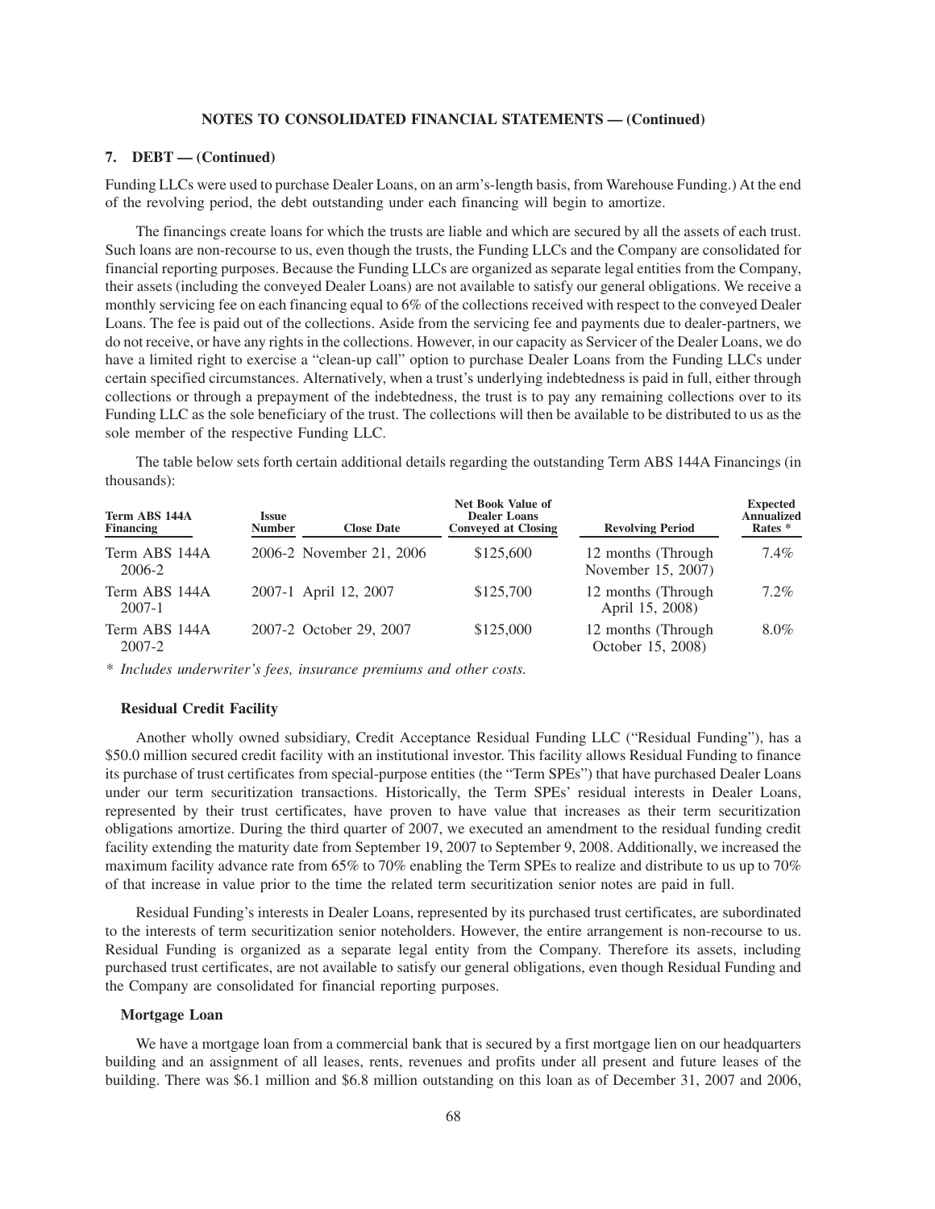**NOTES TO CONSOLIDATED FINANCIAL STATEMENTS — (Continued)**

### 7. DEBT — (Continued)

Funding LLCs were used to purchase Dealer Loans, on an arm's-length basis, from Warehouse Funding.) At the end of the revolving period, the debt outstanding under each financing will begin to amortize.

The financings create loans for which the trusts are liable and which are secured by all the assets of each trust. Such loans are non-recourse to us, even though the trusts, the Funding LLCs and the Company are consolidated for financial reporting purposes. Because the Funding LLCs are organized as separate legal entities from the Company, their assets (including the conveyed Dealer Loans) are not available to satisfy our general obligations. We receive a monthly servicing fee on each financing equal to 6% of the collections received with respect to the conveyed Dealer Loans. The fee is paid out of the collections. Aside from the servicing fee and payments due to dealer-partners, we do not receive, or have any rights in the collections. However, in our capacity as Servicer of the Dealer Loans, we do have a limited right to exercise a "clean-up call" option to purchase Dealer Loans from the Funding LLCs under certain specified circumstances. Alternatively, when a trust's underlying indebtedness is paid in full, either through collections or through a prepayment of the indebtedness, the trust is to pay any remaining collections over to its Funding LLC as the sole beneficiary of the trust. The collections will then be available to be distributed to us as the sole member of the respective Funding LLC.

The table below sets forth certain additional details regarding the outstanding Term ABS 144A Financings (in thousands):

| Term ABS 144A Financing | Issue Number | Close Date | Net Book Value of Dealer Loans Conveyed at Closing | Revolving Period | Expected Annualized Rates * |
|---|---|---|---|---|---|
| Term ABS 144A 2006-2 | 2006-2 | November 21, 2006 | $125,600 | 12 months (Through November 15, 2007) | 7.4% |
| Term ABS 144A 2007-1 | 2007-1 | April 12, 2007 | $125,700 | 12 months (Through April 15, 2008) | 7.2% |
| Term ABS 144A 2007-2 | 2007-2 | October 29, 2007 | $125,000 | 12 months (Through October 15, 2008) | 8.0% |

*\* Includes underwriter's fees, insurance premiums and other costs.*

#### Residual Credit Facility

Another wholly owned subsidiary, Credit Acceptance Residual Funding LLC ("Residual Funding"), has a $50.0 million secured credit facility with an institutional investor. This facility allows Residual Funding to finance its purchase of trust certificates from special-purpose entities (the "Term SPEs") that have purchased Dealer Loans under our term securitization transactions. Historically, the Term SPEs' residual interests in Dealer Loans, represented by their trust certificates, have proven to have value that increases as their term securitization obligations amortize. During the third quarter of 2007, we executed an amendment to the residual funding credit facility extending the maturity date from September 19, 2007 to September 9, 2008. Additionally, we increased the maximum facility advance rate from 65% to 70% enabling the Term SPEs to realize and distribute to us up to 70% of that increase in value prior to the time the related term securitization senior notes are paid in full.

Residual Funding's interests in Dealer Loans, represented by its purchased trust certificates, are subordinated to the interests of term securitization senior noteholders. However, the entire arrangement is non-recourse to us. Residual Funding is organized as a separate legal entity from the Company. Therefore its assets, including purchased trust certificates, are not available to satisfy our general obligations, even though Residual Funding and the Company are consolidated for financial reporting purposes.

#### Mortgage Loan

We have a mortgage loan from a commercial bank that is secured by a first mortgage lien on our headquarters building and an assignment of all leases, rents, revenues and profits under all present and future leases of the building. There was $6.1 million and $6.8 million outstanding on this loan as of December 31, 2007 and 2006,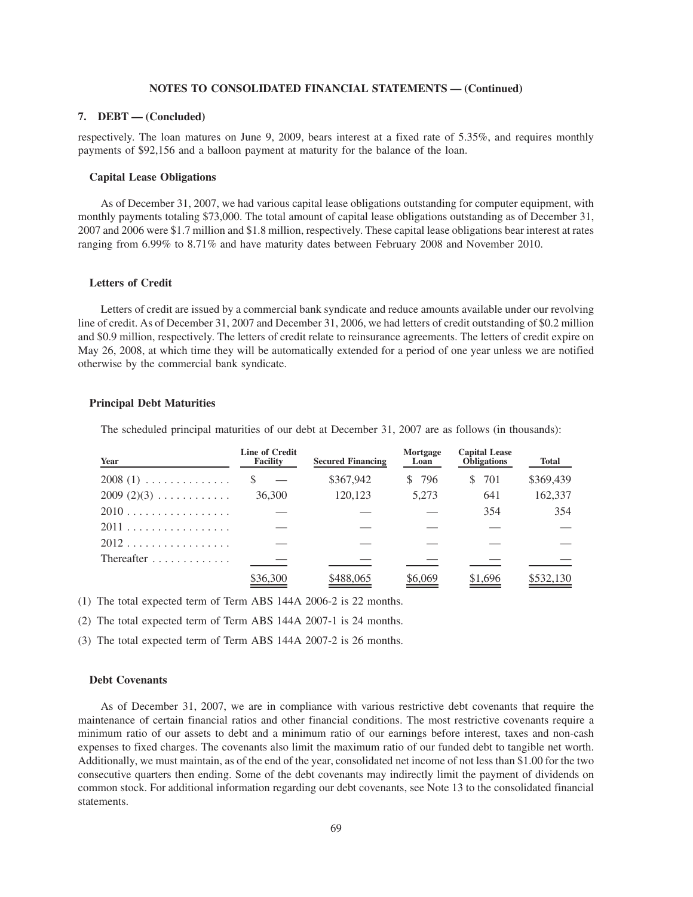## NOTES TO CONSOLIDATED FINANCIAL STATEMENTS — (Continued)

### 7. DEBT — (Concluded)

respectively. The loan matures on June 9, 2009, bears interest at a fixed rate of 5.35%, and requires monthly payments of $92,156 and a balloon payment at maturity for the balance of the loan.

#### Capital Lease Obligations

As of December 31, 2007, we had various capital lease obligations outstanding for computer equipment, with monthly payments totaling $73,000. The total amount of capital lease obligations outstanding as of December 31, 2007 and 2006 were $1.7 million and $1.8 million, respectively. These capital lease obligations bear interest at rates ranging from 6.99% to 8.71% and have maturity dates between February 2008 and November 2010.

#### Letters of Credit

Letters of credit are issued by a commercial bank syndicate and reduce amounts available under our revolving line of credit. As of December 31, 2007 and December 31, 2006, we had letters of credit outstanding of $0.2 million and $0.9 million, respectively. The letters of credit relate to reinsurance agreements. The letters of credit expire on May 26, 2008, at which time they will be automatically extended for a period of one year unless we are notified otherwise by the commercial bank syndicate.

#### Principal Debt Maturities

The scheduled principal maturities of our debt at December 31, 2007 are as follows (in thousands):

| Year | Line of Credit Facility | Secured Financing | Mortgage Loan | Capital Lease Obligations | Total |
|---|---|---|---|---|---|
| 2008 (1) | $ — | $367,942 | $ 796 | $ 701 | $369,439 |
| 2009 (2)(3) | 36,300 | 120,123 | 5,273 | 641 | 162,337 |
| 2010 | — | — | — | 354 | 354 |
| 2011 | — | — | — | — | — |
| 2012 | — | — | — | — | — |
| Thereafter | — | — | — | — | — |
| | $36,300 | $488,065 | $6,069 | $1,696 | $532,130 |

(1) The total expected term of Term ABS 144A 2006-2 is 22 months.

(2) The total expected term of Term ABS 144A 2007-1 is 24 months.

(3) The total expected term of Term ABS 144A 2007-2 is 26 months.

#### Debt Covenants

As of December 31, 2007, we are in compliance with various restrictive debt covenants that require the maintenance of certain financial ratios and other financial conditions. The most restrictive covenants require a minimum ratio of our assets to debt and a minimum ratio of our earnings before interest, taxes and non-cash expenses to fixed charges. The covenants also limit the maximum ratio of our funded debt to tangible net worth. Additionally, we must maintain, as of the end of the year, consolidated net income of not less than $1.00 for the two consecutive quarters then ending. Some of the debt covenants may indirectly limit the payment of dividends on common stock. For additional information regarding our debt covenants, see Note 13 to the consolidated financial statements.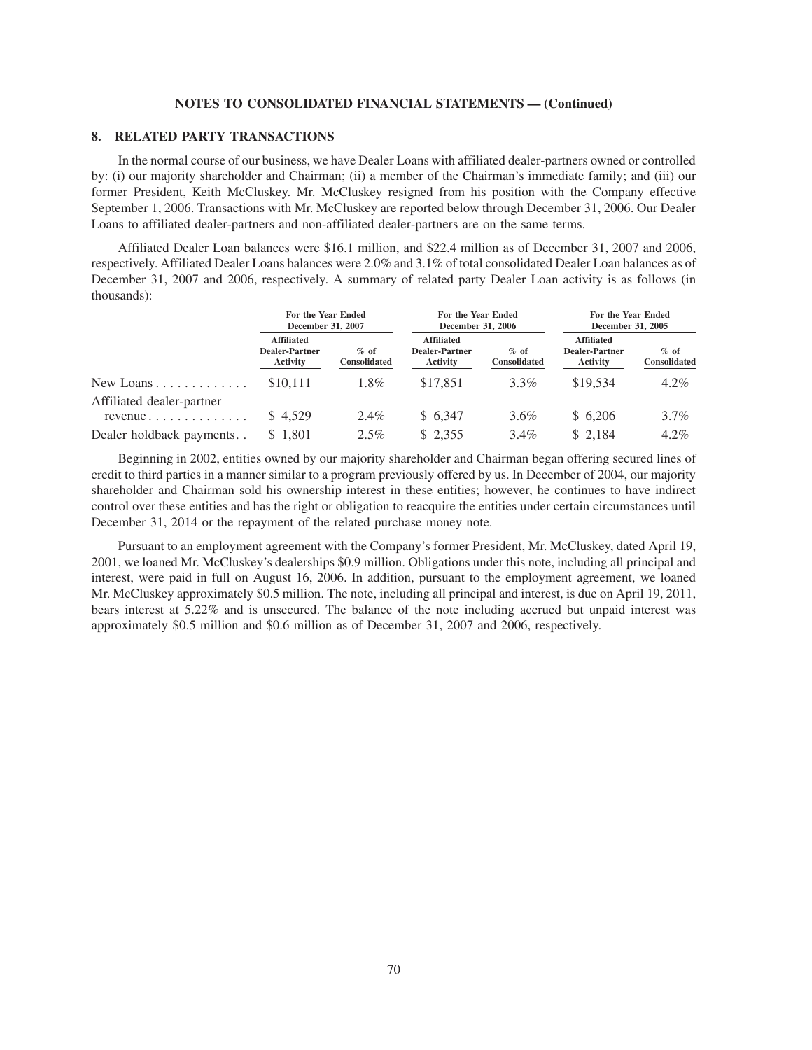**NOTES TO CONSOLIDATED FINANCIAL STATEMENTS — (Continued)**

## 8. RELATED PARTY TRANSACTIONS

In the normal course of our business, we have Dealer Loans with affiliated dealer-partners owned or controlled by: (i) our majority shareholder and Chairman; (ii) a member of the Chairman's immediate family; and (iii) our former President, Keith McCluskey. Mr. McCluskey resigned from his position with the Company effective September 1, 2006. Transactions with Mr. McCluskey are reported below through December 31, 2006. Our Dealer Loans to affiliated dealer-partners and non-affiliated dealer-partners are on the same terms.

Affiliated Dealer Loan balances were \$16.1 million, and \$22.4 million as of December 31, 2007 and 2006, respectively. Affiliated Dealer Loans balances were 2.0% and 3.1% of total consolidated Dealer Loan balances as of December 31, 2007 and 2006, respectively. A summary of related party Dealer Loan activity is as follows (in thousands):

| | For the Year Ended December 31, 2007 | | For the Year Ended December 31, 2006 | | For the Year Ended December 31, 2005 | |
|---|---|---|---|---|---|---|
| | Affiliated Dealer-Partner Activity | % of Consolidated | Affiliated Dealer-Partner Activity | % of Consolidated | Affiliated Dealer-Partner Activity | % of Consolidated |
| New Loans | \$10,111 | 1.8% | \$17,851 | 3.3% | \$19,534 | 4.2% |
| Affiliated dealer-partner revenue | \$ 4,529 | 2.4% | \$ 6,347 | 3.6% | \$ 6,206 | 3.7% |
| Dealer holdback payments | \$ 1,801 | 2.5% | \$ 2,355 | 3.4% | \$ 2,184 | 4.2% |

Beginning in 2002, entities owned by our majority shareholder and Chairman began offering secured lines of credit to third parties in a manner similar to a program previously offered by us. In December of 2004, our majority shareholder and Chairman sold his ownership interest in these entities; however, he continues to have indirect control over these entities and has the right or obligation to reacquire the entities under certain circumstances until December 31, 2014 or the repayment of the related purchase money note.

Pursuant to an employment agreement with the Company's former President, Mr. McCluskey, dated April 19, 2001, we loaned Mr. McCluskey's dealerships \$0.9 million. Obligations under this note, including all principal and interest, were paid in full on August 16, 2006. In addition, pursuant to the employment agreement, we loaned Mr. McCluskey approximately \$0.5 million. The note, including all principal and interest, is due on April 19, 2011, bears interest at 5.22% and is unsecured. The balance of the note including accrued but unpaid interest was approximately \$0.5 million and \$0.6 million as of December 31, 2007 and 2006, respectively.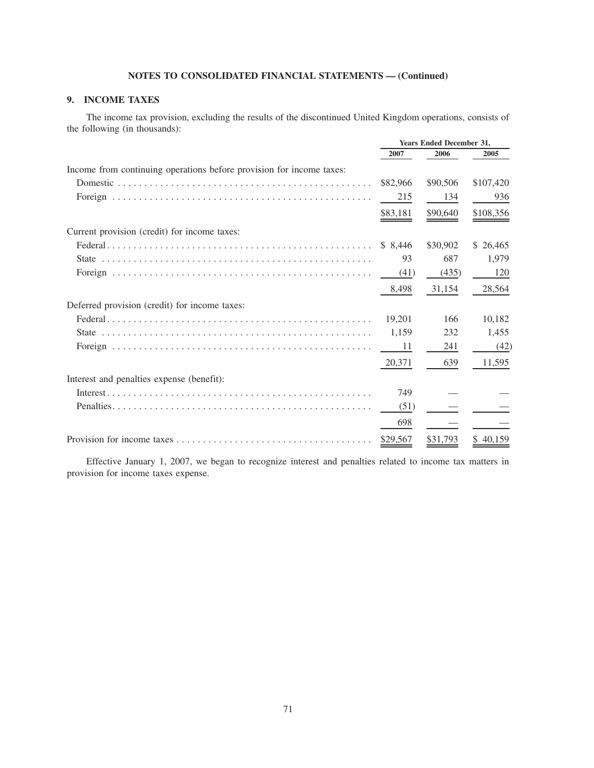**NOTES TO CONSOLIDATED FINANCIAL STATEMENTS — (Continued)**

## 9. INCOME TAXES

The income tax provision, excluding the results of the discontinued United Kingdom operations, consists of the following (in thousands):

| | Years Ended December 31, | | |
|---|---|---|---|
| | 2007 | 2006 | 2005 |
| Income from continuing operations before provision for income taxes: | | | |
| Domestic | $82,966 | $90,506 | $107,420 |
| Foreign | 215 | 134 | 936 |
| | $83,181 | $90,640 | $108,356 |
| Current provision (credit) for income taxes: | | | |
| Federal | $ 8,446 | $30,902 | $ 26,465 |
| State | 93 | 687 | 1,979 |
| Foreign | (41) | (435) | 120 |
| | 8,498 | 31,154 | 28,564 |
| Deferred provision (credit) for income taxes: | | | |
| Federal | 19,201 | 166 | 10,182 |
| State | 1,159 | 232 | 1,455 |
| Foreign | 11 | 241 | (42) |
| | 20,371 | 639 | 11,595 |
| Interest and penalties expense (benefit): | | | |
| Interest | 749 | — | — |
| Penalties | (51) | — | — |
| | 698 | — | — |
| Provision for income taxes | $29,567 | $31,793 | $ 40,159 |

Effective January 1, 2007, we began to recognize interest and penalties related to income tax matters in provision for income taxes expense.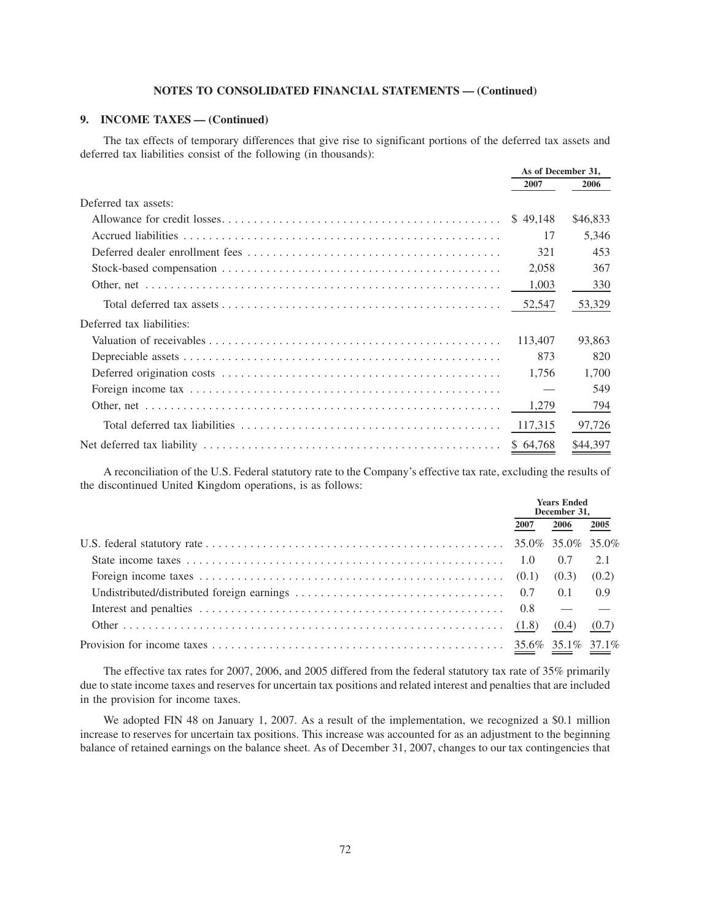**NOTES TO CONSOLIDATED FINANCIAL STATEMENTS — (Continued)**

## 9. INCOME TAXES — (Continued)

The tax effects of temporary differences that give rise to significant portions of the deferred tax assets and deferred tax liabilities consist of the following (in thousands):

| | As of December 31, | |
|---|---|---|
| | 2007 | 2006 |
| Deferred tax assets: | | |
| Allowance for credit losses | $ 49,148 | $46,833 |
| Accrued liabilities | 17 | 5,346 |
| Deferred dealer enrollment fees | 321 | 453 |
| Stock-based compensation | 2,058 | 367 |
| Other, net | 1,003 | 330 |
| Total deferred tax assets | 52,547 | 53,329 |
| Deferred tax liabilities: | | |
| Valuation of receivables | 113,407 | 93,863 |
| Depreciable assets | 873 | 820 |
| Deferred origination costs | 1,756 | 1,700 |
| Foreign income tax | — | 549 |
| Other, net | 1,279 | 794 |
| Total deferred tax liabilities | 117,315 | 97,726 |
| Net deferred tax liability | $ 64,768 | $44,397 |

A reconciliation of the U.S. Federal statutory rate to the Company's effective tax rate, excluding the results of the discontinued United Kingdom operations, is as follows:

| | Years Ended December 31, | | |
|---|---|---|---|
| | 2007 | 2006 | 2005 |
| U.S. federal statutory rate | 35.0% | 35.0% | 35.0% |
| State income taxes | 1.0 | 0.7 | 2.1 |
| Foreign income taxes | (0.1) | (0.3) | (0.2) |
| Undistributed/distributed foreign earnings | 0.7 | 0.1 | 0.9 |
| Interest and penalties | 0.8 | — | — |
| Other | (1.8) | (0.4) | (0.7) |
| Provision for income taxes | 35.6% | 35.1% | 37.1% |

The effective tax rates for 2007, 2006, and 2005 differed from the federal statutory tax rate of 35% primarily due to state income taxes and reserves for uncertain tax positions and related interest and penalties that are included in the provision for income taxes.

We adopted FIN 48 on January 1, 2007. As a result of the implementation, we recognized a $0.1 million increase to reserves for uncertain tax positions. This increase was accounted for as an adjustment to the beginning balance of retained earnings on the balance sheet. As of December 31, 2007, changes to our tax contingencies that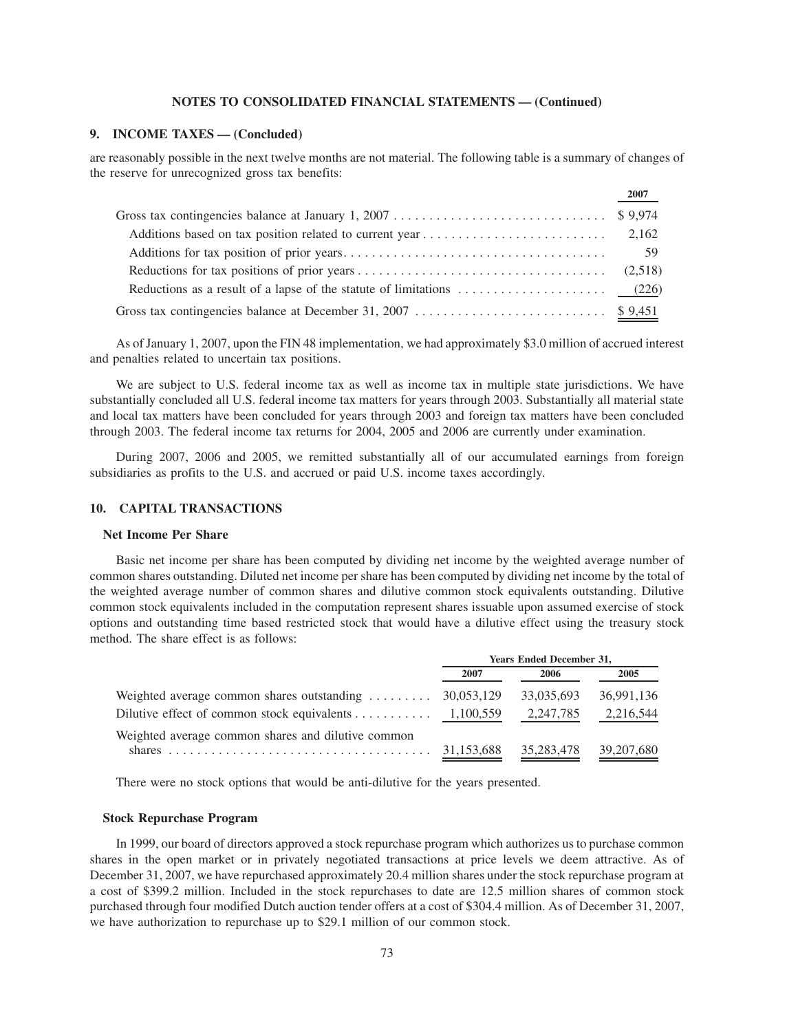## NOTES TO CONSOLIDATED FINANCIAL STATEMENTS — (Continued)

### 9. INCOME TAXES — (Concluded)

are reasonably possible in the next twelve months are not material. The following table is a summary of changes of the reserve for unrecognized gross tax benefits:

| | 2007 |
|---|---|
| Gross tax contingencies balance at January 1, 2007 | $ 9,974 |
| Additions based on tax position related to current year | 2,162 |
| Additions for tax position of prior years | 59 |
| Reductions for tax positions of prior years | (2,518) |
| Reductions as a result of a lapse of the statute of limitations | (226) |
| Gross tax contingencies balance at December 31, 2007 | $ 9,451 |

As of January 1, 2007, upon the FIN 48 implementation, we had approximately $3.0 million of accrued interest and penalties related to uncertain tax positions.

We are subject to U.S. federal income tax as well as income tax in multiple state jurisdictions. We have substantially concluded all U.S. federal income tax matters for years through 2003. Substantially all material state and local tax matters have been concluded for years through 2003 and foreign tax matters have been concluded through 2003. The federal income tax returns for 2004, 2005 and 2006 are currently under examination.

During 2007, 2006 and 2005, we remitted substantially all of our accumulated earnings from foreign subsidiaries as profits to the U.S. and accrued or paid U.S. income taxes accordingly.

### 10. CAPITAL TRANSACTIONS

#### Net Income Per Share

Basic net income per share has been computed by dividing net income by the weighted average number of common shares outstanding. Diluted net income per share has been computed by dividing net income by the total of the weighted average number of common shares and dilutive common stock equivalents outstanding. Dilutive common stock equivalents included in the computation represent shares issuable upon assumed exercise of stock options and outstanding time based restricted stock that would have a dilutive effect using the treasury stock method. The share effect is as follows:

| | Years Ended December 31, | | |
|---|---|---|---|
| | 2007 | 2006 | 2005 |
| Weighted average common shares outstanding | 30,053,129 | 33,035,693 | 36,991,136 |
| Dilutive effect of common stock equivalents | 1,100,559 | 2,247,785 | 2,216,544 |
| Weighted average common shares and dilutive common shares | 31,153,688 | 35,283,478 | 39,207,680 |

There were no stock options that would be anti-dilutive for the years presented.

#### Stock Repurchase Program

In 1999, our board of directors approved a stock repurchase program which authorizes us to purchase common shares in the open market or in privately negotiated transactions at price levels we deem attractive. As of December 31, 2007, we have repurchased approximately 20.4 million shares under the stock repurchase program at a cost of $399.2 million. Included in the stock repurchases to date are 12.5 million shares of common stock purchased through four modified Dutch auction tender offers at a cost of $304.4 million. As of December 31, 2007, we have authorization to repurchase up to $29.1 million of our common stock.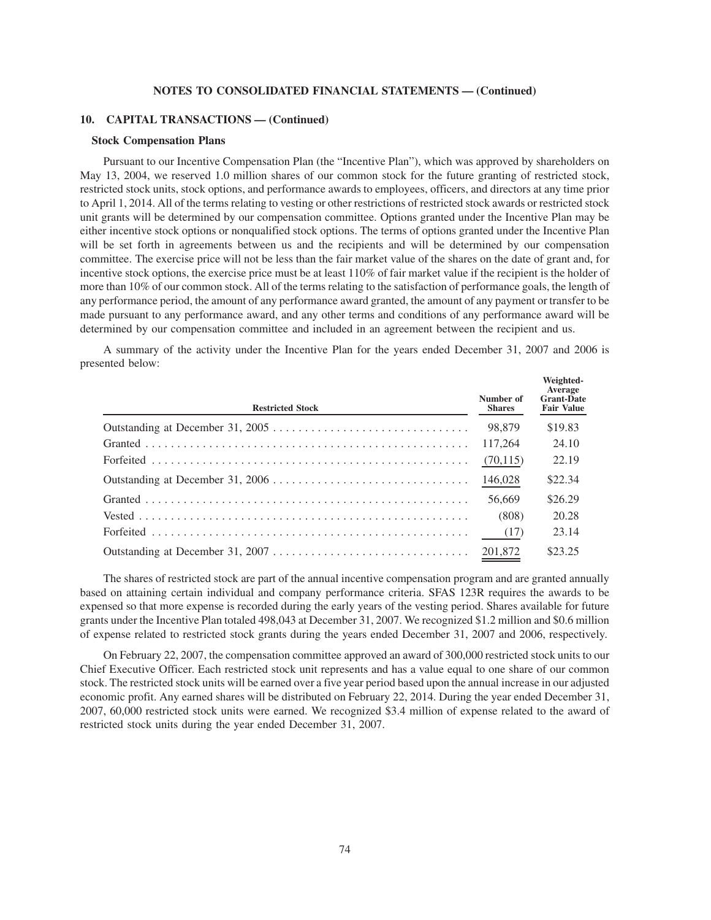**NOTES TO CONSOLIDATED FINANCIAL STATEMENTS — (Continued)**

## 10. CAPITAL TRANSACTIONS — (Continued)

### Stock Compensation Plans

Pursuant to our Incentive Compensation Plan (the "Incentive Plan"), which was approved by shareholders on May 13, 2004, we reserved 1.0 million shares of our common stock for the future granting of restricted stock, restricted stock units, stock options, and performance awards to employees, officers, and directors at any time prior to April 1, 2014. All of the terms relating to vesting or other restrictions of restricted stock awards or restricted stock unit grants will be determined by our compensation committee. Options granted under the Incentive Plan may be either incentive stock options or nonqualified stock options. The terms of options granted under the Incentive Plan will be set forth in agreements between us and the recipients and will be determined by our compensation committee. The exercise price will not be less than the fair market value of the shares on the date of grant and, for incentive stock options, the exercise price must be at least 110% of fair market value if the recipient is the holder of more than 10% of our common stock. All of the terms relating to the satisfaction of performance goals, the length of any performance period, the amount of any performance award granted, the amount of any payment or transfer to be made pursuant to any performance award, and any other terms and conditions of any performance award will be determined by our compensation committee and included in an agreement between the recipient and us.

A summary of the activity under the Incentive Plan for the years ended December 31, 2007 and 2006 is presented below:

| Restricted Stock | Number of Shares | Weighted-Average Grant-Date Fair Value |
|---|---|---|
| Outstanding at December 31, 2005 | 98,879 | $19.83 |
| Granted | 117,264 | 24.10 |
| Forfeited | (70,115) | 22.19 |
| Outstanding at December 31, 2006 | 146,028 | $22.34 |
| Granted | 56,669 | $26.29 |
| Vested | (808) | 20.28 |
| Forfeited | (17) | 23.14 |
| Outstanding at December 31, 2007 | 201,872 | $23.25 |

The shares of restricted stock are part of the annual incentive compensation program and are granted annually based on attaining certain individual and company performance criteria. SFAS 123R requires the awards to be expensed so that more expense is recorded during the early years of the vesting period. Shares available for future grants under the Incentive Plan totaled 498,043 at December 31, 2007. We recognized $1.2 million and $0.6 million of expense related to restricted stock grants during the years ended December 31, 2007 and 2006, respectively.

On February 22, 2007, the compensation committee approved an award of 300,000 restricted stock units to our Chief Executive Officer. Each restricted stock unit represents and has a value equal to one share of our common stock. The restricted stock units will be earned over a five year period based upon the annual increase in our adjusted economic profit. Any earned shares will be distributed on February 22, 2014. During the year ended December 31, 2007, 60,000 restricted stock units were earned. We recognized $3.4 million of expense related to the award of restricted stock units during the year ended December 31, 2007.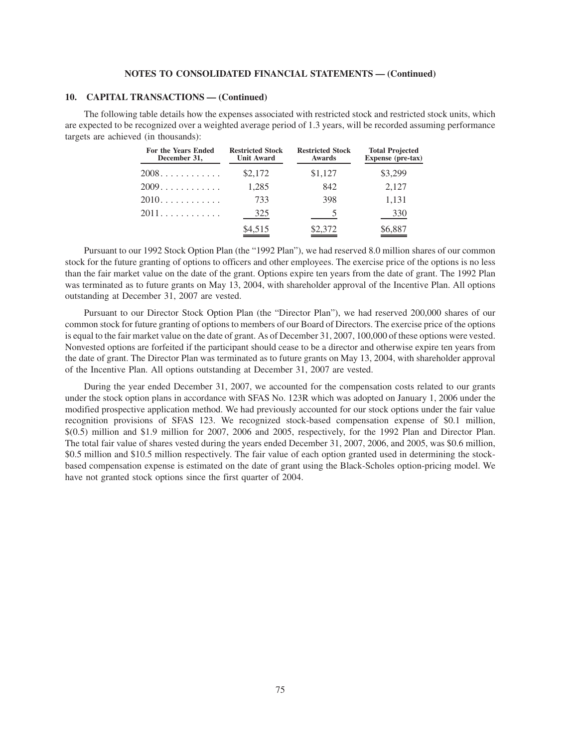**NOTES TO CONSOLIDATED FINANCIAL STATEMENTS — (Continued)**

## 10. CAPITAL TRANSACTIONS — (Continued)

The following table details how the expenses associated with restricted stock and restricted stock units, which are expected to be recognized over a weighted average period of 1.3 years, will be recorded assuming performance targets are achieved (in thousands):

| For the Years Ended December 31, | Restricted Stock Unit Award | Restricted Stock Awards | Total Projected Expense (pre-tax) |
|---|---|---|---|
| 2008 | $2,172 | $1,127 | $3,299 |
| 2009 | 1,285 | 842 | 2,127 |
| 2010 | 733 | 398 | 1,131 |
| 2011 | 325 | 5 | 330 |
| | $4,515 | $2,372 | $6,887 |

Pursuant to our 1992 Stock Option Plan (the "1992 Plan"), we had reserved 8.0 million shares of our common stock for the future granting of options to officers and other employees. The exercise price of the options is no less than the fair market value on the date of the grant. Options expire ten years from the date of grant. The 1992 Plan was terminated as to future grants on May 13, 2004, with shareholder approval of the Incentive Plan. All options outstanding at December 31, 2007 are vested.

Pursuant to our Director Stock Option Plan (the "Director Plan"), we had reserved 200,000 shares of our common stock for future granting of options to members of our Board of Directors. The exercise price of the options is equal to the fair market value on the date of grant. As of December 31, 2007, 100,000 of these options were vested. Nonvested options are forfeited if the participant should cease to be a director and otherwise expire ten years from the date of grant. The Director Plan was terminated as to future grants on May 13, 2004, with shareholder approval of the Incentive Plan. All options outstanding at December 31, 2007 are vested.

During the year ended December 31, 2007, we accounted for the compensation costs related to our grants under the stock option plans in accordance with SFAS No. 123R which was adopted on January 1, 2006 under the modified prospective application method. We had previously accounted for our stock options under the fair value recognition provisions of SFAS 123. We recognized stock-based compensation expense of $0.1 million, $(0.5) million and $1.9 million for 2007, 2006 and 2005, respectively, for the 1992 Plan and Director Plan. The total fair value of shares vested during the years ended December 31, 2007, 2006, and 2005, was $0.6 million, $0.5 million and $10.5 million respectively. The fair value of each option granted used in determining the stock-based compensation expense is estimated on the date of grant using the Black-Scholes option-pricing model. We have not granted stock options since the first quarter of 2004.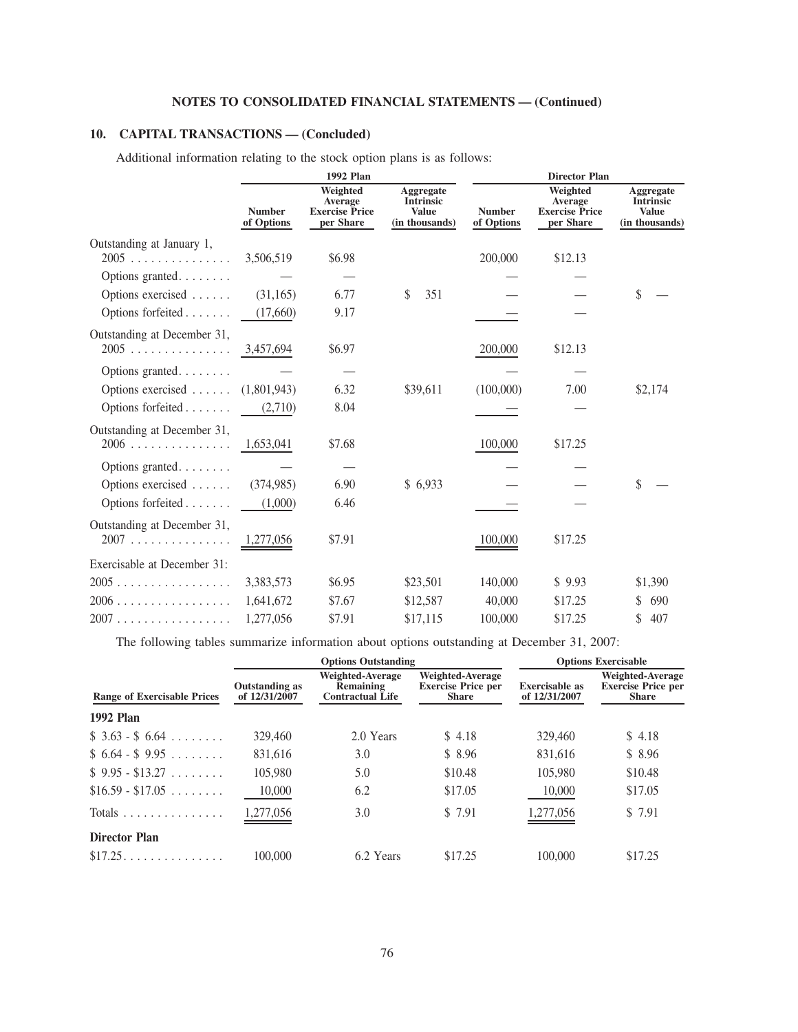**NOTES TO CONSOLIDATED FINANCIAL STATEMENTS — (Continued)**

## 10. CAPITAL TRANSACTIONS — (Concluded)

Additional information relating to the stock option plans is as follows:

| | 1992 Plan | | | Director Plan | | |
|---|---|---|---|---|---|---|
| | Number of Options | Weighted Average Exercise Price per Share | Aggregate Intrinsic Value (in thousands) | Number of Options | Weighted Average Exercise Price per Share | Aggregate Intrinsic Value (in thousands) |
| Outstanding at January 1, 2005 | 3,506,519 | $6.98 | | 200,000 | $12.13 | |
| Options granted | — | — | | — | — | |
| Options exercised | (31,165) | 6.77 | $ 351 | — | — | $ — |
| Options forfeited | (17,660) | 9.17 | | — | — | |
| Outstanding at December 31, 2005 | 3,457,694 | $6.97 | | 200,000 | $12.13 | |
| Options granted | — | — | | — | — | |
| Options exercised | (1,801,943) | 6.32 | $39,611 | (100,000) | 7.00 | $2,174 |
| Options forfeited | (2,710) | 8.04 | | — | — | |
| Outstanding at December 31, 2006 | 1,653,041 | $7.68 | | 100,000 | $17.25 | |
| Options granted | — | — | | — | — | |
| Options exercised | (374,985) | 6.90 | $ 6,933 | — | — | $ — |
| Options forfeited | (1,000) | 6.46 | | — | — | |
| Outstanding at December 31, 2007 | 1,277,056 | $7.91 | | 100,000 | $17.25 | |
| Exercisable at December 31: | | | | | | |
| 2005 | 3,383,573 | $6.95 | $23,501 | 140,000 | $ 9.93 | $1,390 |
| 2006 | 1,641,672 | $7.67 | $12,587 | 40,000 | $17.25 | $ 690 |
| 2007 | 1,277,056 | $7.91 | $17,115 | 100,000 | $17.25 | $ 407 |

The following tables summarize information about options outstanding at December 31, 2007:

| | Options Outstanding | | | Options Exercisable | |
|---|---|---|---|---|---|
| Range of Exercisable Prices | Outstanding as of 12/31/2007 | Weighted-Average Remaining Contractual Life | Weighted-Average Exercise Price per Share | Exercisable as of 12/31/2007 | Weighted-Average Exercise Price per Share |
| **1992 Plan** | | | | | |
| $ 3.63 - $ 6.64 | 329,460 | 2.0 Years | $ 4.18 | 329,460 | $ 4.18 |
| $ 6.64 - $ 9.95 | 831,616 | 3.0 | $ 8.96 | 831,616 | $ 8.96 |
| $ 9.95 - $13.27 | 105,980 | 5.0 | $10.48 | 105,980 | $10.48 |
| $16.59 - $17.05 | 10,000 | 6.2 | $17.05 | 10,000 | $17.05 |
| Totals | 1,277,056 | 3.0 | $ 7.91 | 1,277,056 | $ 7.91 |
| **Director Plan** | | | | | |
| $17.25 | 100,000 | 6.2 Years | $17.25 | 100,000 | $17.25 |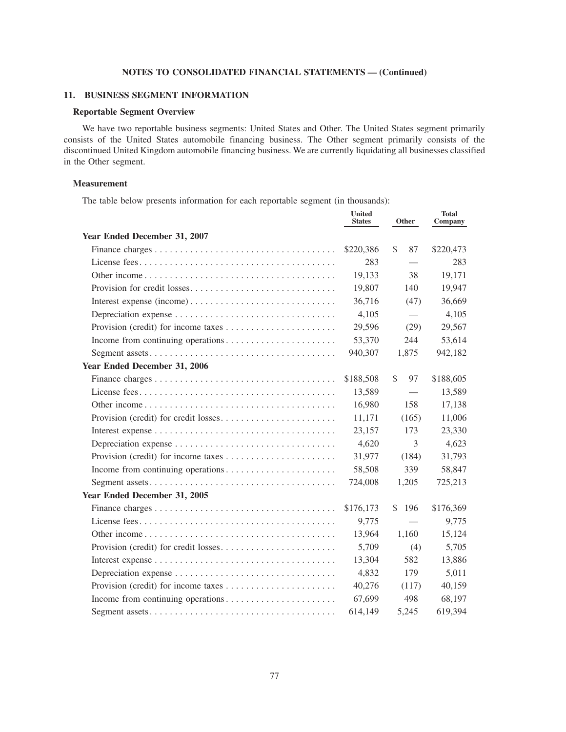**NOTES TO CONSOLIDATED FINANCIAL STATEMENTS — (Continued)**

## 11. BUSINESS SEGMENT INFORMATION

### Reportable Segment Overview

We have two reportable business segments: United States and Other. The United States segment primarily consists of the United States automobile financing business. The Other segment primarily consists of the discontinued United Kingdom automobile financing business. We are currently liquidating all businesses classified in the Other segment.

### Measurement

The table below presents information for each reportable segment (in thousands):

| | United States | Other | Total Company |
|---|---|---|---|
| **Year Ended December 31, 2007** | | | |
| Finance charges | $220,386 | $ 87 | $220,473 |
| License fees | 283 | — | 283 |
| Other income | 19,133 | 38 | 19,171 |
| Provision for credit losses | 19,807 | 140 | 19,947 |
| Interest expense (income) | 36,716 | (47) | 36,669 |
| Depreciation expense | 4,105 | — | 4,105 |
| Provision (credit) for income taxes | 29,596 | (29) | 29,567 |
| Income from continuing operations | 53,370 | 244 | 53,614 |
| Segment assets | 940,307 | 1,875 | 942,182 |
| **Year Ended December 31, 2006** | | | |
| Finance charges | $188,508 | $ 97 | $188,605 |
| License fees | 13,589 | — | 13,589 |
| Other income | 16,980 | 158 | 17,138 |
| Provision (credit) for credit losses | 11,171 | (165) | 11,006 |
| Interest expense | 23,157 | 173 | 23,330 |
| Depreciation expense | 4,620 | 3 | 4,623 |
| Provision (credit) for income taxes | 31,977 | (184) | 31,793 |
| Income from continuing operations | 58,508 | 339 | 58,847 |
| Segment assets | 724,008 | 1,205 | 725,213 |
| **Year Ended December 31, 2005** | | | |
| Finance charges | $176,173 | $ 196 | $176,369 |
| License fees | 9,775 | — | 9,775 |
| Other income | 13,964 | 1,160 | 15,124 |
| Provision (credit) for credit losses | 5,709 | (4) | 5,705 |
| Interest expense | 13,304 | 582 | 13,886 |
| Depreciation expense | 4,832 | 179 | 5,011 |
| Provision (credit) for income taxes | 40,276 | (117) | 40,159 |
| Income from continuing operations | 67,699 | 498 | 68,197 |
| Segment assets | 614,149 | 5,245 | 619,394 |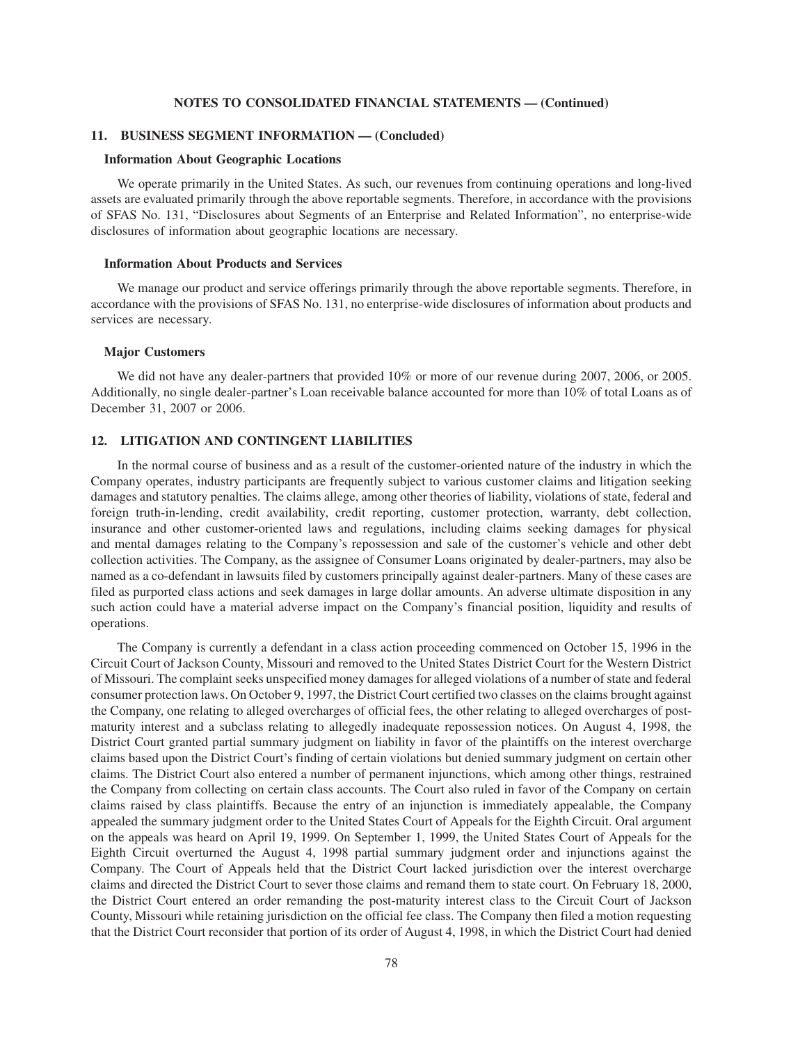**NOTES TO CONSOLIDATED FINANCIAL STATEMENTS — (Continued)**

## 11. BUSINESS SEGMENT INFORMATION — (Concluded)

### Information About Geographic Locations

We operate primarily in the United States. As such, our revenues from continuing operations and long-lived assets are evaluated primarily through the above reportable segments. Therefore, in accordance with the provisions of SFAS No. 131, "Disclosures about Segments of an Enterprise and Related Information", no enterprise-wide disclosures of information about geographic locations are necessary.

### Information About Products and Services

We manage our product and service offerings primarily through the above reportable segments. Therefore, in accordance with the provisions of SFAS No. 131, no enterprise-wide disclosures of information about products and services are necessary.

### Major Customers

We did not have any dealer-partners that provided 10% or more of our revenue during 2007, 2006, or 2005. Additionally, no single dealer-partner's Loan receivable balance accounted for more than 10% of total Loans as of December 31, 2007 or 2006.

## 12. LITIGATION AND CONTINGENT LIABILITIES

In the normal course of business and as a result of the customer-oriented nature of the industry in which the Company operates, industry participants are frequently subject to various customer claims and litigation seeking damages and statutory penalties. The claims allege, among other theories of liability, violations of state, federal and foreign truth-in-lending, credit availability, credit reporting, customer protection, warranty, debt collection, insurance and other customer-oriented laws and regulations, including claims seeking damages for physical and mental damages relating to the Company's repossession and sale of the customer's vehicle and other debt collection activities. The Company, as the assignee of Consumer Loans originated by dealer-partners, may also be named as a co-defendant in lawsuits filed by customers principally against dealer-partners. Many of these cases are filed as purported class actions and seek damages in large dollar amounts. An adverse ultimate disposition in any such action could have a material adverse impact on the Company's financial position, liquidity and results of operations.

The Company is currently a defendant in a class action proceeding commenced on October 15, 1996 in the Circuit Court of Jackson County, Missouri and removed to the United States District Court for the Western District of Missouri. The complaint seeks unspecified money damages for alleged violations of a number of state and federal consumer protection laws. On October 9, 1997, the District Court certified two classes on the claims brought against the Company, one relating to alleged overcharges of official fees, the other relating to alleged overcharges of post-maturity interest and a subclass relating to allegedly inadequate repossession notices. On August 4, 1998, the District Court granted partial summary judgment on liability in favor of the plaintiffs on the interest overcharge claims based upon the District Court's finding of certain violations but denied summary judgment on certain other claims. The District Court also entered a number of permanent injunctions, which among other things, restrained the Company from collecting on certain class accounts. The Court also ruled in favor of the Company on certain claims raised by class plaintiffs. Because the entry of an injunction is immediately appealable, the Company appealed the summary judgment order to the United States Court of Appeals for the Eighth Circuit. Oral argument on the appeals was heard on April 19, 1999. On September 1, 1999, the United States Court of Appeals for the Eighth Circuit overturned the August 4, 1998 partial summary judgment order and injunctions against the Company. The Court of Appeals held that the District Court lacked jurisdiction over the interest overcharge claims and directed the District Court to sever those claims and remand them to state court. On February 18, 2000, the District Court entered an order remanding the post-maturity interest class to the Circuit Court of Jackson County, Missouri while retaining jurisdiction on the official fee class. The Company then filed a motion requesting that the District Court reconsider that portion of its order of August 4, 1998, in which the District Court had denied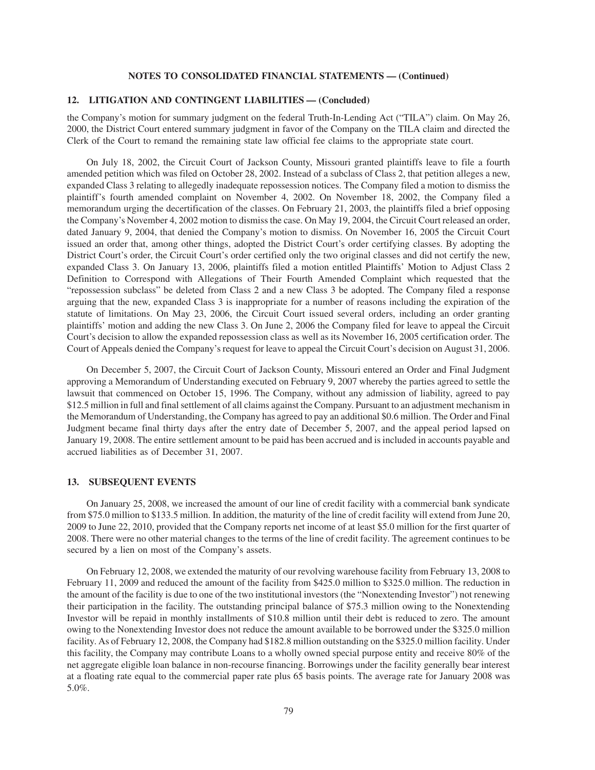## 12. LITIGATION AND CONTINGENT LIABILITIES — (Concluded)

the Company's motion for summary judgment on the federal Truth-In-Lending Act ("TILA") claim. On May 26, 2000, the District Court entered summary judgment in favor of the Company on the TILA claim and directed the Clerk of the Court to remand the remaining state law official fee claims to the appropriate state court.

On July 18, 2002, the Circuit Court of Jackson County, Missouri granted plaintiffs leave to file a fourth amended petition which was filed on October 28, 2002. Instead of a subclass of Class 2, that petition alleges a new, expanded Class 3 relating to allegedly inadequate repossession notices. The Company filed a motion to dismiss the plaintiff's fourth amended complaint on November 4, 2002. On November 18, 2002, the Company filed a memorandum urging the decertification of the classes. On February 21, 2003, the plaintiffs filed a brief opposing the Company's November 4, 2002 motion to dismiss the case. On May 19, 2004, the Circuit Court released an order, dated January 9, 2004, that denied the Company's motion to dismiss. On November 16, 2005 the Circuit Court issued an order that, among other things, adopted the District Court's order certifying classes. By adopting the District Court's order, the Circuit Court's order certified only the two original classes and did not certify the new, expanded Class 3. On January 13, 2006, plaintiffs filed a motion entitled Plaintiffs' Motion to Adjust Class 2 Definition to Correspond with Allegations of Their Fourth Amended Complaint which requested that the "repossession subclass" be deleted from Class 2 and a new Class 3 be adopted. The Company filed a response arguing that the new, expanded Class 3 is inappropriate for a number of reasons including the expiration of the statute of limitations. On May 23, 2006, the Circuit Court issued several orders, including an order granting plaintiffs' motion and adding the new Class 3. On June 2, 2006 the Company filed for leave to appeal the Circuit Court's decision to allow the expanded repossession class as well as its November 16, 2005 certification order. The Court of Appeals denied the Company's request for leave to appeal the Circuit Court's decision on August 31, 2006.

On December 5, 2007, the Circuit Court of Jackson County, Missouri entered an Order and Final Judgment approving a Memorandum of Understanding executed on February 9, 2007 whereby the parties agreed to settle the lawsuit that commenced on October 15, 1996. The Company, without any admission of liability, agreed to pay $12.5 million in full and final settlement of all claims against the Company. Pursuant to an adjustment mechanism in the Memorandum of Understanding, the Company has agreed to pay an additional $0.6 million. The Order and Final Judgment became final thirty days after the entry date of December 5, 2007, and the appeal period lapsed on January 19, 2008. The entire settlement amount to be paid has been accrued and is included in accounts payable and accrued liabilities as of December 31, 2007.

## 13. SUBSEQUENT EVENTS

On January 25, 2008, we increased the amount of our line of credit facility with a commercial bank syndicate from $75.0 million to $133.5 million. In addition, the maturity of the line of credit facility will extend from June 20, 2009 to June 22, 2010, provided that the Company reports net income of at least $5.0 million for the first quarter of 2008. There were no other material changes to the terms of the line of credit facility. The agreement continues to be secured by a lien on most of the Company's assets.

On February 12, 2008, we extended the maturity of our revolving warehouse facility from February 13, 2008 to February 11, 2009 and reduced the amount of the facility from $425.0 million to $325.0 million. The reduction in the amount of the facility is due to one of the two institutional investors (the "Nonextending Investor") not renewing their participation in the facility. The outstanding principal balance of $75.3 million owing to the Nonextending Investor will be repaid in monthly installments of $10.8 million until their debt is reduced to zero. The amount owing to the Nonextending Investor does not reduce the amount available to be borrowed under the $325.0 million facility. As of February 12, 2008, the Company had $182.8 million outstanding on the $325.0 million facility. Under this facility, the Company may contribute Loans to a wholly owned special purpose entity and receive 80% of the net aggregate eligible loan balance in non-recourse financing. Borrowings under the facility generally bear interest at a floating rate equal to the commercial paper rate plus 65 basis points. The average rate for January 2008 was 5.0%.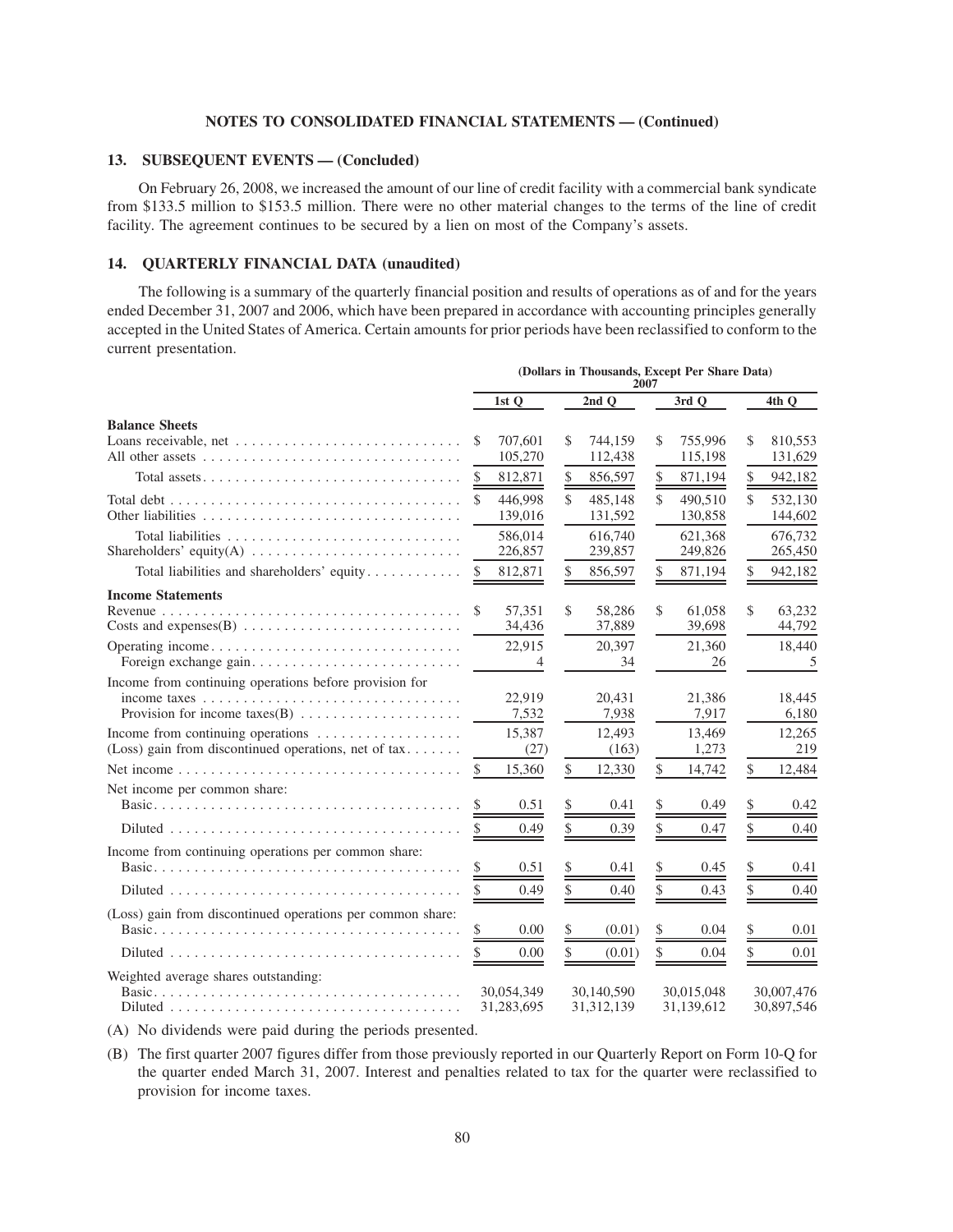**NOTES TO CONSOLIDATED FINANCIAL STATEMENTS — (Continued)**

## 13. SUBSEQUENT EVENTS — (Concluded)

On February 26, 2008, we increased the amount of our line of credit facility with a commercial bank syndicate from $133.5 million to $153.5 million. There were no other material changes to the terms of the line of credit facility. The agreement continues to be secured by a lien on most of the Company's assets.

## 14. QUARTERLY FINANCIAL DATA (unaudited)

The following is a summary of the quarterly financial position and results of operations as of and for the years ended December 31, 2007 and 2006, which have been prepared in accordance with accounting principles generally accepted in the United States of America. Certain amounts for prior periods have been reclassified to conform to the current presentation.

| | (Dollars in Thousands, Except Per Share Data) 2007 | | | |
|---|---|---|---|---|
| | 1st Q | 2nd Q | 3rd Q | 4th Q |
| **Balance Sheets** | | | | |
| Loans receivable, net | $ 707,601 | $ 744,159 | $ 755,996 | $ 810,553 |
| All other assets | 105,270 | 112,438 | 115,198 | 131,629 |
| Total assets | $ 812,871 | $ 856,597 | $ 871,194 | $ 942,182 |
| Total debt | $ 446,998 | $ 485,148 | $ 490,510 | $ 532,130 |
| Other liabilities | 139,016 | 131,592 | 130,858 | 144,602 |
| Total liabilities | 586,014 | 616,740 | 621,368 | 676,732 |
| Shareholders' equity(A) | 226,857 | 239,857 | 249,826 | 265,450 |
| Total liabilities and shareholders' equity | $ 812,871 | $ 856,597 | $ 871,194 | $ 942,182 |
| **Income Statements** | | | | |
| Revenue | $ 57,351 | $ 58,286 | $ 61,058 | $ 63,232 |
| Costs and expenses(B) | 34,436 | 37,889 | 39,698 | 44,792 |
| Operating income | 22,915 | 20,397 | 21,360 | 18,440 |
| Foreign exchange gain | 4 | 34 | 26 | 5 |
| Income from continuing operations before provision for income taxes | 22,919 | 20,431 | 21,386 | 18,445 |
| Provision for income taxes(B) | 7,532 | 7,938 | 7,917 | 6,180 |
| Income from continuing operations | 15,387 | 12,493 | 13,469 | 12,265 |
| (Loss) gain from discontinued operations, net of tax | (27) | (163) | 1,273 | 219 |
| Net income | $ 15,360 | $ 12,330 | $ 14,742 | $ 12,484 |
| Net income per common share: | | | | |
| Basic | $ 0.51 | $ 0.41 | $ 0.49 | $ 0.42 |
| Diluted | $ 0.49 | $ 0.39 | $ 0.47 | $ 0.40 |
| Income from continuing operations per common share: | | | | |
| Basic | $ 0.51 | $ 0.41 | $ 0.45 | $ 0.41 |
| Diluted | $ 0.49 | $ 0.40 | $ 0.43 | $ 0.40 |
| (Loss) gain from discontinued operations per common share: | | | | |
| Basic | $ 0.00 | $ (0.01) | $ 0.04 | $ 0.01 |
| Diluted | $ 0.00 | $ (0.01) | $ 0.04 | $ 0.01 |
| Weighted average shares outstanding: | | | | |
| Basic | 30,054,349 | 30,140,590 | 30,015,048 | 30,007,476 |
| Diluted | 31,283,695 | 31,312,139 | 31,139,612 | 30,897,546 |

(A) No dividends were paid during the periods presented.

(B) The first quarter 2007 figures differ from those previously reported in our Quarterly Report on Form 10-Q for the quarter ended March 31, 2007. Interest and penalties related to tax for the quarter were reclassified to provision for income taxes.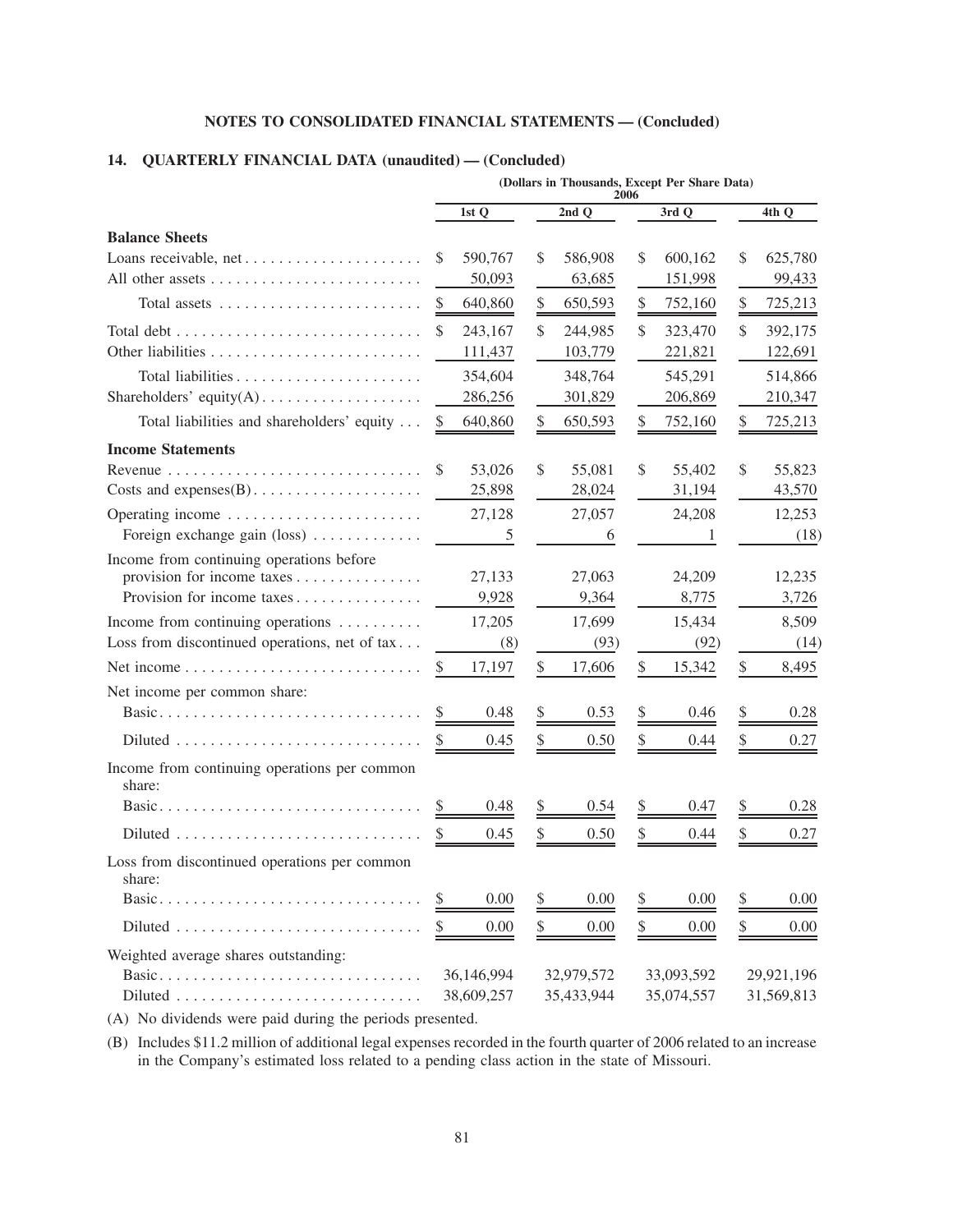**NOTES TO CONSOLIDATED FINANCIAL STATEMENTS — (Concluded)**

## 14. QUARTERLY FINANCIAL DATA (unaudited) — (Concluded)

| | (Dollars in Thousands, Except Per Share Data) 2006 | | | |
|---|---|---|---|---|
| | 1st Q | 2nd Q | 3rd Q | 4th Q |
| **Balance Sheets** | | | | |
| Loans receivable, net | $ 590,767 | $ 586,908 | $ 600,162 | $ 625,780 |
| All other assets | 50,093 | 63,685 | 151,998 | 99,433 |
| Total assets | $ 640,860 | $ 650,593 | $ 752,160 | $ 725,213 |
| Total debt | $ 243,167 | $ 244,985 | $ 323,470 | $ 392,175 |
| Other liabilities | 111,437 | 103,779 | 221,821 | 122,691 |
| Total liabilities | 354,604 | 348,764 | 545,291 | 514,866 |
| Shareholders' equity(A) | 286,256 | 301,829 | 206,869 | 210,347 |
| Total liabilities and shareholders' equity | $ 640,860 | $ 650,593 | $ 752,160 | $ 725,213 |
| **Income Statements** | | | | |
| Revenue | $ 53,026 | $ 55,081 | $ 55,402 | $ 55,823 |
| Costs and expenses(B) | 25,898 | 28,024 | 31,194 | 43,570 |
| Operating income | 27,128 | 27,057 | 24,208 | 12,253 |
| Foreign exchange gain (loss) | 5 | 6 | 1 | (18) |
| Income from continuing operations before provision for income taxes | 27,133 | 27,063 | 24,209 | 12,235 |
| Provision for income taxes | 9,928 | 9,364 | 8,775 | 3,726 |
| Income from continuing operations | 17,205 | 17,699 | 15,434 | 8,509 |
| Loss from discontinued operations, net of tax | (8) | (93) | (92) | (14) |
| Net income | $ 17,197 | $ 17,606 | $ 15,342 | $ 8,495 |
| Net income per common share: | | | | |
| Basic | $ 0.48 | $ 0.53 | $ 0.46 | $ 0.28 |
| Diluted | $ 0.45 | $ 0.50 | $ 0.44 | $ 0.27 |
| Income from continuing operations per common share: | | | | |
| Basic | $ 0.48 | $ 0.54 | $ 0.47 | $ 0.28 |
| Diluted | $ 0.45 | $ 0.50 | $ 0.44 | $ 0.27 |
| Loss from discontinued operations per common share: | | | | |
| Basic | $ 0.00 | $ 0.00 | $ 0.00 | $ 0.00 |
| Diluted | $ 0.00 | $ 0.00 | $ 0.00 | $ 0.00 |
| Weighted average shares outstanding: | | | | |
| Basic | 36,146,994 | 32,979,572 | 33,093,592 | 29,921,196 |
| Diluted | 38,609,257 | 35,433,944 | 35,074,557 | 31,569,813 |

(A) No dividends were paid during the periods presented.

(B) Includes $11.2 million of additional legal expenses recorded in the fourth quarter of 2006 related to an increase in the Company's estimated loss related to a pending class action in the state of Missouri.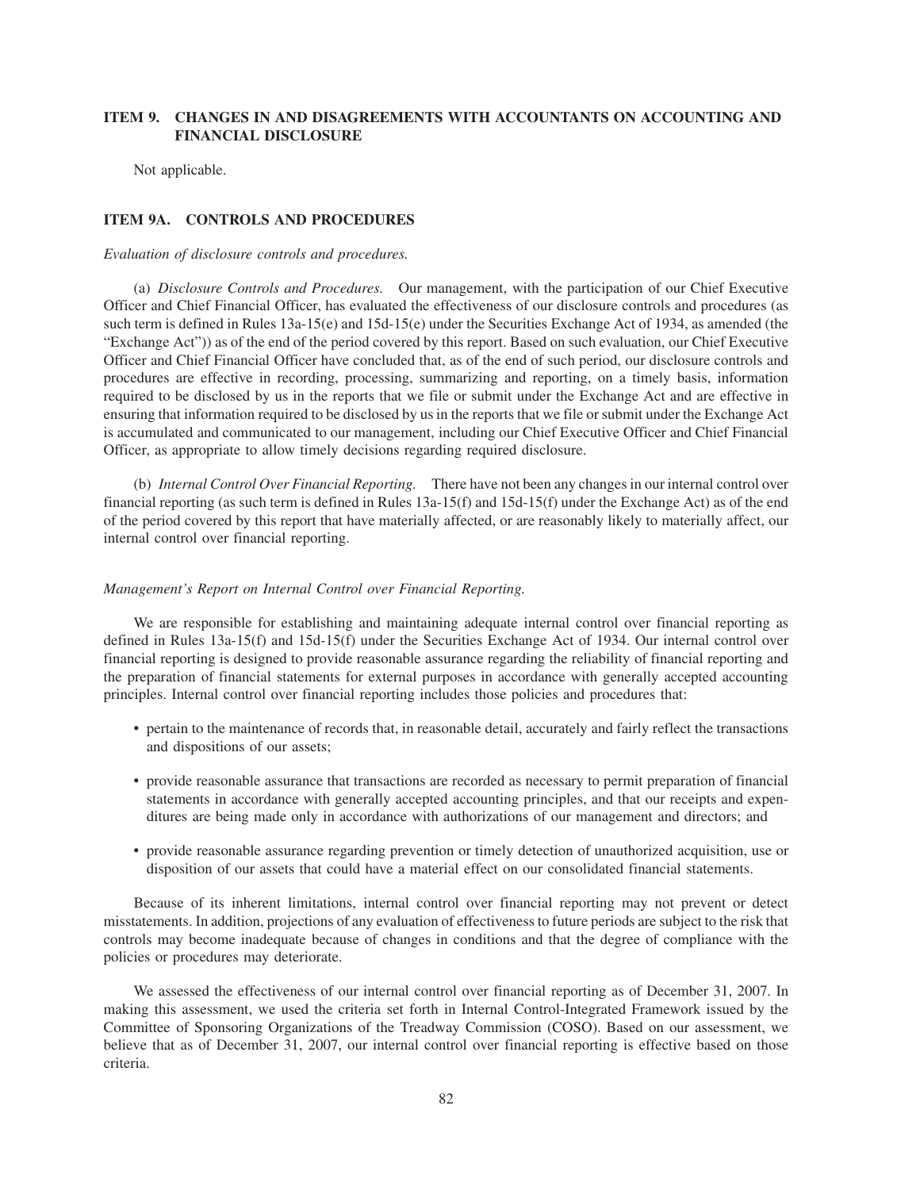## ITEM 9. CHANGES IN AND DISAGREEMENTS WITH ACCOUNTANTS ON ACCOUNTING AND FINANCIAL DISCLOSURE

Not applicable.

## ITEM 9A. CONTROLS AND PROCEDURES

*Evaluation of disclosure controls and procedures.*

(a) *Disclosure Controls and Procedures.* Our management, with the participation of our Chief Executive Officer and Chief Financial Officer, has evaluated the effectiveness of our disclosure controls and procedures (as such term is defined in Rules 13a-15(e) and 15d-15(e) under the Securities Exchange Act of 1934, as amended (the "Exchange Act")) as of the end of the period covered by this report. Based on such evaluation, our Chief Executive Officer and Chief Financial Officer have concluded that, as of the end of such period, our disclosure controls and procedures are effective in recording, processing, summarizing and reporting, on a timely basis, information required to be disclosed by us in the reports that we file or submit under the Exchange Act and are effective in ensuring that information required to be disclosed by us in the reports that we file or submit under the Exchange Act is accumulated and communicated to our management, including our Chief Executive Officer and Chief Financial Officer, as appropriate to allow timely decisions regarding required disclosure.

(b) *Internal Control Over Financial Reporting.* There have not been any changes in our internal control over financial reporting (as such term is defined in Rules 13a-15(f) and 15d-15(f) under the Exchange Act) as of the end of the period covered by this report that have materially affected, or are reasonably likely to materially affect, our internal control over financial reporting.

*Management's Report on Internal Control over Financial Reporting.*

We are responsible for establishing and maintaining adequate internal control over financial reporting as defined in Rules 13a-15(f) and 15d-15(f) under the Securities Exchange Act of 1934. Our internal control over financial reporting is designed to provide reasonable assurance regarding the reliability of financial reporting and the preparation of financial statements for external purposes in accordance with generally accepted accounting principles. Internal control over financial reporting includes those policies and procedures that:

- pertain to the maintenance of records that, in reasonable detail, accurately and fairly reflect the transactions and dispositions of our assets;
- provide reasonable assurance that transactions are recorded as necessary to permit preparation of financial statements in accordance with generally accepted accounting principles, and that our receipts and expenditures are being made only in accordance with authorizations of our management and directors; and
- provide reasonable assurance regarding prevention or timely detection of unauthorized acquisition, use or disposition of our assets that could have a material effect on our consolidated financial statements.

Because of its inherent limitations, internal control over financial reporting may not prevent or detect misstatements. In addition, projections of any evaluation of effectiveness to future periods are subject to the risk that controls may become inadequate because of changes in conditions and that the degree of compliance with the policies or procedures may deteriorate.

We assessed the effectiveness of our internal control over financial reporting as of December 31, 2007. In making this assessment, we used the criteria set forth in Internal Control-Integrated Framework issued by the Committee of Sponsoring Organizations of the Treadway Commission (COSO). Based on our assessment, we believe that as of December 31, 2007, our internal control over financial reporting is effective based on those criteria.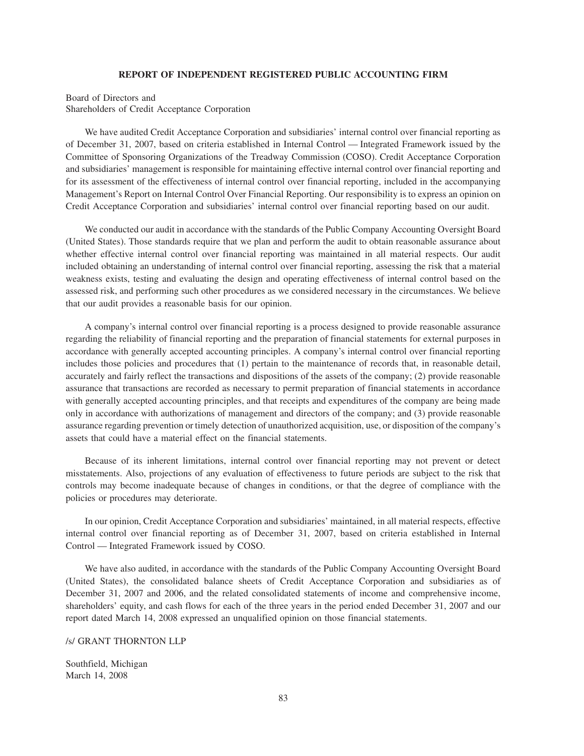## REPORT OF INDEPENDENT REGISTERED PUBLIC ACCOUNTING FIRM

Board of Directors and
Shareholders of Credit Acceptance Corporation

We have audited Credit Acceptance Corporation and subsidiaries' internal control over financial reporting as of December 31, 2007, based on criteria established in Internal Control — Integrated Framework issued by the Committee of Sponsoring Organizations of the Treadway Commission (COSO). Credit Acceptance Corporation and subsidiaries' management is responsible for maintaining effective internal control over financial reporting and for its assessment of the effectiveness of internal control over financial reporting, included in the accompanying Management's Report on Internal Control Over Financial Reporting. Our responsibility is to express an opinion on Credit Acceptance Corporation and subsidiaries' internal control over financial reporting based on our audit.

We conducted our audit in accordance with the standards of the Public Company Accounting Oversight Board (United States). Those standards require that we plan and perform the audit to obtain reasonable assurance about whether effective internal control over financial reporting was maintained in all material respects. Our audit included obtaining an understanding of internal control over financial reporting, assessing the risk that a material weakness exists, testing and evaluating the design and operating effectiveness of internal control based on the assessed risk, and performing such other procedures as we considered necessary in the circumstances. We believe that our audit provides a reasonable basis for our opinion.

A company's internal control over financial reporting is a process designed to provide reasonable assurance regarding the reliability of financial reporting and the preparation of financial statements for external purposes in accordance with generally accepted accounting principles. A company's internal control over financial reporting includes those policies and procedures that (1) pertain to the maintenance of records that, in reasonable detail, accurately and fairly reflect the transactions and dispositions of the assets of the company; (2) provide reasonable assurance that transactions are recorded as necessary to permit preparation of financial statements in accordance with generally accepted accounting principles, and that receipts and expenditures of the company are being made only in accordance with authorizations of management and directors of the company; and (3) provide reasonable assurance regarding prevention or timely detection of unauthorized acquisition, use, or disposition of the company's assets that could have a material effect on the financial statements.

Because of its inherent limitations, internal control over financial reporting may not prevent or detect misstatements. Also, projections of any evaluation of effectiveness to future periods are subject to the risk that controls may become inadequate because of changes in conditions, or that the degree of compliance with the policies or procedures may deteriorate.

In our opinion, Credit Acceptance Corporation and subsidiaries' maintained, in all material respects, effective internal control over financial reporting as of December 31, 2007, based on criteria established in Internal Control — Integrated Framework issued by COSO.

We have also audited, in accordance with the standards of the Public Company Accounting Oversight Board (United States), the consolidated balance sheets of Credit Acceptance Corporation and subsidiaries as of December 31, 2007 and 2006, and the related consolidated statements of income and comprehensive income, shareholders' equity, and cash flows for each of the three years in the period ended December 31, 2007 and our report dated March 14, 2008 expressed an unqualified opinion on those financial statements.

/s/ GRANT THORNTON LLP

Southfield, Michigan
March 14, 2008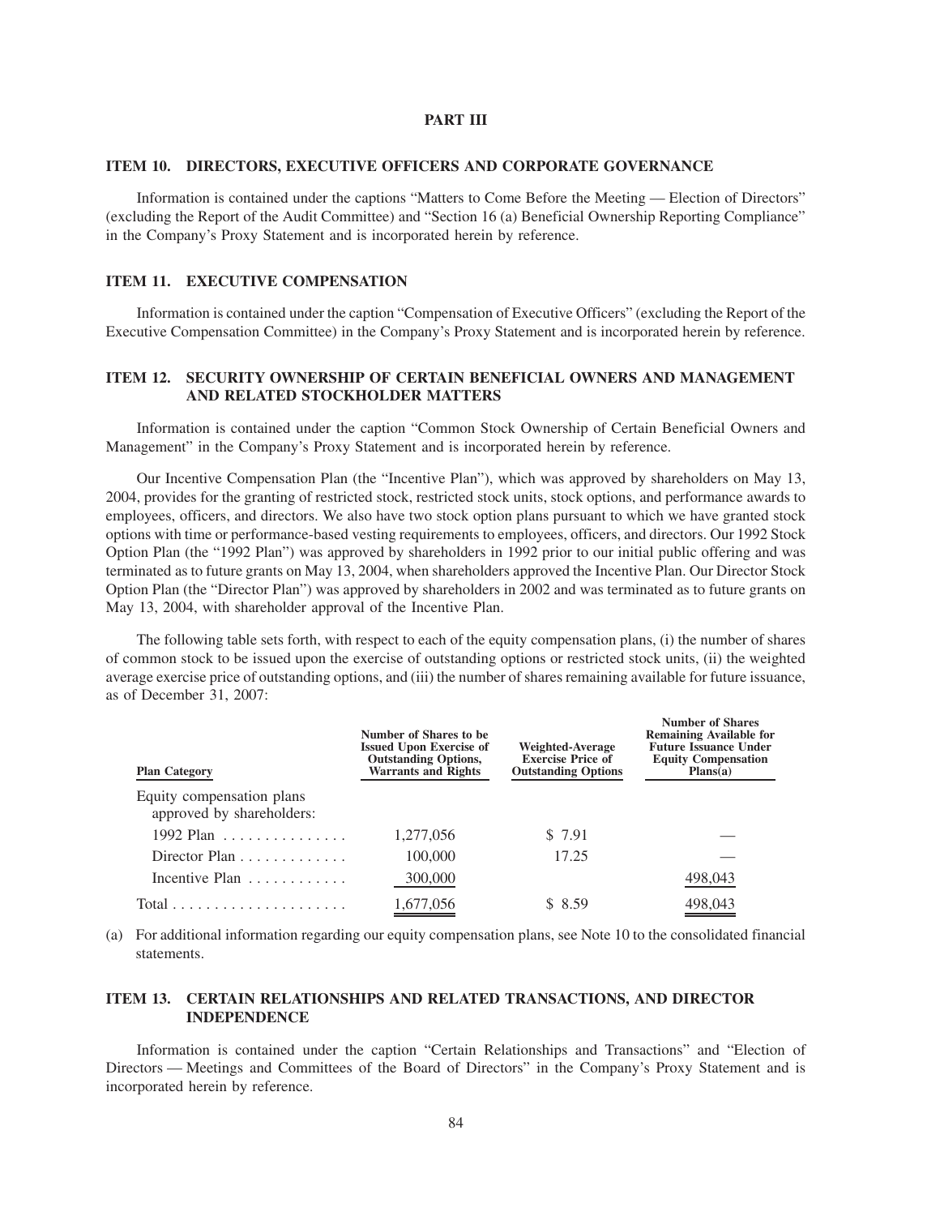# PART III

## ITEM 10. DIRECTORS, EXECUTIVE OFFICERS AND CORPORATE GOVERNANCE

Information is contained under the captions "Matters to Come Before the Meeting — Election of Directors" (excluding the Report of the Audit Committee) and "Section 16 (a) Beneficial Ownership Reporting Compliance" in the Company's Proxy Statement and is incorporated herein by reference.

## ITEM 11. EXECUTIVE COMPENSATION

Information is contained under the caption "Compensation of Executive Officers" (excluding the Report of the Executive Compensation Committee) in the Company's Proxy Statement and is incorporated herein by reference.

## ITEM 12. SECURITY OWNERSHIP OF CERTAIN BENEFICIAL OWNERS AND MANAGEMENT AND RELATED STOCKHOLDER MATTERS

Information is contained under the caption "Common Stock Ownership of Certain Beneficial Owners and Management" in the Company's Proxy Statement and is incorporated herein by reference.

Our Incentive Compensation Plan (the "Incentive Plan"), which was approved by shareholders on May 13, 2004, provides for the granting of restricted stock, restricted stock units, stock options, and performance awards to employees, officers, and directors. We also have two stock option plans pursuant to which we have granted stock options with time or performance-based vesting requirements to employees, officers, and directors. Our 1992 Stock Option Plan (the "1992 Plan") was approved by shareholders in 1992 prior to our initial public offering and was terminated as to future grants on May 13, 2004, when shareholders approved the Incentive Plan. Our Director Stock Option Plan (the "Director Plan") was approved by shareholders in 2002 and was terminated as to future grants on May 13, 2004, with shareholder approval of the Incentive Plan.

The following table sets forth, with respect to each of the equity compensation plans, (i) the number of shares of common stock to be issued upon the exercise of outstanding options or restricted stock units, (ii) the weighted average exercise price of outstanding options, and (iii) the number of shares remaining available for future issuance, as of December 31, 2007:

| Plan Category | Number of Shares to be Issued Upon Exercise of Outstanding Options, Warrants and Rights | Weighted-Average Exercise Price of Outstanding Options | Number of Shares Remaining Available for Future Issuance Under Equity Compensation Plans(a) |
|---|---|---|---|
| Equity compensation plans approved by shareholders: | | | |
| 1992 Plan | 1,277,056 | $ 7.91 | — |
| Director Plan | 100,000 | 17.25 | — |
| Incentive Plan | 300,000 | | 498,043 |
| Total | 1,677,056 | $ 8.59 | 498,043 |

(a) For additional information regarding our equity compensation plans, see Note 10 to the consolidated financial statements.

## ITEM 13. CERTAIN RELATIONSHIPS AND RELATED TRANSACTIONS, AND DIRECTOR INDEPENDENCE

Information is contained under the caption "Certain Relationships and Transactions" and "Election of Directors — Meetings and Committees of the Board of Directors" in the Company's Proxy Statement and is incorporated herein by reference.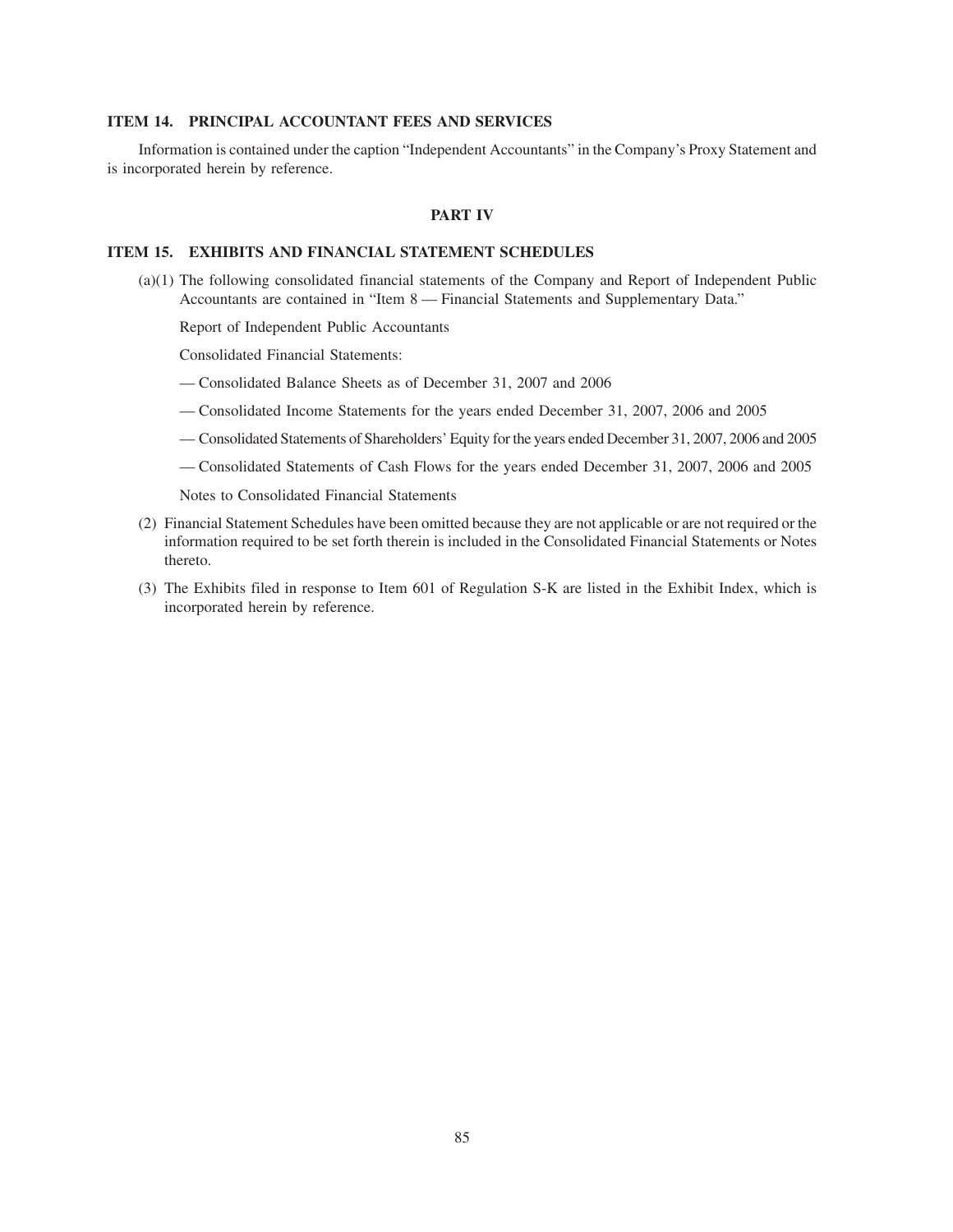### ITEM 14. PRINCIPAL ACCOUNTANT FEES AND SERVICES

Information is contained under the caption "Independent Accountants" in the Company's Proxy Statement and is incorporated herein by reference.

## PART IV

### ITEM 15. EXHIBITS AND FINANCIAL STATEMENT SCHEDULES

(a)(1) The following consolidated financial statements of the Company and Report of Independent Public Accountants are contained in "Item 8 — Financial Statements and Supplementary Data."

Report of Independent Public Accountants

Consolidated Financial Statements:

— Consolidated Balance Sheets as of December 31, 2007 and 2006

— Consolidated Income Statements for the years ended December 31, 2007, 2006 and 2005

— Consolidated Statements of Shareholders' Equity for the years ended December 31, 2007, 2006 and 2005

— Consolidated Statements of Cash Flows for the years ended December 31, 2007, 2006 and 2005

Notes to Consolidated Financial Statements

(2) Financial Statement Schedules have been omitted because they are not applicable or are not required or the information required to be set forth therein is included in the Consolidated Financial Statements or Notes thereto.

(3) The Exhibits filed in response to Item 601 of Regulation S-K are listed in the Exhibit Index, which is incorporated herein by reference.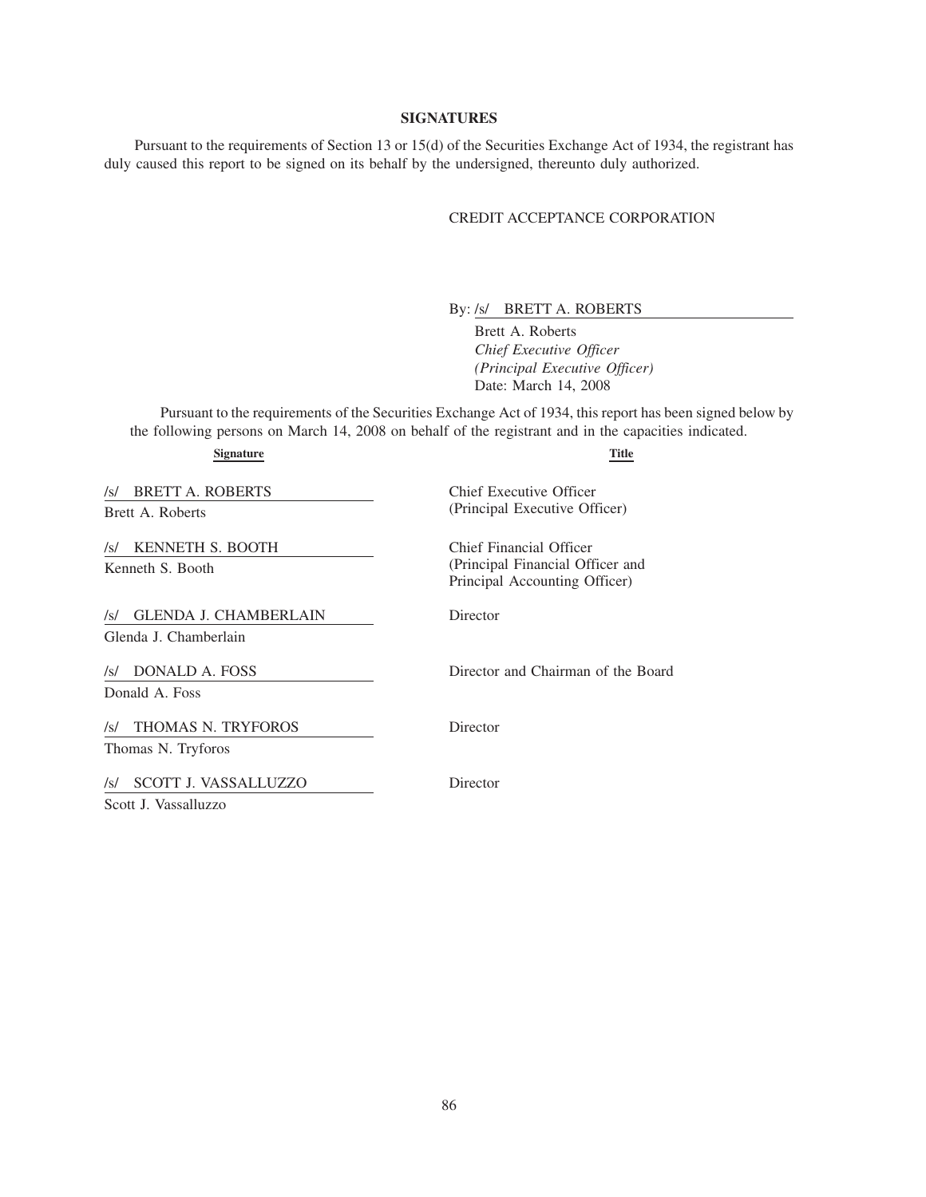## SIGNATURES

Pursuant to the requirements of Section 13 or 15(d) of the Securities Exchange Act of 1934, the registrant has duly caused this report to be signed on its behalf by the undersigned, thereunto duly authorized.

CREDIT ACCEPTANCE CORPORATION

By: /s/ BRETT A. ROBERTS

Brett A. Roberts
*Chief Executive Officer*
*(Principal Executive Officer)*
Date: March 14, 2008

Pursuant to the requirements of the Securities Exchange Act of 1934, this report has been signed below by the following persons on March 14, 2008 on behalf of the registrant and in the capacities indicated.

| Signature | Title |
| --- | --- |
| /s/ BRETT A. ROBERTS<br>Brett A. Roberts | Chief Executive Officer<br>(Principal Executive Officer) |
| /s/ KENNETH S. BOOTH<br>Kenneth S. Booth | Chief Financial Officer<br>(Principal Financial Officer and Principal Accounting Officer) |
| /s/ GLENDA J. CHAMBERLAIN<br>Glenda J. Chamberlain | Director |
| /s/ DONALD A. FOSS<br>Donald A. Foss | Director and Chairman of the Board |
| /s/ THOMAS N. TRYFOROS<br>Thomas N. Tryforos | Director |
| /s/ SCOTT J. VASSALLUZZO<br>Scott J. Vassalluzzo | Director |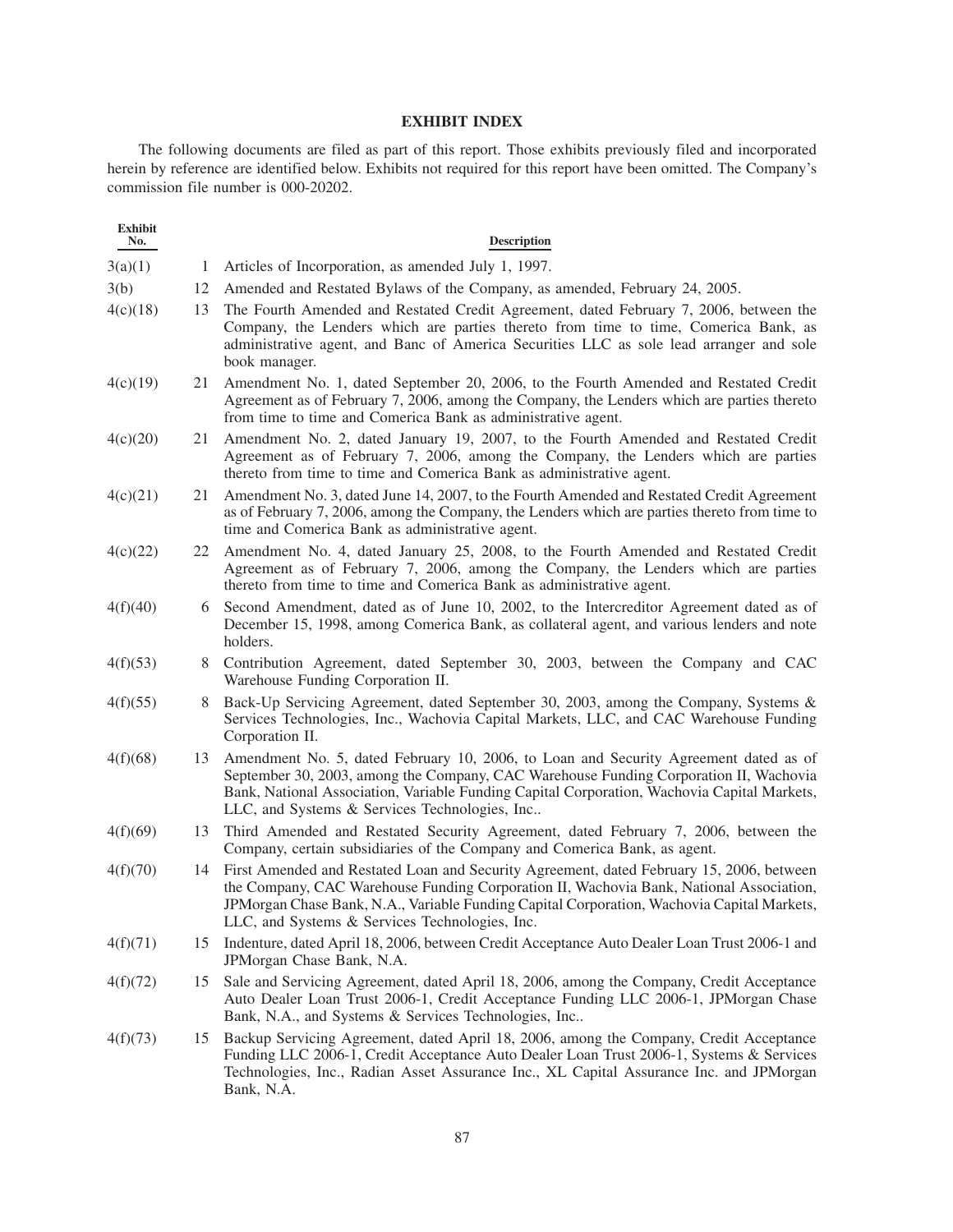## EXHIBIT INDEX

The following documents are filed as part of this report. Those exhibits previously filed and incorporated herein by reference are identified below. Exhibits not required for this report have been omitted. The Company's commission file number is 000-20202.

| Exhibit No. | | Description |
|---|---|---|
| 3(a)(1) | 1 | Articles of Incorporation, as amended July 1, 1997. |
| 3(b) | 12 | Amended and Restated Bylaws of the Company, as amended, February 24, 2005. |
| 4(c)(18) | 13 | The Fourth Amended and Restated Credit Agreement, dated February 7, 2006, between the Company, the Lenders which are parties thereto from time to time, Comerica Bank, as administrative agent, and Banc of America Securities LLC as sole lead arranger and sole book manager. |
| 4(c)(19) | 21 | Amendment No. 1, dated September 20, 2006, to the Fourth Amended and Restated Credit Agreement as of February 7, 2006, among the Company, the Lenders which are parties thereto from time to time and Comerica Bank as administrative agent. |
| 4(c)(20) | 21 | Amendment No. 2, dated January 19, 2007, to the Fourth Amended and Restated Credit Agreement as of February 7, 2006, among the Company, the Lenders which are parties thereto from time to time and Comerica Bank as administrative agent. |
| 4(c)(21) | 21 | Amendment No. 3, dated June 14, 2007, to the Fourth Amended and Restated Credit Agreement as of February 7, 2006, among the Company, the Lenders which are parties thereto from time to time and Comerica Bank as administrative agent. |
| 4(c)(22) | 22 | Amendment No. 4, dated January 25, 2008, to the Fourth Amended and Restated Credit Agreement as of February 7, 2006, among the Company, the Lenders which are parties thereto from time to time and Comerica Bank as administrative agent. |
| 4(f)(40) | 6 | Second Amendment, dated as of June 10, 2002, to the Intercreditor Agreement dated as of December 15, 1998, among Comerica Bank, as collateral agent, and various lenders and note holders. |
| 4(f)(53) | 8 | Contribution Agreement, dated September 30, 2003, between the Company and CAC Warehouse Funding Corporation II. |
| 4(f)(55) | 8 | Back-Up Servicing Agreement, dated September 30, 2003, among the Company, Systems & Services Technologies, Inc., Wachovia Capital Markets, LLC, and CAC Warehouse Funding Corporation II. |
| 4(f)(68) | 13 | Amendment No. 5, dated February 10, 2006, to Loan and Security Agreement dated as of September 30, 2003, among the Company, CAC Warehouse Funding Corporation II, Wachovia Bank, National Association, Variable Funding Capital Corporation, Wachovia Capital Markets, LLC, and Systems & Services Technologies, Inc.. |
| 4(f)(69) | 13 | Third Amended and Restated Security Agreement, dated February 7, 2006, between the Company, certain subsidiaries of the Company and Comerica Bank, as agent. |
| 4(f)(70) | 14 | First Amended and Restated Loan and Security Agreement, dated February 15, 2006, between the Company, CAC Warehouse Funding Corporation II, Wachovia Bank, National Association, JPMorgan Chase Bank, N.A., Variable Funding Capital Corporation, Wachovia Capital Markets, LLC, and Systems & Services Technologies, Inc. |
| 4(f)(71) | 15 | Indenture, dated April 18, 2006, between Credit Acceptance Auto Dealer Loan Trust 2006-1 and JPMorgan Chase Bank, N.A. |
| 4(f)(72) | 15 | Sale and Servicing Agreement, dated April 18, 2006, among the Company, Credit Acceptance Auto Dealer Loan Trust 2006-1, Credit Acceptance Funding LLC 2006-1, JPMorgan Chase Bank, N.A., and Systems & Services Technologies, Inc.. |
| 4(f)(73) | 15 | Backup Servicing Agreement, dated April 18, 2006, among the Company, Credit Acceptance Funding LLC 2006-1, Credit Acceptance Auto Dealer Loan Trust 2006-1, Systems & Services Technologies, Inc., Radian Asset Assurance Inc., XL Capital Assurance Inc. and JPMorgan Bank, N.A. |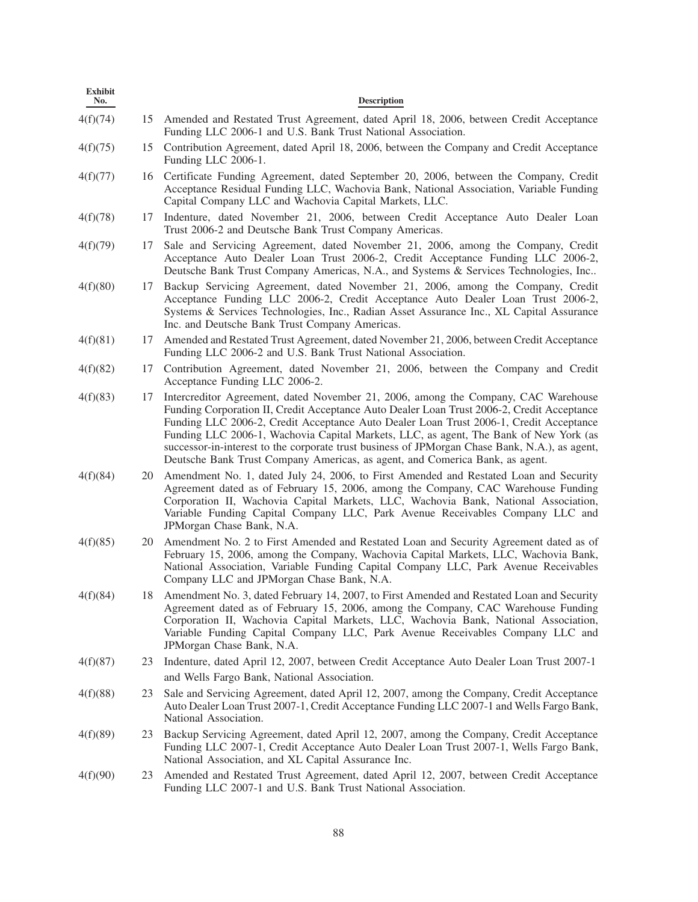| Exhibit No. | | Description |
|---|---|---|
| 4(f)(74) | 15 | Amended and Restated Trust Agreement, dated April 18, 2006, between Credit Acceptance Funding LLC 2006-1 and U.S. Bank Trust National Association. |
| 4(f)(75) | 15 | Contribution Agreement, dated April 18, 2006, between the Company and Credit Acceptance Funding LLC 2006-1. |
| 4(f)(77) | 16 | Certificate Funding Agreement, dated September 20, 2006, between the Company, Credit Acceptance Residual Funding LLC, Wachovia Bank, National Association, Variable Funding Capital Company LLC and Wachovia Capital Markets, LLC. |
| 4(f)(78) | 17 | Indenture, dated November 21, 2006, between Credit Acceptance Auto Dealer Loan Trust 2006-2 and Deutsche Bank Trust Company Americas. |
| 4(f)(79) | 17 | Sale and Servicing Agreement, dated November 21, 2006, among the Company, Credit Acceptance Auto Dealer Loan Trust 2006-2, Credit Acceptance Funding LLC 2006-2, Deutsche Bank Trust Company Americas, N.A., and Systems & Services Technologies, Inc.. |
| 4(f)(80) | 17 | Backup Servicing Agreement, dated November 21, 2006, among the Company, Credit Acceptance Funding LLC 2006-2, Credit Acceptance Auto Dealer Loan Trust 2006-2, Systems & Services Technologies, Inc., Radian Asset Assurance Inc., XL Capital Assurance Inc. and Deutsche Bank Trust Company Americas. |
| 4(f)(81) | 17 | Amended and Restated Trust Agreement, dated November 21, 2006, between Credit Acceptance Funding LLC 2006-2 and U.S. Bank Trust National Association. |
| 4(f)(82) | 17 | Contribution Agreement, dated November 21, 2006, between the Company and Credit Acceptance Funding LLC 2006-2. |
| 4(f)(83) | 17 | Intercreditor Agreement, dated November 21, 2006, among the Company, CAC Warehouse Funding Corporation II, Credit Acceptance Auto Dealer Loan Trust 2006-2, Credit Acceptance Funding LLC 2006-2, Credit Acceptance Auto Dealer Loan Trust 2006-1, Credit Acceptance Funding LLC 2006-1, Wachovia Capital Markets, LLC, as agent, The Bank of New York (as successor-in-interest to the corporate trust business of JPMorgan Chase Bank, N.A.), as agent, Deutsche Bank Trust Company Americas, as agent, and Comerica Bank, as agent. |
| 4(f)(84) | 20 | Amendment No. 1, dated July 24, 2006, to First Amended and Restated Loan and Security Agreement dated as of February 15, 2006, among the Company, CAC Warehouse Funding Corporation II, Wachovia Capital Markets, LLC, Wachovia Bank, National Association, Variable Funding Capital Company LLC, Park Avenue Receivables Company LLC and JPMorgan Chase Bank, N.A. |
| 4(f)(85) | 20 | Amendment No. 2 to First Amended and Restated Loan and Security Agreement dated as of February 15, 2006, among the Company, Wachovia Capital Markets, LLC, Wachovia Bank, National Association, Variable Funding Capital Company LLC, Park Avenue Receivables Company LLC and JPMorgan Chase Bank, N.A. |
| 4(f)(84) | 18 | Amendment No. 3, dated February 14, 2007, to First Amended and Restated Loan and Security Agreement dated as of February 15, 2006, among the Company, CAC Warehouse Funding Corporation II, Wachovia Capital Markets, LLC, Wachovia Bank, National Association, Variable Funding Capital Company LLC, Park Avenue Receivables Company LLC and JPMorgan Chase Bank, N.A. |
| 4(f)(87) | 23 | Indenture, dated April 12, 2007, between Credit Acceptance Auto Dealer Loan Trust 2007-1 and Wells Fargo Bank, National Association. |
| 4(f)(88) | 23 | Sale and Servicing Agreement, dated April 12, 2007, among the Company, Credit Acceptance Auto Dealer Loan Trust 2007-1, Credit Acceptance Funding LLC 2007-1 and Wells Fargo Bank, National Association. |
| 4(f)(89) | 23 | Backup Servicing Agreement, dated April 12, 2007, among the Company, Credit Acceptance Funding LLC 2007-1, Credit Acceptance Auto Dealer Loan Trust 2007-1, Wells Fargo Bank, National Association, and XL Capital Assurance Inc. |
| 4(f)(90) | 23 | Amended and Restated Trust Agreement, dated April 12, 2007, between Credit Acceptance Funding LLC 2007-1 and U.S. Bank Trust National Association. |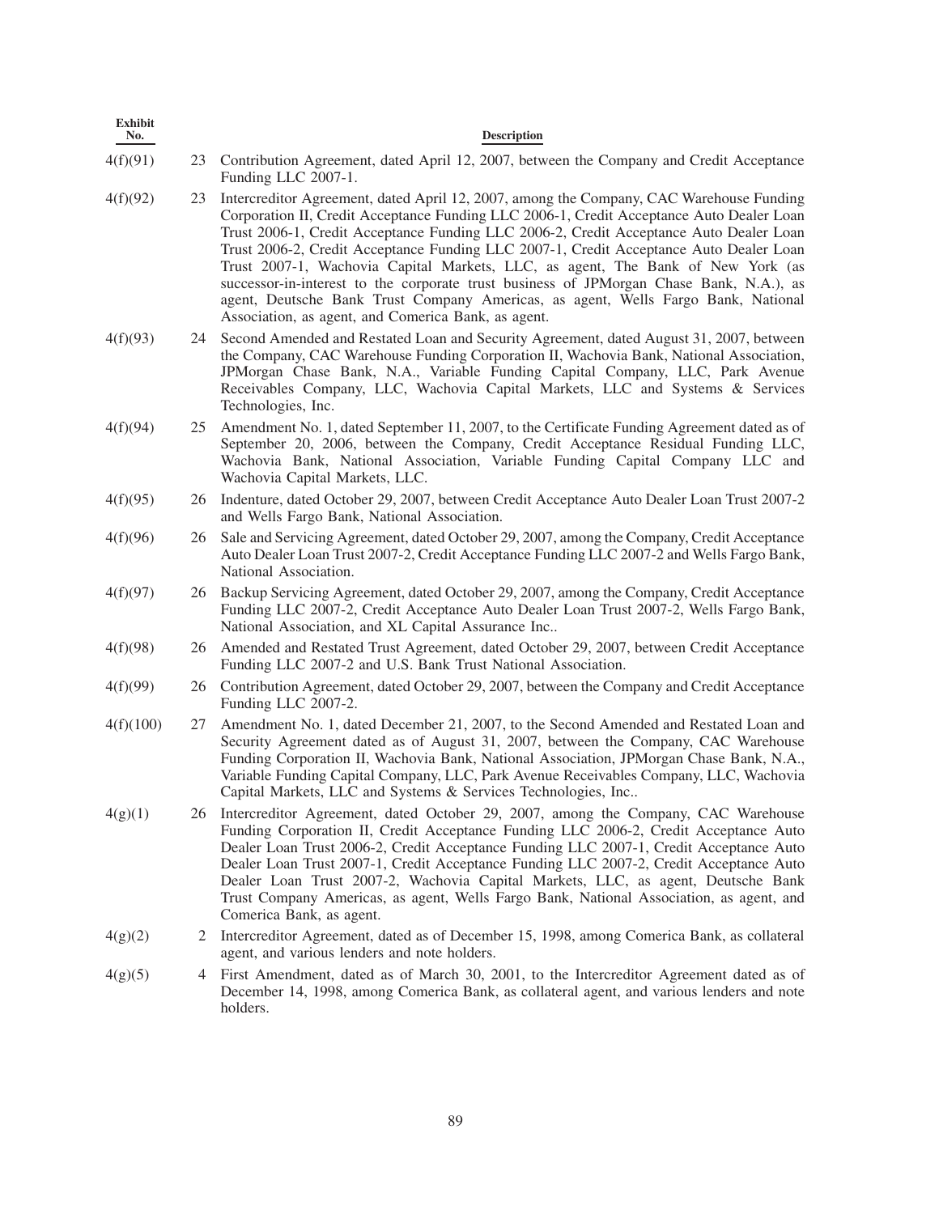| Exhibit No. | | Description |
|---|---|---|
| 4(f)(91) | 23 | Contribution Agreement, dated April 12, 2007, between the Company and Credit Acceptance Funding LLC 2007-1. |
| 4(f)(92) | 23 | Intercreditor Agreement, dated April 12, 2007, among the Company, CAC Warehouse Funding Corporation II, Credit Acceptance Funding LLC 2006-1, Credit Acceptance Auto Dealer Loan Trust 2006-1, Credit Acceptance Funding LLC 2006-2, Credit Acceptance Auto Dealer Loan Trust 2006-2, Credit Acceptance Funding LLC 2007-1, Credit Acceptance Auto Dealer Loan Trust 2007-1, Wachovia Capital Markets, LLC, as agent, The Bank of New York (as successor-in-interest to the corporate trust business of JPMorgan Chase Bank, N.A.), as agent, Deutsche Bank Trust Company Americas, as agent, Wells Fargo Bank, National Association, as agent, and Comerica Bank, as agent. |
| 4(f)(93) | 24 | Second Amended and Restated Loan and Security Agreement, dated August 31, 2007, between the Company, CAC Warehouse Funding Corporation II, Wachovia Bank, National Association, JPMorgan Chase Bank, N.A., Variable Funding Capital Company, LLC, Park Avenue Receivables Company, LLC, Wachovia Capital Markets, LLC and Systems & Services Technologies, Inc. |
| 4(f)(94) | 25 | Amendment No. 1, dated September 11, 2007, to the Certificate Funding Agreement dated as of September 20, 2006, between the Company, Credit Acceptance Residual Funding LLC, Wachovia Bank, National Association, Variable Funding Capital Company LLC and Wachovia Capital Markets, LLC. |
| 4(f)(95) | 26 | Indenture, dated October 29, 2007, between Credit Acceptance Auto Dealer Loan Trust 2007-2 and Wells Fargo Bank, National Association. |
| 4(f)(96) | 26 | Sale and Servicing Agreement, dated October 29, 2007, among the Company, Credit Acceptance Auto Dealer Loan Trust 2007-2, Credit Acceptance Funding LLC 2007-2 and Wells Fargo Bank, National Association. |
| 4(f)(97) | 26 | Backup Servicing Agreement, dated October 29, 2007, among the Company, Credit Acceptance Funding LLC 2007-2, Credit Acceptance Auto Dealer Loan Trust 2007-2, Wells Fargo Bank, National Association, and XL Capital Assurance Inc.. |
| 4(f)(98) | 26 | Amended and Restated Trust Agreement, dated October 29, 2007, between Credit Acceptance Funding LLC 2007-2 and U.S. Bank Trust National Association. |
| 4(f)(99) | 26 | Contribution Agreement, dated October 29, 2007, between the Company and Credit Acceptance Funding LLC 2007-2. |
| 4(f)(100) | 27 | Amendment No. 1, dated December 21, 2007, to the Second Amended and Restated Loan and Security Agreement dated as of August 31, 2007, between the Company, CAC Warehouse Funding Corporation II, Wachovia Bank, National Association, JPMorgan Chase Bank, N.A., Variable Funding Capital Company, LLC, Park Avenue Receivables Company, LLC, Wachovia Capital Markets, LLC and Systems & Services Technologies, Inc.. |
| 4(g)(1) | 26 | Intercreditor Agreement, dated October 29, 2007, among the Company, CAC Warehouse Funding Corporation II, Credit Acceptance Funding LLC 2006-2, Credit Acceptance Auto Dealer Loan Trust 2006-2, Credit Acceptance Funding LLC 2007-1, Credit Acceptance Auto Dealer Loan Trust 2007-1, Credit Acceptance Funding LLC 2007-2, Credit Acceptance Auto Dealer Loan Trust 2007-2, Wachovia Capital Markets, LLC, as agent, Deutsche Bank Trust Company Americas, as agent, Wells Fargo Bank, National Association, as agent, and Comerica Bank, as agent. |
| 4(g)(2) | 2 | Intercreditor Agreement, dated as of December 15, 1998, among Comerica Bank, as collateral agent, and various lenders and note holders. |
| 4(g)(5) | 4 | First Amendment, dated as of March 30, 2001, to the Intercreditor Agreement dated as of December 14, 1998, among Comerica Bank, as collateral agent, and various lenders and note holders. |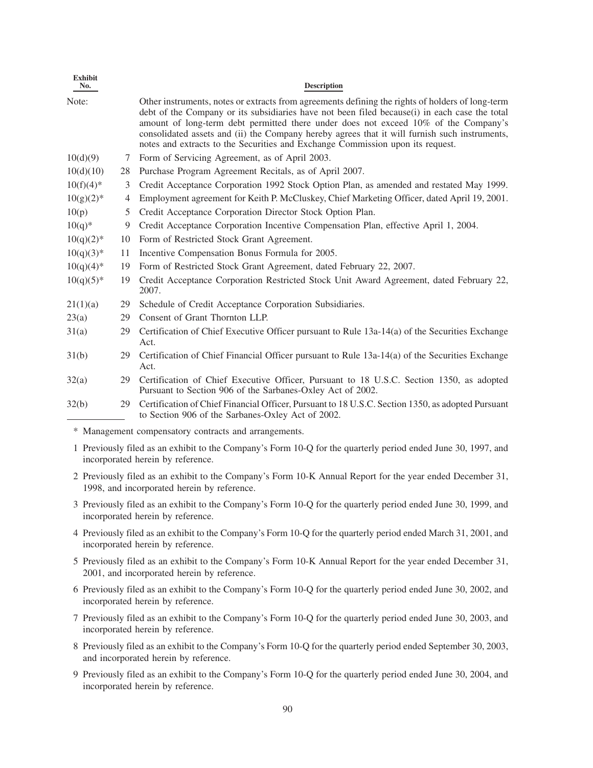| Exhibit No. | | Description |
|---|---|---|
| Note: | | Other instruments, notes or extracts from agreements defining the rights of holders of long-term debt of the Company or its subsidiaries have not been filed because(i) in each case the total amount of long-term debt permitted there under does not exceed 10% of the Company's consolidated assets and (ii) the Company hereby agrees that it will furnish such instruments, notes and extracts to the Securities and Exchange Commission upon its request. |
| 10(d)(9) | 7 | Form of Servicing Agreement, as of April 2003. |
| 10(d)(10) | 28 | Purchase Program Agreement Recitals, as of April 2007. |
| 10(f)(4)* | 3 | Credit Acceptance Corporation 1992 Stock Option Plan, as amended and restated May 1999. |
| 10(g)(2)* | 4 | Employment agreement for Keith P. McCluskey, Chief Marketing Officer, dated April 19, 2001. |
| 10(p) | 5 | Credit Acceptance Corporation Director Stock Option Plan. |
| 10(q)* | 9 | Credit Acceptance Corporation Incentive Compensation Plan, effective April 1, 2004. |
| 10(q)(2)* | 10 | Form of Restricted Stock Grant Agreement. |
| 10(q)(3)* | 11 | Incentive Compensation Bonus Formula for 2005. |
| 10(q)(4)* | 19 | Form of Restricted Stock Grant Agreement, dated February 22, 2007. |
| 10(q)(5)* | 19 | Credit Acceptance Corporation Restricted Stock Unit Award Agreement, dated February 22, 2007. |
| 21(1)(a) | 29 | Schedule of Credit Acceptance Corporation Subsidiaries. |
| 23(a) | 29 | Consent of Grant Thornton LLP. |
| 31(a) | 29 | Certification of Chief Executive Officer pursuant to Rule 13a-14(a) of the Securities Exchange Act. |
| 31(b) | 29 | Certification of Chief Financial Officer pursuant to Rule 13a-14(a) of the Securities Exchange Act. |
| 32(a) | 29 | Certification of Chief Executive Officer, Pursuant to 18 U.S.C. Section 1350, as adopted Pursuant to Section 906 of the Sarbanes-Oxley Act of 2002. |
| 32(b) | 29 | Certification of Chief Financial Officer, Pursuant to 18 U.S.C. Section 1350, as adopted Pursuant to Section 906 of the Sarbanes-Oxley Act of 2002. |

\* Management compensatory contracts and arrangements.

1 Previously filed as an exhibit to the Company's Form 10-Q for the quarterly period ended June 30, 1997, and incorporated herein by reference.

2 Previously filed as an exhibit to the Company's Form 10-K Annual Report for the year ended December 31, 1998, and incorporated herein by reference.

3 Previously filed as an exhibit to the Company's Form 10-Q for the quarterly period ended June 30, 1999, and incorporated herein by reference.

4 Previously filed as an exhibit to the Company's Form 10-Q for the quarterly period ended March 31, 2001, and incorporated herein by reference.

5 Previously filed as an exhibit to the Company's Form 10-K Annual Report for the year ended December 31, 2001, and incorporated herein by reference.

6 Previously filed as an exhibit to the Company's Form 10-Q for the quarterly period ended June 30, 2002, and incorporated herein by reference.

7 Previously filed as an exhibit to the Company's Form 10-Q for the quarterly period ended June 30, 2003, and incorporated herein by reference.

8 Previously filed as an exhibit to the Company's Form 10-Q for the quarterly period ended September 30, 2003, and incorporated herein by reference.

9 Previously filed as an exhibit to the Company's Form 10-Q for the quarterly period ended June 30, 2004, and incorporated herein by reference.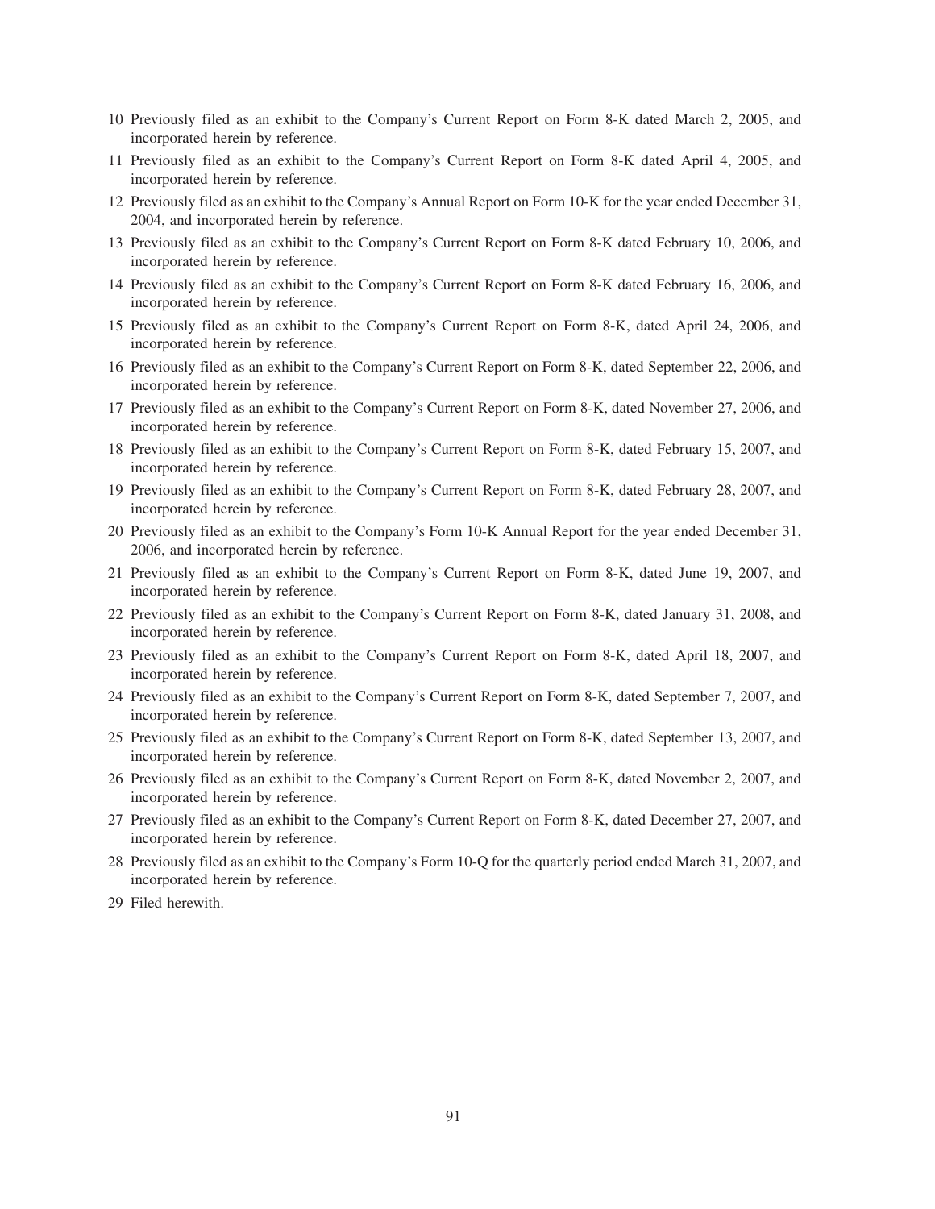10 Previously filed as an exhibit to the Company's Current Report on Form 8-K dated March 2, 2005, and incorporated herein by reference.

11 Previously filed as an exhibit to the Company's Current Report on Form 8-K dated April 4, 2005, and incorporated herein by reference.

12 Previously filed as an exhibit to the Company's Annual Report on Form 10-K for the year ended December 31, 2004, and incorporated herein by reference.

13 Previously filed as an exhibit to the Company's Current Report on Form 8-K dated February 10, 2006, and incorporated herein by reference.

14 Previously filed as an exhibit to the Company's Current Report on Form 8-K dated February 16, 2006, and incorporated herein by reference.

15 Previously filed as an exhibit to the Company's Current Report on Form 8-K, dated April 24, 2006, and incorporated herein by reference.

16 Previously filed as an exhibit to the Company's Current Report on Form 8-K, dated September 22, 2006, and incorporated herein by reference.

17 Previously filed as an exhibit to the Company's Current Report on Form 8-K, dated November 27, 2006, and incorporated herein by reference.

18 Previously filed as an exhibit to the Company's Current Report on Form 8-K, dated February 15, 2007, and incorporated herein by reference.

19 Previously filed as an exhibit to the Company's Current Report on Form 8-K, dated February 28, 2007, and incorporated herein by reference.

20 Previously filed as an exhibit to the Company's Form 10-K Annual Report for the year ended December 31, 2006, and incorporated herein by reference.

21 Previously filed as an exhibit to the Company's Current Report on Form 8-K, dated June 19, 2007, and incorporated herein by reference.

22 Previously filed as an exhibit to the Company's Current Report on Form 8-K, dated January 31, 2008, and incorporated herein by reference.

23 Previously filed as an exhibit to the Company's Current Report on Form 8-K, dated April 18, 2007, and incorporated herein by reference.

24 Previously filed as an exhibit to the Company's Current Report on Form 8-K, dated September 7, 2007, and incorporated herein by reference.

25 Previously filed as an exhibit to the Company's Current Report on Form 8-K, dated September 13, 2007, and incorporated herein by reference.

26 Previously filed as an exhibit to the Company's Current Report on Form 8-K, dated November 2, 2007, and incorporated herein by reference.

27 Previously filed as an exhibit to the Company's Current Report on Form 8-K, dated December 27, 2007, and incorporated herein by reference.

28 Previously filed as an exhibit to the Company's Form 10-Q for the quarterly period ended March 31, 2007, and incorporated herein by reference.

29 Filed herewith.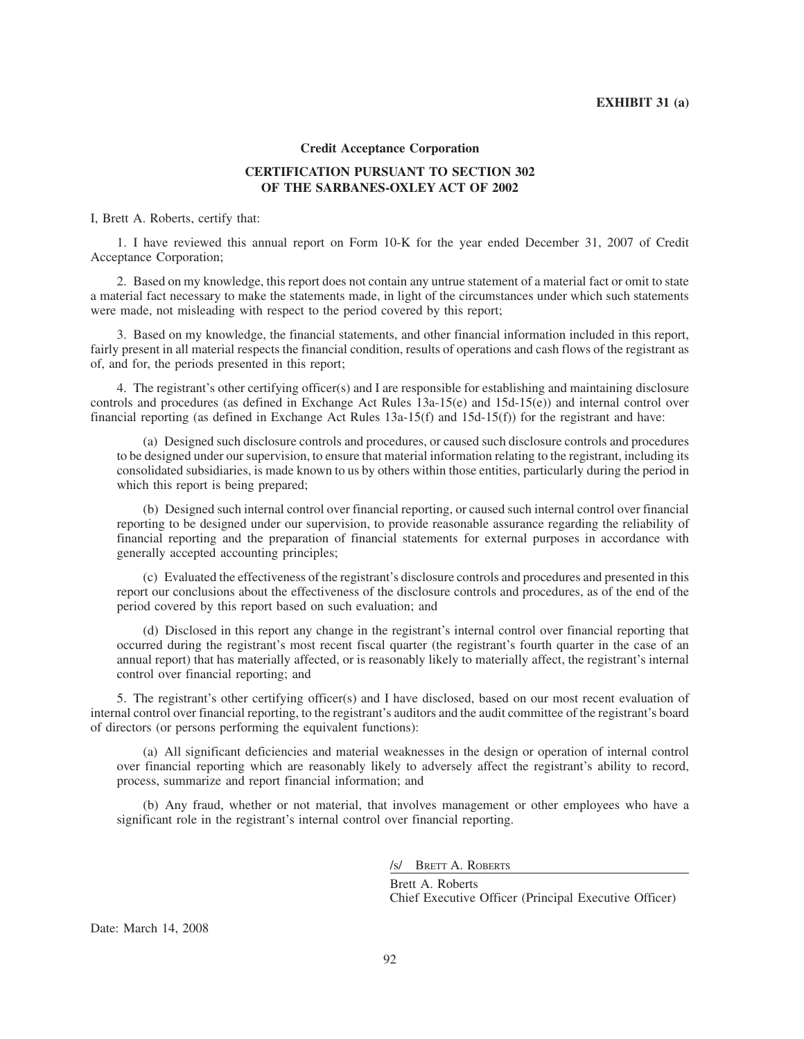**EXHIBIT 31 (a)**

**Credit Acceptance Corporation**

**CERTIFICATION PURSUANT TO SECTION 302
OF THE SARBANES-OXLEY ACT OF 2002**

I, Brett A. Roberts, certify that:

1. I have reviewed this annual report on Form 10-K for the year ended December 31, 2007 of Credit Acceptance Corporation;

2. Based on my knowledge, this report does not contain any untrue statement of a material fact or omit to state a material fact necessary to make the statements made, in light of the circumstances under which such statements were made, not misleading with respect to the period covered by this report;

3. Based on my knowledge, the financial statements, and other financial information included in this report, fairly present in all material respects the financial condition, results of operations and cash flows of the registrant as of, and for, the periods presented in this report;

4. The registrant's other certifying officer(s) and I are responsible for establishing and maintaining disclosure controls and procedures (as defined in Exchange Act Rules 13a-15(e) and 15d-15(e)) and internal control over financial reporting (as defined in Exchange Act Rules 13a-15(f) and 15d-15(f)) for the registrant and have:

(a) Designed such disclosure controls and procedures, or caused such disclosure controls and procedures to be designed under our supervision, to ensure that material information relating to the registrant, including its consolidated subsidiaries, is made known to us by others within those entities, particularly during the period in which this report is being prepared;

(b) Designed such internal control over financial reporting, or caused such internal control over financial reporting to be designed under our supervision, to provide reasonable assurance regarding the reliability of financial reporting and the preparation of financial statements for external purposes in accordance with generally accepted accounting principles;

(c) Evaluated the effectiveness of the registrant's disclosure controls and procedures and presented in this report our conclusions about the effectiveness of the disclosure controls and procedures, as of the end of the period covered by this report based on such evaluation; and

(d) Disclosed in this report any change in the registrant's internal control over financial reporting that occurred during the registrant's most recent fiscal quarter (the registrant's fourth quarter in the case of an annual report) that has materially affected, or is reasonably likely to materially affect, the registrant's internal control over financial reporting; and

5. The registrant's other certifying officer(s) and I have disclosed, based on our most recent evaluation of internal control over financial reporting, to the registrant's auditors and the audit committee of the registrant's board of directors (or persons performing the equivalent functions):

(a) All significant deficiencies and material weaknesses in the design or operation of internal control over financial reporting which are reasonably likely to adversely affect the registrant's ability to record, process, summarize and report financial information; and

(b) Any fraud, whether or not material, that involves management or other employees who have a significant role in the registrant's internal control over financial reporting.

/s/ BRETT A. ROBERTS

Brett A. Roberts
Chief Executive Officer (Principal Executive Officer)

Date: March 14, 2008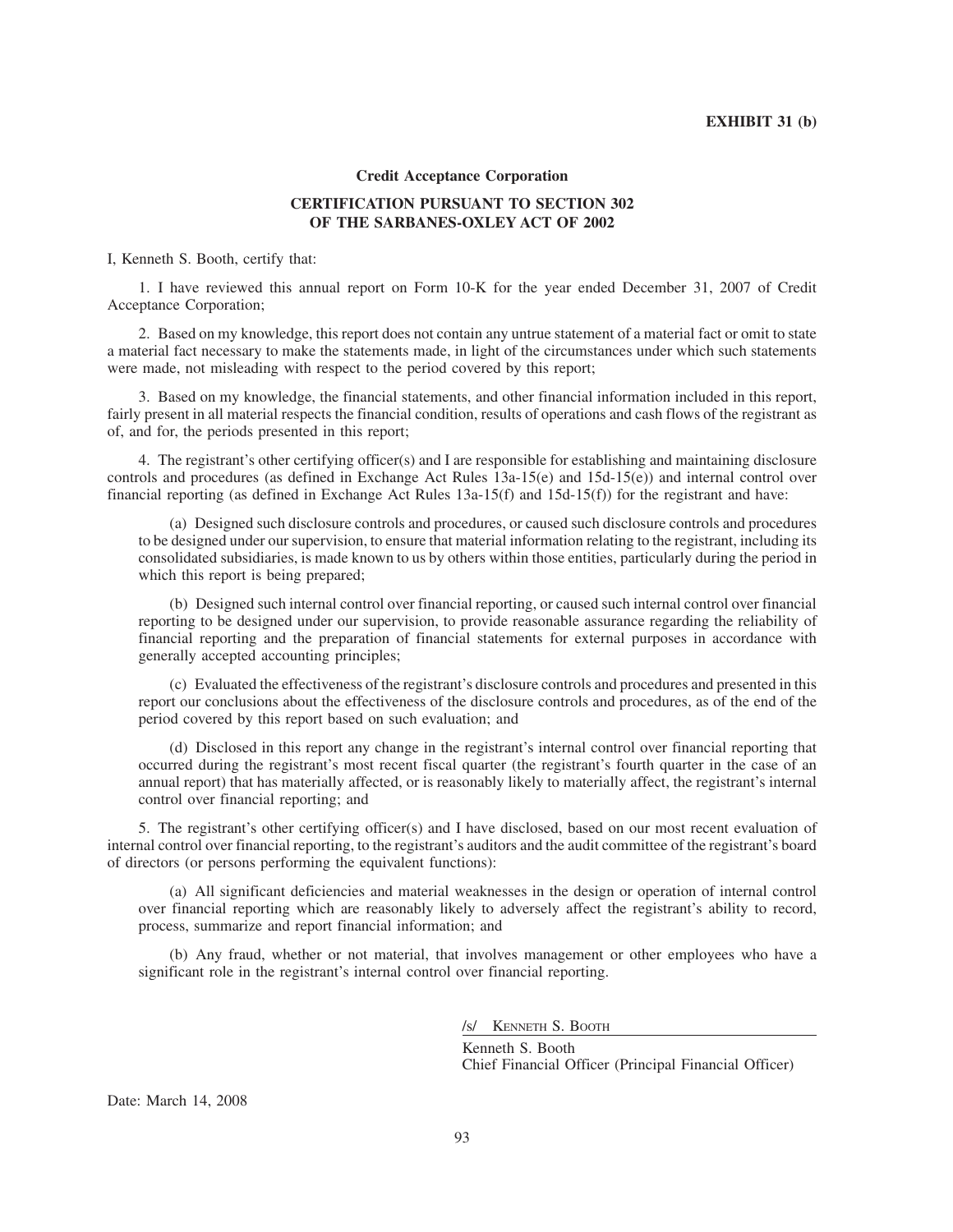**EXHIBIT 31 (b)**

**Credit Acceptance Corporation**

**CERTIFICATION PURSUANT TO SECTION 302 OF THE SARBANES-OXLEY ACT OF 2002**

I, Kenneth S. Booth, certify that:

1. I have reviewed this annual report on Form 10-K for the year ended December 31, 2007 of Credit Acceptance Corporation;

2. Based on my knowledge, this report does not contain any untrue statement of a material fact or omit to state a material fact necessary to make the statements made, in light of the circumstances under which such statements were made, not misleading with respect to the period covered by this report;

3. Based on my knowledge, the financial statements, and other financial information included in this report, fairly present in all material respects the financial condition, results of operations and cash flows of the registrant as of, and for, the periods presented in this report;

4. The registrant's other certifying officer(s) and I are responsible for establishing and maintaining disclosure controls and procedures (as defined in Exchange Act Rules 13a-15(e) and 15d-15(e)) and internal control over financial reporting (as defined in Exchange Act Rules 13a-15(f) and 15d-15(f)) for the registrant and have:

(a) Designed such disclosure controls and procedures, or caused such disclosure controls and procedures to be designed under our supervision, to ensure that material information relating to the registrant, including its consolidated subsidiaries, is made known to us by others within those entities, particularly during the period in which this report is being prepared;

(b) Designed such internal control over financial reporting, or caused such internal control over financial reporting to be designed under our supervision, to provide reasonable assurance regarding the reliability of financial reporting and the preparation of financial statements for external purposes in accordance with generally accepted accounting principles;

(c) Evaluated the effectiveness of the registrant's disclosure controls and procedures and presented in this report our conclusions about the effectiveness of the disclosure controls and procedures, as of the end of the period covered by this report based on such evaluation; and

(d) Disclosed in this report any change in the registrant's internal control over financial reporting that occurred during the registrant's most recent fiscal quarter (the registrant's fourth quarter in the case of an annual report) that has materially affected, or is reasonably likely to materially affect, the registrant's internal control over financial reporting; and

5. The registrant's other certifying officer(s) and I have disclosed, based on our most recent evaluation of internal control over financial reporting, to the registrant's auditors and the audit committee of the registrant's board of directors (or persons performing the equivalent functions):

(a) All significant deficiencies and material weaknesses in the design or operation of internal control over financial reporting which are reasonably likely to adversely affect the registrant's ability to record, process, summarize and report financial information; and

(b) Any fraud, whether or not material, that involves management or other employees who have a significant role in the registrant's internal control over financial reporting.

/s/ KENNETH S. BOOTH

Kenneth S. Booth
Chief Financial Officer (Principal Financial Officer)

Date: March 14, 2008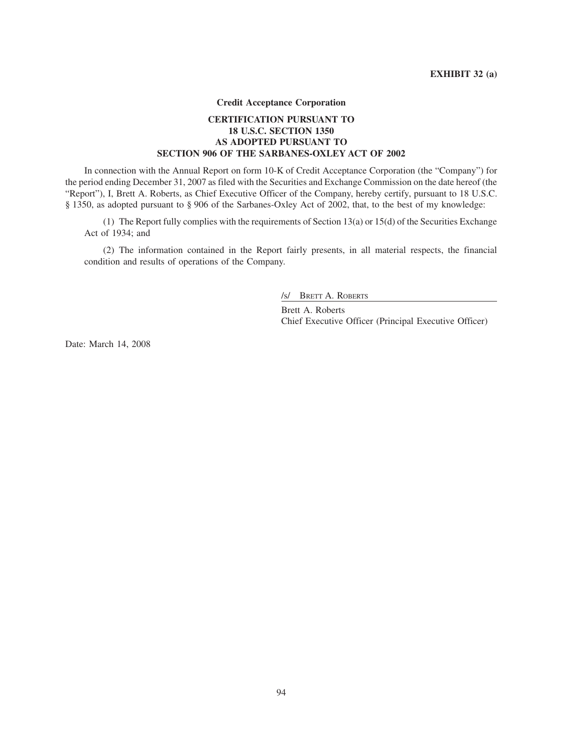**EXHIBIT 32 (a)**

**Credit Acceptance Corporation**

**CERTIFICATION PURSUANT TO 18 U.S.C. SECTION 1350 AS ADOPTED PURSUANT TO SECTION 906 OF THE SARBANES-OXLEY ACT OF 2002**

In connection with the Annual Report on form 10-K of Credit Acceptance Corporation (the "Company") for the period ending December 31, 2007 as filed with the Securities and Exchange Commission on the date hereof (the "Report"), I, Brett A. Roberts, as Chief Executive Officer of the Company, hereby certify, pursuant to 18 U.S.C. § 1350, as adopted pursuant to § 906 of the Sarbanes-Oxley Act of 2002, that, to the best of my knowledge:

(1) The Report fully complies with the requirements of Section 13(a) or 15(d) of the Securities Exchange Act of 1934; and

(2) The information contained in the Report fairly presents, in all material respects, the financial condition and results of operations of the Company.

/s/ BRETT A. ROBERTS

Brett A. Roberts
Chief Executive Officer (Principal Executive Officer)

Date: March 14, 2008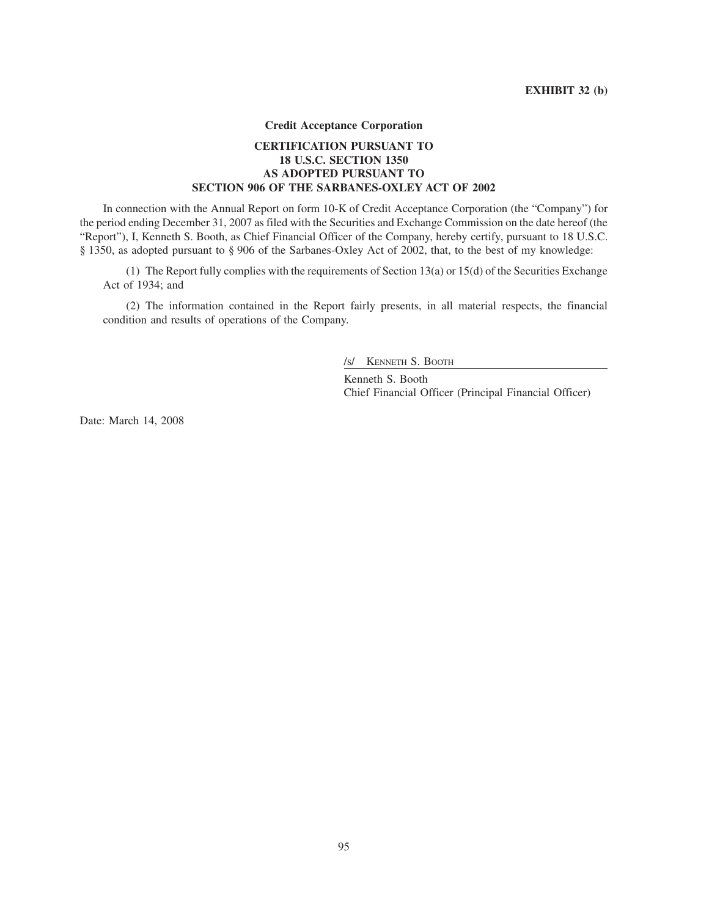**EXHIBIT 32 (b)**

**Credit Acceptance Corporation**

**CERTIFICATION PURSUANT TO**
**18 U.S.C. SECTION 1350**
**AS ADOPTED PURSUANT TO**
**SECTION 906 OF THE SARBANES-OXLEY ACT OF 2002**

In connection with the Annual Report on form 10-K of Credit Acceptance Corporation (the "Company") for the period ending December 31, 2007 as filed with the Securities and Exchange Commission on the date hereof (the "Report"), I, Kenneth S. Booth, as Chief Financial Officer of the Company, hereby certify, pursuant to 18 U.S.C. § 1350, as adopted pursuant to § 906 of the Sarbanes-Oxley Act of 2002, that, to the best of my knowledge:

(1) The Report fully complies with the requirements of Section 13(a) or 15(d) of the Securities Exchange Act of 1934; and

(2) The information contained in the Report fairly presents, in all material respects, the financial condition and results of operations of the Company.

/s/ Kenneth S. Booth

Kenneth S. Booth
Chief Financial Officer (Principal Financial Officer)

Date: March 14, 2008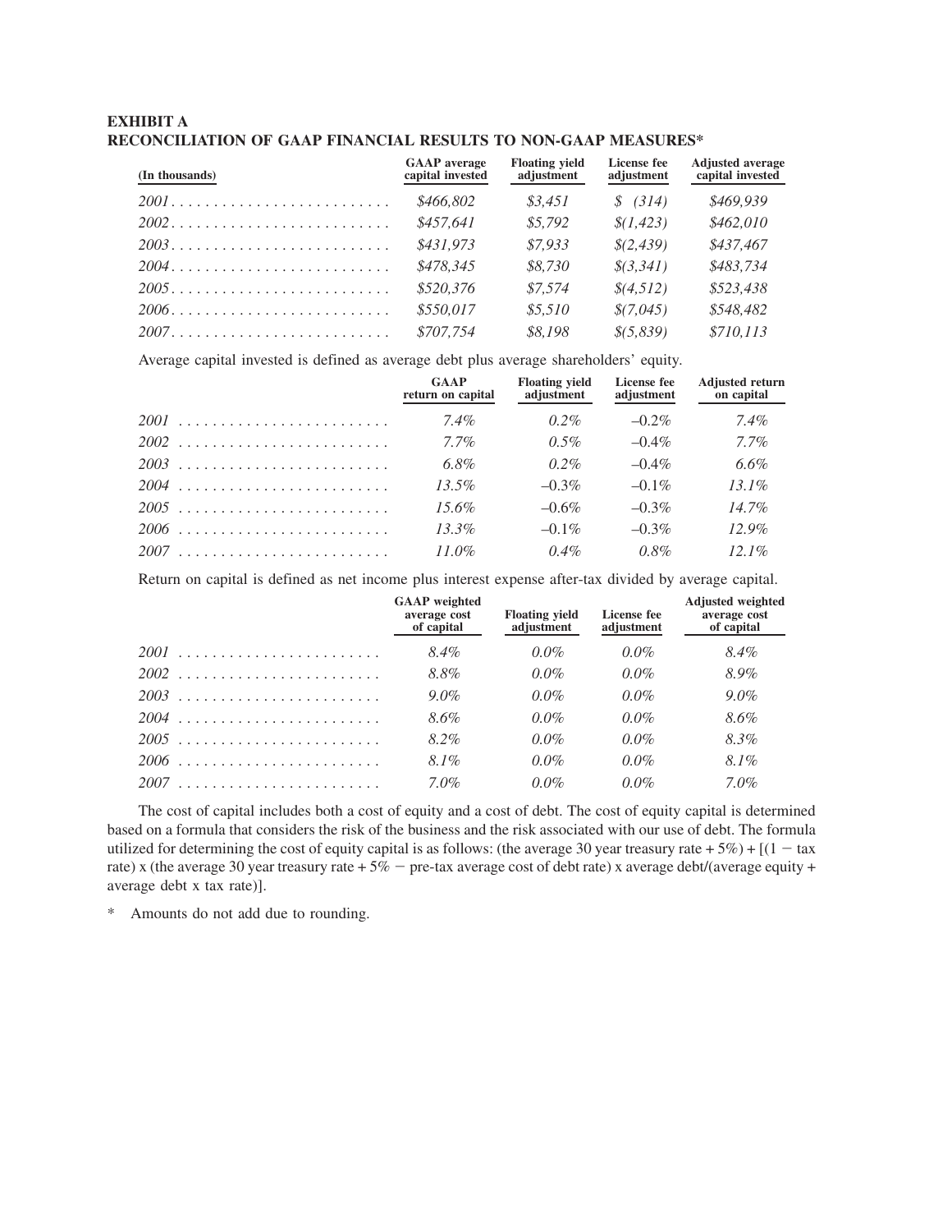**EXHIBIT A**
**RECONCILIATION OF GAAP FINANCIAL RESULTS TO NON-GAAP MEASURES***

| (In thousands) | GAAP average capital invested | Floating yield adjustment | License fee adjustment | Adjusted average capital invested |
|---|---|---|---|---|
| *2001* | *$466,802* | *$3,451* | *$ (314)* | *$469,939* |
| *2002* | *$457,641* | *$5,792* | *$(1,423)* | *$462,010* |
| *2003* | *$431,973* | *$7,933* | *$(2,439)* | *$437,467* |
| *2004* | *$478,345* | *$8,730* | *$(3,341)* | *$483,734* |
| *2005* | *$520,376* | *$7,574* | *$(4,512)* | *$523,438* |
| *2006* | *$550,017* | *$5,510* | *$(7,045)* | *$548,482* |
| *2007* | *$707,754* | *$8,198* | *$(5,839)* | *$710,113* |

Average capital invested is defined as average debt plus average shareholders' equity.

| | GAAP return on capital | Floating yield adjustment | License fee adjustment | Adjusted return on capital |
|---|---|---|---|---|
| *2001* | *7.4%* | *0.2%* | *–0.2%* | *7.4%* |
| *2002* | *7.7%* | *0.5%* | *–0.4%* | *7.7%* |
| *2003* | *6.8%* | *0.2%* | *–0.4%* | *6.6%* |
| *2004* | *13.5%* | *–0.3%* | *–0.1%* | *13.1%* |
| *2005* | *15.6%* | *–0.6%* | *–0.3%* | *14.7%* |
| *2006* | *13.3%* | *–0.1%* | *–0.3%* | *12.9%* |
| *2007* | *11.0%* | *0.4%* | *0.8%* | *12.1%* |

Return on capital is defined as net income plus interest expense after-tax divided by average capital.

| | GAAP weighted average cost of capital | Floating yield adjustment | License fee adjustment | Adjusted weighted average cost of capital |
|---|---|---|---|---|
| *2001* | *8.4%* | *0.0%* | *0.0%* | *8.4%* |
| *2002* | *8.8%* | *0.0%* | *0.0%* | *8.9%* |
| *2003* | *9.0%* | *0.0%* | *0.0%* | *9.0%* |
| *2004* | *8.6%* | *0.0%* | *0.0%* | *8.6%* |
| *2005* | *8.2%* | *0.0%* | *0.0%* | *8.3%* |
| *2006* | *8.1%* | *0.0%* | *0.0%* | *8.1%* |
| *2007* | *7.0%* | *0.0%* | *0.0%* | *7.0%* |

The cost of capital includes both a cost of equity and a cost of debt. The cost of equity capital is determined based on a formula that considers the risk of the business and the risk associated with our use of debt. The formula utilized for determining the cost of equity capital is as follows: (the average 30 year treasury rate + 5%) + [(1 − tax rate) x (the average 30 year treasury rate + 5% − pre-tax average cost of debt rate) x average debt/(average equity + average debt x tax rate)].

\* Amounts do not add due to rounding.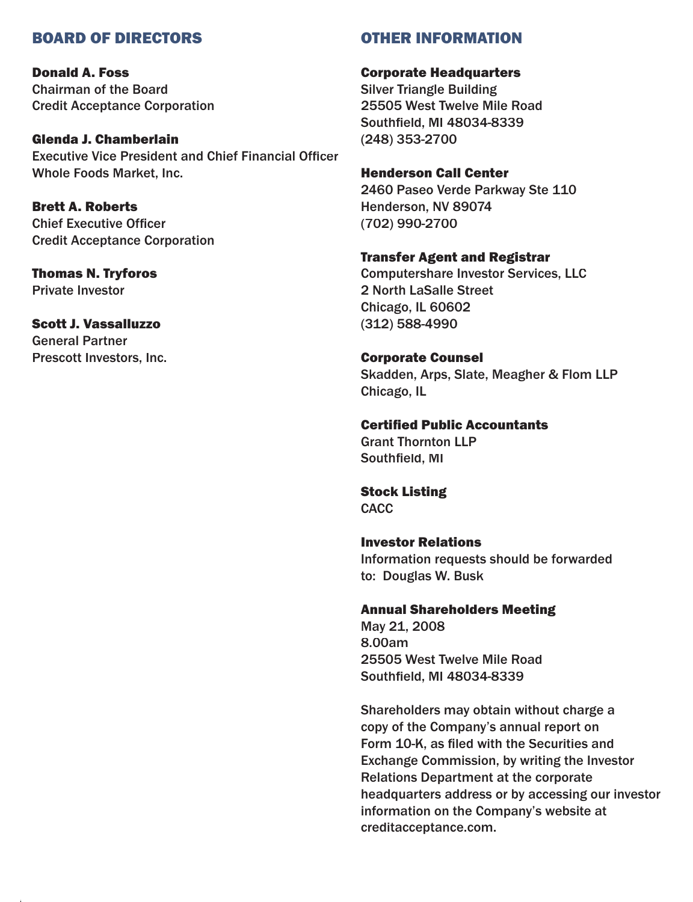## BOARD OF DIRECTORS

**Donald A. Foss**
Chairman of the Board
Credit Acceptance Corporation

**Glenda J. Chamberlain**
Executive Vice President and Chief Financial Officer
Whole Foods Market, Inc.

**Brett A. Roberts**
Chief Executive Officer
Credit Acceptance Corporation

**Thomas N. Tryforos**
Private Investor

**Scott J. Vassalluzzo**
General Partner
Prescott Investors, Inc.

## OTHER INFORMATION

**Corporate Headquarters**
Silver Triangle Building
25505 West Twelve Mile Road
Southfield, MI 48034-8339
(248) 353-2700

**Henderson Call Center**
2460 Paseo Verde Parkway Ste 110
Henderson, NV 89074
(702) 990-2700

**Transfer Agent and Registrar**
Computershare Investor Services, LLC
2 North LaSalle Street
Chicago, IL 60602
(312) 588-4990

**Corporate Counsel**
Skadden, Arps, Slate, Meagher & Flom LLP
Chicago, IL

**Certified Public Accountants**
Grant Thornton LLP
Southfield, MI

**Stock Listing**
CACC

**Investor Relations**
Information requests should be forwarded to: Douglas W. Busk

**Annual Shareholders Meeting**
May 21, 2008
8.00am
25505 West Twelve Mile Road
Southfield, MI 48034-8339

Shareholders may obtain without charge a copy of the Company's annual report on Form 10-K, as filed with the Securities and Exchange Commission, by writing the Investor Relations Department at the corporate headquarters address or by accessing our investor information on the Company's website at creditacceptance.com.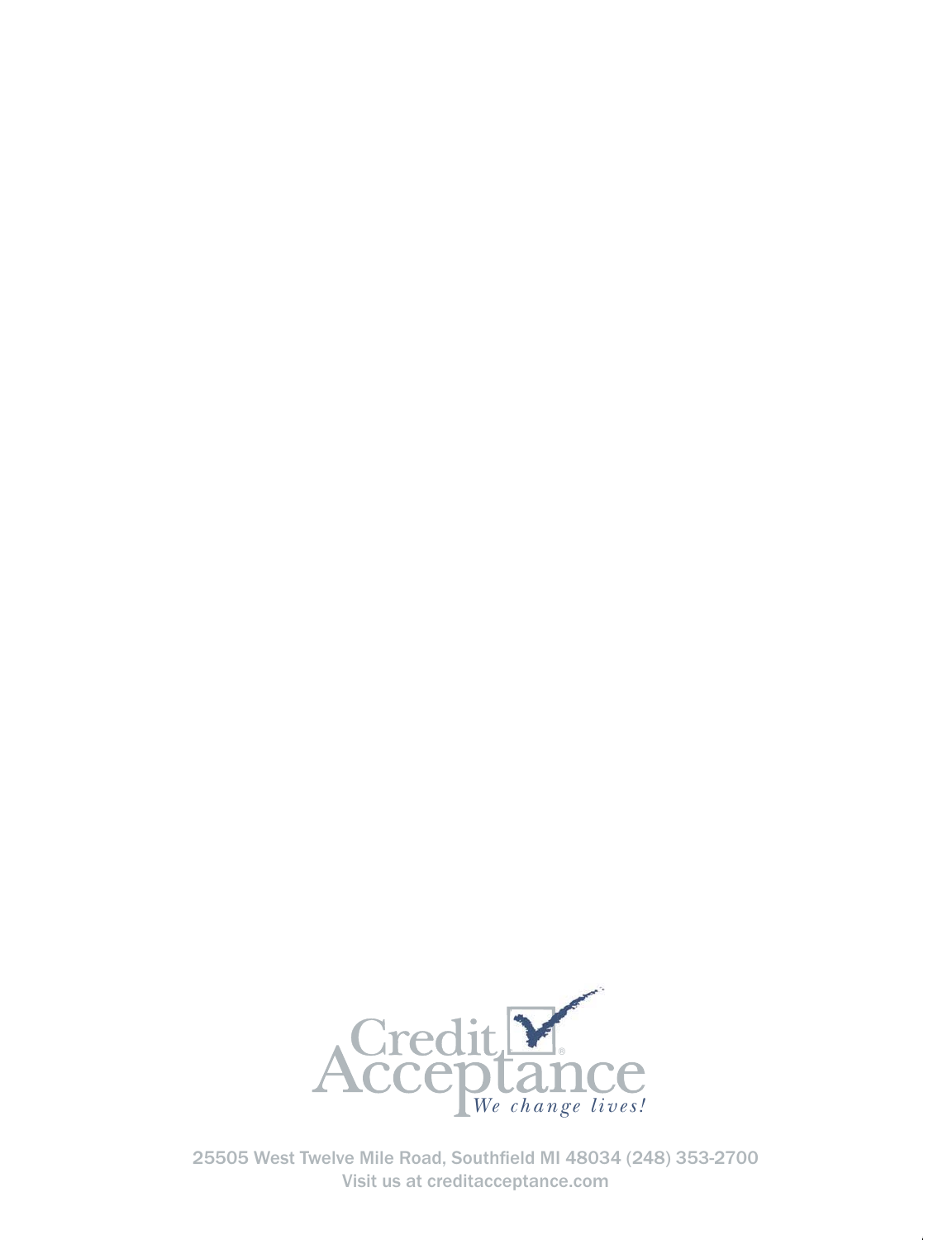Credit Acceptance

*We change lives!*

25505 West Twelve Mile Road, Southfield MI 48034 (248) 353-2700

Visit us at creditacceptance.com